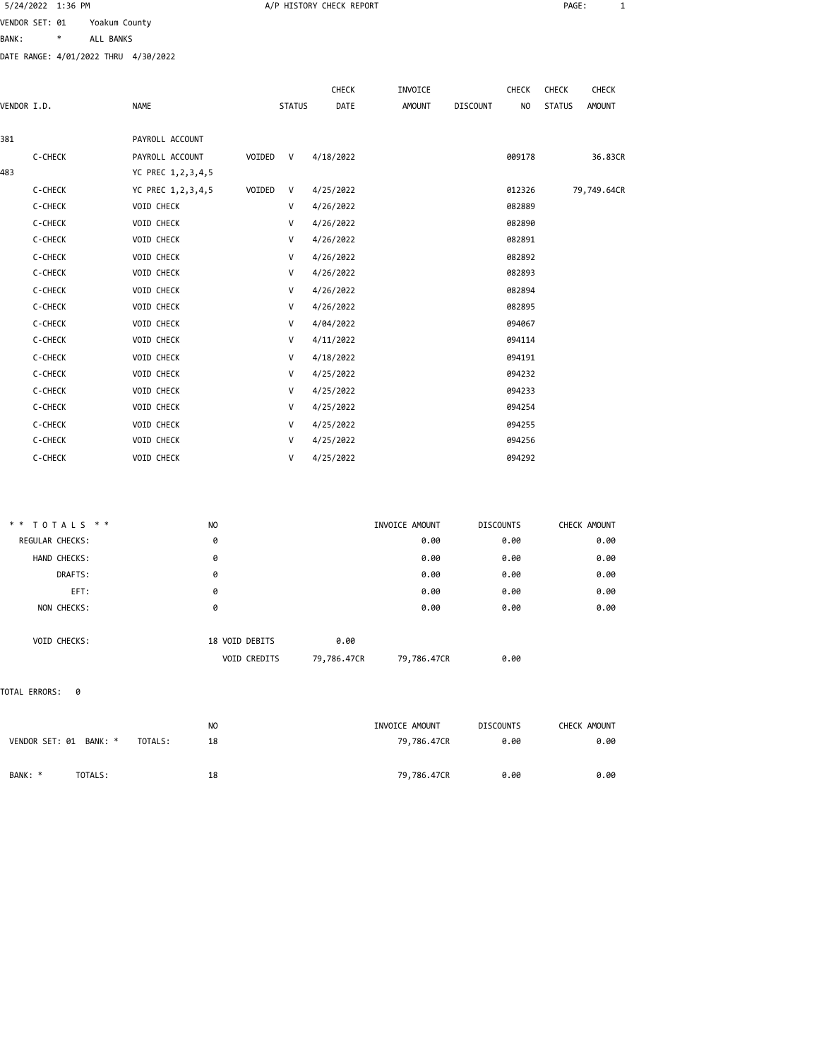5/24/2022 1:36 PM

# A/P HISTORY CHECK REPORT

VENDOR SET: 01 Yoakum County
BANK: * ALL BANKS
DATE RANGE: 4/01/2022 THRU 4/30/2022

| VENDOR I.D. | NAME | | STATUS | CHECK DATE | INVOICE AMOUNT | DISCOUNT | CHECK NO | CHECK STATUS | CHECK AMOUNT |
|---|---|---|---|---|---|---|---|---|---|
| 381 | PAYROLL ACCOUNT | | | | | | | | |
| C-CHECK | PAYROLL ACCOUNT | VOIDED | V | 4/18/2022 | | | 009178 | | 36.83CR |
| 483 | YC PREC 1,2,3,4,5 | | | | | | | | |
| C-CHECK | YC PREC 1,2,3,4,5 | VOIDED | V | 4/25/2022 | | | 012326 | | 79,749.64CR |
| C-CHECK | VOID CHECK | | V | 4/26/2022 | | | 082889 | | |
| C-CHECK | VOID CHECK | | V | 4/26/2022 | | | 082890 | | |
| C-CHECK | VOID CHECK | | V | 4/26/2022 | | | 082891 | | |
| C-CHECK | VOID CHECK | | V | 4/26/2022 | | | 082892 | | |
| C-CHECK | VOID CHECK | | V | 4/26/2022 | | | 082893 | | |
| C-CHECK | VOID CHECK | | V | 4/26/2022 | | | 082894 | | |
| C-CHECK | VOID CHECK | | V | 4/26/2022 | | | 082895 | | |
| C-CHECK | VOID CHECK | | V | 4/04/2022 | | | 094067 | | |
| C-CHECK | VOID CHECK | | V | 4/11/2022 | | | 094114 | | |
| C-CHECK | VOID CHECK | | V | 4/18/2022 | | | 094191 | | |
| C-CHECK | VOID CHECK | | V | 4/25/2022 | | | 094232 | | |
| C-CHECK | VOID CHECK | | V | 4/25/2022 | | | 094233 | | |
| C-CHECK | VOID CHECK | | V | 4/25/2022 | | | 094254 | | |
| C-CHECK | VOID CHECK | | V | 4/25/2022 | | | 094255 | | |
| C-CHECK | VOID CHECK | | V | 4/25/2022 | | | 094256 | | |
| C-CHECK | VOID CHECK | | V | 4/25/2022 | | | 094292 | | |

| * * TOTALS * * | NO | | | INVOICE AMOUNT | DISCOUNTS | CHECK AMOUNT |
|---|---|---|---|---|---|---|
| REGULAR CHECKS: | 0 | | | 0.00 | 0.00 | 0.00 |
| HAND CHECKS: | 0 | | | 0.00 | 0.00 | 0.00 |
| DRAFTS: | 0 | | | 0.00 | 0.00 | 0.00 |
| EFT: | 0 | | | 0.00 | 0.00 | 0.00 |
| NON CHECKS: | 0 | | | 0.00 | 0.00 | 0.00 |
| VOID CHECKS: | 18 | VOID DEBITS | 0.00 | | | |
| | | VOID CREDITS | 79,786.47CR | 79,786.47CR | 0.00 | |

TOTAL ERRORS: 0

| | NO | INVOICE AMOUNT | DISCOUNTS | CHECK AMOUNT |
|---|---|---|---|---|
| VENDOR SET: 01 BANK: * TOTALS: | 18 | 79,786.47CR | 0.00 | 0.00 |
| BANK: * TOTALS: | 18 | 79,786.47CR | 0.00 | 0.00 |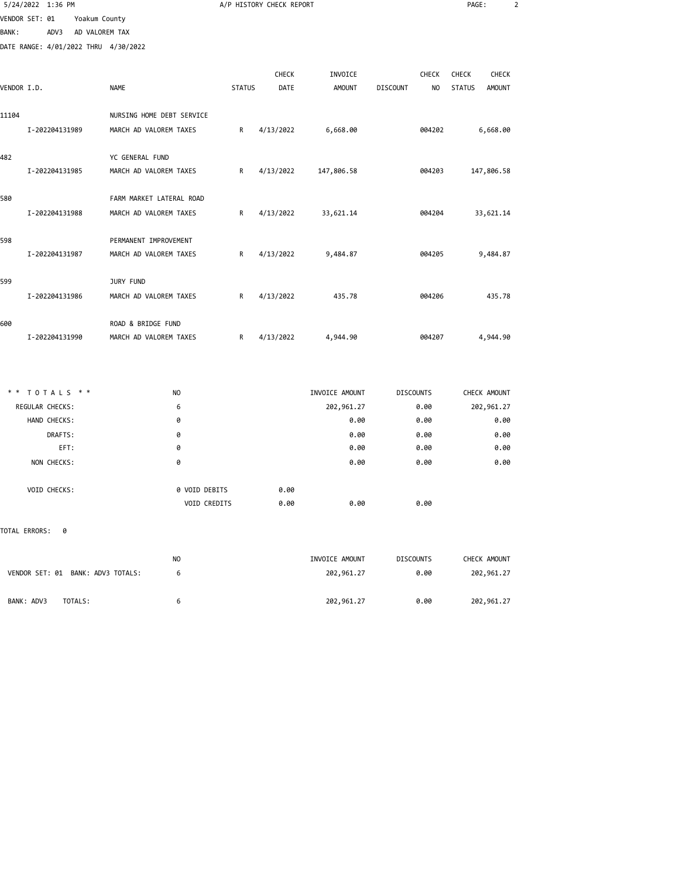A/P HISTORY CHECK REPORT

VENDOR SET: 01 Yoakum County
BANK: ADV3 AD VALOREM TAX
DATE RANGE: 4/01/2022 THRU 4/30/2022

| VENDOR I.D. | NAME | STATUS | CHECK DATE | INVOICE AMOUNT | DISCOUNT | CHECK NO | CHECK STATUS | CHECK AMOUNT |
|---|---|---|---|---|---|---|---|---|
| 11104 | NURSING HOME DEBT SERVICE | | | | | | | |
| I-202204131989 | MARCH AD VALOREM TAXES | R | 4/13/2022 | 6,668.00 | | 004202 | | 6,668.00 |
| 482 | YC GENERAL FUND | | | | | | | |
| I-202204131985 | MARCH AD VALOREM TAXES | R | 4/13/2022 | 147,806.58 | | 004203 | | 147,806.58 |
| 580 | FARM MARKET LATERAL ROAD | | | | | | | |
| I-202204131988 | MARCH AD VALOREM TAXES | R | 4/13/2022 | 33,621.14 | | 004204 | | 33,621.14 |
| 598 | PERMANENT IMPROVEMENT | | | | | | | |
| I-202204131987 | MARCH AD VALOREM TAXES | R | 4/13/2022 | 9,484.87 | | 004205 | | 9,484.87 |
| 599 | JURY FUND | | | | | | | |
| I-202204131986 | MARCH AD VALOREM TAXES | R | 4/13/2022 | 435.78 | | 004206 | | 435.78 |
| 600 | ROAD & BRIDGE FUND | | | | | | | |
| I-202204131990 | MARCH AD VALOREM TAXES | R | 4/13/2022 | 4,944.90 | | 004207 | | 4,944.90 |

| ** TOTALS ** | NO | | INVOICE AMOUNT | DISCOUNTS | CHECK AMOUNT |
|---|---|---|---|---|---|
| REGULAR CHECKS: | 6 | | 202,961.27 | 0.00 | 202,961.27 |
| HAND CHECKS: | 0 | | 0.00 | 0.00 | 0.00 |
| DRAFTS: | 0 | | 0.00 | 0.00 | 0.00 |
| EFT: | 0 | | 0.00 | 0.00 | 0.00 |
| NON CHECKS: | 0 | | 0.00 | 0.00 | 0.00 |
| VOID CHECKS: | 0 VOID DEBITS | 0.00 | | | |
| | VOID CREDITS | 0.00 | 0.00 | 0.00 | |

TOTAL ERRORS: 0

| | NO | INVOICE AMOUNT | DISCOUNTS | CHECK AMOUNT |
|---|---|---|---|---|
| VENDOR SET: 01 BANK: ADV3 TOTALS: | 6 | 202,961.27 | 0.00 | 202,961.27 |
| BANK: ADV3 TOTALS: | 6 | 202,961.27 | 0.00 | 202,961.27 |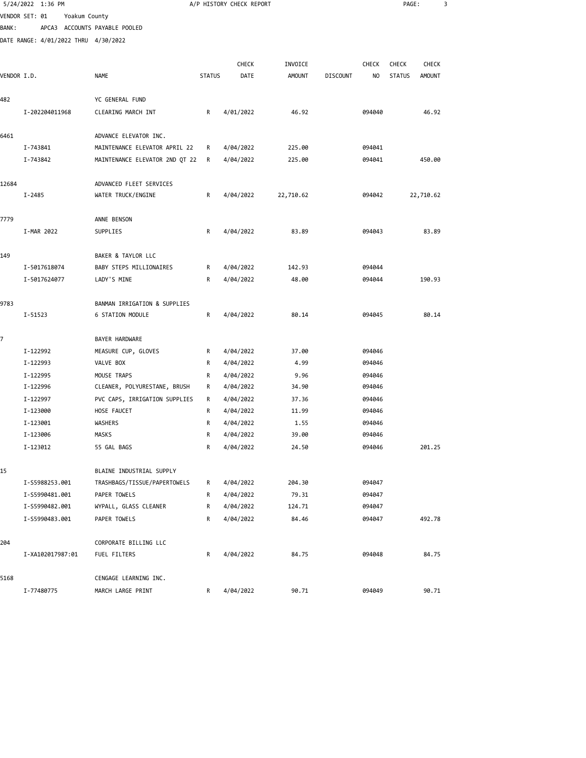5/24/2022 1:36 PM A/P HISTORY CHECK REPORT

VENDOR SET: 01 Yoakum County
BANK: APCA3 ACCOUNTS PAYABLE POOLED
DATE RANGE: 4/01/2022 THRU 4/30/2022

| VENDOR I.D. | | NAME | STATUS | CHECK DATE | INVOICE AMOUNT | DISCOUNT | CHECK NO | CHECK STATUS | CHECK AMOUNT |
|---|---|---|---|---|---|---|---|---|---|
| 482 | | YC GENERAL FUND | | | | | | | |
| | I-202204011968 | CLEARING MARCH INT | R | 4/01/2022 | 46.92 | | 094040 | | 46.92 |
| 6461 | | ADVANCE ELEVATOR INC. | | | | | | | |
| | I-743841 | MAINTENANCE ELEVATOR APRIL 22 | R | 4/04/2022 | 225.00 | | 094041 | | |
| | I-743842 | MAINTENANCE ELEVATOR 2ND QT 22 | R | 4/04/2022 | 225.00 | | 094041 | | 450.00 |
| 12684 | | ADVANCED FLEET SERVICES | | | | | | | |
| | I-2485 | WATER TRUCK/ENGINE | R | 4/04/2022 | 22,710.62 | | 094042 | | 22,710.62 |
| 7779 | | ANNE BENSON | | | | | | | |
| | I-MAR 2022 | SUPPLIES | R | 4/04/2022 | 83.89 | | 094043 | | 83.89 |
| 149 | | BAKER & TAYLOR LLC | | | | | | | |
| | I-5017618074 | BABY STEPS MILLIONAIRES | R | 4/04/2022 | 142.93 | | 094044 | | |
| | I-5017624077 | LADY'S MINE | R | 4/04/2022 | 48.00 | | 094044 | | 190.93 |
| 9783 | | BANMAN IRRIGATION & SUPPLIES | | | | | | | |
| | I-51523 | 6 STATION MODULE | R | 4/04/2022 | 80.14 | | 094045 | | 80.14 |
| 7 | | BAYER HARDWARE | | | | | | | |
| | I-122992 | MEASURE CUP, GLOVES | R | 4/04/2022 | 37.00 | | 094046 | | |
| | I-122993 | VALVE BOX | R | 4/04/2022 | 4.99 | | 094046 | | |
| | I-122995 | MOUSE TRAPS | R | 4/04/2022 | 9.96 | | 094046 | | |
| | I-122996 | CLEANER, POLYURESTANE, BRUSH | R | 4/04/2022 | 34.90 | | 094046 | | |
| | I-122997 | PVC CAPS, IRRIGATION SUPPLIES | R | 4/04/2022 | 37.36 | | 094046 | | |
| | I-123000 | HOSE FAUCET | R | 4/04/2022 | 11.99 | | 094046 | | |
| | I-123001 | WASHERS | R | 4/04/2022 | 1.55 | | 094046 | | |
| | I-123006 | MASKS | R | 4/04/2022 | 39.00 | | 094046 | | |
| | I-123012 | 55 GAL BAGS | R | 4/04/2022 | 24.50 | | 094046 | | 201.25 |
| 15 | | BLAINE INDUSTRIAL SUPPLY | | | | | | | |
| | I-S5988253.001 | TRASHBAGS/TISSUE/PAPERTOWELS | R | 4/04/2022 | 204.30 | | 094047 | | |
| | I-S5990481.001 | PAPER TOWELS | R | 4/04/2022 | 79.31 | | 094047 | | |
| | I-S5990482.001 | WYPALL, GLASS CLEANER | R | 4/04/2022 | 124.71 | | 094047 | | |
| | I-S5990483.001 | PAPER TOWELS | R | 4/04/2022 | 84.46 | | 094047 | | 492.78 |
| 204 | | CORPORATE BILLING LLC | | | | | | | |
| | I-XA102017987:01 | FUEL FILTERS | R | 4/04/2022 | 84.75 | | 094048 | | 84.75 |
| 5168 | | CENGAGE LEARNING INC. | | | | | | | |
| | I-77480775 | MARCH LARGE PRINT | R | 4/04/2022 | 90.71 | | 094049 | | 90.71 |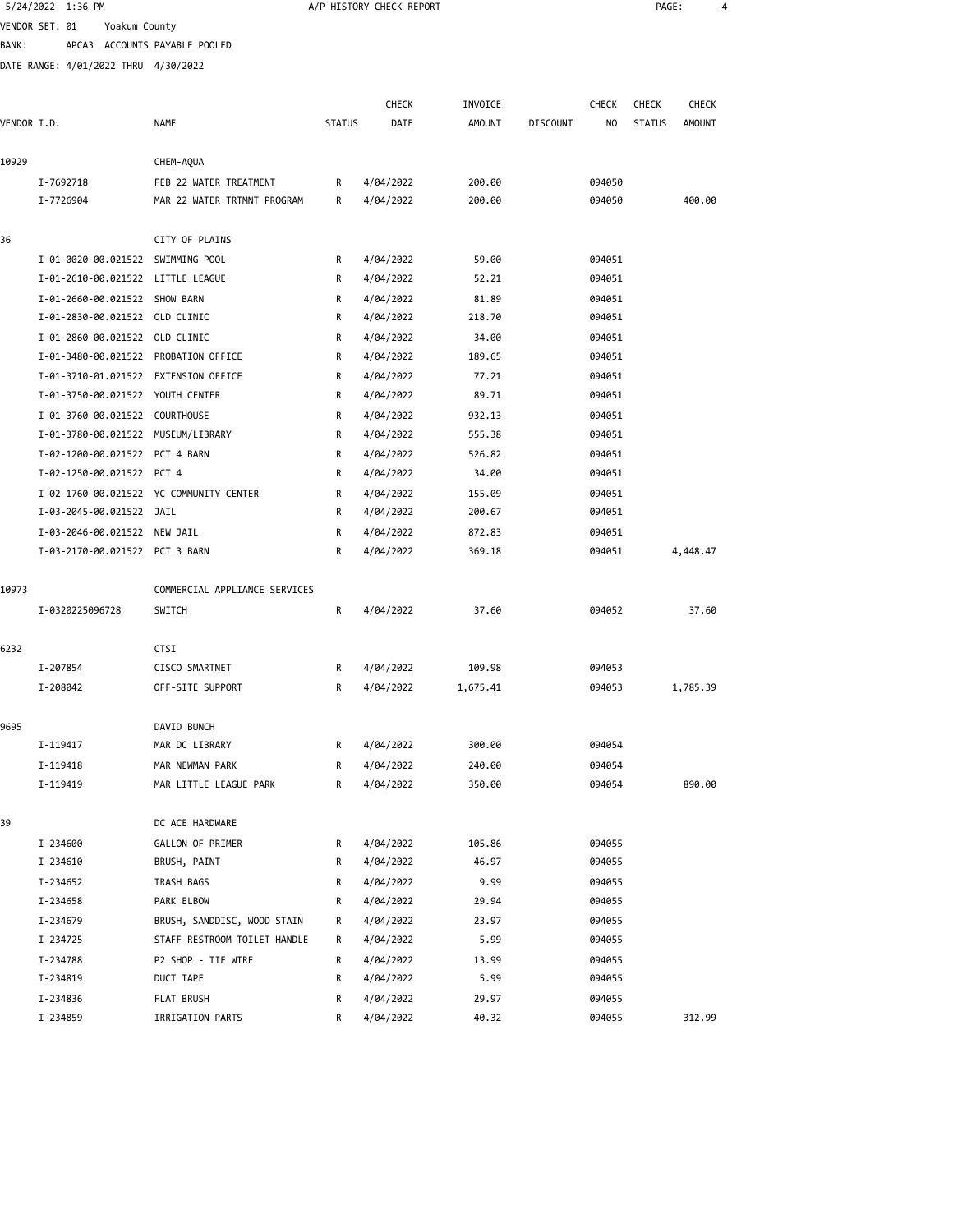VENDOR SET: 01 Yoakum County
BANK: APCA3 ACCOUNTS PAYABLE POOLED
DATE RANGE: 4/01/2022 THRU 4/30/2022

A/P HISTORY CHECK REPORT

| VENDOR I.D. | NAME | STATUS | CHECK DATE | INVOICE AMOUNT | DISCOUNT | CHECK NO | CHECK STATUS | CHECK AMOUNT |
|---|---|---|---|---|---|---|---|---|
| 10929 | CHEM-AQUA | | | | | | | |
| I-7692718 | FEB 22 WATER TREATMENT | R | 4/04/2022 | 200.00 | | 094050 | | |
| I-7726904 | MAR 22 WATER TRTMNT PROGRAM | R | 4/04/2022 | 200.00 | | 094050 | | 400.00 |
| 36 | CITY OF PLAINS | | | | | | | |
| I-01-0020-00.021522 | SWIMMING POOL | R | 4/04/2022 | 59.00 | | 094051 | | |
| I-01-2610-00.021522 | LITTLE LEAGUE | R | 4/04/2022 | 52.21 | | 094051 | | |
| I-01-2660-00.021522 | SHOW BARN | R | 4/04/2022 | 81.89 | | 094051 | | |
| I-01-2830-00.021522 | OLD CLINIC | R | 4/04/2022 | 218.70 | | 094051 | | |
| I-01-2860-00.021522 | OLD CLINIC | R | 4/04/2022 | 34.00 | | 094051 | | |
| I-01-3480-00.021522 | PROBATION OFFICE | R | 4/04/2022 | 189.65 | | 094051 | | |
| I-01-3710-01.021522 | EXTENSION OFFICE | R | 4/04/2022 | 77.21 | | 094051 | | |
| I-01-3750-00.021522 | YOUTH CENTER | R | 4/04/2022 | 89.71 | | 094051 | | |
| I-01-3760-00.021522 | COURTHOUSE | R | 4/04/2022 | 932.13 | | 094051 | | |
| I-01-3780-00.021522 | MUSEUM/LIBRARY | R | 4/04/2022 | 555.38 | | 094051 | | |
| I-02-1200-00.021522 | PCT 4 BARN | R | 4/04/2022 | 526.82 | | 094051 | | |
| I-02-1250-00.021522 | PCT 4 | R | 4/04/2022 | 34.00 | | 094051 | | |
| I-02-1760-00.021522 | YC COMMUNITY CENTER | R | 4/04/2022 | 155.09 | | 094051 | | |
| I-03-2045-00.021522 | JAIL | R | 4/04/2022 | 200.67 | | 094051 | | |
| I-03-2046-00.021522 | NEW JAIL | R | 4/04/2022 | 872.83 | | 094051 | | |
| I-03-2170-00.021522 | PCT 3 BARN | R | 4/04/2022 | 369.18 | | 094051 | | 4,448.47 |
| 10973 | COMMERCIAL APPLIANCE SERVICES | | | | | | | |
| I-0320225096728 | SWITCH | R | 4/04/2022 | 37.60 | | 094052 | | 37.60 |
| 6232 | CTSI | | | | | | | |
| I-207854 | CISCO SMARTNET | R | 4/04/2022 | 109.98 | | 094053 | | |
| I-208042 | OFF-SITE SUPPORT | R | 4/04/2022 | 1,675.41 | | 094053 | | 1,785.39 |
| 9695 | DAVID BUNCH | | | | | | | |
| I-119417 | MAR DC LIBRARY | R | 4/04/2022 | 300.00 | | 094054 | | |
| I-119418 | MAR NEWMAN PARK | R | 4/04/2022 | 240.00 | | 094054 | | |
| I-119419 | MAR LITTLE LEAGUE PARK | R | 4/04/2022 | 350.00 | | 094054 | | 890.00 |
| 39 | DC ACE HARDWARE | | | | | | | |
| I-234600 | GALLON OF PRIMER | R | 4/04/2022 | 105.86 | | 094055 | | |
| I-234610 | BRUSH, PAINT | R | 4/04/2022 | 46.97 | | 094055 | | |
| I-234652 | TRASH BAGS | R | 4/04/2022 | 9.99 | | 094055 | | |
| I-234658 | PARK ELBOW | R | 4/04/2022 | 29.94 | | 094055 | | |
| I-234679 | BRUSH, SANDDISC, WOOD STAIN | R | 4/04/2022 | 23.97 | | 094055 | | |
| I-234725 | STAFF RESTROOM TOILET HANDLE | R | 4/04/2022 | 5.99 | | 094055 | | |
| I-234788 | P2 SHOP - TIE WIRE | R | 4/04/2022 | 13.99 | | 094055 | | |
| I-234819 | DUCT TAPE | R | 4/04/2022 | 5.99 | | 094055 | | |
| I-234836 | FLAT BRUSH | R | 4/04/2022 | 29.97 | | 094055 | | |
| I-234859 | IRRIGATION PARTS | R | 4/04/2022 | 40.32 | | 094055 | | 312.99 |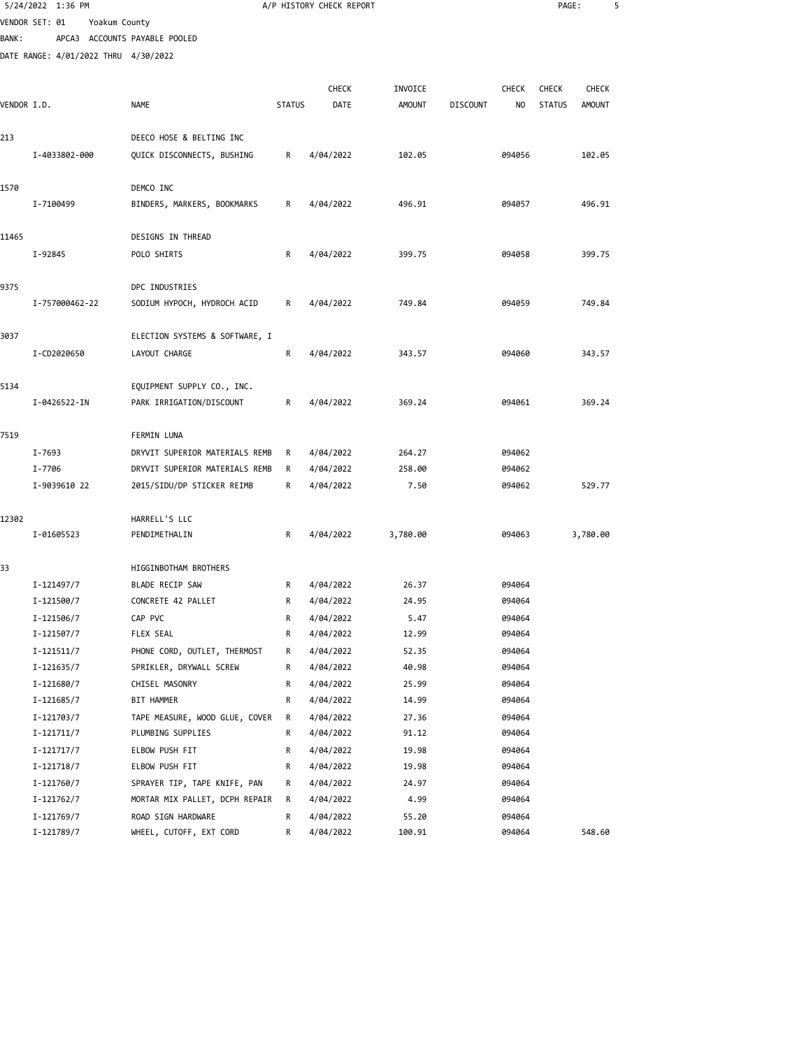5/24/2022 1:36 PM A/P HISTORY CHECK REPORT

VENDOR SET: 01 Yoakum County
BANK: APCA3 ACCOUNTS PAYABLE POOLED
DATE RANGE: 4/01/2022 THRU 4/30/2022

| VENDOR I.D. | NAME | STATUS | CHECK DATE | INVOICE AMOUNT | DISCOUNT | CHECK NO | CHECK STATUS | CHECK AMOUNT |
|---|---|---|---|---|---|---|---|---|
| 213 | DEECO HOSE & BELTING INC | | | | | | | |
| I-4033802-000 | QUICK DISCONNECTS, BUSHING | R | 4/04/2022 | 102.05 | | 094056 | | 102.05 |
| 1570 | DEMCO INC | | | | | | | |
| I-7100499 | BINDERS, MARKERS, BOOKMARKS | R | 4/04/2022 | 496.91 | | 094057 | | 496.91 |
| 11465 | DESIGNS IN THREAD | | | | | | | |
| I-92845 | POLO SHIRTS | R | 4/04/2022 | 399.75 | | 094058 | | 399.75 |
| 9375 | DPC INDUSTRIES | | | | | | | |
| I-757000462-22 | SODIUM HYPOCH, HYDROCH ACID | R | 4/04/2022 | 749.84 | | 094059 | | 749.84 |
| 3037 | ELECTION SYSTEMS & SOFTWARE, I | | | | | | | |
| I-CD2020650 | LAYOUT CHARGE | R | 4/04/2022 | 343.57 | | 094060 | | 343.57 |
| 5134 | EQUIPMENT SUPPLY CO., INC. | | | | | | | |
| I-0426522-IN | PARK IRRIGATION/DISCOUNT | R | 4/04/2022 | 369.24 | | 094061 | | 369.24 |
| 7519 | FERMIN LUNA | | | | | | | |
| I-7693 | DRYVIT SUPERIOR MATERIALS REMB | R | 4/04/2022 | 264.27 | | 094062 | | |
| I-7706 | DRYVIT SUPERIOR MATERIALS REMB | R | 4/04/2022 | 258.00 | | 094062 | | |
| I-9039610 22 | 2015/SIDU/DP STICKER REIMB | R | 4/04/2022 | 7.50 | | 094062 | | 529.77 |
| 12302 | HARRELL'S LLC | | | | | | | |
| I-01605523 | PENDIMETHALIN | R | 4/04/2022 | 3,780.00 | | 094063 | | 3,780.00 |
| 33 | HIGGINBOTHAM BROTHERS | | | | | | | |
| I-121497/7 | BLADE RECIP SAW | R | 4/04/2022 | 26.37 | | 094064 | | |
| I-121500/7 | CONCRETE 42 PALLET | R | 4/04/2022 | 24.95 | | 094064 | | |
| I-121506/7 | CAP PVC | R | 4/04/2022 | 5.47 | | 094064 | | |
| I-121507/7 | FLEX SEAL | R | 4/04/2022 | 12.99 | | 094064 | | |
| I-121511/7 | PHONE CORD, OUTLET, THERMOST | R | 4/04/2022 | 52.35 | | 094064 | | |
| I-121635/7 | SPRIKLER, DRYWALL SCREW | R | 4/04/2022 | 40.98 | | 094064 | | |
| I-121680/7 | CHISEL MASONRY | R | 4/04/2022 | 25.99 | | 094064 | | |
| I-121685/7 | BIT HAMMER | R | 4/04/2022 | 14.99 | | 094064 | | |
| I-121703/7 | TAPE MEASURE, WOOD GLUE, COVER | R | 4/04/2022 | 27.36 | | 094064 | | |
| I-121711/7 | PLUMBING SUPPLIES | R | 4/04/2022 | 91.12 | | 094064 | | |
| I-121717/7 | ELBOW PUSH FIT | R | 4/04/2022 | 19.98 | | 094064 | | |
| I-121718/7 | ELBOW PUSH FIT | R | 4/04/2022 | 19.98 | | 094064 | | |
| I-121760/7 | SPRAYER TIP, TAPE KNIFE, PAN | R | 4/04/2022 | 24.97 | | 094064 | | |
| I-121762/7 | MORTAR MIX PALLET, DCPH REPAIR | R | 4/04/2022 | 4.99 | | 094064 | | |
| I-121769/7 | ROAD SIGN HARDWARE | R | 4/04/2022 | 55.20 | | 094064 | | |
| I-121789/7 | WHEEL, CUTOFF, EXT CORD | R | 4/04/2022 | 100.91 | | 094064 | | 548.60 |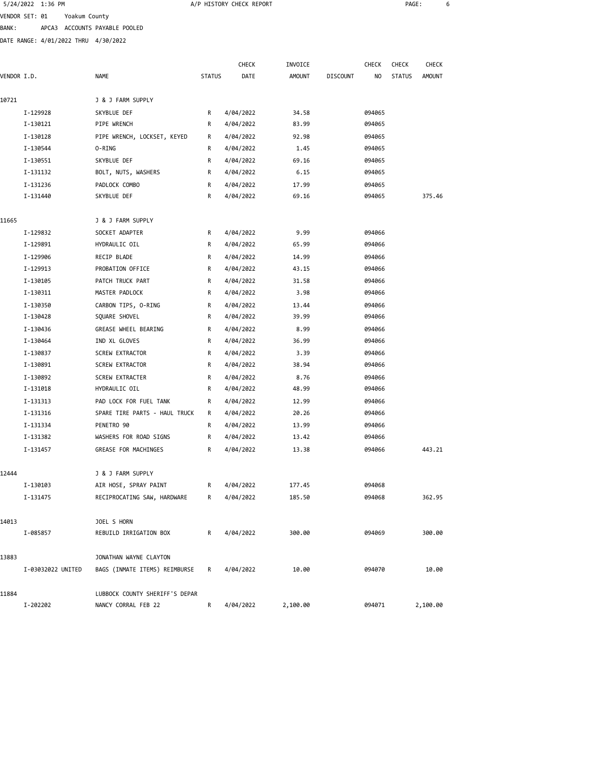VENDOR SET: 01 Yoakum County

BANK: APCA3 ACCOUNTS PAYABLE POOLED

DATE RANGE: 4/01/2022 THRU 4/30/2022

| VENDOR I.D. | NAME | STATUS | CHECK DATE | INVOICE AMOUNT | DISCOUNT | CHECK NO | CHECK STATUS | CHECK AMOUNT |
|---|---|---|---|---|---|---|---|---|
| 10721 | J & J FARM SUPPLY | | | | | | | |
| I-129928 | SKYBLUE DEF | R | 4/04/2022 | 34.58 | | 094065 | | |
| I-130121 | PIPE WRENCH | R | 4/04/2022 | 83.99 | | 094065 | | |
| I-130128 | PIPE WRENCH, LOCKSET, KEYED | R | 4/04/2022 | 92.98 | | 094065 | | |
| I-130544 | O-RING | R | 4/04/2022 | 1.45 | | 094065 | | |
| I-130551 | SKYBLUE DEF | R | 4/04/2022 | 69.16 | | 094065 | | |
| I-131132 | BOLT, NUTS, WASHERS | R | 4/04/2022 | 6.15 | | 094065 | | |
| I-131236 | PADLOCK COMBO | R | 4/04/2022 | 17.99 | | 094065 | | |
| I-131440 | SKYBLUE DEF | R | 4/04/2022 | 69.16 | | 094065 | | 375.46 |
| 11665 | J & J FARM SUPPLY | | | | | | | |
| I-129832 | SOCKET ADAPTER | R | 4/04/2022 | 9.99 | | 094066 | | |
| I-129891 | HYDRAULIC OIL | R | 4/04/2022 | 65.99 | | 094066 | | |
| I-129906 | RECIP BLADE | R | 4/04/2022 | 14.99 | | 094066 | | |
| I-129913 | PROBATION OFFICE | R | 4/04/2022 | 43.15 | | 094066 | | |
| I-130105 | PATCH TRUCK PART | R | 4/04/2022 | 31.58 | | 094066 | | |
| I-130311 | MASTER PADLOCK | R | 4/04/2022 | 3.98 | | 094066 | | |
| I-130350 | CARBON TIPS, O-RING | R | 4/04/2022 | 13.44 | | 094066 | | |
| I-130428 | SQUARE SHOVEL | R | 4/04/2022 | 39.99 | | 094066 | | |
| I-130436 | GREASE WHEEL BEARING | R | 4/04/2022 | 8.99 | | 094066 | | |
| I-130464 | IND XL GLOVES | R | 4/04/2022 | 36.99 | | 094066 | | |
| I-130837 | SCREW EXTRACTOR | R | 4/04/2022 | 3.39 | | 094066 | | |
| I-130891 | SCREW EXTRACTOR | R | 4/04/2022 | 38.94 | | 094066 | | |
| I-130892 | SCREW EXTRACTER | R | 4/04/2022 | 8.76 | | 094066 | | |
| I-131018 | HYDRAULIC OIL | R | 4/04/2022 | 48.99 | | 094066 | | |
| I-131313 | PAD LOCK FOR FUEL TANK | R | 4/04/2022 | 12.99 | | 094066 | | |
| I-131316 | SPARE TIRE PARTS - HAUL TRUCK | R | 4/04/2022 | 20.26 | | 094066 | | |
| I-131334 | PENETRO 90 | R | 4/04/2022 | 13.99 | | 094066 | | |
| I-131382 | WASHERS FOR ROAD SIGNS | R | 4/04/2022 | 13.42 | | 094066 | | |
| I-131457 | GREASE FOR MACHINGES | R | 4/04/2022 | 13.38 | | 094066 | | 443.21 |
| 12444 | J & J FARM SUPPLY | | | | | | | |
| I-130103 | AIR HOSE, SPRAY PAINT | R | 4/04/2022 | 177.45 | | 094068 | | |
| I-131475 | RECIPROCATING SAW, HARDWARE | R | 4/04/2022 | 185.50 | | 094068 | | 362.95 |
| 14013 | JOEL S HORN | | | | | | | |
| I-085857 | REBUILD IRRIGATION BOX | R | 4/04/2022 | 300.00 | | 094069 | | 300.00 |
| 13883 | JONATHAN WAYNE CLAYTON | | | | | | | |
| I-03032022 UNITED | BAGS (INMATE ITEMS) REIMBURSE | R | 4/04/2022 | 10.00 | | 094070 | | 10.00 |
| 11884 | LUBBOCK COUNTY SHERIFF'S DEPAR | | | | | | | |
| I-202202 | NANCY CORRAL FEB 22 | R | 4/04/2022 | 2,100.00 | | 094071 | | 2,100.00 |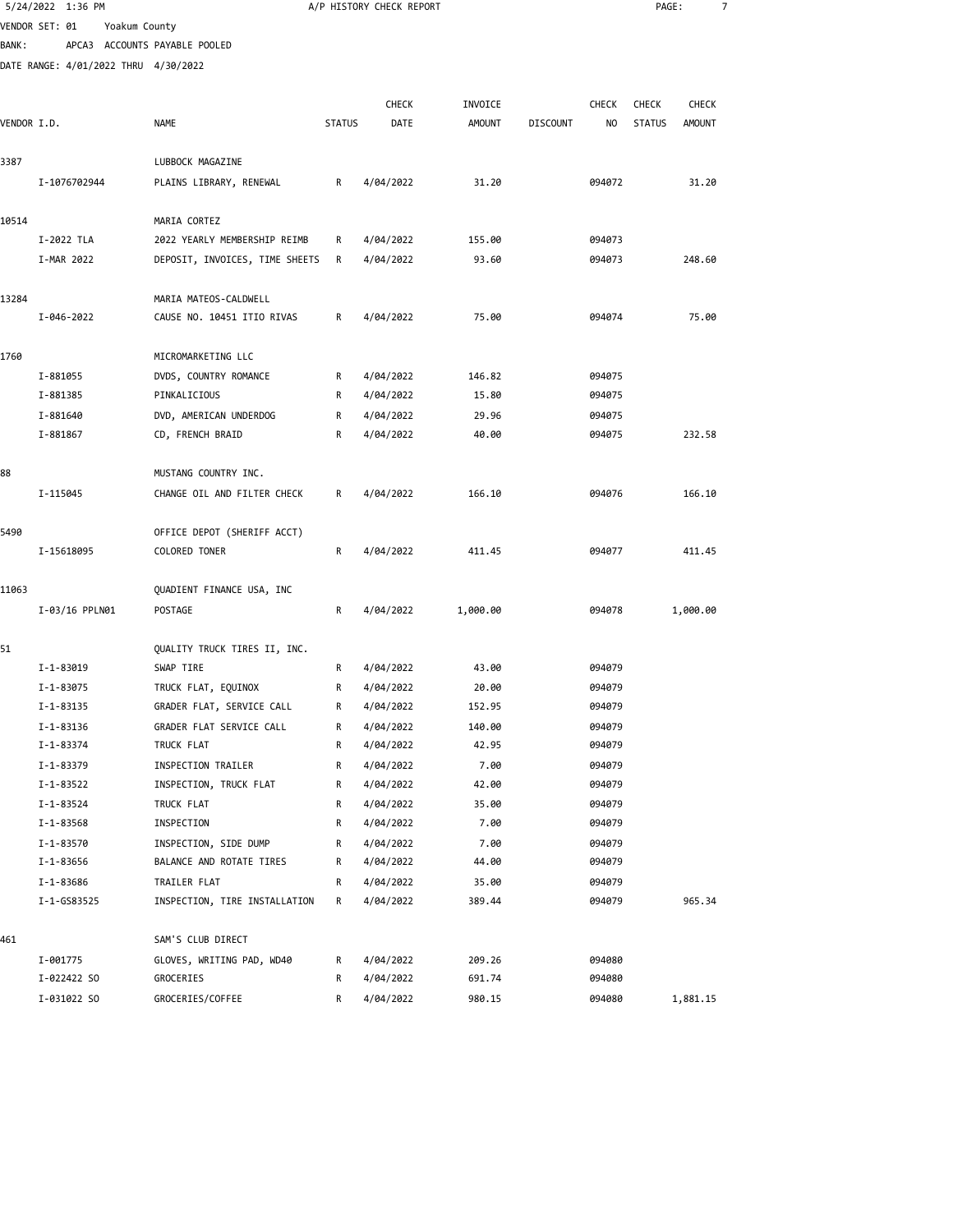5/24/2022 1:36 PM A/P HISTORY CHECK REPORT

VENDOR SET: 01 Yoakum County

BANK: APCA3 ACCOUNTS PAYABLE POOLED

DATE RANGE: 4/01/2022 THRU 4/30/2022

| VENDOR I.D. | NAME | STATUS | CHECK DATE | INVOICE AMOUNT | DISCOUNT | CHECK NO | CHECK STATUS | CHECK AMOUNT |
|---|---|---|---|---|---|---|---|---|
| 3387 | LUBBOCK MAGAZINE | | | | | | | |
| I-1076702944 | PLAINS LIBRARY, RENEWAL | R | 4/04/2022 | 31.20 | | 094072 | | 31.20 |
| 10514 | MARIA CORTEZ | | | | | | | |
| I-2022 TLA | 2022 YEARLY MEMBERSHIP REIMB | R | 4/04/2022 | 155.00 | | 094073 | | |
| I-MAR 2022 | DEPOSIT, INVOICES, TIME SHEETS | R | 4/04/2022 | 93.60 | | 094073 | | 248.60 |
| 13284 | MARIA MATEOS-CALDWELL | | | | | | | |
| I-046-2022 | CAUSE NO. 10451 ITIO RIVAS | R | 4/04/2022 | 75.00 | | 094074 | | 75.00 |
| 1760 | MICROMARKETING LLC | | | | | | | |
| I-881055 | DVDS, COUNTRY ROMANCE | R | 4/04/2022 | 146.82 | | 094075 | | |
| I-881385 | PINKALICIOUS | R | 4/04/2022 | 15.80 | | 094075 | | |
| I-881640 | DVD, AMERICAN UNDERDOG | R | 4/04/2022 | 29.96 | | 094075 | | |
| I-881867 | CD, FRENCH BRAID | R | 4/04/2022 | 40.00 | | 094075 | | 232.58 |
| 88 | MUSTANG COUNTRY INC. | | | | | | | |
| I-115045 | CHANGE OIL AND FILTER CHECK | R | 4/04/2022 | 166.10 | | 094076 | | 166.10 |
| 5490 | OFFICE DEPOT (SHERIFF ACCT) | | | | | | | |
| I-15618095 | COLORED TONER | R | 4/04/2022 | 411.45 | | 094077 | | 411.45 |
| 11063 | QUADIENT FINANCE USA, INC | | | | | | | |
| I-03/16 PPLN01 | POSTAGE | R | 4/04/2022 | 1,000.00 | | 094078 | | 1,000.00 |
| 51 | QUALITY TRUCK TIRES II, INC. | | | | | | | |
| I-1-83019 | SWAP TIRE | R | 4/04/2022 | 43.00 | | 094079 | | |
| I-1-83075 | TRUCK FLAT, EQUINOX | R | 4/04/2022 | 20.00 | | 094079 | | |
| I-1-83135 | GRADER FLAT, SERVICE CALL | R | 4/04/2022 | 152.95 | | 094079 | | |
| I-1-83136 | GRADER FLAT SERVICE CALL | R | 4/04/2022 | 140.00 | | 094079 | | |
| I-1-83374 | TRUCK FLAT | R | 4/04/2022 | 42.95 | | 094079 | | |
| I-1-83379 | INSPECTION TRAILER | R | 4/04/2022 | 7.00 | | 094079 | | |
| I-1-83522 | INSPECTION, TRUCK FLAT | R | 4/04/2022 | 42.00 | | 094079 | | |
| I-1-83524 | TRUCK FLAT | R | 4/04/2022 | 35.00 | | 094079 | | |
| I-1-83568 | INSPECTION | R | 4/04/2022 | 7.00 | | 094079 | | |
| I-1-83570 | INSPECTION, SIDE DUMP | R | 4/04/2022 | 7.00 | | 094079 | | |
| I-1-83656 | BALANCE AND ROTATE TIRES | R | 4/04/2022 | 44.00 | | 094079 | | |
| I-1-83686 | TRAILER FLAT | R | 4/04/2022 | 35.00 | | 094079 | | |
| I-1-GS83525 | INSPECTION, TIRE INSTALLATION | R | 4/04/2022 | 389.44 | | 094079 | | 965.34 |
| 461 | SAM'S CLUB DIRECT | | | | | | | |
| I-001775 | GLOVES, WRITING PAD, WD40 | R | 4/04/2022 | 209.26 | | 094080 | | |
| I-022422 SO | GROCERIES | R | 4/04/2022 | 691.74 | | 094080 | | |
| I-031022 SO | GROCERIES/COFFEE | R | 4/04/2022 | 980.15 | | 094080 | | 1,881.15 |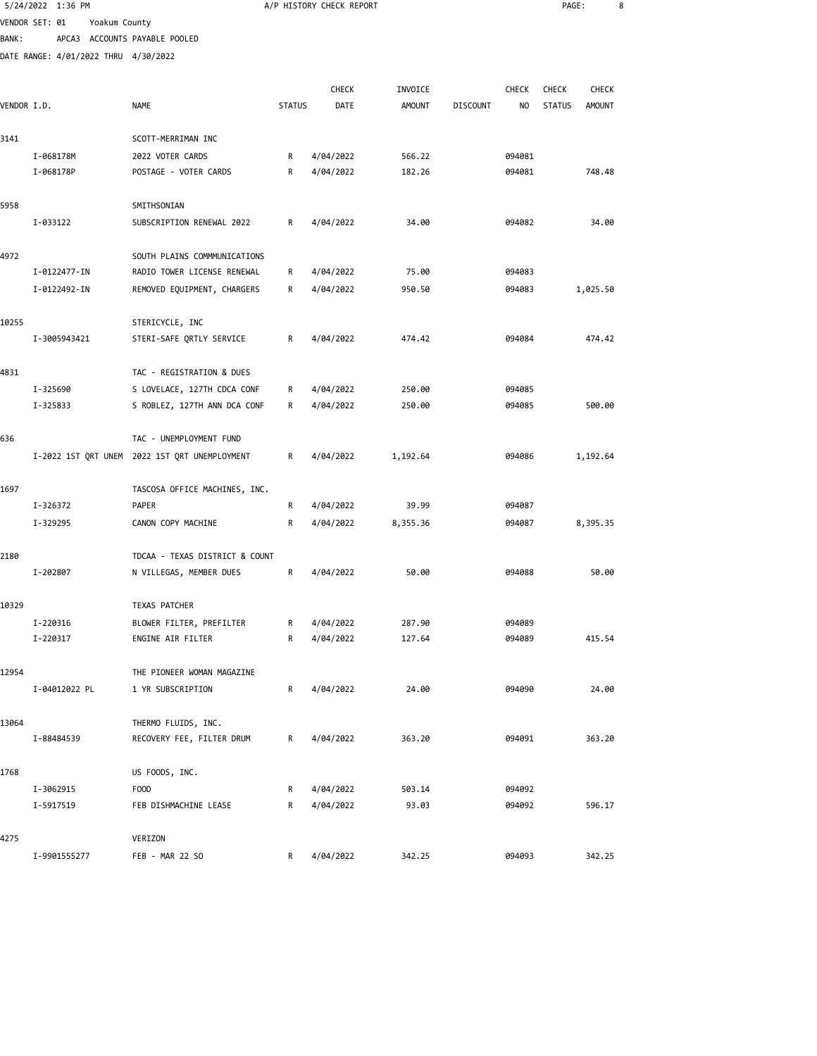5/24/2022 1:36 PM A/P HISTORY CHECK REPORT

VENDOR SET: 01 Yoakum County
BANK: APCA3 ACCOUNTS PAYABLE POOLED
DATE RANGE: 4/01/2022 THRU 4/30/2022

| VENDOR I.D. | NAME | STATUS | CHECK DATE | INVOICE AMOUNT | DISCOUNT | CHECK NO | CHECK STATUS | CHECK AMOUNT |
|---|---|---|---|---|---|---|---|---|
| 3141 | SCOTT-MERRIMAN INC | | | | | | | |
| I-068178M | 2022 VOTER CARDS | R | 4/04/2022 | 566.22 | | 094081 | | |
| I-068178P | POSTAGE - VOTER CARDS | R | 4/04/2022 | 182.26 | | 094081 | | 748.48 |
| 5958 | SMITHSONIAN | | | | | | | |
| I-033122 | SUBSCRIPTION RENEWAL 2022 | R | 4/04/2022 | 34.00 | | 094082 | | 34.00 |
| 4972 | SOUTH PLAINS COMMMUNICATIONS | | | | | | | |
| I-0122477-IN | RADIO TOWER LICENSE RENEWAL | R | 4/04/2022 | 75.00 | | 094083 | | |
| I-0122492-IN | REMOVED EQUIPMENT, CHARGERS | R | 4/04/2022 | 950.50 | | 094083 | | 1,025.50 |
| 10255 | STERICYCLE, INC | | | | | | | |
| I-3005943421 | STERI-SAFE QRTLY SERVICE | R | 4/04/2022 | 474.42 | | 094084 | | 474.42 |
| 4831 | TAC - REGISTRATION & DUES | | | | | | | |
| I-325690 | S LOVELACE, 127TH CDCA CONF | R | 4/04/2022 | 250.00 | | 094085 | | |
| I-325833 | S ROBLEZ, 127TH ANN DCA CONF | R | 4/04/2022 | 250.00 | | 094085 | | 500.00 |
| 636 | TAC - UNEMPLOYMENT FUND | | | | | | | |
| I-2022 1ST QRT UNEM | 2022 1ST QRT UNEMPLOYMENT | R | 4/04/2022 | 1,192.64 | | 094086 | | 1,192.64 |
| 1697 | TASCOSA OFFICE MACHINES, INC. | | | | | | | |
| I-326372 | PAPER | R | 4/04/2022 | 39.99 | | 094087 | | |
| I-329295 | CANON COPY MACHINE | R | 4/04/2022 | 8,355.36 | | 094087 | | 8,395.35 |
| 2180 | TDCAA - TEXAS DISTRICT & COUNT | | | | | | | |
| I-202807 | N VILLEGAS, MEMBER DUES | R | 4/04/2022 | 50.00 | | 094088 | | 50.00 |
| 10329 | TEXAS PATCHER | | | | | | | |
| I-220316 | BLOWER FILTER, PREFILTER | R | 4/04/2022 | 287.90 | | 094089 | | |
| I-220317 | ENGINE AIR FILTER | R | 4/04/2022 | 127.64 | | 094089 | | 415.54 |
| 12954 | THE PIONEER WOMAN MAGAZINE | | | | | | | |
| I-04012022 PL | 1 YR SUBSCRIPTION | R | 4/04/2022 | 24.00 | | 094090 | | 24.00 |
| 13064 | THERMO FLUIDS, INC. | | | | | | | |
| I-88484539 | RECOVERY FEE, FILTER DRUM | R | 4/04/2022 | 363.20 | | 094091 | | 363.20 |
| 1768 | US FOODS, INC. | | | | | | | |
| I-3062915 | FOOD | R | 4/04/2022 | 503.14 | | 094092 | | |
| I-5917519 | FEB DISHMACHINE LEASE | R | 4/04/2022 | 93.03 | | 094092 | | 596.17 |
| 4275 | VERIZON | | | | | | | |
| I-9901555277 | FEB - MAR 22 SO | R | 4/04/2022 | 342.25 | | 094093 | | 342.25 |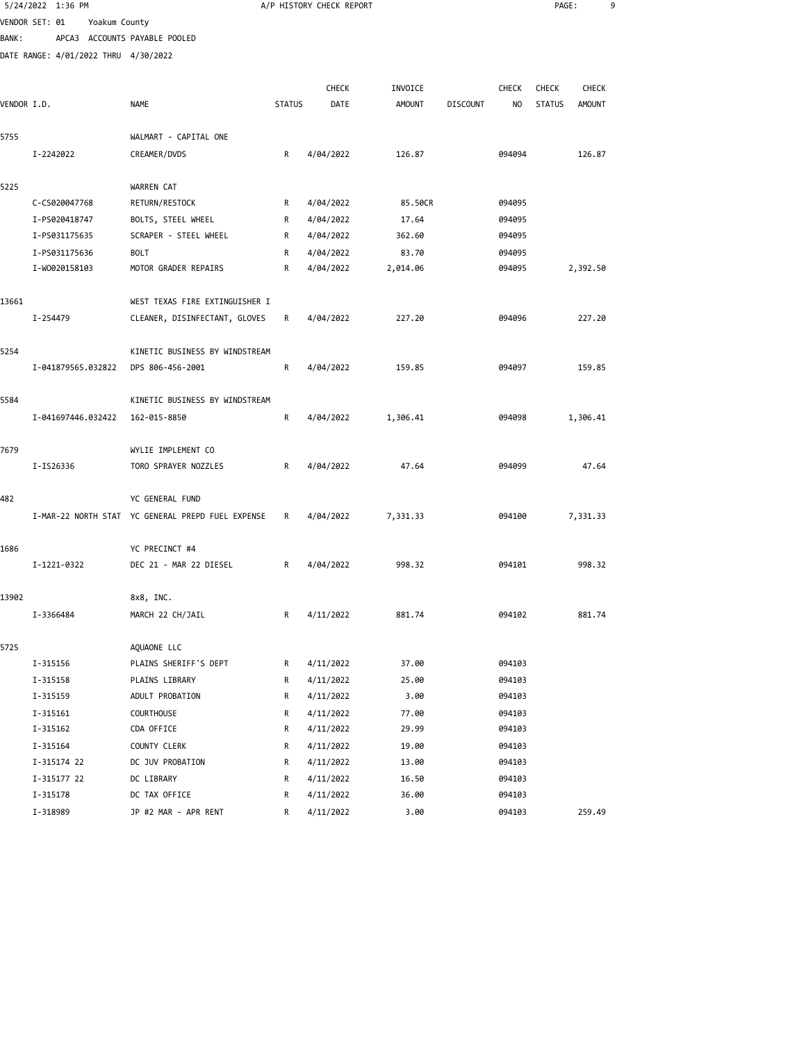5/24/2022 1:36 PM — A/P HISTORY CHECK REPORT

VENDOR SET: 01 Yoakum County
BANK: APCA3 ACCOUNTS PAYABLE POOLED
DATE RANGE: 4/01/2022 THRU 4/30/2022

| VENDOR I.D. | NAME | STATUS | CHECK DATE | INVOICE AMOUNT | DISCOUNT | CHECK NO | CHECK STATUS | CHECK AMOUNT |
|---|---|---|---|---|---|---|---|---|
| 5755 | WALMART - CAPITAL ONE | | | | | | | |
| I-2242022 | CREAMER/DVDS | R | 4/04/2022 | 126.87 | | 094094 | | 126.87 |
| 5225 | WARREN CAT | | | | | | | |
| C-CS020047768 | RETURN/RESTOCK | R | 4/04/2022 | 85.50CR | | 094095 | | |
| I-PS020418747 | BOLTS, STEEL WHEEL | R | 4/04/2022 | 17.64 | | 094095 | | |
| I-PS031175635 | SCRAPER - STEEL WHEEL | R | 4/04/2022 | 362.60 | | 094095 | | |
| I-PS031175636 | BOLT | R | 4/04/2022 | 83.70 | | 094095 | | |
| I-WO020158103 | MOTOR GRADER REPAIRS | R | 4/04/2022 | 2,014.06 | | 094095 | | 2,392.50 |
| 13661 | WEST TEXAS FIRE EXTINGUISHER I | | | | | | | |
| I-254479 | CLEANER, DISINFECTANT, GLOVES | R | 4/04/2022 | 227.20 | | 094096 | | 227.20 |
| 5254 | KINETIC BUSINESS BY WINDSTREAM | | | | | | | |
| I-041879565.032822 | DPS 806-456-2001 | R | 4/04/2022 | 159.85 | | 094097 | | 159.85 |
| 5584 | KINETIC BUSINESS BY WINDSTREAM | | | | | | | |
| I-041697446.032422 | 162-015-8850 | R | 4/04/2022 | 1,306.41 | | 094098 | | 1,306.41 |
| 7679 | WYLIE IMPLEMENT CO | | | | | | | |
| I-IS26336 | TORO SPRAYER NOZZLES | R | 4/04/2022 | 47.64 | | 094099 | | 47.64 |
| 482 | YC GENERAL FUND | | | | | | | |
| I-MAR-22 NORTH STAT | YC GENERAL PREPD FUEL EXPENSE | R | 4/04/2022 | 7,331.33 | | 094100 | | 7,331.33 |
| 1686 | YC PRECINCT #4 | | | | | | | |
| I-1221-0322 | DEC 21 - MAR 22 DIESEL | R | 4/04/2022 | 998.32 | | 094101 | | 998.32 |
| 13902 | 8x8, INC. | | | | | | | |
| I-3366484 | MARCH 22 CH/JAIL | R | 4/11/2022 | 881.74 | | 094102 | | 881.74 |
| 5725 | AQUAONE LLC | | | | | | | |
| I-315156 | PLAINS SHERIFF'S DEPT | R | 4/11/2022 | 37.00 | | 094103 | | |
| I-315158 | PLAINS LIBRARY | R | 4/11/2022 | 25.00 | | 094103 | | |
| I-315159 | ADULT PROBATION | R | 4/11/2022 | 3.00 | | 094103 | | |
| I-315161 | COURTHOUSE | R | 4/11/2022 | 77.00 | | 094103 | | |
| I-315162 | CDA OFFICE | R | 4/11/2022 | 29.99 | | 094103 | | |
| I-315164 | COUNTY CLERK | R | 4/11/2022 | 19.00 | | 094103 | | |
| I-315174 22 | DC JUV PROBATION | R | 4/11/2022 | 13.00 | | 094103 | | |
| I-315177 22 | DC LIBRARY | R | 4/11/2022 | 16.50 | | 094103 | | |
| I-315178 | DC TAX OFFICE | R | 4/11/2022 | 36.00 | | 094103 | | |
| I-318989 | JP #2 MAR - APR RENT | R | 4/11/2022 | 3.00 | | 094103 | | 259.49 |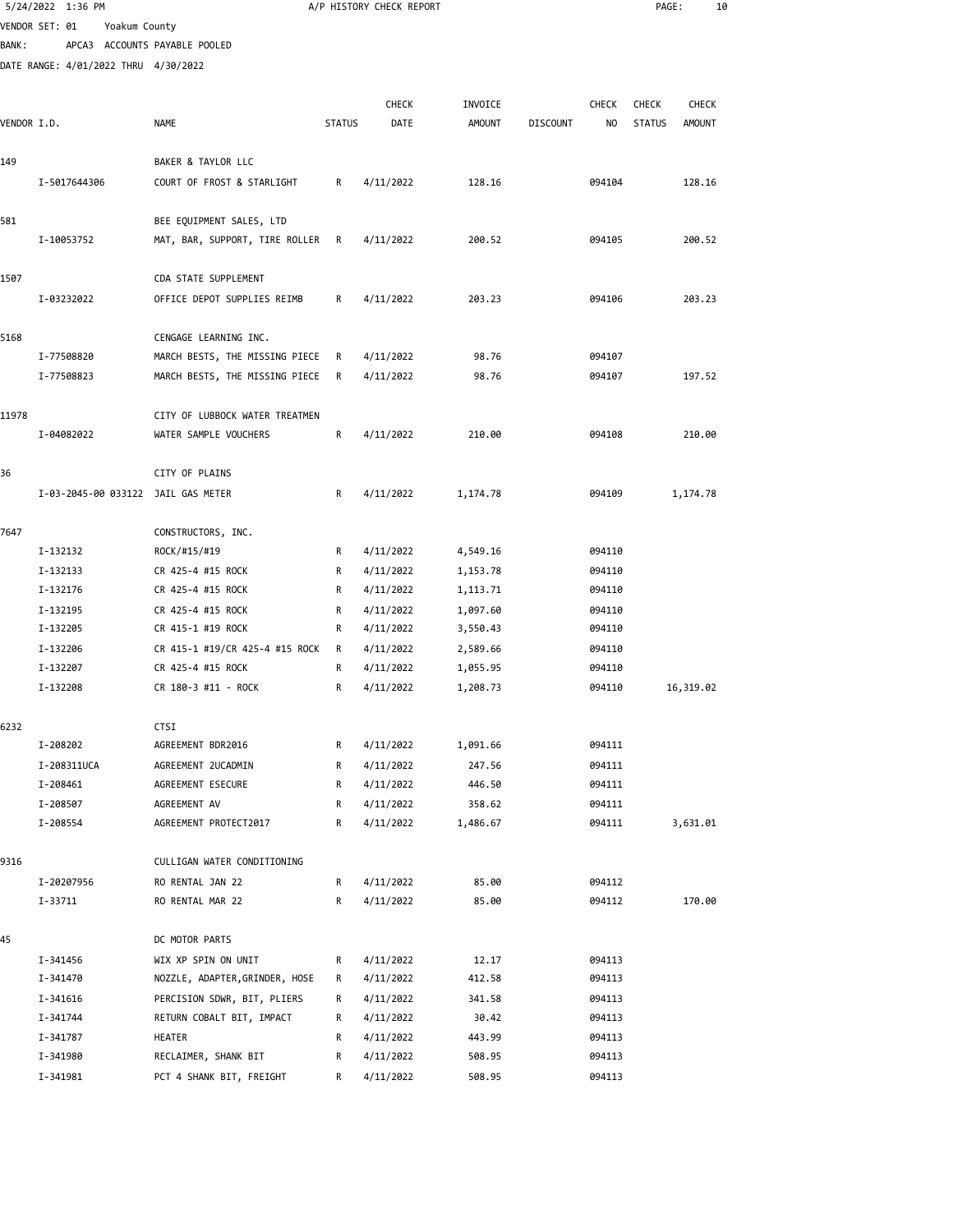5/24/2022 1:36 PM A/P HISTORY CHECK REPORT

VENDOR SET: 01 Yoakum County

BANK: APCA3 ACCOUNTS PAYABLE POOLED

DATE RANGE: 4/01/2022 THRU 4/30/2022

| VENDOR I.D. | NAME | STATUS | CHECK DATE | INVOICE AMOUNT | DISCOUNT | CHECK NO | CHECK STATUS | CHECK AMOUNT |
|---|---|---|---|---|---|---|---|---|
| 149 | BAKER & TAYLOR LLC | | | | | | | |
| I-5017644306 | COURT OF FROST & STARLIGHT | R | 4/11/2022 | 128.16 | | 094104 | | 128.16 |
| 581 | BEE EQUIPMENT SALES, LTD | | | | | | | |
| I-10053752 | MAT, BAR, SUPPORT, TIRE ROLLER | R | 4/11/2022 | 200.52 | | 094105 | | 200.52 |
| 1507 | CDA STATE SUPPLEMENT | | | | | | | |
| I-03232022 | OFFICE DEPOT SUPPLIES REIMB | R | 4/11/2022 | 203.23 | | 094106 | | 203.23 |
| 5168 | CENGAGE LEARNING INC. | | | | | | | |
| I-77508820 | MARCH BESTS, THE MISSING PIECE | R | 4/11/2022 | 98.76 | | 094107 | | |
| I-77508823 | MARCH BESTS, THE MISSING PIECE | R | 4/11/2022 | 98.76 | | 094107 | | 197.52 |
| 11978 | CITY OF LUBBOCK WATER TREATMEN | | | | | | | |
| I-04082022 | WATER SAMPLE VOUCHERS | R | 4/11/2022 | 210.00 | | 094108 | | 210.00 |
| 36 | CITY OF PLAINS | | | | | | | |
| I-03-2045-00 033122 | JAIL GAS METER | R | 4/11/2022 | 1,174.78 | | 094109 | | 1,174.78 |
| 7647 | CONSTRUCTORS, INC. | | | | | | | |
| I-132132 | ROCK/#15/#19 | R | 4/11/2022 | 4,549.16 | | 094110 | | |
| I-132133 | CR 425-4 #15 ROCK | R | 4/11/2022 | 1,153.78 | | 094110 | | |
| I-132176 | CR 425-4 #15 ROCK | R | 4/11/2022 | 1,113.71 | | 094110 | | |
| I-132195 | CR 425-4 #15 ROCK | R | 4/11/2022 | 1,097.60 | | 094110 | | |
| I-132205 | CR 415-1 #19 ROCK | R | 4/11/2022 | 3,550.43 | | 094110 | | |
| I-132206 | CR 415-1 #19/CR 425-4 #15 ROCK | R | 4/11/2022 | 2,589.66 | | 094110 | | |
| I-132207 | CR 425-4 #15 ROCK | R | 4/11/2022 | 1,055.95 | | 094110 | | |
| I-132208 | CR 180-3 #11 - ROCK | R | 4/11/2022 | 1,208.73 | | 094110 | | 16,319.02 |
| 6232 | CTSI | | | | | | | |
| I-208202 | AGREEMENT BDR2016 | R | 4/11/2022 | 1,091.66 | | 094111 | | |
| I-208311UCA | AGREEMENT 2UCADMIN | R | 4/11/2022 | 247.56 | | 094111 | | |
| I-208461 | AGREEMENT ESECURE | R | 4/11/2022 | 446.50 | | 094111 | | |
| I-208507 | AGREEMENT AV | R | 4/11/2022 | 358.62 | | 094111 | | |
| I-208554 | AGREEMENT PROTECT2017 | R | 4/11/2022 | 1,486.67 | | 094111 | | 3,631.01 |
| 9316 | CULLIGAN WATER CONDITIONING | | | | | | | |
| I-20207956 | RO RENTAL JAN 22 | R | 4/11/2022 | 85.00 | | 094112 | | |
| I-33711 | RO RENTAL MAR 22 | R | 4/11/2022 | 85.00 | | 094112 | | 170.00 |
| 45 | DC MOTOR PARTS | | | | | | | |
| I-341456 | WIX XP SPIN ON UNIT | R | 4/11/2022 | 12.17 | | 094113 | | |
| I-341470 | NOZZLE, ADAPTER,GRINDER, HOSE | R | 4/11/2022 | 412.58 | | 094113 | | |
| I-341616 | PERCISION SDWR, BIT, PLIERS | R | 4/11/2022 | 341.58 | | 094113 | | |
| I-341744 | RETURN COBALT BIT, IMPACT | R | 4/11/2022 | 30.42 | | 094113 | | |
| I-341787 | HEATER | R | 4/11/2022 | 443.99 | | 094113 | | |
| I-341980 | RECLAIMER, SHANK BIT | R | 4/11/2022 | 508.95 | | 094113 | | |
| I-341981 | PCT 4 SHANK BIT, FREIGHT | R | 4/11/2022 | 508.95 | | 094113 | | |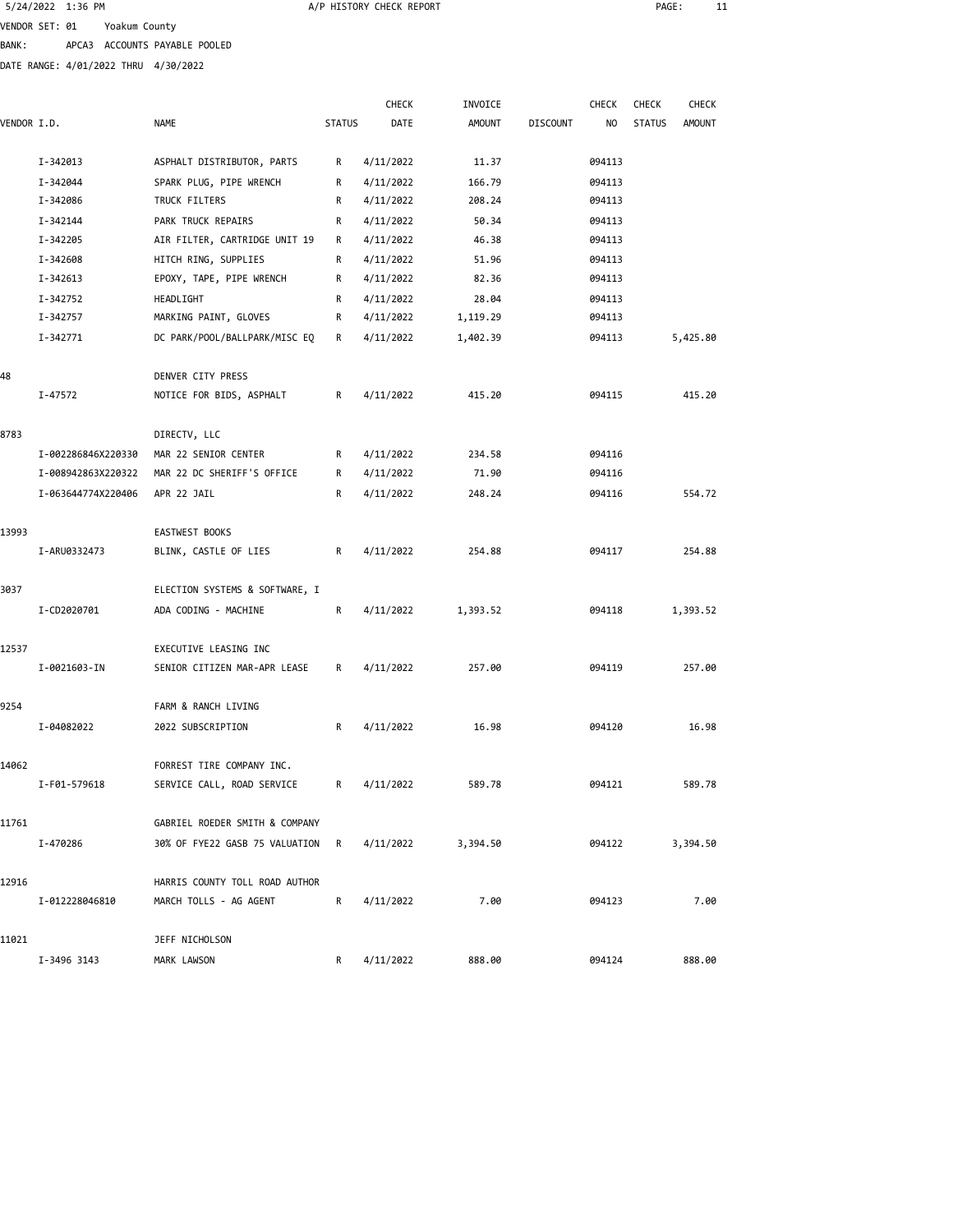5/24/2022 1:36 PM A/P HISTORY CHECK REPORT

VENDOR SET: 01 Yoakum County

BANK: APCA3 ACCOUNTS PAYABLE POOLED

DATE RANGE: 4/01/2022 THRU 4/30/2022

| VENDOR I.D. | | NAME | STATUS | CHECK DATE | INVOICE AMOUNT | DISCOUNT | CHECK NO | CHECK STATUS | CHECK AMOUNT |
|---|---|---|---|---|---|---|---|---|---|
| | I-342013 | ASPHALT DISTRIBUTOR, PARTS | R | 4/11/2022 | 11.37 | | 094113 | | |
| | I-342044 | SPARK PLUG, PIPE WRENCH | R | 4/11/2022 | 166.79 | | 094113 | | |
| | I-342086 | TRUCK FILTERS | R | 4/11/2022 | 208.24 | | 094113 | | |
| | I-342144 | PARK TRUCK REPAIRS | R | 4/11/2022 | 50.34 | | 094113 | | |
| | I-342205 | AIR FILTER, CARTRIDGE UNIT 19 | R | 4/11/2022 | 46.38 | | 094113 | | |
| | I-342608 | HITCH RING, SUPPLIES | R | 4/11/2022 | 51.96 | | 094113 | | |
| | I-342613 | EPOXY, TAPE, PIPE WRENCH | R | 4/11/2022 | 82.36 | | 094113 | | |
| | I-342752 | HEADLIGHT | R | 4/11/2022 | 28.04 | | 094113 | | |
| | I-342757 | MARKING PAINT, GLOVES | R | 4/11/2022 | 1,119.29 | | 094113 | | |
| | I-342771 | DC PARK/POOL/BALLPARK/MISC EQ | R | 4/11/2022 | 1,402.39 | | 094113 | | 5,425.80 |
| 48 | | DENVER CITY PRESS | | | | | | | |
| | I-47572 | NOTICE FOR BIDS, ASPHALT | R | 4/11/2022 | 415.20 | | 094115 | | 415.20 |
| 8783 | | DIRECTV, LLC | | | | | | | |
| | I-002286846X220330 | MAR 22 SENIOR CENTER | R | 4/11/2022 | 234.58 | | 094116 | | |
| | I-008942863X220322 | MAR 22 DC SHERIFF'S OFFICE | R | 4/11/2022 | 71.90 | | 094116 | | |
| | I-063644774X220406 | APR 22 JAIL | R | 4/11/2022 | 248.24 | | 094116 | | 554.72 |
| 13993 | | EASTWEST BOOKS | | | | | | | |
| | I-ARU0332473 | BLINK, CASTLE OF LIES | R | 4/11/2022 | 254.88 | | 094117 | | 254.88 |
| 3037 | | ELECTION SYSTEMS & SOFTWARE, I | | | | | | | |
| | I-CD2020701 | ADA CODING - MACHINE | R | 4/11/2022 | 1,393.52 | | 094118 | | 1,393.52 |
| 12537 | | EXECUTIVE LEASING INC | | | | | | | |
| | I-0021603-IN | SENIOR CITIZEN MAR-APR LEASE | R | 4/11/2022 | 257.00 | | 094119 | | 257.00 |
| 9254 | | FARM & RANCH LIVING | | | | | | | |
| | I-04082022 | 2022 SUBSCRIPTION | R | 4/11/2022 | 16.98 | | 094120 | | 16.98 |
| 14062 | | FORREST TIRE COMPANY INC. | | | | | | | |
| | I-F01-579618 | SERVICE CALL, ROAD SERVICE | R | 4/11/2022 | 589.78 | | 094121 | | 589.78 |
| 11761 | | GABRIEL ROEDER SMITH & COMPANY | | | | | | | |
| | I-470286 | 30% OF FYE22 GASB 75 VALUATION | R | 4/11/2022 | 3,394.50 | | 094122 | | 3,394.50 |
| 12916 | | HARRIS COUNTY TOLL ROAD AUTHOR | | | | | | | |
| | I-012228046810 | MARCH TOLLS - AG AGENT | R | 4/11/2022 | 7.00 | | 094123 | | 7.00 |
| 11021 | | JEFF NICHOLSON | | | | | | | |
| | I-3496 3143 | MARK LAWSON | R | 4/11/2022 | 888.00 | | 094124 | | 888.00 |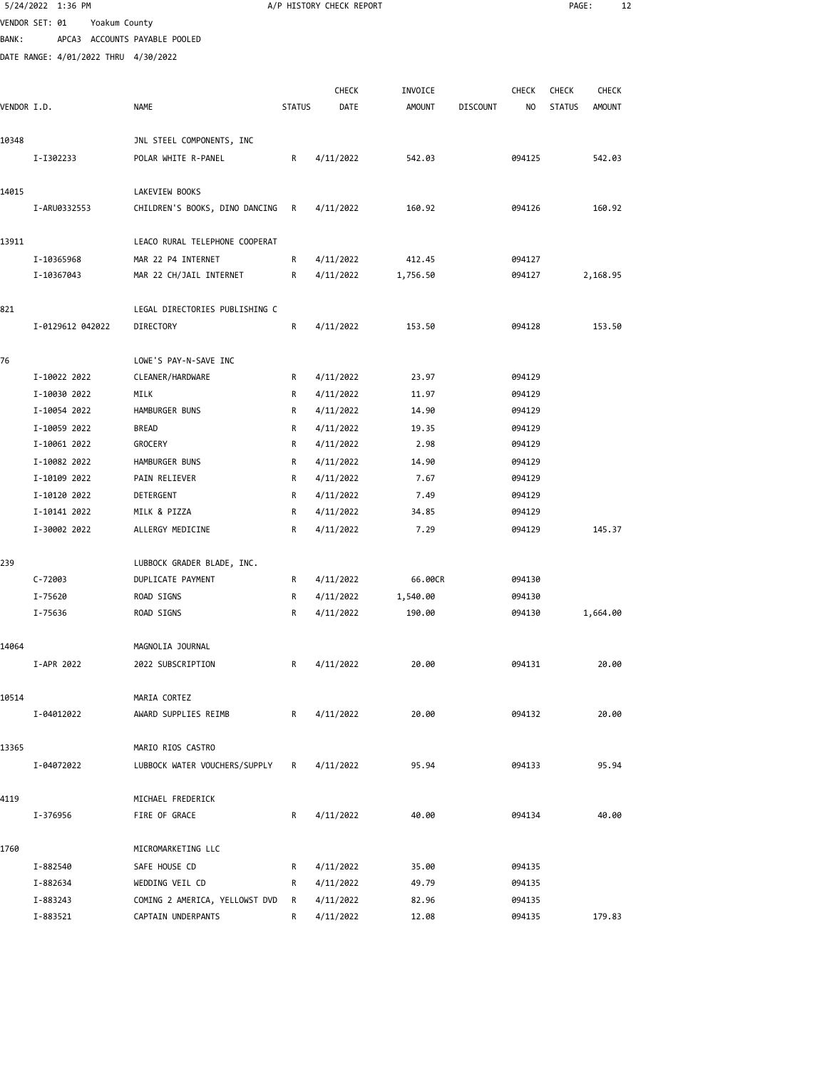5/24/2022 1:36 PM A/P HISTORY CHECK REPORT

VENDOR SET: 01 Yoakum County

BANK: APCA3 ACCOUNTS PAYABLE POOLED

DATE RANGE: 4/01/2022 THRU 4/30/2022

| VENDOR I.D. | NAME | STATUS | CHECK DATE | INVOICE AMOUNT | DISCOUNT | CHECK NO | CHECK STATUS | CHECK AMOUNT |
|---|---|---|---|---|---|---|---|---|
| 10348 | JNL STEEL COMPONENTS, INC | | | | | | | |
| I-I302233 | POLAR WHITE R-PANEL | R | 4/11/2022 | 542.03 | | 094125 | | 542.03 |
| 14015 | LAKEVIEW BOOKS | | | | | | | |
| I-ARU0332553 | CHILDREN'S BOOKS, DINO DANCING | R | 4/11/2022 | 160.92 | | 094126 | | 160.92 |
| 13911 | LEACO RURAL TELEPHONE COOPERAT | | | | | | | |
| I-10365968 | MAR 22 P4 INTERNET | R | 4/11/2022 | 412.45 | | 094127 | | |
| I-10367043 | MAR 22 CH/JAIL INTERNET | R | 4/11/2022 | 1,756.50 | | 094127 | | 2,168.95 |
| 821 | LEGAL DIRECTORIES PUBLISHING C | | | | | | | |
| I-0129612 042022 | DIRECTORY | R | 4/11/2022 | 153.50 | | 094128 | | 153.50 |
| 76 | LOWE'S PAY-N-SAVE INC | | | | | | | |
| I-10022 2022 | CLEANER/HARDWARE | R | 4/11/2022 | 23.97 | | 094129 | | |
| I-10030 2022 | MILK | R | 4/11/2022 | 11.97 | | 094129 | | |
| I-10054 2022 | HAMBURGER BUNS | R | 4/11/2022 | 14.90 | | 094129 | | |
| I-10059 2022 | BREAD | R | 4/11/2022 | 19.35 | | 094129 | | |
| I-10061 2022 | GROCERY | R | 4/11/2022 | 2.98 | | 094129 | | |
| I-10082 2022 | HAMBURGER BUNS | R | 4/11/2022 | 14.90 | | 094129 | | |
| I-10109 2022 | PAIN RELIEVER | R | 4/11/2022 | 7.67 | | 094129 | | |
| I-10120 2022 | DETERGENT | R | 4/11/2022 | 7.49 | | 094129 | | |
| I-10141 2022 | MILK & PIZZA | R | 4/11/2022 | 34.85 | | 094129 | | |
| I-30002 2022 | ALLERGY MEDICINE | R | 4/11/2022 | 7.29 | | 094129 | | 145.37 |
| 239 | LUBBOCK GRADER BLADE, INC. | | | | | | | |
| C-72003 | DUPLICATE PAYMENT | R | 4/11/2022 | 66.00CR | | 094130 | | |
| I-75620 | ROAD SIGNS | R | 4/11/2022 | 1,540.00 | | 094130 | | |
| I-75636 | ROAD SIGNS | R | 4/11/2022 | 190.00 | | 094130 | | 1,664.00 |
| 14064 | MAGNOLIA JOURNAL | | | | | | | |
| I-APR 2022 | 2022 SUBSCRIPTION | R | 4/11/2022 | 20.00 | | 094131 | | 20.00 |
| 10514 | MARIA CORTEZ | | | | | | | |
| I-04012022 | AWARD SUPPLIES REIMB | R | 4/11/2022 | 20.00 | | 094132 | | 20.00 |
| 13365 | MARIO RIOS CASTRO | | | | | | | |
| I-04072022 | LUBBOCK WATER VOUCHERS/SUPPLY | R | 4/11/2022 | 95.94 | | 094133 | | 95.94 |
| 4119 | MICHAEL FREDERICK | | | | | | | |
| I-376956 | FIRE OF GRACE | R | 4/11/2022 | 40.00 | | 094134 | | 40.00 |
| 1760 | MICROMARKETING LLC | | | | | | | |
| I-882540 | SAFE HOUSE CD | R | 4/11/2022 | 35.00 | | 094135 | | |
| I-882634 | WEDDING VEIL CD | R | 4/11/2022 | 49.79 | | 094135 | | |
| I-883243 | COMING 2 AMERICA, YELLOWST DVD | R | 4/11/2022 | 82.96 | | 094135 | | |
| I-883521 | CAPTAIN UNDERPANTS | R | 4/11/2022 | 12.08 | | 094135 | | 179.83 |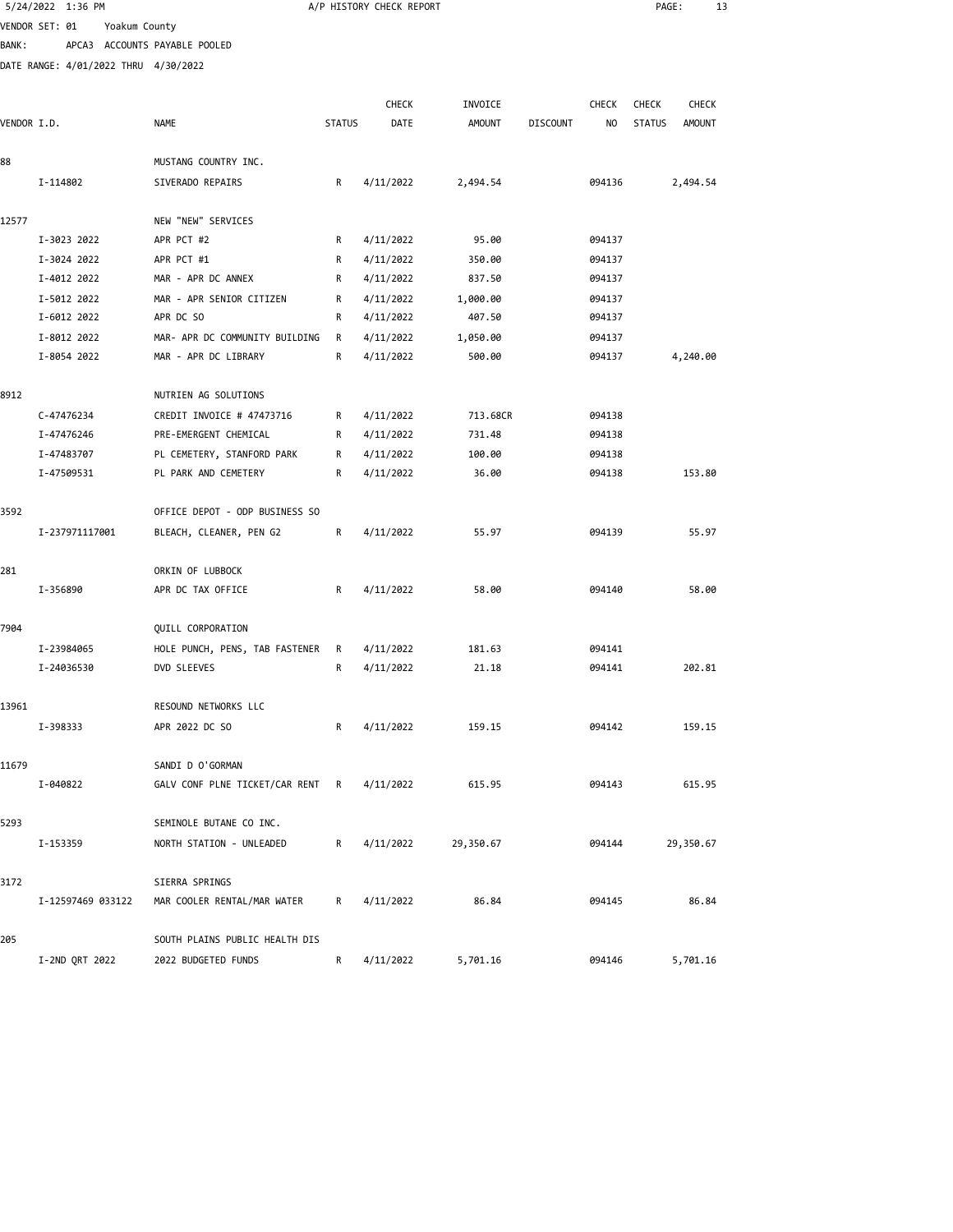A/P HISTORY CHECK REPORT

VENDOR SET: 01 Yoakum County

BANK: APCA3 ACCOUNTS PAYABLE POOLED

DATE RANGE: 4/01/2022 THRU 4/30/2022

| VENDOR I.D. | NAME | STATUS | CHECK DATE | INVOICE AMOUNT | DISCOUNT | CHECK NO | CHECK STATUS | CHECK AMOUNT |
|---|---|---|---|---|---|---|---|---|
| 88 | MUSTANG COUNTRY INC. | | | | | | | |
| I-114802 | SIVERADO REPAIRS | R | 4/11/2022 | 2,494.54 | | 094136 | | 2,494.54 |
| 12577 | NEW "NEW" SERVICES | | | | | | | |
| I-3023 2022 | APR PCT #2 | R | 4/11/2022 | 95.00 | | 094137 | | |
| I-3024 2022 | APR PCT #1 | R | 4/11/2022 | 350.00 | | 094137 | | |
| I-4012 2022 | MAR - APR DC ANNEX | R | 4/11/2022 | 837.50 | | 094137 | | |
| I-5012 2022 | MAR - APR SENIOR CITIZEN | R | 4/11/2022 | 1,000.00 | | 094137 | | |
| I-6012 2022 | APR DC SO | R | 4/11/2022 | 407.50 | | 094137 | | |
| I-8012 2022 | MAR- APR DC COMMUNITY BUILDING | R | 4/11/2022 | 1,050.00 | | 094137 | | |
| I-8054 2022 | MAR - APR DC LIBRARY | R | 4/11/2022 | 500.00 | | 094137 | | 4,240.00 |
| 8912 | NUTRIEN AG SOLUTIONS | | | | | | | |
| C-47476234 | CREDIT INVOICE # 47473716 | R | 4/11/2022 | 713.68CR | | 094138 | | |
| I-47476246 | PRE-EMERGENT CHEMICAL | R | 4/11/2022 | 731.48 | | 094138 | | |
| I-47483707 | PL CEMETERY, STANFORD PARK | R | 4/11/2022 | 100.00 | | 094138 | | |
| I-47509531 | PL PARK AND CEMETERY | R | 4/11/2022 | 36.00 | | 094138 | | 153.80 |
| 3592 | OFFICE DEPOT - ODP BUSINESS SO | | | | | | | |
| I-237971117001 | BLEACH, CLEANER, PEN G2 | R | 4/11/2022 | 55.97 | | 094139 | | 55.97 |
| 281 | ORKIN OF LUBBOCK | | | | | | | |
| I-356890 | APR DC TAX OFFICE | R | 4/11/2022 | 58.00 | | 094140 | | 58.00 |
| 7904 | QUILL CORPORATION | | | | | | | |
| I-23984065 | HOLE PUNCH, PENS, TAB FASTENER | R | 4/11/2022 | 181.63 | | 094141 | | |
| I-24036530 | DVD SLEEVES | R | 4/11/2022 | 21.18 | | 094141 | | 202.81 |
| 13961 | RESOUND NETWORKS LLC | | | | | | | |
| I-398333 | APR 2022 DC SO | R | 4/11/2022 | 159.15 | | 094142 | | 159.15 |
| 11679 | SANDI D O'GORMAN | | | | | | | |
| I-040822 | GALV CONF PLNE TICKET/CAR RENT | R | 4/11/2022 | 615.95 | | 094143 | | 615.95 |
| 5293 | SEMINOLE BUTANE CO INC. | | | | | | | |
| I-153359 | NORTH STATION - UNLEADED | R | 4/11/2022 | 29,350.67 | | 094144 | | 29,350.67 |
| 3172 | SIERRA SPRINGS | | | | | | | |
| I-12597469 033122 | MAR COOLER RENTAL/MAR WATER | R | 4/11/2022 | 86.84 | | 094145 | | 86.84 |
| 205 | SOUTH PLAINS PUBLIC HEALTH DIS | | | | | | | |
| I-2ND QRT 2022 | 2022 BUDGETED FUNDS | R | 4/11/2022 | 5,701.16 | | 094146 | | 5,701.16 |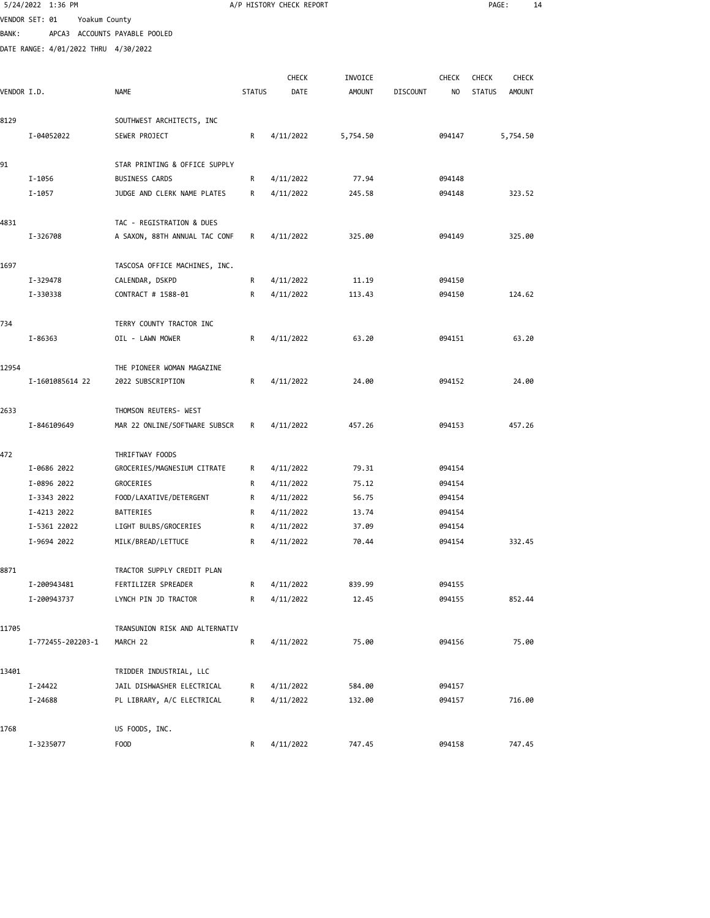VENDOR SET: 01 Yoakum County

BANK: APCA3 ACCOUNTS PAYABLE POOLED

DATE RANGE: 4/01/2022 THRU 4/30/2022

| VENDOR I.D. | NAME | STATUS | CHECK DATE | INVOICE AMOUNT | DISCOUNT | CHECK NO | CHECK STATUS | CHECK AMOUNT |
|---|---|---|---|---|---|---|---|---|
| 8129 | SOUTHWEST ARCHITECTS, INC | | | | | | | |
| I-04052022 | SEWER PROJECT | R | 4/11/2022 | 5,754.50 | | 094147 | | 5,754.50 |
| 91 | STAR PRINTING & OFFICE SUPPLY | | | | | | | |
| I-1056 | BUSINESS CARDS | R | 4/11/2022 | 77.94 | | 094148 | | |
| I-1057 | JUDGE AND CLERK NAME PLATES | R | 4/11/2022 | 245.58 | | 094148 | | 323.52 |
| 4831 | TAC - REGISTRATION & DUES | | | | | | | |
| I-326708 | A SAXON, 88TH ANNUAL TAC CONF | R | 4/11/2022 | 325.00 | | 094149 | | 325.00 |
| 1697 | TASCOSA OFFICE MACHINES, INC. | | | | | | | |
| I-329478 | CALENDAR, DSKPD | R | 4/11/2022 | 11.19 | | 094150 | | |
| I-330338 | CONTRACT # 1588-01 | R | 4/11/2022 | 113.43 | | 094150 | | 124.62 |
| 734 | TERRY COUNTY TRACTOR INC | | | | | | | |
| I-86363 | OIL - LAWN MOWER | R | 4/11/2022 | 63.20 | | 094151 | | 63.20 |
| 12954 | THE PIONEER WOMAN MAGAZINE | | | | | | | |
| I-1601085614 22 | 2022 SUBSCRIPTION | R | 4/11/2022 | 24.00 | | 094152 | | 24.00 |
| 2633 | THOMSON REUTERS- WEST | | | | | | | |
| I-846109649 | MAR 22 ONLINE/SOFTWARE SUBSCR | R | 4/11/2022 | 457.26 | | 094153 | | 457.26 |
| 472 | THRIFTWAY FOODS | | | | | | | |
| I-0686 2022 | GROCERIES/MAGNESIUM CITRATE | R | 4/11/2022 | 79.31 | | 094154 | | |
| I-0896 2022 | GROCERIES | R | 4/11/2022 | 75.12 | | 094154 | | |
| I-3343 2022 | FOOD/LAXATIVE/DETERGENT | R | 4/11/2022 | 56.75 | | 094154 | | |
| I-4213 2022 | BATTERIES | R | 4/11/2022 | 13.74 | | 094154 | | |
| I-5361 22022 | LIGHT BULBS/GROCERIES | R | 4/11/2022 | 37.09 | | 094154 | | |
| I-9694 2022 | MILK/BREAD/LETTUCE | R | 4/11/2022 | 70.44 | | 094154 | | 332.45 |
| 8871 | TRACTOR SUPPLY CREDIT PLAN | | | | | | | |
| I-200943481 | FERTILIZER SPREADER | R | 4/11/2022 | 839.99 | | 094155 | | |
| I-200943737 | LYNCH PIN JD TRACTOR | R | 4/11/2022 | 12.45 | | 094155 | | 852.44 |
| 11705 | TRANSUNION RISK AND ALTERNATIV | | | | | | | |
| I-772455-202203-1 | MARCH 22 | R | 4/11/2022 | 75.00 | | 094156 | | 75.00 |
| 13401 | TRIDDER INDUSTRIAL, LLC | | | | | | | |
| I-24422 | JAIL DISHWASHER ELECTRICAL | R | 4/11/2022 | 584.00 | | 094157 | | |
| I-24688 | PL LIBRARY, A/C ELECTRICAL | R | 4/11/2022 | 132.00 | | 094157 | | 716.00 |
| 1768 | US FOODS, INC. | | | | | | | |
| I-3235077 | FOOD | R | 4/11/2022 | 747.45 | | 094158 | | 747.45 |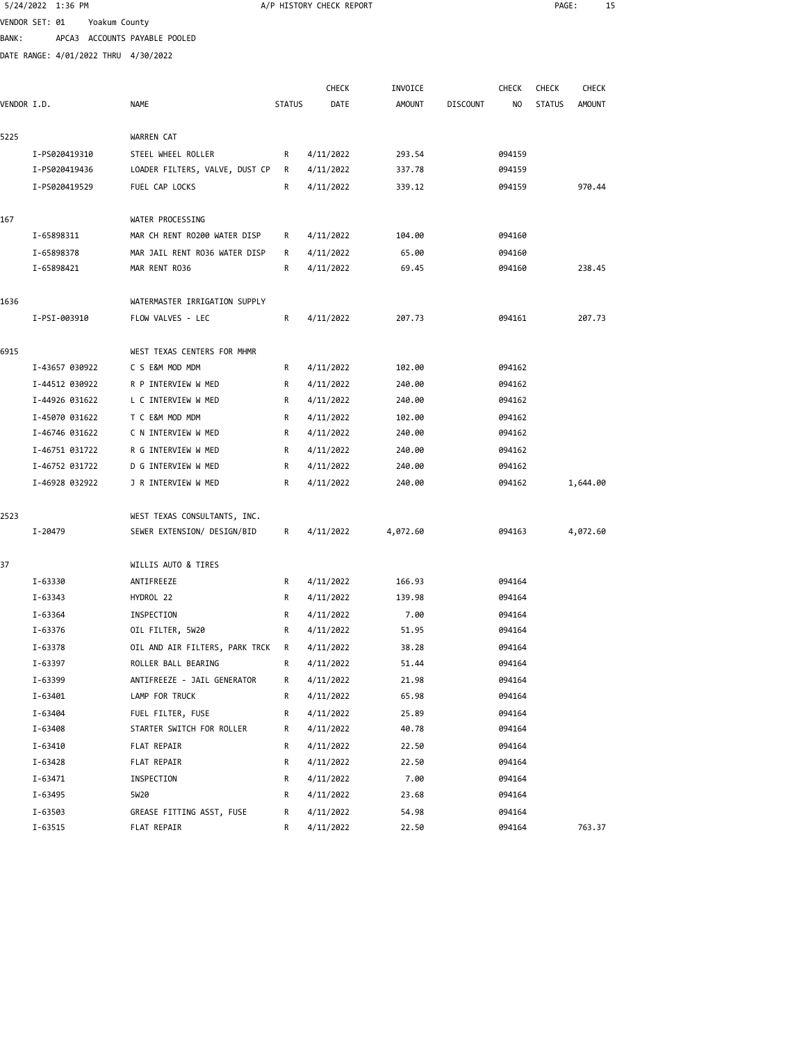5/24/2022 1:36 PM A/P HISTORY CHECK REPORT

VENDOR SET: 01 Yoakum County

BANK: APCA3 ACCOUNTS PAYABLE POOLED

DATE RANGE: 4/01/2022 THRU 4/30/2022

| VENDOR I.D. | NAME | STATUS | CHECK DATE | INVOICE AMOUNT | DISCOUNT | CHECK NO | CHECK STATUS | CHECK AMOUNT |
|---|---|---|---|---|---|---|---|---|
| 5225 | WARREN CAT | | | | | | | |
| I-PS020419310 | STEEL WHEEL ROLLER | R | 4/11/2022 | 293.54 | | 094159 | | |
| I-PS020419436 | LOADER FILTERS, VALVE, DUST CP | R | 4/11/2022 | 337.78 | | 094159 | | |
| I-PS020419529 | FUEL CAP LOCKS | R | 4/11/2022 | 339.12 | | 094159 | | 970.44 |
| 167 | WATER PROCESSING | | | | | | | |
| I-65898311 | MAR CH RENT RO200 WATER DISP | R | 4/11/2022 | 104.00 | | 094160 | | |
| I-65898378 | MAR JAIL RENT RO36 WATER DISP | R | 4/11/2022 | 65.00 | | 094160 | | |
| I-65898421 | MAR RENT RO36 | R | 4/11/2022 | 69.45 | | 094160 | | 238.45 |
| 1636 | WATERMASTER IRRIGATION SUPPLY | | | | | | | |
| I-PSI-003910 | FLOW VALVES - LEC | R | 4/11/2022 | 207.73 | | 094161 | | 207.73 |
| 6915 | WEST TEXAS CENTERS FOR MHMR | | | | | | | |
| I-43657 030922 | C S E&M MOD MDM | R | 4/11/2022 | 102.00 | | 094162 | | |
| I-44512 030922 | R P INTERVIEW W MED | R | 4/11/2022 | 240.00 | | 094162 | | |
| I-44926 031622 | L C INTERVIEW W MED | R | 4/11/2022 | 240.00 | | 094162 | | |
| I-45070 031622 | T C E&M MOD MDM | R | 4/11/2022 | 102.00 | | 094162 | | |
| I-46746 031622 | C N INTERVIEW W MED | R | 4/11/2022 | 240.00 | | 094162 | | |
| I-46751 031722 | R G INTERVIEW W MED | R | 4/11/2022 | 240.00 | | 094162 | | |
| I-46752 031722 | D G INTERVIEW W MED | R | 4/11/2022 | 240.00 | | 094162 | | |
| I-46928 032922 | J R INTERVIEW W MED | R | 4/11/2022 | 240.00 | | 094162 | | 1,644.00 |
| 2523 | WEST TEXAS CONSULTANTS, INC. | | | | | | | |
| I-20479 | SEWER EXTENSION/ DESIGN/BID | R | 4/11/2022 | 4,072.60 | | 094163 | | 4,072.60 |
| 37 | WILLIS AUTO & TIRES | | | | | | | |
| I-63330 | ANTIFREEZE | R | 4/11/2022 | 166.93 | | 094164 | | |
| I-63343 | HYDROL 22 | R | 4/11/2022 | 139.98 | | 094164 | | |
| I-63364 | INSPECTION | R | 4/11/2022 | 7.00 | | 094164 | | |
| I-63376 | OIL FILTER, 5W20 | R | 4/11/2022 | 51.95 | | 094164 | | |
| I-63378 | OIL AND AIR FILTERS, PARK TRCK | R | 4/11/2022 | 38.28 | | 094164 | | |
| I-63397 | ROLLER BALL BEARING | R | 4/11/2022 | 51.44 | | 094164 | | |
| I-63399 | ANTIFREEZE - JAIL GENERATOR | R | 4/11/2022 | 21.98 | | 094164 | | |
| I-63401 | LAMP FOR TRUCK | R | 4/11/2022 | 65.98 | | 094164 | | |
| I-63404 | FUEL FILTER, FUSE | R | 4/11/2022 | 25.89 | | 094164 | | |
| I-63408 | STARTER SWITCH FOR ROLLER | R | 4/11/2022 | 40.78 | | 094164 | | |
| I-63410 | FLAT REPAIR | R | 4/11/2022 | 22.50 | | 094164 | | |
| I-63428 | FLAT REPAIR | R | 4/11/2022 | 22.50 | | 094164 | | |
| I-63471 | INSPECTION | R | 4/11/2022 | 7.00 | | 094164 | | |
| I-63495 | 5W20 | R | 4/11/2022 | 23.68 | | 094164 | | |
| I-63503 | GREASE FITTING ASST, FUSE | R | 4/11/2022 | 54.98 | | 094164 | | |
| I-63515 | FLAT REPAIR | R | 4/11/2022 | 22.50 | | 094164 | | 763.37 |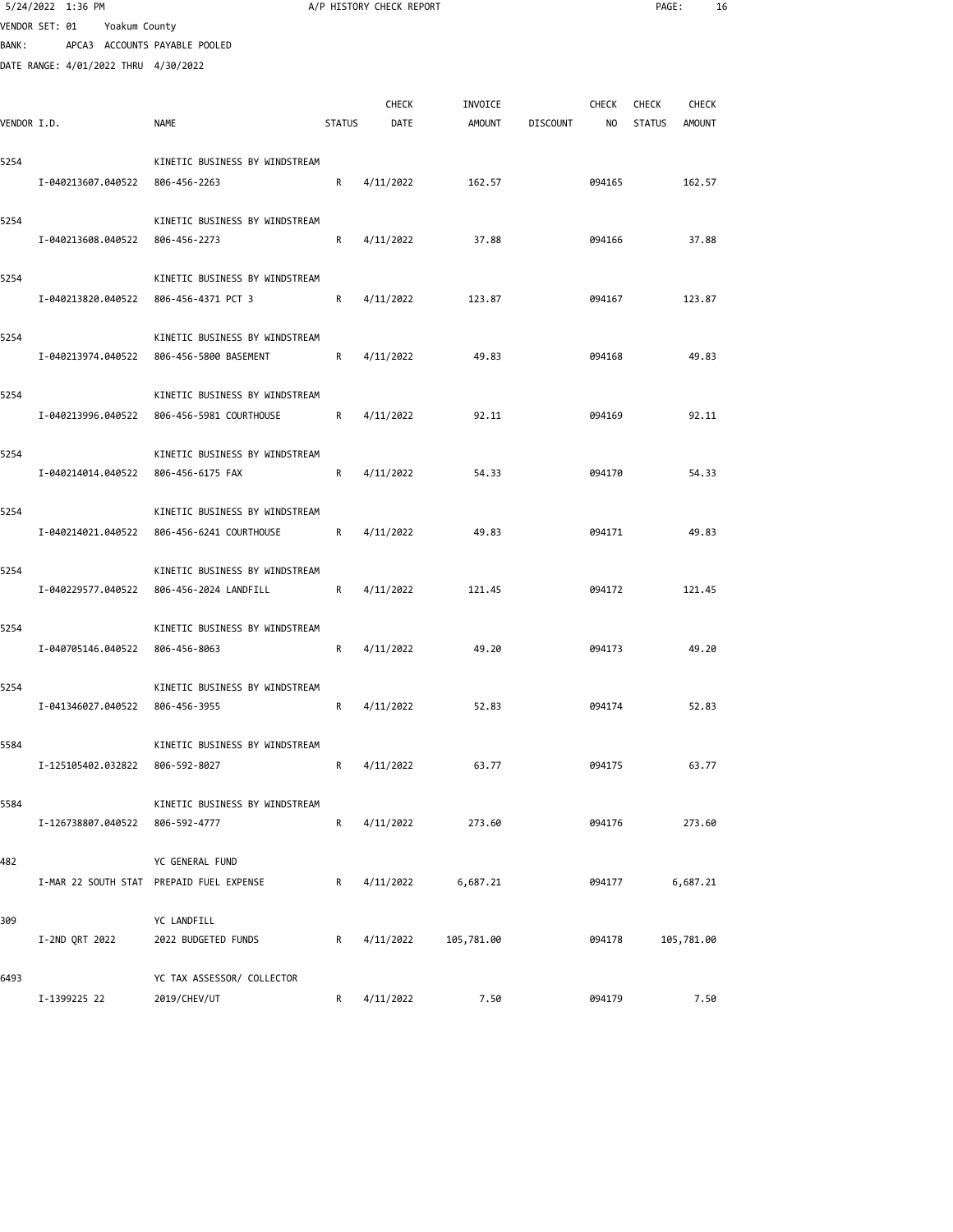VENDOR SET: 01 Yoakum County

BANK: APCA3 ACCOUNTS PAYABLE POOLED

DATE RANGE: 4/01/2022 THRU 4/30/2022

| VENDOR I.D. | NAME | STATUS | CHECK DATE | INVOICE AMOUNT | DISCOUNT | CHECK NO | CHECK STATUS | CHECK AMOUNT |
|---|---|---|---|---|---|---|---|---|
| 5254 | KINETIC BUSINESS BY WINDSTREAM | | | | | | | |
| I-040213607.040522 | 806-456-2263 | R | 4/11/2022 | 162.57 | | 094165 | | 162.57 |
| 5254 | KINETIC BUSINESS BY WINDSTREAM | | | | | | | |
| I-040213608.040522 | 806-456-2273 | R | 4/11/2022 | 37.88 | | 094166 | | 37.88 |
| 5254 | KINETIC BUSINESS BY WINDSTREAM | | | | | | | |
| I-040213820.040522 | 806-456-4371 PCT 3 | R | 4/11/2022 | 123.87 | | 094167 | | 123.87 |
| 5254 | KINETIC BUSINESS BY WINDSTREAM | | | | | | | |
| I-040213974.040522 | 806-456-5800 BASEMENT | R | 4/11/2022 | 49.83 | | 094168 | | 49.83 |
| 5254 | KINETIC BUSINESS BY WINDSTREAM | | | | | | | |
| I-040213996.040522 | 806-456-5981 COURTHOUSE | R | 4/11/2022 | 92.11 | | 094169 | | 92.11 |
| 5254 | KINETIC BUSINESS BY WINDSTREAM | | | | | | | |
| I-040214014.040522 | 806-456-6175 FAX | R | 4/11/2022 | 54.33 | | 094170 | | 54.33 |
| 5254 | KINETIC BUSINESS BY WINDSTREAM | | | | | | | |
| I-040214021.040522 | 806-456-6241 COURTHOUSE | R | 4/11/2022 | 49.83 | | 094171 | | 49.83 |
| 5254 | KINETIC BUSINESS BY WINDSTREAM | | | | | | | |
| I-040229577.040522 | 806-456-2024 LANDFILL | R | 4/11/2022 | 121.45 | | 094172 | | 121.45 |
| 5254 | KINETIC BUSINESS BY WINDSTREAM | | | | | | | |
| I-040705146.040522 | 806-456-8063 | R | 4/11/2022 | 49.20 | | 094173 | | 49.20 |
| 5254 | KINETIC BUSINESS BY WINDSTREAM | | | | | | | |
| I-041346027.040522 | 806-456-3955 | R | 4/11/2022 | 52.83 | | 094174 | | 52.83 |
| 5584 | KINETIC BUSINESS BY WINDSTREAM | | | | | | | |
| I-125105402.032822 | 806-592-8027 | R | 4/11/2022 | 63.77 | | 094175 | | 63.77 |
| 5584 | KINETIC BUSINESS BY WINDSTREAM | | | | | | | |
| I-126738807.040522 | 806-592-4777 | R | 4/11/2022 | 273.60 | | 094176 | | 273.60 |
| 482 | YC GENERAL FUND | | | | | | | |
| I-MAR 22 SOUTH STAT | PREPAID FUEL EXPENSE | R | 4/11/2022 | 6,687.21 | | 094177 | | 6,687.21 |
| 309 | YC LANDFILL | | | | | | | |
| I-2ND QRT 2022 | 2022 BUDGETED FUNDS | R | 4/11/2022 | 105,781.00 | | 094178 | | 105,781.00 |
| 6493 | YC TAX ASSESSOR/ COLLECTOR | | | | | | | |
| I-1399225 22 | 2019/CHEV/UT | R | 4/11/2022 | 7.50 | | 094179 | | 7.50 |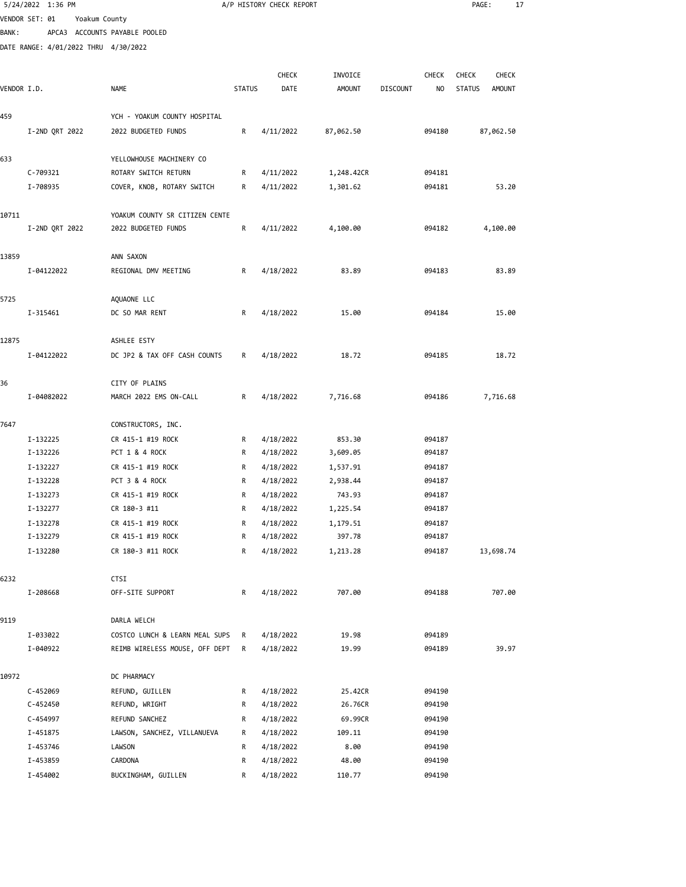5/24/2022 1:36 PM A/P HISTORY CHECK REPORT

VENDOR SET: 01 Yoakum County

BANK: APCA3 ACCOUNTS PAYABLE POOLED

DATE RANGE: 4/01/2022 THRU 4/30/2022

| VENDOR I.D. | NAME | STATUS | CHECK DATE | INVOICE AMOUNT | DISCOUNT | CHECK NO | CHECK STATUS | CHECK AMOUNT |
|---|---|---|---|---|---|---|---|---|
| 459 | YCH - YOAKUM COUNTY HOSPITAL | | | | | | | |
| I-2ND QRT 2022 | 2022 BUDGETED FUNDS | R | 4/11/2022 | 87,062.50 | | 094180 | | 87,062.50 |
| 633 | YELLOWHOUSE MACHINERY CO | | | | | | | |
| C-709321 | ROTARY SWITCH RETURN | R | 4/11/2022 | 1,248.42CR | | 094181 | | |
| I-708935 | COVER, KNOB, ROTARY SWITCH | R | 4/11/2022 | 1,301.62 | | 094181 | | 53.20 |
| 10711 | YOAKUM COUNTY SR CITIZEN CENTE | | | | | | | |
| I-2ND QRT 2022 | 2022 BUDGETED FUNDS | R | 4/11/2022 | 4,100.00 | | 094182 | | 4,100.00 |
| 13859 | ANN SAXON | | | | | | | |
| I-04122022 | REGIONAL DMV MEETING | R | 4/18/2022 | 83.89 | | 094183 | | 83.89 |
| 5725 | AQUAONE LLC | | | | | | | |
| I-315461 | DC SO MAR RENT | R | 4/18/2022 | 15.00 | | 094184 | | 15.00 |
| 12875 | ASHLEE ESTY | | | | | | | |
| I-04122022 | DC JP2 & TAX OFF CASH COUNTS | R | 4/18/2022 | 18.72 | | 094185 | | 18.72 |
| 36 | CITY OF PLAINS | | | | | | | |
| I-04082022 | MARCH 2022 EMS ON-CALL | R | 4/18/2022 | 7,716.68 | | 094186 | | 7,716.68 |
| 7647 | CONSTRUCTORS, INC. | | | | | | | |
| I-132225 | CR 415-1 #19 ROCK | R | 4/18/2022 | 853.30 | | 094187 | | |
| I-132226 | PCT 1 & 4 ROCK | R | 4/18/2022 | 3,609.05 | | 094187 | | |
| I-132227 | CR 415-1 #19 ROCK | R | 4/18/2022 | 1,537.91 | | 094187 | | |
| I-132228 | PCT 3 & 4 ROCK | R | 4/18/2022 | 2,938.44 | | 094187 | | |
| I-132273 | CR 415-1 #19 ROCK | R | 4/18/2022 | 743.93 | | 094187 | | |
| I-132277 | CR 180-3 #11 | R | 4/18/2022 | 1,225.54 | | 094187 | | |
| I-132278 | CR 415-1 #19 ROCK | R | 4/18/2022 | 1,179.51 | | 094187 | | |
| I-132279 | CR 415-1 #19 ROCK | R | 4/18/2022 | 397.78 | | 094187 | | |
| I-132280 | CR 180-3 #11 ROCK | R | 4/18/2022 | 1,213.28 | | 094187 | | 13,698.74 |
| 6232 | CTSI | | | | | | | |
| I-208668 | OFF-SITE SUPPORT | R | 4/18/2022 | 707.00 | | 094188 | | 707.00 |
| 9119 | DARLA WELCH | | | | | | | |
| I-033022 | COSTCO LUNCH & LEARN MEAL SUPS | R | 4/18/2022 | 19.98 | | 094189 | | |
| I-040922 | REIMB WIRELESS MOUSE, OFF DEPT | R | 4/18/2022 | 19.99 | | 094189 | | 39.97 |
| 10972 | DC PHARMACY | | | | | | | |
| C-452069 | REFUND, GUILLEN | R | 4/18/2022 | 25.42CR | | 094190 | | |
| C-452450 | REFUND, WRIGHT | R | 4/18/2022 | 26.76CR | | 094190 | | |
| C-454997 | REFUND SANCHEZ | R | 4/18/2022 | 69.99CR | | 094190 | | |
| I-451875 | LAWSON, SANCHEZ, VILLANUEVA | R | 4/18/2022 | 109.11 | | 094190 | | |
| I-453746 | LAWSON | R | 4/18/2022 | 8.00 | | 094190 | | |
| I-453859 | CARDONA | R | 4/18/2022 | 48.00 | | 094190 | | |
| I-454002 | BUCKINGHAM, GUILLEN | R | 4/18/2022 | 110.77 | | 094190 | | |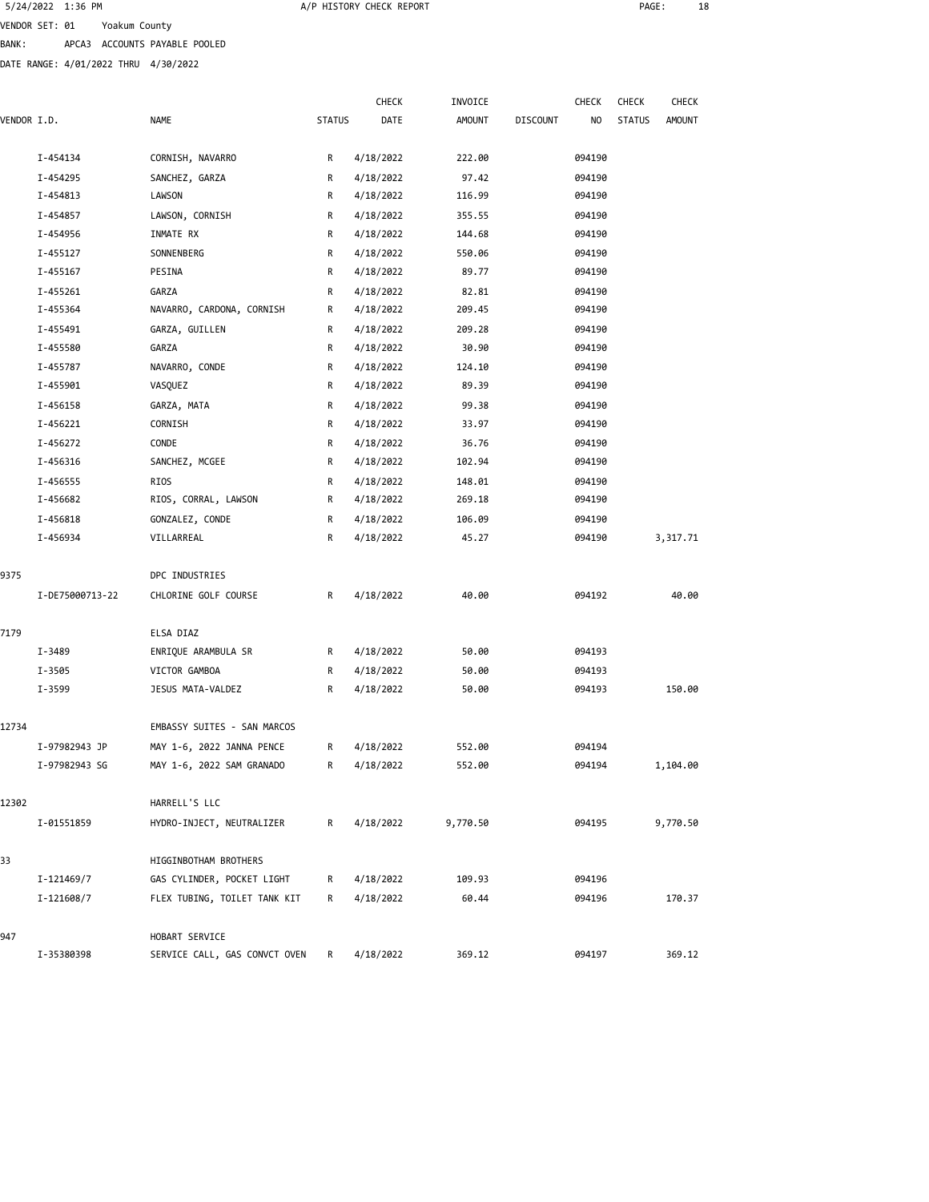5/24/2022 1:36 PM A/P HISTORY CHECK REPORT

VENDOR SET: 01 Yoakum County

BANK: APCA3 ACCOUNTS PAYABLE POOLED

DATE RANGE: 4/01/2022 THRU 4/30/2022

| VENDOR I.D. | NAME | STATUS | CHECK DATE | INVOICE AMOUNT | DISCOUNT | CHECK NO | CHECK STATUS | CHECK AMOUNT |
|---|---|---|---|---|---|---|---|---|
| I-454134 | CORNISH, NAVARRO | R | 4/18/2022 | 222.00 | | 094190 | | |
| I-454295 | SANCHEZ, GARZA | R | 4/18/2022 | 97.42 | | 094190 | | |
| I-454813 | LAWSON | R | 4/18/2022 | 116.99 | | 094190 | | |
| I-454857 | LAWSON, CORNISH | R | 4/18/2022 | 355.55 | | 094190 | | |
| I-454956 | INMATE RX | R | 4/18/2022 | 144.68 | | 094190 | | |
| I-455127 | SONNENBERG | R | 4/18/2022 | 550.06 | | 094190 | | |
| I-455167 | PESINA | R | 4/18/2022 | 89.77 | | 094190 | | |
| I-455261 | GARZA | R | 4/18/2022 | 82.81 | | 094190 | | |
| I-455364 | NAVARRO, CARDONA, CORNISH | R | 4/18/2022 | 209.45 | | 094190 | | |
| I-455491 | GARZA, GUILLEN | R | 4/18/2022 | 209.28 | | 094190 | | |
| I-455580 | GARZA | R | 4/18/2022 | 30.90 | | 094190 | | |
| I-455787 | NAVARRO, CONDE | R | 4/18/2022 | 124.10 | | 094190 | | |
| I-455901 | VASQUEZ | R | 4/18/2022 | 89.39 | | 094190 | | |
| I-456158 | GARZA, MATA | R | 4/18/2022 | 99.38 | | 094190 | | |
| I-456221 | CORNISH | R | 4/18/2022 | 33.97 | | 094190 | | |
| I-456272 | CONDE | R | 4/18/2022 | 36.76 | | 094190 | | |
| I-456316 | SANCHEZ, MCGEE | R | 4/18/2022 | 102.94 | | 094190 | | |
| I-456555 | RIOS | R | 4/18/2022 | 148.01 | | 094190 | | |
| I-456682 | RIOS, CORRAL, LAWSON | R | 4/18/2022 | 269.18 | | 094190 | | |
| I-456818 | GONZALEZ, CONDE | R | 4/18/2022 | 106.09 | | 094190 | | |
| I-456934 | VILLARREAL | R | 4/18/2022 | 45.27 | | 094190 | | 3,317.71 |
| 9375 | DPC INDUSTRIES | | | | | | | |
| I-DE75000713-22 | CHLORINE GOLF COURSE | R | 4/18/2022 | 40.00 | | 094192 | | 40.00 |
| 7179 | ELSA DIAZ | | | | | | | |
| I-3489 | ENRIQUE ARAMBULA SR | R | 4/18/2022 | 50.00 | | 094193 | | |
| I-3505 | VICTOR GAMBOA | R | 4/18/2022 | 50.00 | | 094193 | | |
| I-3599 | JESUS MATA-VALDEZ | R | 4/18/2022 | 50.00 | | 094193 | | 150.00 |
| 12734 | EMBASSY SUITES - SAN MARCOS | | | | | | | |
| I-97982943 JP | MAY 1-6, 2022 JANNA PENCE | R | 4/18/2022 | 552.00 | | 094194 | | |
| I-97982943 SG | MAY 1-6, 2022 SAM GRANADO | R | 4/18/2022 | 552.00 | | 094194 | | 1,104.00 |
| 12302 | HARRELL'S LLC | | | | | | | |
| I-01551859 | HYDRO-INJECT, NEUTRALIZER | R | 4/18/2022 | 9,770.50 | | 094195 | | 9,770.50 |
| 33 | HIGGINBOTHAM BROTHERS | | | | | | | |
| I-121469/7 | GAS CYLINDER, POCKET LIGHT | R | 4/18/2022 | 109.93 | | 094196 | | |
| I-121608/7 | FLEX TUBING, TOILET TANK KIT | R | 4/18/2022 | 60.44 | | 094196 | | 170.37 |
| 947 | HOBART SERVICE | | | | | | | |
| I-35380398 | SERVICE CALL, GAS CONVCT OVEN | R | 4/18/2022 | 369.12 | | 094197 | | 369.12 |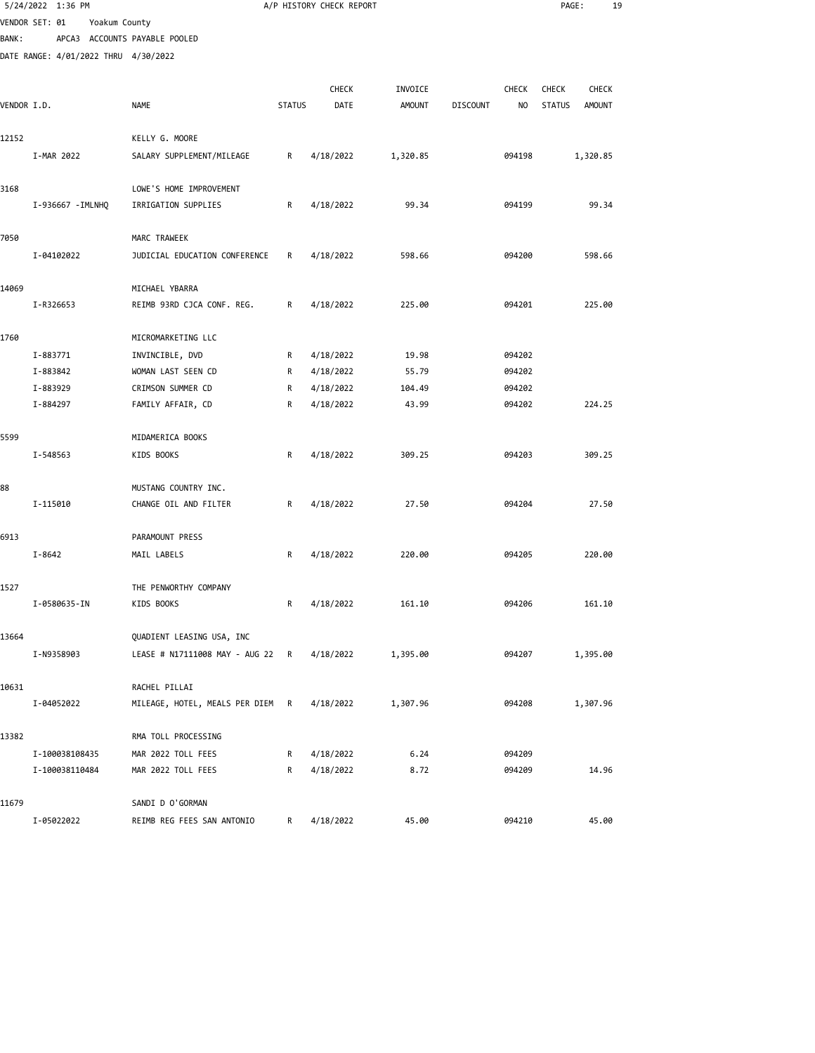5/24/2022 1:36 PM A/P HISTORY CHECK REPORT

VENDOR SET: 01 Yoakum County

BANK: APCA3 ACCOUNTS PAYABLE POOLED

DATE RANGE: 4/01/2022 THRU 4/30/2022

| VENDOR I.D. | NAME | STATUS | CHECK DATE | INVOICE AMOUNT | DISCOUNT | CHECK NO | CHECK STATUS | CHECK AMOUNT |
|---|---|---|---|---|---|---|---|---|
| 12152 | KELLY G. MOORE | | | | | | | |
| I-MAR 2022 | SALARY SUPPLEMENT/MILEAGE | R | 4/18/2022 | 1,320.85 | | 094198 | | 1,320.85 |
| 3168 | LOWE'S HOME IMPROVEMENT | | | | | | | |
| I-936667 -IMLNHQ | IRRIGATION SUPPLIES | R | 4/18/2022 | 99.34 | | 094199 | | 99.34 |
| 7050 | MARC TRAWEEK | | | | | | | |
| I-04102022 | JUDICIAL EDUCATION CONFERENCE | R | 4/18/2022 | 598.66 | | 094200 | | 598.66 |
| 14069 | MICHAEL YBARRA | | | | | | | |
| I-R326653 | REIMB 93RD CJCA CONF. REG. | R | 4/18/2022 | 225.00 | | 094201 | | 225.00 |
| 1760 | MICROMARKETING LLC | | | | | | | |
| I-883771 | INVINCIBLE, DVD | R | 4/18/2022 | 19.98 | | 094202 | | |
| I-883842 | WOMAN LAST SEEN CD | R | 4/18/2022 | 55.79 | | 094202 | | |
| I-883929 | CRIMSON SUMMER CD | R | 4/18/2022 | 104.49 | | 094202 | | |
| I-884297 | FAMILY AFFAIR, CD | R | 4/18/2022 | 43.99 | | 094202 | | 224.25 |
| 5599 | MIDAMERICA BOOKS | | | | | | | |
| I-548563 | KIDS BOOKS | R | 4/18/2022 | 309.25 | | 094203 | | 309.25 |
| 88 | MUSTANG COUNTRY INC. | | | | | | | |
| I-115010 | CHANGE OIL AND FILTER | R | 4/18/2022 | 27.50 | | 094204 | | 27.50 |
| 6913 | PARAMOUNT PRESS | | | | | | | |
| I-8642 | MAIL LABELS | R | 4/18/2022 | 220.00 | | 094205 | | 220.00 |
| 1527 | THE PENWORTHY COMPANY | | | | | | | |
| I-0580635-IN | KIDS BOOKS | R | 4/18/2022 | 161.10 | | 094206 | | 161.10 |
| 13664 | QUADIENT LEASING USA, INC | | | | | | | |
| I-N9358903 | LEASE # N17111008 MAY - AUG 22 | R | 4/18/2022 | 1,395.00 | | 094207 | | 1,395.00 |
| 10631 | RACHEL PILLAI | | | | | | | |
| I-04052022 | MILEAGE, HOTEL, MEALS PER DIEM | R | 4/18/2022 | 1,307.96 | | 094208 | | 1,307.96 |
| 13382 | RMA TOLL PROCESSING | | | | | | | |
| I-100038108435 | MAR 2022 TOLL FEES | R | 4/18/2022 | 6.24 | | 094209 | | |
| I-100038110484 | MAR 2022 TOLL FEES | R | 4/18/2022 | 8.72 | | 094209 | | 14.96 |
| 11679 | SANDI D O'GORMAN | | | | | | | |
| I-05022022 | REIMB REG FEES SAN ANTONIO | R | 4/18/2022 | 45.00 | | 094210 | | 45.00 |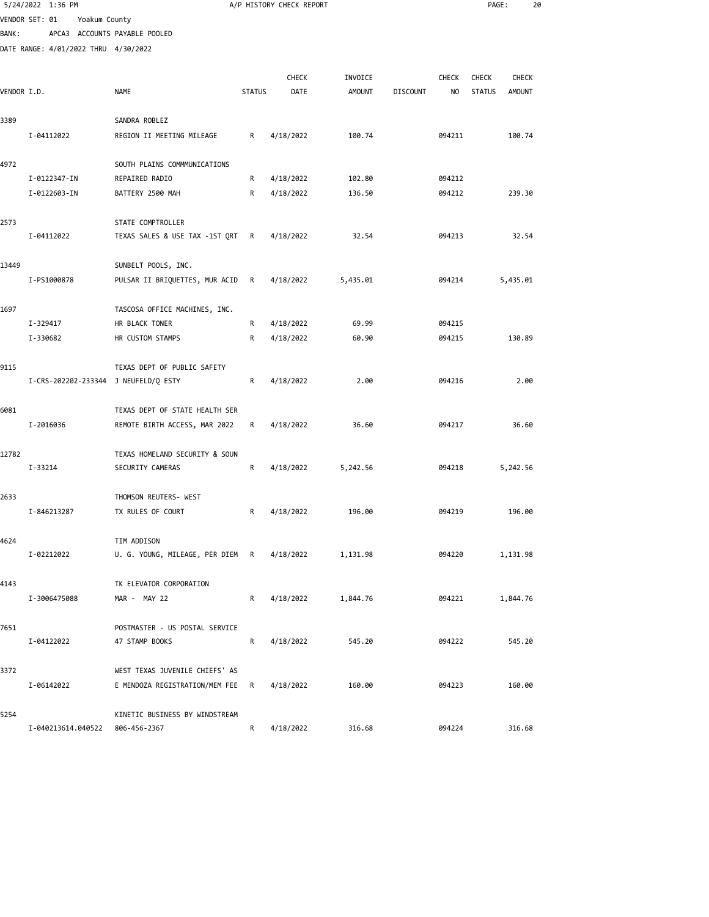A/P HISTORY CHECK REPORT

VENDOR SET: 01 Yoakum County
BANK: APCA3 ACCOUNTS PAYABLE POOLED
DATE RANGE: 4/01/2022 THRU 4/30/2022

| VENDOR I.D. | NAME | STATUS | CHECK DATE | INVOICE AMOUNT | DISCOUNT | CHECK NO | CHECK STATUS | CHECK AMOUNT |
|---|---|---|---|---|---|---|---|---|
| 3389 | SANDRA ROBLEZ | | | | | | | |
| I-04112022 | REGION II MEETING MILEAGE | R | 4/18/2022 | 100.74 | | 094211 | | 100.74 |
| 4972 | SOUTH PLAINS COMMMUNICATIONS | | | | | | | |
| I-0122347-IN | REPAIRED RADIO | R | 4/18/2022 | 102.80 | | 094212 | | |
| I-0122603-IN | BATTERY 2500 MAH | R | 4/18/2022 | 136.50 | | 094212 | | 239.30 |
| 2573 | STATE COMPTROLLER | | | | | | | |
| I-04112022 | TEXAS SALES & USE TAX -1ST QRT | R | 4/18/2022 | 32.54 | | 094213 | | 32.54 |
| 13449 | SUNBELT POOLS, INC. | | | | | | | |
| I-PS1000878 | PULSAR II BRIQUETTES, MUR ACID | R | 4/18/2022 | 5,435.01 | | 094214 | | 5,435.01 |
| 1697 | TASCOSA OFFICE MACHINES, INC. | | | | | | | |
| I-329417 | HR BLACK TONER | R | 4/18/2022 | 69.99 | | 094215 | | |
| I-330682 | HR CUSTOM STAMPS | R | 4/18/2022 | 60.90 | | 094215 | | 130.89 |
| 9115 | TEXAS DEPT OF PUBLIC SAFETY | | | | | | | |
| I-CRS-202202-233344 | J NEUFELD/Q ESTY | R | 4/18/2022 | 2.00 | | 094216 | | 2.00 |
| 6081 | TEXAS DEPT OF STATE HEALTH SER | | | | | | | |
| I-2016036 | REMOTE BIRTH ACCESS, MAR 2022 | R | 4/18/2022 | 36.60 | | 094217 | | 36.60 |
| 12782 | TEXAS HOMELAND SECURITY & SOUN | | | | | | | |
| I-33214 | SECURITY CAMERAS | R | 4/18/2022 | 5,242.56 | | 094218 | | 5,242.56 |
| 2633 | THOMSON REUTERS- WEST | | | | | | | |
| I-846213287 | TX RULES OF COURT | R | 4/18/2022 | 196.00 | | 094219 | | 196.00 |
| 4624 | TIM ADDISON | | | | | | | |
| I-02212022 | U. G. YOUNG, MILEAGE, PER DIEM | R | 4/18/2022 | 1,131.98 | | 094220 | | 1,131.98 |
| 4143 | TK ELEVATOR CORPORATION | | | | | | | |
| I-3006475088 | MAR - MAY 22 | R | 4/18/2022 | 1,844.76 | | 094221 | | 1,844.76 |
| 7651 | POSTMASTER - US POSTAL SERVICE | | | | | | | |
| I-04122022 | 47 STAMP BOOKS | R | 4/18/2022 | 545.20 | | 094222 | | 545.20 |
| 3372 | WEST TEXAS JUVENILE CHIEFS' AS | | | | | | | |
| I-06142022 | E MENDOZA REGISTRATION/MEM FEE | R | 4/18/2022 | 160.00 | | 094223 | | 160.00 |
| 5254 | KINETIC BUSINESS BY WINDSTREAM | | | | | | | |
| I-040213614.040522 | 806-456-2367 | R | 4/18/2022 | 316.68 | | 094224 | | 316.68 |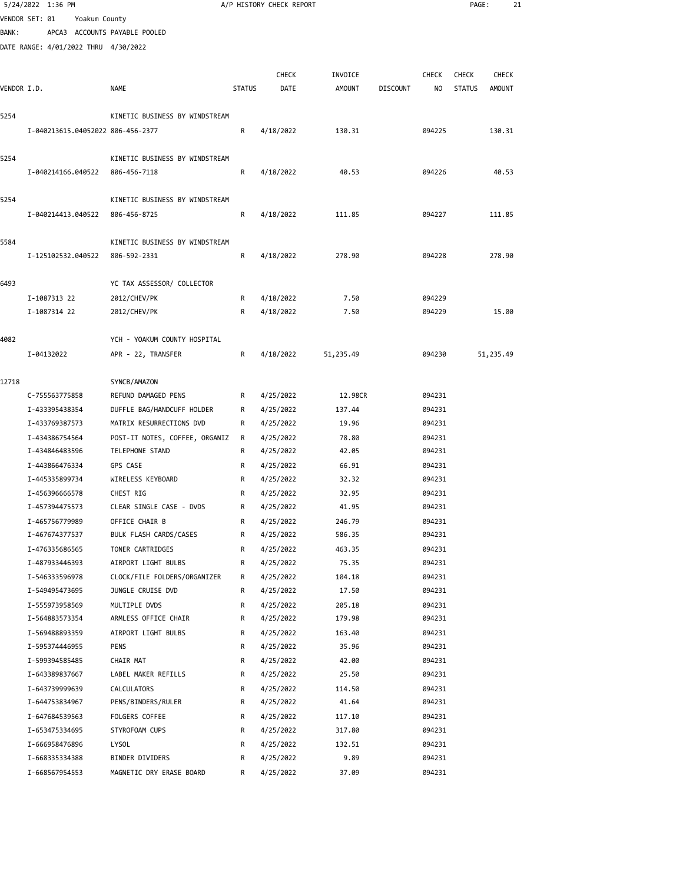VENDOR SET: 01 Yoakum County
BANK: APCA3 ACCOUNTS PAYABLE POOLED
DATE RANGE: 4/01/2022 THRU 4/30/2022

A/P HISTORY CHECK REPORT

| VENDOR I.D. | NAME | STATUS | CHECK DATE | INVOICE AMOUNT | DISCOUNT | CHECK NO | CHECK STATUS | CHECK AMOUNT |
|---|---|---|---|---|---|---|---|---|
| 5254 | KINETIC BUSINESS BY WINDSTREAM | | | | | | | |
| I-040213615.04052022 | 806-456-2377 | R | 4/18/2022 | 130.31 | | 094225 | | 130.31 |
| 5254 | KINETIC BUSINESS BY WINDSTREAM | | | | | | | |
| I-040214166.040522 | 806-456-7118 | R | 4/18/2022 | 40.53 | | 094226 | | 40.53 |
| 5254 | KINETIC BUSINESS BY WINDSTREAM | | | | | | | |
| I-040214413.040522 | 806-456-8725 | R | 4/18/2022 | 111.85 | | 094227 | | 111.85 |
| 5584 | KINETIC BUSINESS BY WINDSTREAM | | | | | | | |
| I-125102532.040522 | 806-592-2331 | R | 4/18/2022 | 278.90 | | 094228 | | 278.90 |
| 6493 | YC TAX ASSESSOR/ COLLECTOR | | | | | | | |
| I-1087313 22 | 2012/CHEV/PK | R | 4/18/2022 | 7.50 | | 094229 | | |
| I-1087314 22 | 2012/CHEV/PK | R | 4/18/2022 | 7.50 | | 094229 | | 15.00 |
| 4082 | YCH - YOAKUM COUNTY HOSPITAL | | | | | | | |
| I-04132022 | APR - 22, TRANSFER | R | 4/18/2022 | 51,235.49 | | 094230 | | 51,235.49 |
| 12718 | SYNCB/AMAZON | | | | | | | |
| C-755563775858 | REFUND DAMAGED PENS | R | 4/25/2022 | 12.98CR | | 094231 | | |
| I-433395438354 | DUFFLE BAG/HANDCUFF HOLDER | R | 4/25/2022 | 137.44 | | 094231 | | |
| I-433769387573 | MATRIX RESURRECTIONS DVD | R | 4/25/2022 | 19.96 | | 094231 | | |
| I-434386754564 | POST-IT NOTES, COFFEE, ORGANIZ | R | 4/25/2022 | 78.80 | | 094231 | | |
| I-434846483596 | TELEPHONE STAND | R | 4/25/2022 | 42.05 | | 094231 | | |
| I-443866476334 | GPS CASE | R | 4/25/2022 | 66.91 | | 094231 | | |
| I-445335899734 | WIRELESS KEYBOARD | R | 4/25/2022 | 32.32 | | 094231 | | |
| I-456396666578 | CHEST RIG | R | 4/25/2022 | 32.95 | | 094231 | | |
| I-457394475573 | CLEAR SINGLE CASE - DVDS | R | 4/25/2022 | 41.95 | | 094231 | | |
| I-465756779989 | OFFICE CHAIR B | R | 4/25/2022 | 246.79 | | 094231 | | |
| I-467674377537 | BULK FLASH CARDS/CASES | R | 4/25/2022 | 586.35 | | 094231 | | |
| I-476335686565 | TONER CARTRIDGES | R | 4/25/2022 | 463.35 | | 094231 | | |
| I-487933446393 | AIRPORT LIGHT BULBS | R | 4/25/2022 | 75.35 | | 094231 | | |
| I-546333596978 | CLOCK/FILE FOLDERS/ORGANIZER | R | 4/25/2022 | 104.18 | | 094231 | | |
| I-549495473695 | JUNGLE CRUISE DVD | R | 4/25/2022 | 17.50 | | 094231 | | |
| I-555973958569 | MULTIPLE DVDS | R | 4/25/2022 | 205.18 | | 094231 | | |
| I-564883573354 | ARMLESS OFFICE CHAIR | R | 4/25/2022 | 179.98 | | 094231 | | |
| I-569488893359 | AIRPORT LIGHT BULBS | R | 4/25/2022 | 163.40 | | 094231 | | |
| I-595374446955 | PENS | R | 4/25/2022 | 35.96 | | 094231 | | |
| I-599394585485 | CHAIR MAT | R | 4/25/2022 | 42.00 | | 094231 | | |
| I-643389837667 | LABEL MAKER REFILLS | R | 4/25/2022 | 25.50 | | 094231 | | |
| I-643739999639 | CALCULATORS | R | 4/25/2022 | 114.50 | | 094231 | | |
| I-644753834967 | PENS/BINDERS/RULER | R | 4/25/2022 | 41.64 | | 094231 | | |
| I-647684539563 | FOLGERS COFFEE | R | 4/25/2022 | 117.10 | | 094231 | | |
| I-653475334695 | STYROFOAM CUPS | R | 4/25/2022 | 317.80 | | 094231 | | |
| I-666958476896 | LYSOL | R | 4/25/2022 | 132.51 | | 094231 | | |
| I-668335334388 | BINDER DIVIDERS | R | 4/25/2022 | 9.89 | | 094231 | | |
| I-668567954553 | MAGNETIC DRY ERASE BOARD | R | 4/25/2022 | 37.09 | | 094231 | | |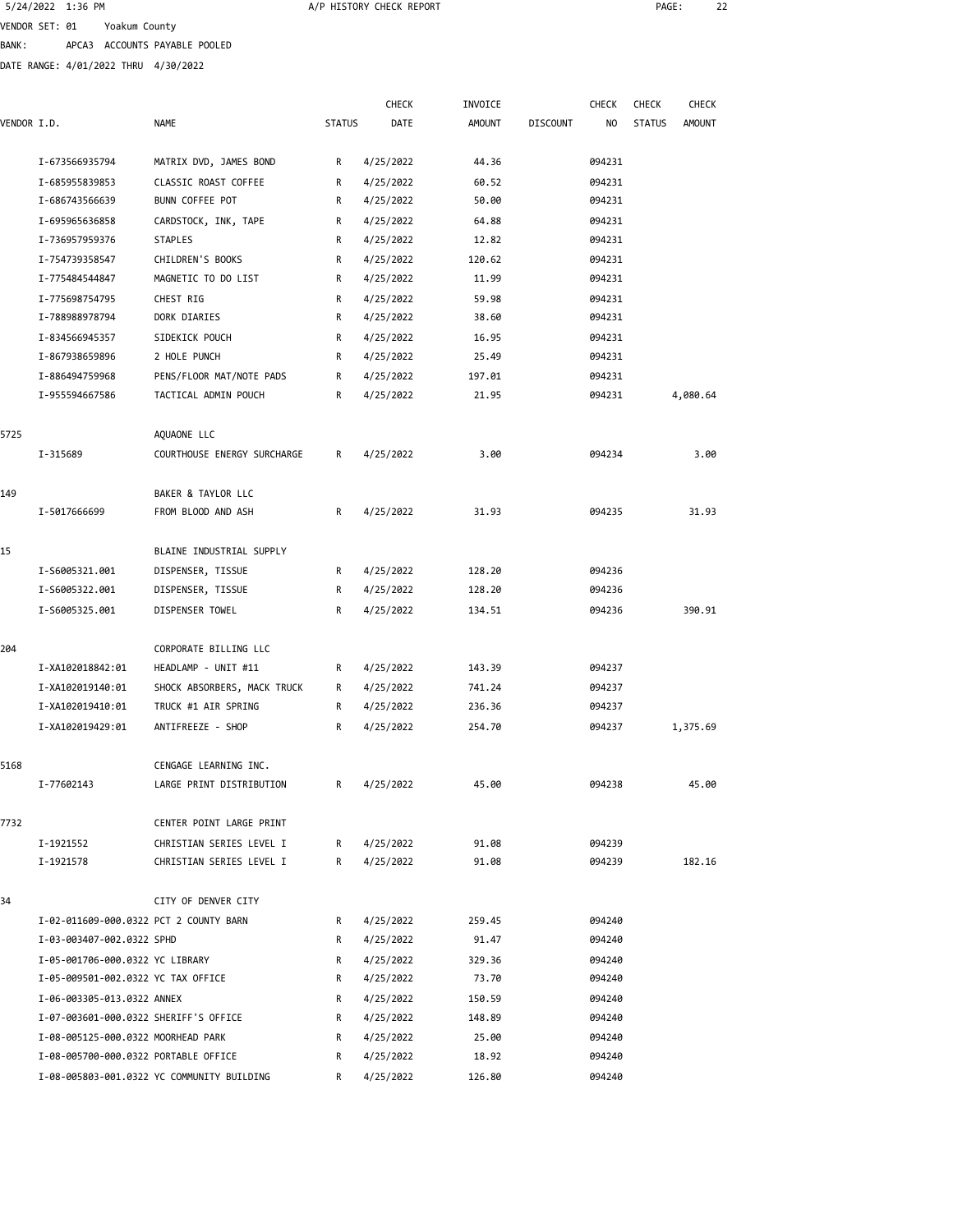5/24/2022 1:36 PM A/P HISTORY CHECK REPORT

VENDOR SET: 01 Yoakum County
BANK: APCA3 ACCOUNTS PAYABLE POOLED
DATE RANGE: 4/01/2022 THRU 4/30/2022

| VENDOR I.D. | NAME | STATUS | CHECK DATE | INVOICE AMOUNT | DISCOUNT | CHECK NO | CHECK STATUS | CHECK AMOUNT |
|---|---|---|---|---|---|---|---|---|
| I-673566935794 | MATRIX DVD, JAMES BOND | R | 4/25/2022 | 44.36 | | 094231 | | |
| I-685955839853 | CLASSIC ROAST COFFEE | R | 4/25/2022 | 60.52 | | 094231 | | |
| I-686743566639 | BUNN COFFEE POT | R | 4/25/2022 | 50.00 | | 094231 | | |
| I-695965636858 | CARDSTOCK, INK, TAPE | R | 4/25/2022 | 64.88 | | 094231 | | |
| I-736957959376 | STAPLES | R | 4/25/2022 | 12.82 | | 094231 | | |
| I-754739358547 | CHILDREN'S BOOKS | R | 4/25/2022 | 120.62 | | 094231 | | |
| I-775484544847 | MAGNETIC TO DO LIST | R | 4/25/2022 | 11.99 | | 094231 | | |
| I-775698754795 | CHEST RIG | R | 4/25/2022 | 59.98 | | 094231 | | |
| I-788988978794 | DORK DIARIES | R | 4/25/2022 | 38.60 | | 094231 | | |
| I-834566945357 | SIDEKICK POUCH | R | 4/25/2022 | 16.95 | | 094231 | | |
| I-867938659896 | 2 HOLE PUNCH | R | 4/25/2022 | 25.49 | | 094231 | | |
| I-886494759968 | PENS/FLOOR MAT/NOTE PADS | R | 4/25/2022 | 197.01 | | 094231 | | |
| I-955594667586 | TACTICAL ADMIN POUCH | R | 4/25/2022 | 21.95 | | 094231 | | 4,080.64 |
| 5725 | AQUAONE LLC | | | | | | | |
| I-315689 | COURTHOUSE ENERGY SURCHARGE | R | 4/25/2022 | 3.00 | | 094234 | | 3.00 |
| 149 | BAKER & TAYLOR LLC | | | | | | | |
| I-5017666699 | FROM BLOOD AND ASH | R | 4/25/2022 | 31.93 | | 094235 | | 31.93 |
| 15 | BLAINE INDUSTRIAL SUPPLY | | | | | | | |
| I-S6005321.001 | DISPENSER, TISSUE | R | 4/25/2022 | 128.20 | | 094236 | | |
| I-S6005322.001 | DISPENSER, TISSUE | R | 4/25/2022 | 128.20 | | 094236 | | |
| I-S6005325.001 | DISPENSER TOWEL | R | 4/25/2022 | 134.51 | | 094236 | | 390.91 |
| 204 | CORPORATE BILLING LLC | | | | | | | |
| I-XA102018842:01 | HEADLAMP - UNIT #11 | R | 4/25/2022 | 143.39 | | 094237 | | |
| I-XA102019140:01 | SHOCK ABSORBERS, MACK TRUCK | R | 4/25/2022 | 741.24 | | 094237 | | |
| I-XA102019410:01 | TRUCK #1 AIR SPRING | R | 4/25/2022 | 236.36 | | 094237 | | |
| I-XA102019429:01 | ANTIFREEZE - SHOP | R | 4/25/2022 | 254.70 | | 094237 | | 1,375.69 |
| 5168 | CENGAGE LEARNING INC. | | | | | | | |
| I-77602143 | LARGE PRINT DISTRIBUTION | R | 4/25/2022 | 45.00 | | 094238 | | 45.00 |
| 7732 | CENTER POINT LARGE PRINT | | | | | | | |
| I-1921552 | CHRISTIAN SERIES LEVEL I | R | 4/25/2022 | 91.08 | | 094239 | | |
| I-1921578 | CHRISTIAN SERIES LEVEL I | R | 4/25/2022 | 91.08 | | 094239 | | 182.16 |
| 34 | CITY OF DENVER CITY | | | | | | | |
| I-02-011609-000.0322 | PCT 2 COUNTY BARN | R | 4/25/2022 | 259.45 | | 094240 | | |
| I-03-003407-002.0322 | SPHD | R | 4/25/2022 | 91.47 | | 094240 | | |
| I-05-001706-000.0322 | YC LIBRARY | R | 4/25/2022 | 329.36 | | 094240 | | |
| I-05-009501-002.0322 | YC TAX OFFICE | R | 4/25/2022 | 73.70 | | 094240 | | |
| I-06-003305-013.0322 | ANNEX | R | 4/25/2022 | 150.59 | | 094240 | | |
| I-07-003601-000.0322 | SHERIFF'S OFFICE | R | 4/25/2022 | 148.89 | | 094240 | | |
| I-08-005125-000.0322 | MOORHEAD PARK | R | 4/25/2022 | 25.00 | | 094240 | | |
| I-08-005700-000.0322 | PORTABLE OFFICE | R | 4/25/2022 | 18.92 | | 094240 | | |
| I-08-005803-001.0322 | YC COMMUNITY BUILDING | R | 4/25/2022 | 126.80 | | 094240 | | |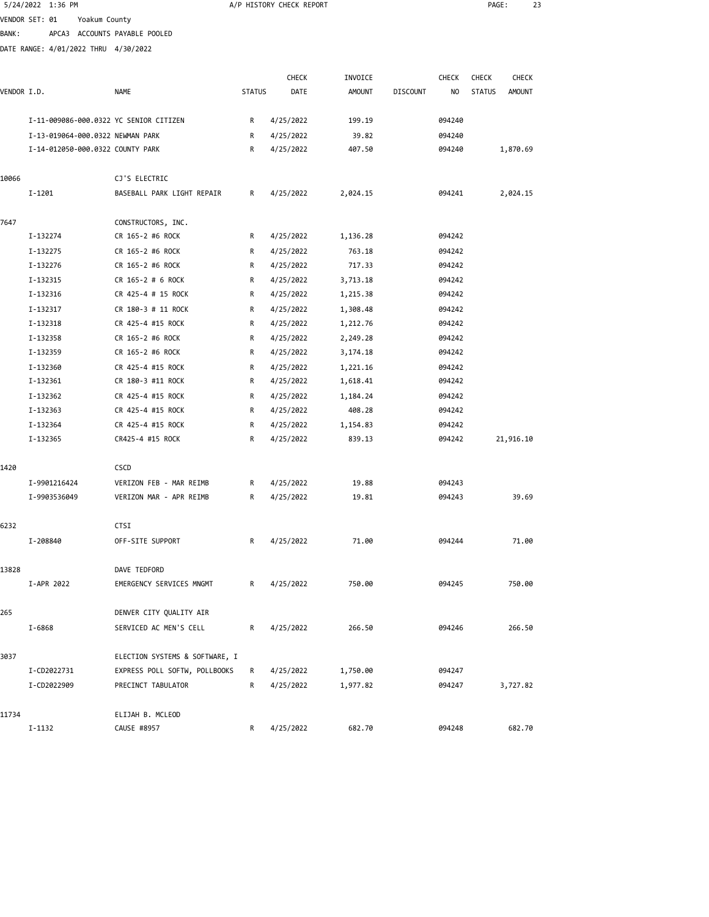VENDOR SET: 01 Yoakum County
BANK: APCA3 ACCOUNTS PAYABLE POOLED
DATE RANGE: 4/01/2022 THRU 4/30/2022

| VENDOR I.D. | | NAME | STATUS | CHECK DATE | INVOICE AMOUNT | DISCOUNT | CHECK NO | CHECK STATUS | CHECK AMOUNT |
|---|---|---|---|---|---|---|---|---|---|
| | I-11-009086-000.0322 | YC SENIOR CITIZEN | R | 4/25/2022 | 199.19 | | 094240 | | |
| | I-13-019064-000.0322 | NEWMAN PARK | R | 4/25/2022 | 39.82 | | 094240 | | |
| | I-14-012050-000.0322 | COUNTY PARK | R | 4/25/2022 | 407.50 | | 094240 | | 1,870.69 |
| 10066 | | CJ'S ELECTRIC | | | | | | | |
| | I-1201 | BASEBALL PARK LIGHT REPAIR | R | 4/25/2022 | 2,024.15 | | 094241 | | 2,024.15 |
| 7647 | | CONSTRUCTORS, INC. | | | | | | | |
| | I-132274 | CR 165-2 #6 ROCK | R | 4/25/2022 | 1,136.28 | | 094242 | | |
| | I-132275 | CR 165-2 #6 ROCK | R | 4/25/2022 | 763.18 | | 094242 | | |
| | I-132276 | CR 165-2 #6 ROCK | R | 4/25/2022 | 717.33 | | 094242 | | |
| | I-132315 | CR 165-2 # 6 ROCK | R | 4/25/2022 | 3,713.18 | | 094242 | | |
| | I-132316 | CR 425-4 # 15 ROCK | R | 4/25/2022 | 1,215.38 | | 094242 | | |
| | I-132317 | CR 180-3 # 11 ROCK | R | 4/25/2022 | 1,308.48 | | 094242 | | |
| | I-132318 | CR 425-4 #15 ROCK | R | 4/25/2022 | 1,212.76 | | 094242 | | |
| | I-132358 | CR 165-2 #6 ROCK | R | 4/25/2022 | 2,249.28 | | 094242 | | |
| | I-132359 | CR 165-2 #6 ROCK | R | 4/25/2022 | 3,174.18 | | 094242 | | |
| | I-132360 | CR 425-4 #15 ROCK | R | 4/25/2022 | 1,221.16 | | 094242 | | |
| | I-132361 | CR 180-3 #11 ROCK | R | 4/25/2022 | 1,618.41 | | 094242 | | |
| | I-132362 | CR 425-4 #15 ROCK | R | 4/25/2022 | 1,184.24 | | 094242 | | |
| | I-132363 | CR 425-4 #15 ROCK | R | 4/25/2022 | 408.28 | | 094242 | | |
| | I-132364 | CR 425-4 #15 ROCK | R | 4/25/2022 | 1,154.83 | | 094242 | | |
| | I-132365 | CR425-4 #15 ROCK | R | 4/25/2022 | 839.13 | | 094242 | | 21,916.10 |
| 1420 | | CSCD | | | | | | | |
| | I-9901216424 | VERIZON FEB - MAR REIMB | R | 4/25/2022 | 19.88 | | 094243 | | |
| | I-9903536049 | VERIZON MAR - APR REIMB | R | 4/25/2022 | 19.81 | | 094243 | | 39.69 |
| 6232 | | CTSI | | | | | | | |
| | I-208840 | OFF-SITE SUPPORT | R | 4/25/2022 | 71.00 | | 094244 | | 71.00 |
| 13828 | | DAVE TEDFORD | | | | | | | |
| | I-APR 2022 | EMERGENCY SERVICES MNGMT | R | 4/25/2022 | 750.00 | | 094245 | | 750.00 |
| 265 | | DENVER CITY QUALITY AIR | | | | | | | |
| | I-6868 | SERVICED AC MEN'S CELL | R | 4/25/2022 | 266.50 | | 094246 | | 266.50 |
| 3037 | | ELECTION SYSTEMS & SOFTWARE, I | | | | | | | |
| | I-CD2022731 | EXPRESS POLL SOFTW, POLLBOOKS | R | 4/25/2022 | 1,750.00 | | 094247 | | |
| | I-CD2022909 | PRECINCT TABULATOR | R | 4/25/2022 | 1,977.82 | | 094247 | | 3,727.82 |
| 11734 | | ELIJAH B. MCLEOD | | | | | | | |
| | I-1132 | CAUSE #8957 | R | 4/25/2022 | 682.70 | | 094248 | | 682.70 |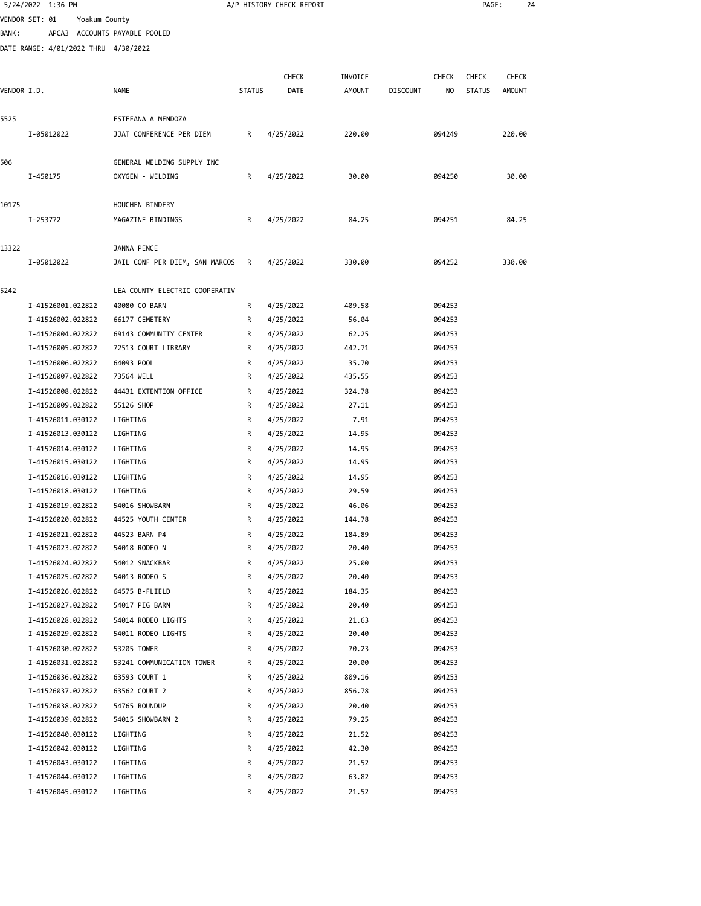5/24/2022 1:36 PM A/P HISTORY CHECK REPORT

VENDOR SET: 01 Yoakum County

BANK: APCA3 ACCOUNTS PAYABLE POOLED

DATE RANGE: 4/01/2022 THRU 4/30/2022

| VENDOR I.D. | NAME | STATUS | CHECK DATE | INVOICE AMOUNT | DISCOUNT | CHECK NO | CHECK STATUS | CHECK AMOUNT |
|---|---|---|---|---|---|---|---|---|
| 5525 | ESTEFANA A MENDOZA | | | | | | | |
| I-05012022 | JJAT CONFERENCE PER DIEM | R | 4/25/2022 | 220.00 | | 094249 | | 220.00 |
| 506 | GENERAL WELDING SUPPLY INC | | | | | | | |
| I-450175 | OXYGEN - WELDING | R | 4/25/2022 | 30.00 | | 094250 | | 30.00 |
| 10175 | HOUCHEN BINDERY | | | | | | | |
| I-253772 | MAGAZINE BINDINGS | R | 4/25/2022 | 84.25 | | 094251 | | 84.25 |
| 13322 | JANNA PENCE | | | | | | | |
| I-05012022 | JAIL CONF PER DIEM, SAN MARCOS | R | 4/25/2022 | 330.00 | | 094252 | | 330.00 |
| 5242 | LEA COUNTY ELECTRIC COOPERATIV | | | | | | | |
| I-41526001.022822 | 40080 CO BARN | R | 4/25/2022 | 409.58 | | 094253 | | |
| I-41526002.022822 | 66177 CEMETERY | R | 4/25/2022 | 56.04 | | 094253 | | |
| I-41526004.022822 | 69143 COMMUNITY CENTER | R | 4/25/2022 | 62.25 | | 094253 | | |
| I-41526005.022822 | 72513 COURT LIBRARY | R | 4/25/2022 | 442.71 | | 094253 | | |
| I-41526006.022822 | 64093 POOL | R | 4/25/2022 | 35.70 | | 094253 | | |
| I-41526007.022822 | 73564 WELL | R | 4/25/2022 | 435.55 | | 094253 | | |
| I-41526008.022822 | 44431 EXTENTION OFFICE | R | 4/25/2022 | 324.78 | | 094253 | | |
| I-41526009.022822 | 55126 SHOP | R | 4/25/2022 | 27.11 | | 094253 | | |
| I-41526011.030122 | LIGHTING | R | 4/25/2022 | 7.91 | | 094253 | | |
| I-41526013.030122 | LIGHTING | R | 4/25/2022 | 14.95 | | 094253 | | |
| I-41526014.030122 | LIGHTING | R | 4/25/2022 | 14.95 | | 094253 | | |
| I-41526015.030122 | LIGHTING | R | 4/25/2022 | 14.95 | | 094253 | | |
| I-41526016.030122 | LIGHTING | R | 4/25/2022 | 14.95 | | 094253 | | |
| I-41526018.030122 | LIGHTING | R | 4/25/2022 | 29.59 | | 094253 | | |
| I-41526019.022822 | 54016 SHOWBARN | R | 4/25/2022 | 46.06 | | 094253 | | |
| I-41526020.022822 | 44525 YOUTH CENTER | R | 4/25/2022 | 144.78 | | 094253 | | |
| I-41526021.022822 | 44523 BARN P4 | R | 4/25/2022 | 184.89 | | 094253 | | |
| I-41526023.022822 | 54018 RODEO N | R | 4/25/2022 | 20.40 | | 094253 | | |
| I-41526024.022822 | 54012 SNACKBAR | R | 4/25/2022 | 25.00 | | 094253 | | |
| I-41526025.022822 | 54013 RODEO S | R | 4/25/2022 | 20.40 | | 094253 | | |
| I-41526026.022822 | 64575 B-FLIELD | R | 4/25/2022 | 184.35 | | 094253 | | |
| I-41526027.022822 | 54017 PIG BARN | R | 4/25/2022 | 20.40 | | 094253 | | |
| I-41526028.022822 | 54014 RODEO LIGHTS | R | 4/25/2022 | 21.63 | | 094253 | | |
| I-41526029.022822 | 54011 RODEO LIGHTS | R | 4/25/2022 | 20.40 | | 094253 | | |
| I-41526030.022822 | 53205 TOWER | R | 4/25/2022 | 70.23 | | 094253 | | |
| I-41526031.022822 | 53241 COMMUNICATION TOWER | R | 4/25/2022 | 20.00 | | 094253 | | |
| I-41526036.022822 | 63593 COURT 1 | R | 4/25/2022 | 809.16 | | 094253 | | |
| I-41526037.022822 | 63562 COURT 2 | R | 4/25/2022 | 856.78 | | 094253 | | |
| I-41526038.022822 | 54765 ROUNDUP | R | 4/25/2022 | 20.40 | | 094253 | | |
| I-41526039.022822 | 54015 SHOWBARN 2 | R | 4/25/2022 | 79.25 | | 094253 | | |
| I-41526040.030122 | LIGHTING | R | 4/25/2022 | 21.52 | | 094253 | | |
| I-41526042.030122 | LIGHTING | R | 4/25/2022 | 42.30 | | 094253 | | |
| I-41526043.030122 | LIGHTING | R | 4/25/2022 | 21.52 | | 094253 | | |
| I-41526044.030122 | LIGHTING | R | 4/25/2022 | 63.82 | | 094253 | | |
| I-41526045.030122 | LIGHTING | R | 4/25/2022 | 21.52 | | 094253 | | |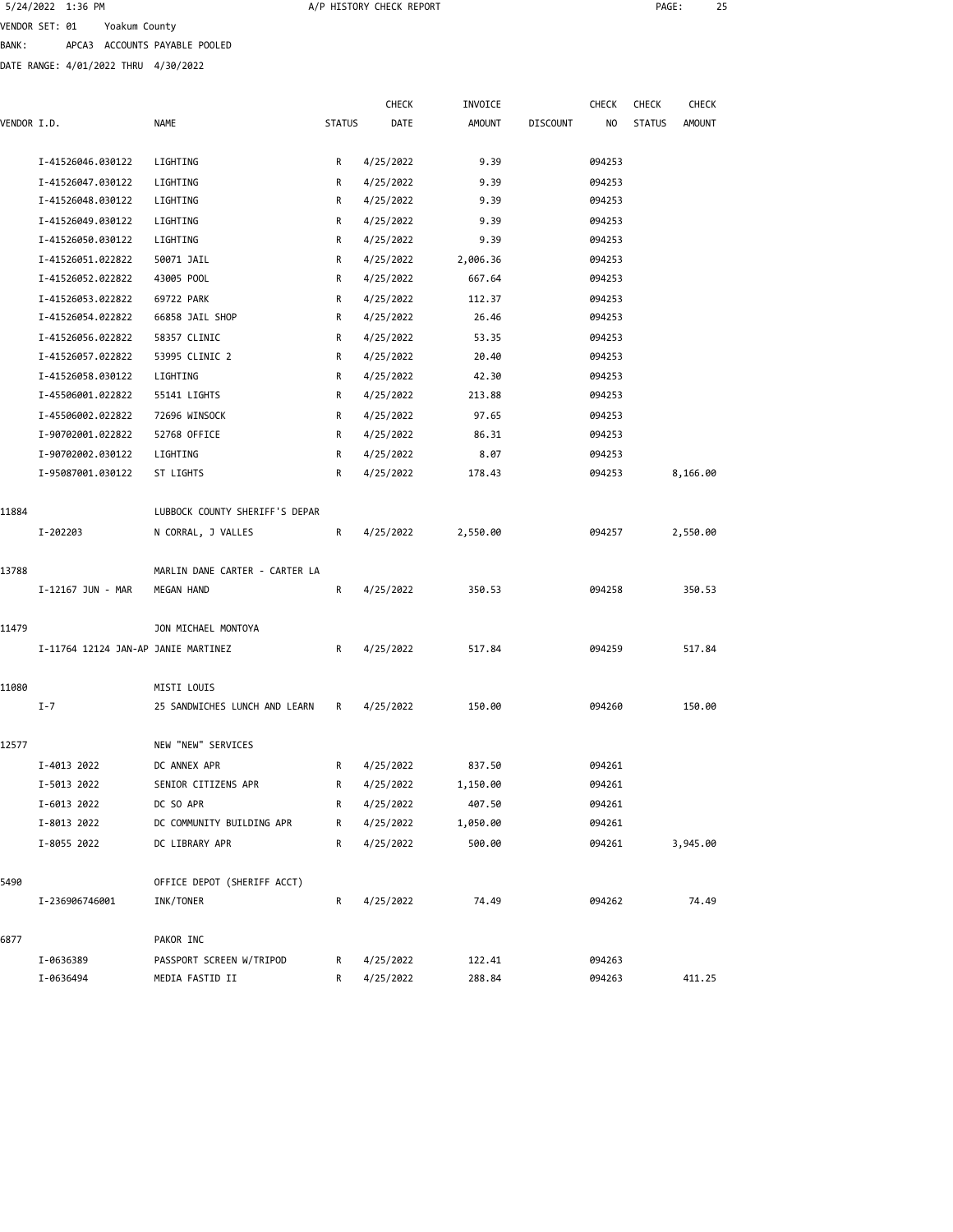VENDOR SET: 01 Yoakum County

BANK: APCA3 ACCOUNTS PAYABLE POOLED

DATE RANGE: 4/01/2022 THRU 4/30/2022

| VENDOR I.D. | NAME | STATUS | CHECK DATE | INVOICE AMOUNT | DISCOUNT | CHECK NO | CHECK STATUS | CHECK AMOUNT |
|---|---|---|---|---|---|---|---|---|
| I-41526046.030122 | LIGHTING | R | 4/25/2022 | 9.39 | | 094253 | | |
| I-41526047.030122 | LIGHTING | R | 4/25/2022 | 9.39 | | 094253 | | |
| I-41526048.030122 | LIGHTING | R | 4/25/2022 | 9.39 | | 094253 | | |
| I-41526049.030122 | LIGHTING | R | 4/25/2022 | 9.39 | | 094253 | | |
| I-41526050.030122 | LIGHTING | R | 4/25/2022 | 9.39 | | 094253 | | |
| I-41526051.022822 | 50071 JAIL | R | 4/25/2022 | 2,006.36 | | 094253 | | |
| I-41526052.022822 | 43005 POOL | R | 4/25/2022 | 667.64 | | 094253 | | |
| I-41526053.022822 | 69722 PARK | R | 4/25/2022 | 112.37 | | 094253 | | |
| I-41526054.022822 | 66858 JAIL SHOP | R | 4/25/2022 | 26.46 | | 094253 | | |
| I-41526056.022822 | 58357 CLINIC | R | 4/25/2022 | 53.35 | | 094253 | | |
| I-41526057.022822 | 53995 CLINIC 2 | R | 4/25/2022 | 20.40 | | 094253 | | |
| I-41526058.030122 | LIGHTING | R | 4/25/2022 | 42.30 | | 094253 | | |
| I-45506001.022822 | 55141 LIGHTS | R | 4/25/2022 | 213.88 | | 094253 | | |
| I-45506002.022822 | 72696 WINSOCK | R | 4/25/2022 | 97.65 | | 094253 | | |
| I-90702001.022822 | 52768 OFFICE | R | 4/25/2022 | 86.31 | | 094253 | | |
| I-90702002.030122 | LIGHTING | R | 4/25/2022 | 8.07 | | 094253 | | |
| I-95087001.030122 | ST LIGHTS | R | 4/25/2022 | 178.43 | | 094253 | | 8,166.00 |
| 11884 | LUBBOCK COUNTY SHERIFF'S DEPAR | | | | | | | |
| I-202203 | N CORRAL, J VALLES | R | 4/25/2022 | 2,550.00 | | 094257 | | 2,550.00 |
| 13788 | MARLIN DANE CARTER - CARTER LA | | | | | | | |
| I-12167 JUN - MAR | MEGAN HAND | R | 4/25/2022 | 350.53 | | 094258 | | 350.53 |
| 11479 | JON MICHAEL MONTOYA | | | | | | | |
| I-11764 12124 JAN-AP | JANIE MARTINEZ | R | 4/25/2022 | 517.84 | | 094259 | | 517.84 |
| 11080 | MISTI LOUIS | | | | | | | |
| I-7 | 25 SANDWICHES LUNCH AND LEARN | R | 4/25/2022 | 150.00 | | 094260 | | 150.00 |
| 12577 | NEW "NEW" SERVICES | | | | | | | |
| I-4013 2022 | DC ANNEX APR | R | 4/25/2022 | 837.50 | | 094261 | | |
| I-5013 2022 | SENIOR CITIZENS APR | R | 4/25/2022 | 1,150.00 | | 094261 | | |
| I-6013 2022 | DC SO APR | R | 4/25/2022 | 407.50 | | 094261 | | |
| I-8013 2022 | DC COMMUNITY BUILDING APR | R | 4/25/2022 | 1,050.00 | | 094261 | | |
| I-8055 2022 | DC LIBRARY APR | R | 4/25/2022 | 500.00 | | 094261 | | 3,945.00 |
| 5490 | OFFICE DEPOT (SHERIFF ACCT) | | | | | | | |
| I-236906746001 | INK/TONER | R | 4/25/2022 | 74.49 | | 094262 | | 74.49 |
| 6877 | PAKOR INC | | | | | | | |
| I-0636389 | PASSPORT SCREEN W/TRIPOD | R | 4/25/2022 | 122.41 | | 094263 | | |
| I-0636494 | MEDIA FASTID II | R | 4/25/2022 | 288.84 | | 094263 | | 411.25 |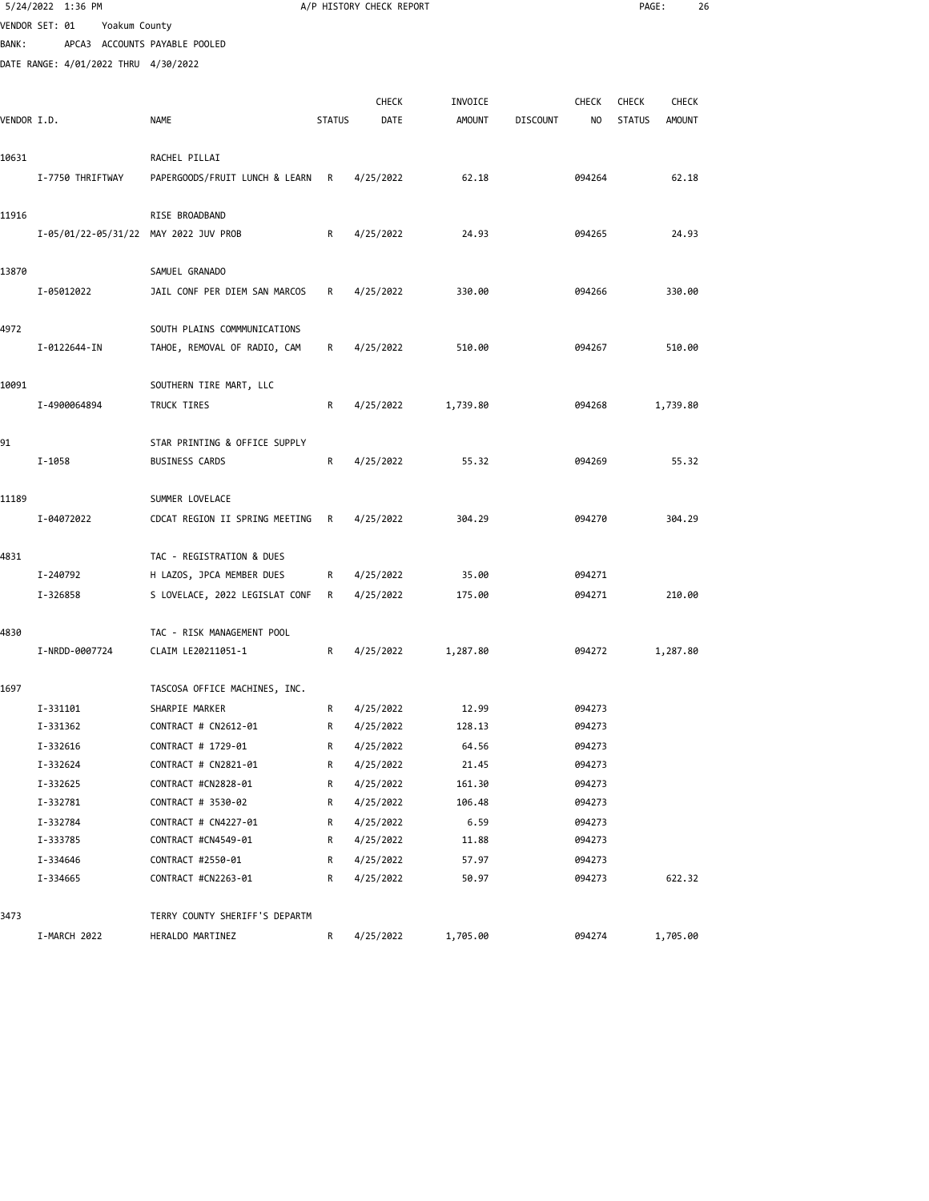VENDOR SET: 01 Yoakum County
BANK: APCA3 ACCOUNTS PAYABLE POOLED
DATE RANGE: 4/01/2022 THRU 4/30/2022

| VENDOR I.D. | NAME | STATUS | CHECK DATE | INVOICE AMOUNT | DISCOUNT | CHECK NO | CHECK STATUS | CHECK AMOUNT |
|---|---|---|---|---|---|---|---|---|
| 10631 | RACHEL PILLAI | | | | | | | |
| I-7750 THRIFTWAY | PAPERGOODS/FRUIT LUNCH & LEARN | R | 4/25/2022 | 62.18 | | 094264 | | 62.18 |
| 11916 | RISE BROADBAND | | | | | | | |
| I-05/01/22-05/31/22 | MAY 2022 JUV PROB | R | 4/25/2022 | 24.93 | | 094265 | | 24.93 |
| 13870 | SAMUEL GRANADO | | | | | | | |
| I-05012022 | JAIL CONF PER DIEM SAN MARCOS | R | 4/25/2022 | 330.00 | | 094266 | | 330.00 |
| 4972 | SOUTH PLAINS COMMMUNICATIONS | | | | | | | |
| I-0122644-IN | TAHOE, REMOVAL OF RADIO, CAM | R | 4/25/2022 | 510.00 | | 094267 | | 510.00 |
| 10091 | SOUTHERN TIRE MART, LLC | | | | | | | |
| I-4900064894 | TRUCK TIRES | R | 4/25/2022 | 1,739.80 | | 094268 | | 1,739.80 |
| 91 | STAR PRINTING & OFFICE SUPPLY | | | | | | | |
| I-1058 | BUSINESS CARDS | R | 4/25/2022 | 55.32 | | 094269 | | 55.32 |
| 11189 | SUMMER LOVELACE | | | | | | | |
| I-04072022 | CDCAT REGION II SPRING MEETING | R | 4/25/2022 | 304.29 | | 094270 | | 304.29 |
| 4831 | TAC - REGISTRATION & DUES | | | | | | | |
| I-240792 | H LAZOS, JPCA MEMBER DUES | R | 4/25/2022 | 35.00 | | 094271 | | |
| I-326858 | S LOVELACE, 2022 LEGISLAT CONF | R | 4/25/2022 | 175.00 | | 094271 | | 210.00 |
| 4830 | TAC - RISK MANAGEMENT POOL | | | | | | | |
| I-NRDD-0007724 | CLAIM LE20211051-1 | R | 4/25/2022 | 1,287.80 | | 094272 | | 1,287.80 |
| 1697 | TASCOSA OFFICE MACHINES, INC. | | | | | | | |
| I-331101 | SHARPIE MARKER | R | 4/25/2022 | 12.99 | | 094273 | | |
| I-331362 | CONTRACT # CN2612-01 | R | 4/25/2022 | 128.13 | | 094273 | | |
| I-332616 | CONTRACT # 1729-01 | R | 4/25/2022 | 64.56 | | 094273 | | |
| I-332624 | CONTRACT # CN2821-01 | R | 4/25/2022 | 21.45 | | 094273 | | |
| I-332625 | CONTRACT #CN2828-01 | R | 4/25/2022 | 161.30 | | 094273 | | |
| I-332781 | CONTRACT # 3530-02 | R | 4/25/2022 | 106.48 | | 094273 | | |
| I-332784 | CONTRACT # CN4227-01 | R | 4/25/2022 | 6.59 | | 094273 | | |
| I-333785 | CONTRACT #CN4549-01 | R | 4/25/2022 | 11.88 | | 094273 | | |
| I-334646 | CONTRACT #2550-01 | R | 4/25/2022 | 57.97 | | 094273 | | |
| I-334665 | CONTRACT #CN2263-01 | R | 4/25/2022 | 50.97 | | 094273 | | 622.32 |
| 3473 | TERRY COUNTY SHERIFF'S DEPARTM | | | | | | | |
| I-MARCH 2022 | HERALDO MARTINEZ | R | 4/25/2022 | 1,705.00 | | 094274 | | 1,705.00 |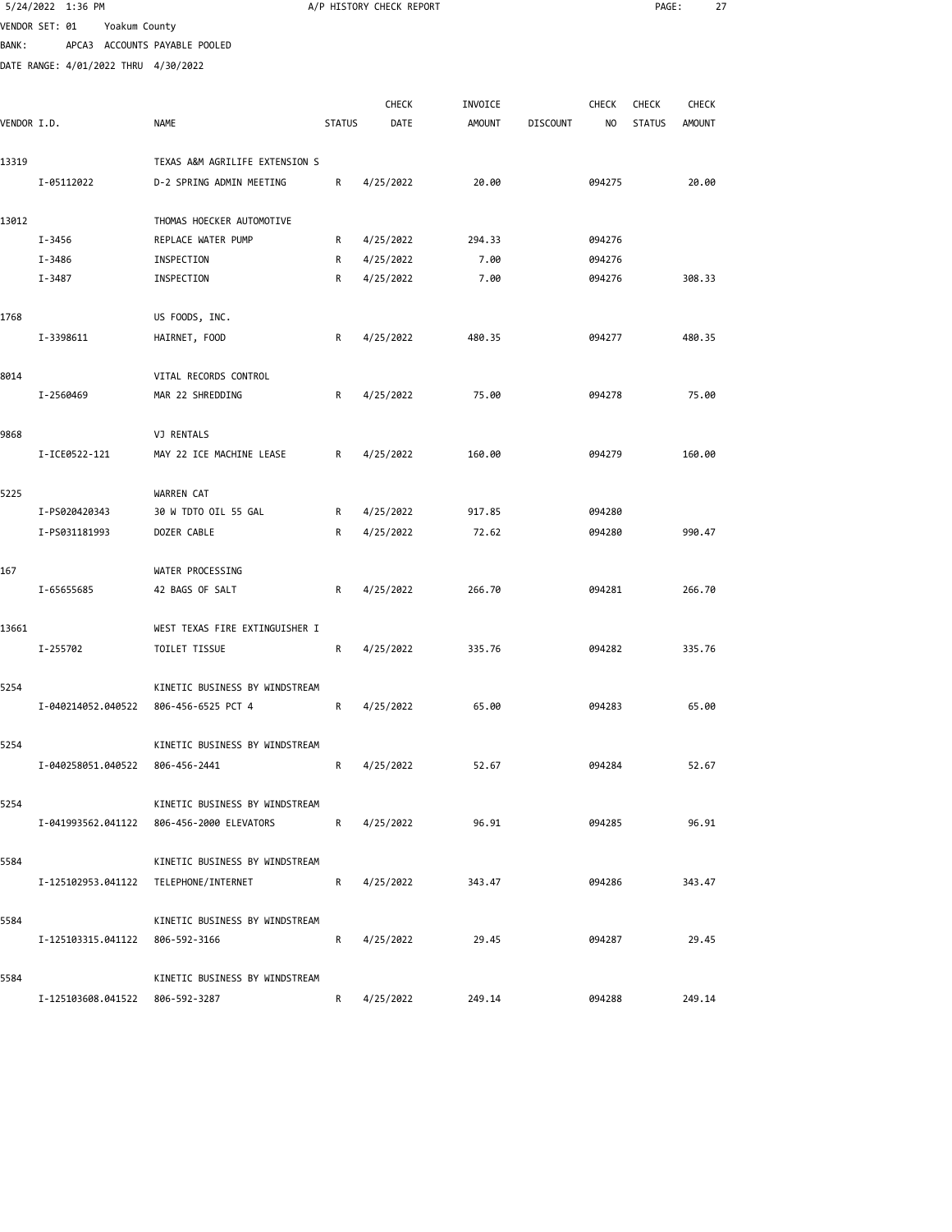5/24/2022 1:36 PM A/P HISTORY CHECK REPORT

VENDOR SET: 01 Yoakum County

BANK: APCA3 ACCOUNTS PAYABLE POOLED

DATE RANGE: 4/01/2022 THRU 4/30/2022

| VENDOR I.D. | NAME | STATUS | CHECK DATE | INVOICE AMOUNT | DISCOUNT | CHECK NO | CHECK STATUS | CHECK AMOUNT |
|---|---|---|---|---|---|---|---|---|
| 13319 | TEXAS A&M AGRILIFE EXTENSION S | | | | | | | |
| I-05112022 | D-2 SPRING ADMIN MEETING | R | 4/25/2022 | 20.00 | | 094275 | | 20.00 |
| 13012 | THOMAS HOECKER AUTOMOTIVE | | | | | | | |
| I-3456 | REPLACE WATER PUMP | R | 4/25/2022 | 294.33 | | 094276 | | |
| I-3486 | INSPECTION | R | 4/25/2022 | 7.00 | | 094276 | | |
| I-3487 | INSPECTION | R | 4/25/2022 | 7.00 | | 094276 | | 308.33 |
| 1768 | US FOODS, INC. | | | | | | | |
| I-3398611 | HAIRNET, FOOD | R | 4/25/2022 | 480.35 | | 094277 | | 480.35 |
| 8014 | VITAL RECORDS CONTROL | | | | | | | |
| I-2560469 | MAR 22 SHREDDING | R | 4/25/2022 | 75.00 | | 094278 | | 75.00 |
| 9868 | VJ RENTALS | | | | | | | |
| I-ICE0522-121 | MAY 22 ICE MACHINE LEASE | R | 4/25/2022 | 160.00 | | 094279 | | 160.00 |
| 5225 | WARREN CAT | | | | | | | |
| I-PS020420343 | 30 W TDTO OIL 55 GAL | R | 4/25/2022 | 917.85 | | 094280 | | |
| I-PS031181993 | DOZER CABLE | R | 4/25/2022 | 72.62 | | 094280 | | 990.47 |
| 167 | WATER PROCESSING | | | | | | | |
| I-65655685 | 42 BAGS OF SALT | R | 4/25/2022 | 266.70 | | 094281 | | 266.70 |
| 13661 | WEST TEXAS FIRE EXTINGUISHER I | | | | | | | |
| I-255702 | TOILET TISSUE | R | 4/25/2022 | 335.76 | | 094282 | | 335.76 |
| 5254 | KINETIC BUSINESS BY WINDSTREAM | | | | | | | |
| I-040214052.040522 | 806-456-6525 PCT 4 | R | 4/25/2022 | 65.00 | | 094283 | | 65.00 |
| 5254 | KINETIC BUSINESS BY WINDSTREAM | | | | | | | |
| I-040258051.040522 | 806-456-2441 | R | 4/25/2022 | 52.67 | | 094284 | | 52.67 |
| 5254 | KINETIC BUSINESS BY WINDSTREAM | | | | | | | |
| I-041993562.041122 | 806-456-2000 ELEVATORS | R | 4/25/2022 | 96.91 | | 094285 | | 96.91 |
| 5584 | KINETIC BUSINESS BY WINDSTREAM | | | | | | | |
| I-125102953.041122 | TELEPHONE/INTERNET | R | 4/25/2022 | 343.47 | | 094286 | | 343.47 |
| 5584 | KINETIC BUSINESS BY WINDSTREAM | | | | | | | |
| I-125103315.041122 | 806-592-3166 | R | 4/25/2022 | 29.45 | | 094287 | | 29.45 |
| 5584 | KINETIC BUSINESS BY WINDSTREAM | | | | | | | |
| I-125103608.041522 | 806-592-3287 | R | 4/25/2022 | 249.14 | | 094288 | | 249.14 |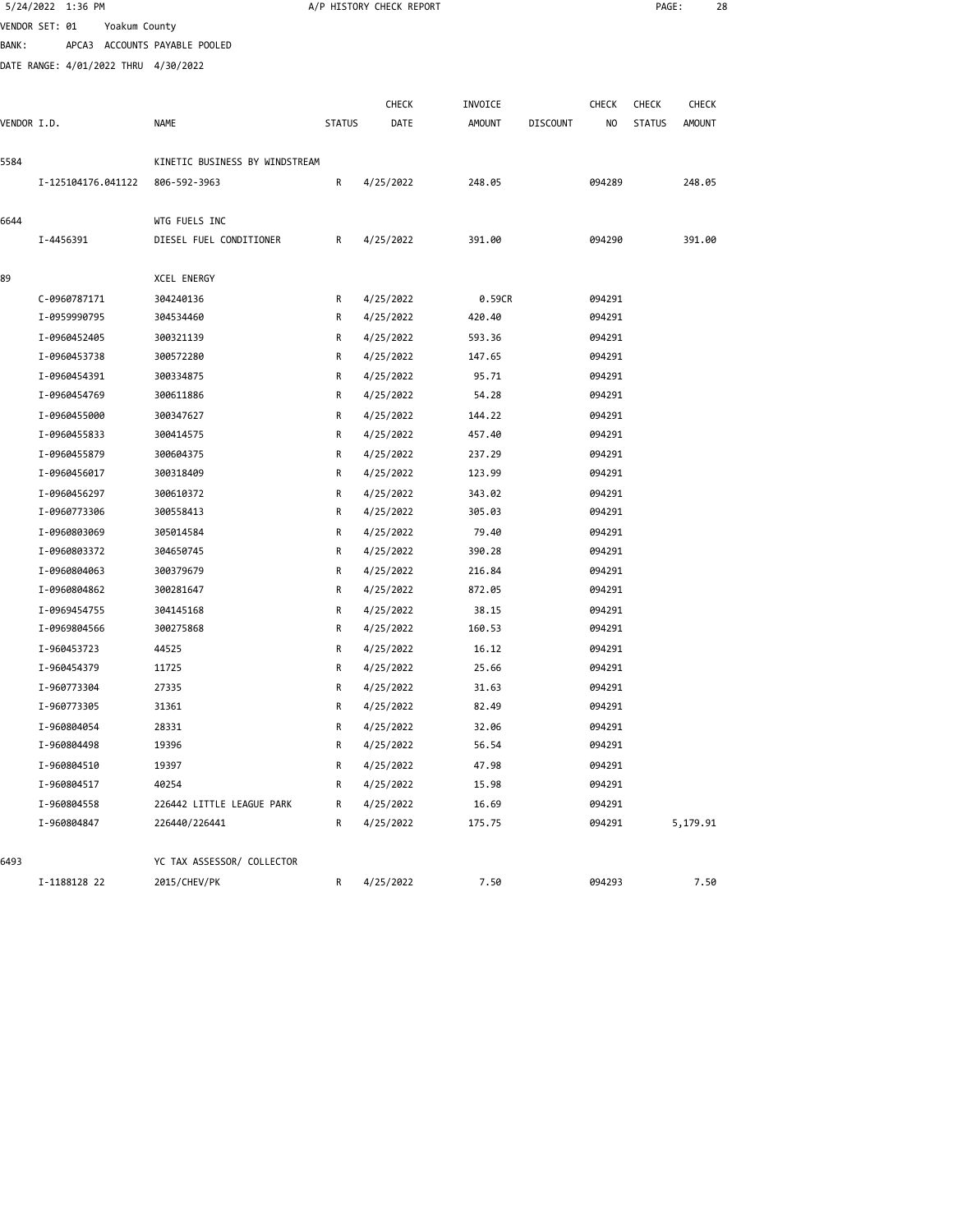5/24/2022 1:36 PM A/P HISTORY CHECK REPORT

VENDOR SET: 01 Yoakum County

BANK: APCA3 ACCOUNTS PAYABLE POOLED

DATE RANGE: 4/01/2022 THRU 4/30/2022

| VENDOR I.D. | NAME | STATUS | CHECK DATE | INVOICE AMOUNT | DISCOUNT | CHECK NO | CHECK STATUS | CHECK AMOUNT |
|---|---|---|---|---|---|---|---|---|
| 5584 | KINETIC BUSINESS BY WINDSTREAM | | | | | | | |
| I-125104176.041122 | 806-592-3963 | R | 4/25/2022 | 248.05 | | 094289 | | 248.05 |
| 6644 | WTG FUELS INC | | | | | | | |
| I-4456391 | DIESEL FUEL CONDITIONER | R | 4/25/2022 | 391.00 | | 094290 | | 391.00 |
| 89 | XCEL ENERGY | | | | | | | |
| C-0960787171 | 304240136 | R | 4/25/2022 | 0.59CR | | 094291 | | |
| I-0959990795 | 304534460 | R | 4/25/2022 | 420.40 | | 094291 | | |
| I-0960452405 | 300321139 | R | 4/25/2022 | 593.36 | | 094291 | | |
| I-0960453738 | 300572280 | R | 4/25/2022 | 147.65 | | 094291 | | |
| I-0960454391 | 300334875 | R | 4/25/2022 | 95.71 | | 094291 | | |
| I-0960454769 | 300611886 | R | 4/25/2022 | 54.28 | | 094291 | | |
| I-0960455000 | 300347627 | R | 4/25/2022 | 144.22 | | 094291 | | |
| I-0960455833 | 300414575 | R | 4/25/2022 | 457.40 | | 094291 | | |
| I-0960455879 | 300604375 | R | 4/25/2022 | 237.29 | | 094291 | | |
| I-0960456017 | 300318409 | R | 4/25/2022 | 123.99 | | 094291 | | |
| I-0960456297 | 300610372 | R | 4/25/2022 | 343.02 | | 094291 | | |
| I-0960773306 | 300558413 | R | 4/25/2022 | 305.03 | | 094291 | | |
| I-0960803069 | 305014584 | R | 4/25/2022 | 79.40 | | 094291 | | |
| I-0960803372 | 304650745 | R | 4/25/2022 | 390.28 | | 094291 | | |
| I-0960804063 | 300379679 | R | 4/25/2022 | 216.84 | | 094291 | | |
| I-0960804862 | 300281647 | R | 4/25/2022 | 872.05 | | 094291 | | |
| I-0969454755 | 304145168 | R | 4/25/2022 | 38.15 | | 094291 | | |
| I-0969804566 | 300275868 | R | 4/25/2022 | 160.53 | | 094291 | | |
| I-960453723 | 44525 | R | 4/25/2022 | 16.12 | | 094291 | | |
| I-960454379 | 11725 | R | 4/25/2022 | 25.66 | | 094291 | | |
| I-960773304 | 27335 | R | 4/25/2022 | 31.63 | | 094291 | | |
| I-960773305 | 31361 | R | 4/25/2022 | 82.49 | | 094291 | | |
| I-960804054 | 28331 | R | 4/25/2022 | 32.06 | | 094291 | | |
| I-960804498 | 19396 | R | 4/25/2022 | 56.54 | | 094291 | | |
| I-960804510 | 19397 | R | 4/25/2022 | 47.98 | | 094291 | | |
| I-960804517 | 40254 | R | 4/25/2022 | 15.98 | | 094291 | | |
| I-960804558 | 226442 LITTLE LEAGUE PARK | R | 4/25/2022 | 16.69 | | 094291 | | |
| I-960804847 | 226440/226441 | R | 4/25/2022 | 175.75 | | 094291 | | 5,179.91 |
| 6493 | YC TAX ASSESSOR/ COLLECTOR | | | | | | | |
| I-1188128 22 | 2015/CHEV/PK | R | 4/25/2022 | 7.50 | | 094293 | | 7.50 |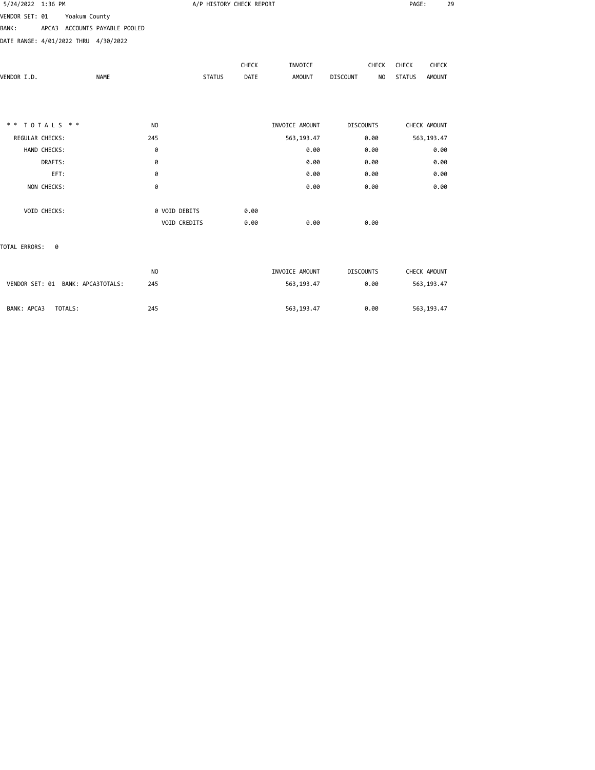5/24/2022 1:36 PM A/P HISTORY CHECK REPORT

VENDOR SET: 01 Yoakum County

BANK: APCA3 ACCOUNTS PAYABLE POOLED

DATE RANGE: 4/01/2022 THRU 4/30/2022

| VENDOR I.D. | NAME | STATUS | CHECK DATE | INVOICE AMOUNT | DISCOUNT | CHECK NO | CHECK STATUS | CHECK AMOUNT |
|---|---|---|---|---|---|---|---|---|

| * * T O T A L S * * | NO | | | INVOICE AMOUNT | DISCOUNTS | CHECK AMOUNT |
|---|---|---|---|---|---|---|
| REGULAR CHECKS: | 245 | | | 563,193.47 | 0.00 | 563,193.47 |
| HAND CHECKS: | 0 | | | 0.00 | 0.00 | 0.00 |
| DRAFTS: | 0 | | | 0.00 | 0.00 | 0.00 |
| EFT: | 0 | | | 0.00 | 0.00 | 0.00 |
| NON CHECKS: | 0 | | | 0.00 | 0.00 | 0.00 |
| VOID CHECKS: | 0 | VOID DEBITS | 0.00 | | | |
| | | VOID CREDITS | 0.00 | 0.00 | 0.00 | |

TOTAL ERRORS: 0

| | NO | INVOICE AMOUNT | DISCOUNTS | CHECK AMOUNT |
|---|---|---|---|---|
| VENDOR SET: 01 BANK: APCA3TOTALS: | 245 | 563,193.47 | 0.00 | 563,193.47 |
| BANK: APCA3 TOTALS: | 245 | 563,193.47 | 0.00 | 563,193.47 |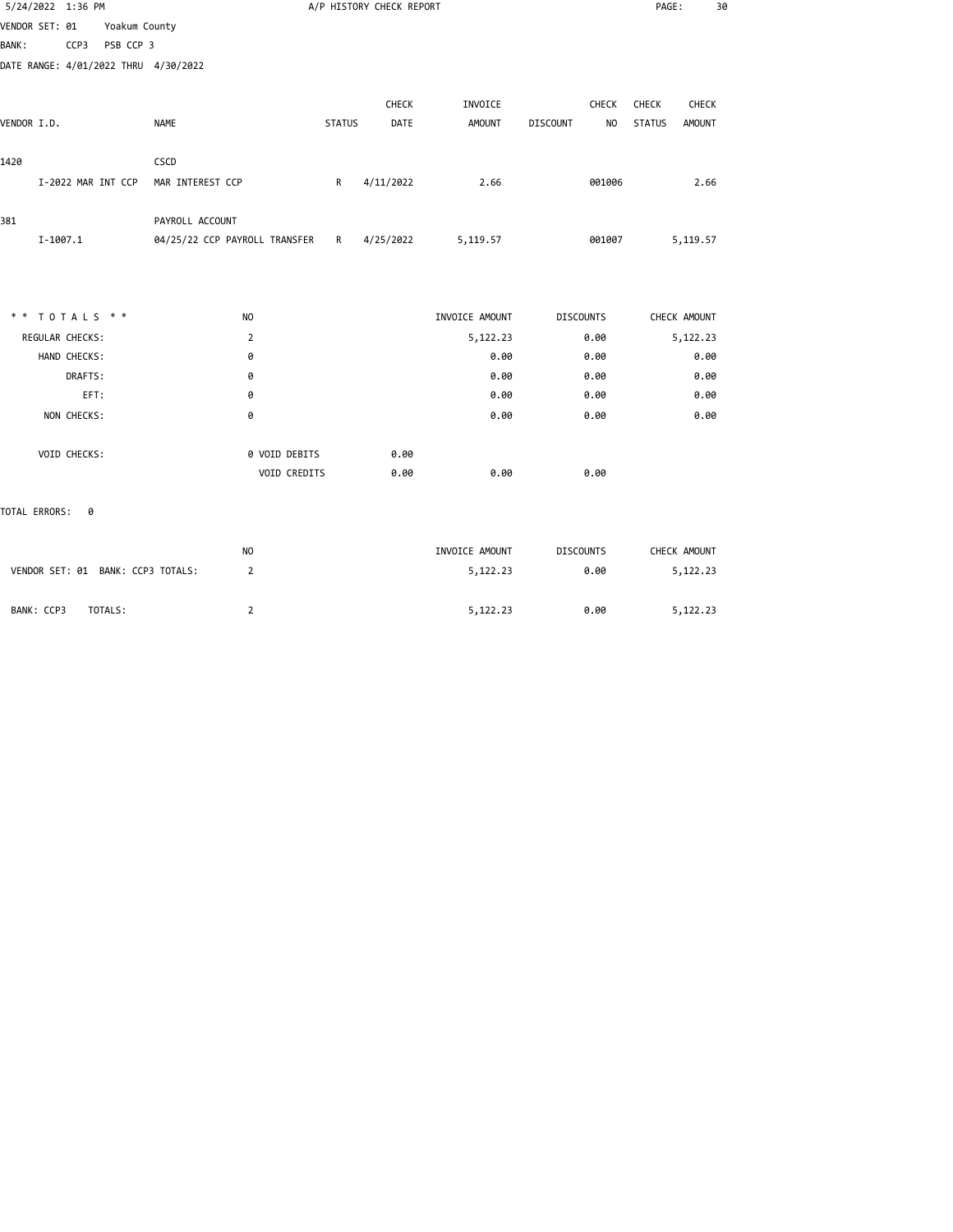A/P HISTORY CHECK REPORT

VENDOR SET: 01 Yakum County
BANK: CCP3 PSB CCP 3
DATE RANGE: 4/01/2022 THRU 4/30/2022

| VENDOR I.D. | NAME | STATUS | CHECK DATE | INVOICE AMOUNT | DISCOUNT | CHECK NO | CHECK STATUS | CHECK AMOUNT |
|---|---|---|---|---|---|---|---|---|
| 1420 | CSCD | | | | | | | |
| I-2022 MAR INT CCP | MAR INTEREST CCP | R | 4/11/2022 | 2.66 | | 001006 | | 2.66 |
| 381 | PAYROLL ACCOUNT | | | | | | | |
| I-1007.1 | 04/25/22 CCP PAYROLL TRANSFER | R | 4/25/2022 | 5,119.57 | | 001007 | | 5,119.57 |

| * * T O T A L S * * | NO | | | INVOICE AMOUNT | DISCOUNTS | CHECK AMOUNT |
|---|---|---|---|---|---|---|
| REGULAR CHECKS: | 2 | | | 5,122.23 | 0.00 | 5,122.23 |
| HAND CHECKS: | 0 | | | 0.00 | 0.00 | 0.00 |
| DRAFTS: | 0 | | | 0.00 | 0.00 | 0.00 |
| EFT: | 0 | | | 0.00 | 0.00 | 0.00 |
| NON CHECKS: | 0 | | | 0.00 | 0.00 | 0.00 |
| VOID CHECKS: | 0 | VOID DEBITS | 0.00 | | | |
| | | VOID CREDITS | 0.00 | 0.00 | 0.00 | |

TOTAL ERRORS: 0

| | NO | INVOICE AMOUNT | DISCOUNTS | CHECK AMOUNT |
|---|---|---|---|---|
| VENDOR SET: 01 BANK: CCP3 TOTALS: | 2 | 5,122.23 | 0.00 | 5,122.23 |
| BANK: CCP3 TOTALS: | 2 | 5,122.23 | 0.00 | 5,122.23 |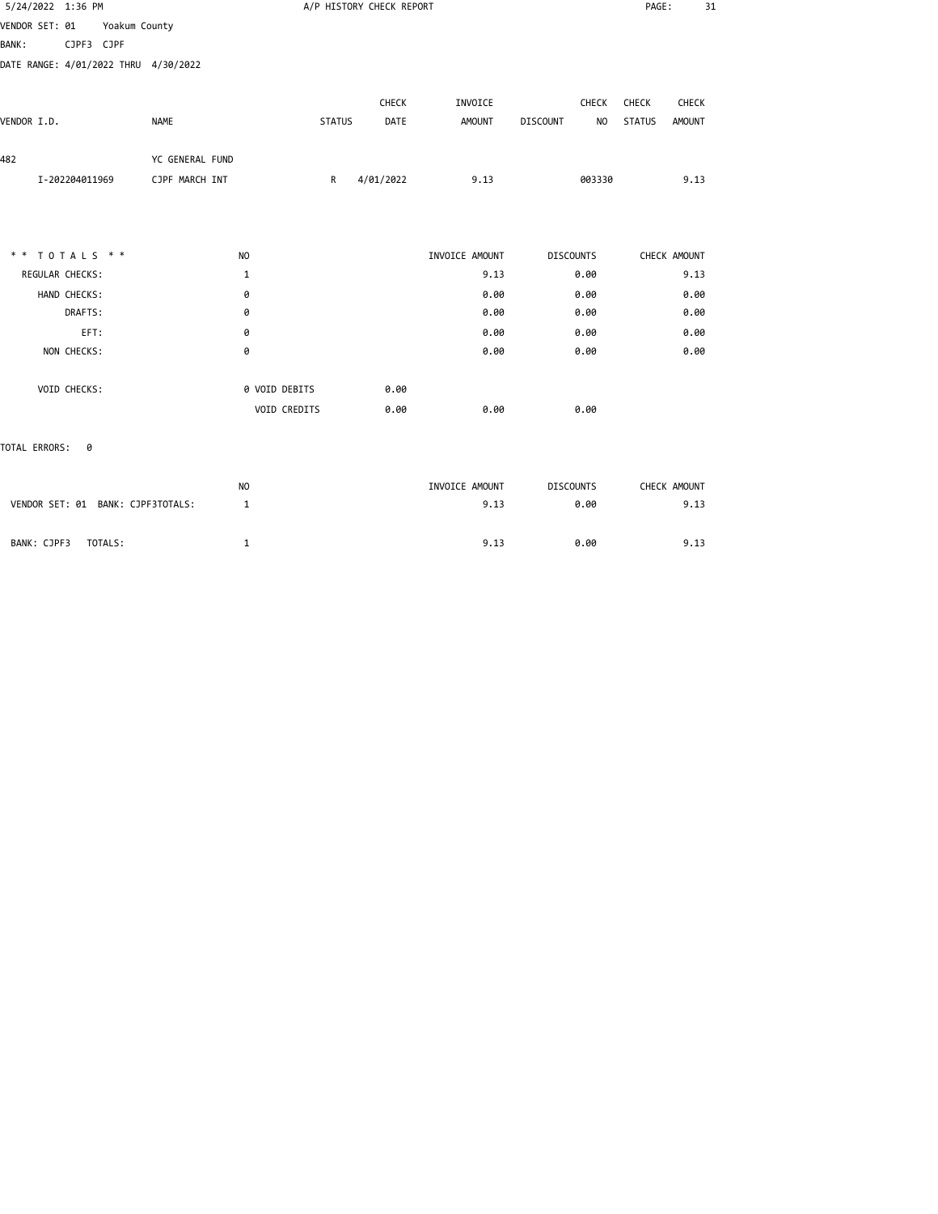5/24/2022 1:36 PM — A/P HISTORY CHECK REPORT

VENDOR SET: 01 Yoakum County
BANK: CJPF3 CJPF
DATE RANGE: 4/01/2022 THRU 4/30/2022

| VENDOR I.D. | NAME | STATUS | CHECK DATE | INVOICE AMOUNT | DISCOUNT | CHECK NO | CHECK STATUS | CHECK AMOUNT |
|---|---|---|---|---|---|---|---|---|
| 482 | YC GENERAL FUND | | | | | | | |
| I-202204011969 | CJPF MARCH INT | R | 4/01/2022 | 9.13 | | 003330 | | 9.13 |

| * * TOTALS * * | NO | | | INVOICE AMOUNT | DISCOUNTS | CHECK AMOUNT |
|---|---|---|---|---|---|---|
| REGULAR CHECKS: | 1 | | | 9.13 | 0.00 | 9.13 |
| HAND CHECKS: | 0 | | | 0.00 | 0.00 | 0.00 |
| DRAFTS: | 0 | | | 0.00 | 0.00 | 0.00 |
| EFT: | 0 | | | 0.00 | 0.00 | 0.00 |
| NON CHECKS: | 0 | | | 0.00 | 0.00 | 0.00 |
| VOID CHECKS: | 0 | VOID DEBITS | 0.00 | | | |
| | | VOID CREDITS | 0.00 | 0.00 | 0.00 | |

TOTAL ERRORS: 0

| | NO | INVOICE AMOUNT | DISCOUNTS | CHECK AMOUNT |
|---|---|---|---|---|
| VENDOR SET: 01 BANK: CJPF3TOTALS: | 1 | 9.13 | 0.00 | 9.13 |
| BANK: CJPF3 TOTALS: | 1 | 9.13 | 0.00 | 9.13 |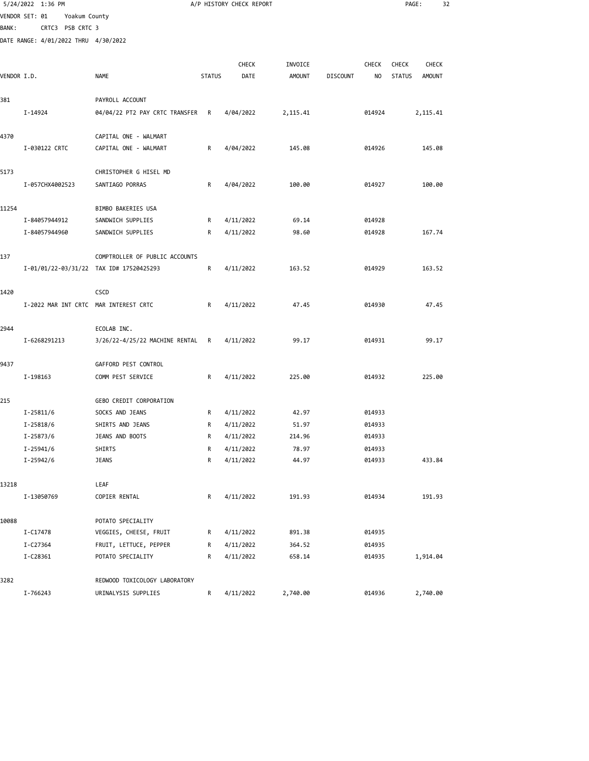5/24/2022 1:36 PM A/P HISTORY CHECK REPORT

VENDOR SET: 01 Yoakum County

BANK: CRTC3 PSB CRTC 3

DATE RANGE: 4/01/2022 THRU 4/30/2022

| VENDOR I.D. | NAME | STATUS | CHECK DATE | INVOICE AMOUNT | DISCOUNT | CHECK NO | CHECK STATUS | CHECK AMOUNT |
|---|---|---|---|---|---|---|---|---|
| 381 | PAYROLL ACCOUNT | | | | | | | |
| I-14924 | 04/04/22 PT2 PAY CRTC TRANSFER | R | 4/04/2022 | 2,115.41 | | 014924 | | 2,115.41 |
| 4370 | CAPITAL ONE - WALMART | | | | | | | |
| I-030122 CRTC | CAPITAL ONE - WALMART | R | 4/04/2022 | 145.08 | | 014926 | | 145.08 |
| 5173 | CHRISTOPHER G HISEL MD | | | | | | | |
| I-057CHX4002523 | SANTIAGO PORRAS | R | 4/04/2022 | 100.00 | | 014927 | | 100.00 |
| 11254 | BIMBO BAKERIES USA | | | | | | | |
| I-84057944912 | SANDWICH SUPPLIES | R | 4/11/2022 | 69.14 | | 014928 | | |
| I-84057944960 | SANDWICH SUPPLIES | R | 4/11/2022 | 98.60 | | 014928 | | 167.74 |
| 137 | COMPTROLLER OF PUBLIC ACCOUNTS | | | | | | | |
| I-01/01/22-03/31/22 | TAX ID# 17520425293 | R | 4/11/2022 | 163.52 | | 014929 | | 163.52 |
| 1420 | CSCD | | | | | | | |
| I-2022 MAR INT CRTC | MAR INTEREST CRTC | R | 4/11/2022 | 47.45 | | 014930 | | 47.45 |
| 2944 | ECOLAB INC. | | | | | | | |
| I-6268291213 | 3/26/22-4/25/22 MACHINE RENTAL | R | 4/11/2022 | 99.17 | | 014931 | | 99.17 |
| 9437 | GAFFORD PEST CONTROL | | | | | | | |
| I-198163 | COMM PEST SERVICE | R | 4/11/2022 | 225.00 | | 014932 | | 225.00 |
| 215 | GEBO CREDIT CORPORATION | | | | | | | |
| I-25811/6 | SOCKS AND JEANS | R | 4/11/2022 | 42.97 | | 014933 | | |
| I-25818/6 | SHIRTS AND JEANS | R | 4/11/2022 | 51.97 | | 014933 | | |
| I-25873/6 | JEANS AND BOOTS | R | 4/11/2022 | 214.96 | | 014933 | | |
| I-25941/6 | SHIRTS | R | 4/11/2022 | 78.97 | | 014933 | | |
| I-25942/6 | JEANS | R | 4/11/2022 | 44.97 | | 014933 | | 433.84 |
| 13218 | LEAF | | | | | | | |
| I-13050769 | COPIER RENTAL | R | 4/11/2022 | 191.93 | | 014934 | | 191.93 |
| 10088 | POTATO SPECIALITY | | | | | | | |
| I-C17478 | VEGGIES, CHEESE, FRUIT | R | 4/11/2022 | 891.38 | | 014935 | | |
| I-C27364 | FRUIT, LETTUCE, PEPPER | R | 4/11/2022 | 364.52 | | 014935 | | |
| I-C28361 | POTATO SPECIALITY | R | 4/11/2022 | 658.14 | | 014935 | | 1,914.04 |
| 3282 | REDWOOD TOXICOLOGY LABORATORY | | | | | | | |
| I-766243 | URINALYSIS SUPPLIES | R | 4/11/2022 | 2,740.00 | | 014936 | | 2,740.00 |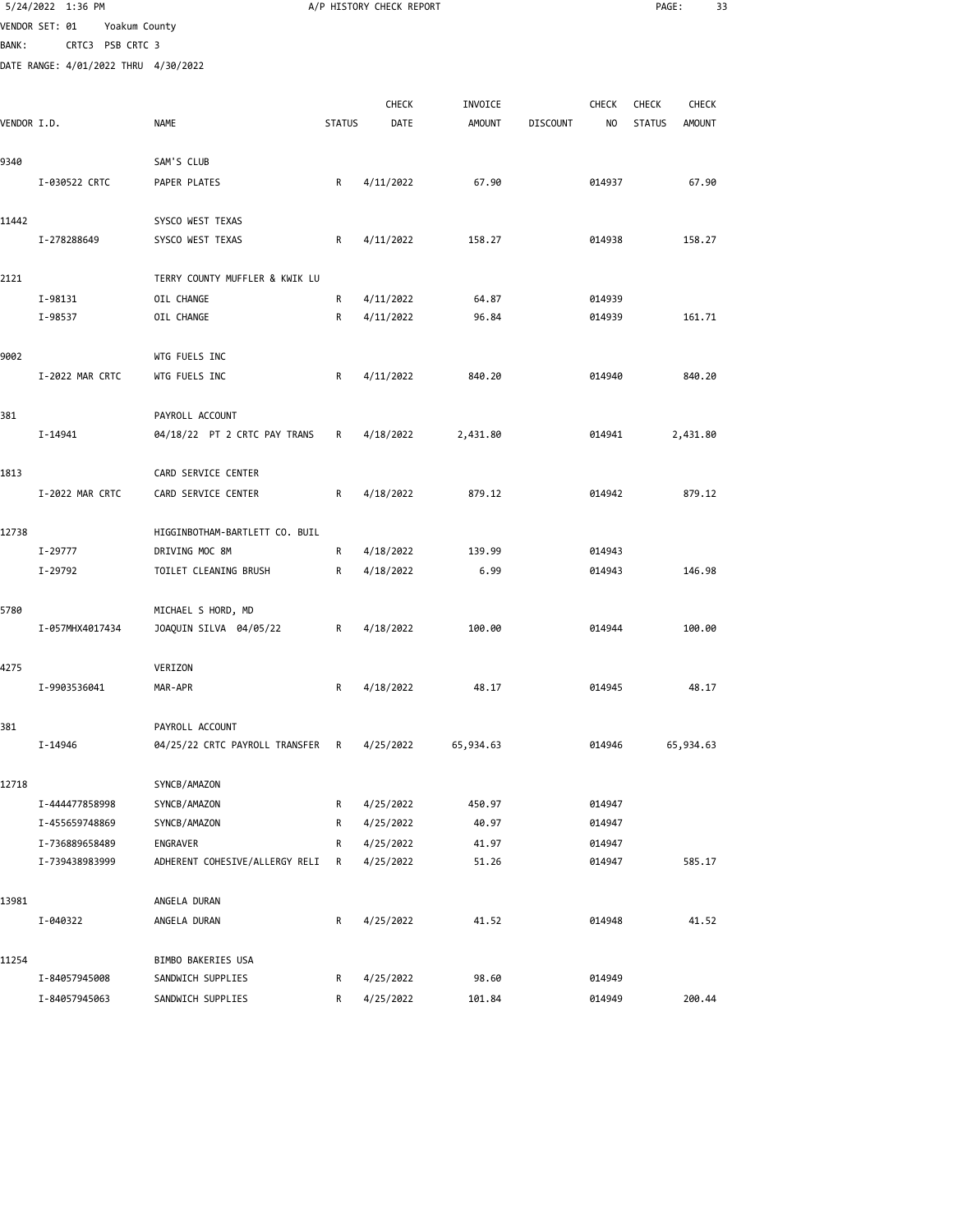5/24/2022 1:36 PM A/P HISTORY CHECK REPORT

VENDOR SET: 01 Yoakum County

BANK: CRTC3 PSB CRTC 3

DATE RANGE: 4/01/2022 THRU 4/30/2022

| VENDOR I.D. | NAME | STATUS | CHECK DATE | INVOICE AMOUNT | DISCOUNT | CHECK NO | CHECK STATUS | CHECK AMOUNT |
|---|---|---|---|---|---|---|---|---|
| 9340 | SAM'S CLUB | | | | | | | |
| I-030522 CRTC | PAPER PLATES | R | 4/11/2022 | 67.90 | | 014937 | | 67.90 |
| 11442 | SYSCO WEST TEXAS | | | | | | | |
| I-278288649 | SYSCO WEST TEXAS | R | 4/11/2022 | 158.27 | | 014938 | | 158.27 |
| 2121 | TERRY COUNTY MUFFLER & KWIK LU | | | | | | | |
| I-98131 | OIL CHANGE | R | 4/11/2022 | 64.87 | | 014939 | | |
| I-98537 | OIL CHANGE | R | 4/11/2022 | 96.84 | | 014939 | | 161.71 |
| 9002 | WTG FUELS INC | | | | | | | |
| I-2022 MAR CRTC | WTG FUELS INC | R | 4/11/2022 | 840.20 | | 014940 | | 840.20 |
| 381 | PAYROLL ACCOUNT | | | | | | | |
| I-14941 | 04/18/22 PT 2 CRTC PAY TRANS | R | 4/18/2022 | 2,431.80 | | 014941 | | 2,431.80 |
| 1813 | CARD SERVICE CENTER | | | | | | | |
| I-2022 MAR CRTC | CARD SERVICE CENTER | R | 4/18/2022 | 879.12 | | 014942 | | 879.12 |
| 12738 | HIGGINBOTHAM-BARTLETT CO. BUIL | | | | | | | |
| I-29777 | DRIVING MOC 8M | R | 4/18/2022 | 139.99 | | 014943 | | |
| I-29792 | TOILET CLEANING BRUSH | R | 4/18/2022 | 6.99 | | 014943 | | 146.98 |
| 5780 | MICHAEL S HORD, MD | | | | | | | |
| I-057MHX4017434 | JOAQUIN SILVA 04/05/22 | R | 4/18/2022 | 100.00 | | 014944 | | 100.00 |
| 4275 | VERIZON | | | | | | | |
| I-9903536041 | MAR-APR | R | 4/18/2022 | 48.17 | | 014945 | | 48.17 |
| 381 | PAYROLL ACCOUNT | | | | | | | |
| I-14946 | 04/25/22 CRTC PAYROLL TRANSFER | R | 4/25/2022 | 65,934.63 | | 014946 | | 65,934.63 |
| 12718 | SYNCB/AMAZON | | | | | | | |
| I-444477858998 | SYNCB/AMAZON | R | 4/25/2022 | 450.97 | | 014947 | | |
| I-455659748869 | SYNCB/AMAZON | R | 4/25/2022 | 40.97 | | 014947 | | |
| I-736889658489 | ENGRAVER | R | 4/25/2022 | 41.97 | | 014947 | | |
| I-739438983999 | ADHERENT COHESIVE/ALLERGY RELI | R | 4/25/2022 | 51.26 | | 014947 | | 585.17 |
| 13981 | ANGELA DURAN | | | | | | | |
| I-040322 | ANGELA DURAN | R | 4/25/2022 | 41.52 | | 014948 | | 41.52 |
| 11254 | BIMBO BAKERIES USA | | | | | | | |
| I-84057945008 | SANDWICH SUPPLIES | R | 4/25/2022 | 98.60 | | 014949 | | |
| I-84057945063 | SANDWICH SUPPLIES | R | 4/25/2022 | 101.84 | | 014949 | | 200.44 |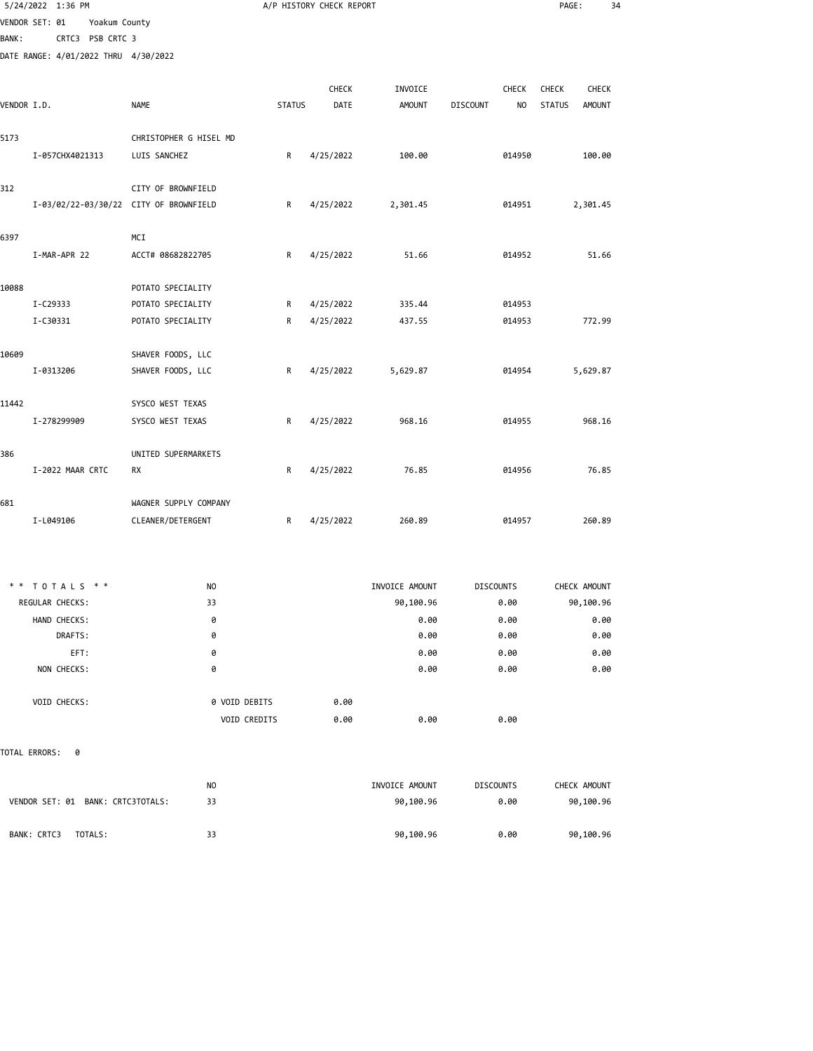A/P HISTORY CHECK REPORT

VENDOR SET: 01 Yoakum County
BANK: CRTC3 PSB CRTC 3
DATE RANGE: 4/01/2022 THRU 4/30/2022

| VENDOR I.D. | NAME | STATUS | CHECK DATE | INVOICE AMOUNT | DISCOUNT | CHECK NO | CHECK STATUS | CHECK AMOUNT |
|---|---|---|---|---|---|---|---|---|
| 5173 | CHRISTOPHER G HISEL MD | | | | | | | |
| I-057CHX4021313 | LUIS SANCHEZ | R | 4/25/2022 | 100.00 | | 014950 | | 100.00 |
| 312 | CITY OF BROWNFIELD | | | | | | | |
| I-03/02/22-03/30/22 | CITY OF BROWNFIELD | R | 4/25/2022 | 2,301.45 | | 014951 | | 2,301.45 |
| 6397 | MCI | | | | | | | |
| I-MAR-APR 22 | ACCT# 08682822705 | R | 4/25/2022 | 51.66 | | 014952 | | 51.66 |
| 10088 | POTATO SPECIALITY | | | | | | | |
| I-C29333 | POTATO SPECIALITY | R | 4/25/2022 | 335.44 | | 014953 | | |
| I-C30331 | POTATO SPECIALITY | R | 4/25/2022 | 437.55 | | 014953 | | 772.99 |
| 10609 | SHAVER FOODS, LLC | | | | | | | |
| I-0313206 | SHAVER FOODS, LLC | R | 4/25/2022 | 5,629.87 | | 014954 | | 5,629.87 |
| 11442 | SYSCO WEST TEXAS | | | | | | | |
| I-278299909 | SYSCO WEST TEXAS | R | 4/25/2022 | 968.16 | | 014955 | | 968.16 |
| 386 | UNITED SUPERMARKETS | | | | | | | |
| I-2022 MAAR CRTC | RX | R | 4/25/2022 | 76.85 | | 014956 | | 76.85 |
| 681 | WAGNER SUPPLY COMPANY | | | | | | | |
| I-L049106 | CLEANER/DETERGENT | R | 4/25/2022 | 260.89 | | 014957 | | 260.89 |

| * * TOTALS * * | NO | | | INVOICE AMOUNT | DISCOUNTS | CHECK AMOUNT |
|---|---|---|---|---|---|---|
| REGULAR CHECKS: | 33 | | | 90,100.96 | 0.00 | 90,100.96 |
| HAND CHECKS: | 0 | | | 0.00 | 0.00 | 0.00 |
| DRAFTS: | 0 | | | 0.00 | 0.00 | 0.00 |
| EFT: | 0 | | | 0.00 | 0.00 | 0.00 |
| NON CHECKS: | 0 | | | 0.00 | 0.00 | 0.00 |
| VOID CHECKS: | 0 | VOID DEBITS | 0.00 | | | |
| | | VOID CREDITS | 0.00 | 0.00 | 0.00 | |

TOTAL ERRORS: 0

| | NO | INVOICE AMOUNT | DISCOUNTS | CHECK AMOUNT |
|---|---|---|---|---|
| VENDOR SET: 01 BANK: CRTC3TOTALS: | 33 | 90,100.96 | 0.00 | 90,100.96 |
| BANK: CRTC3 TOTALS: | 33 | 90,100.96 | 0.00 | 90,100.96 |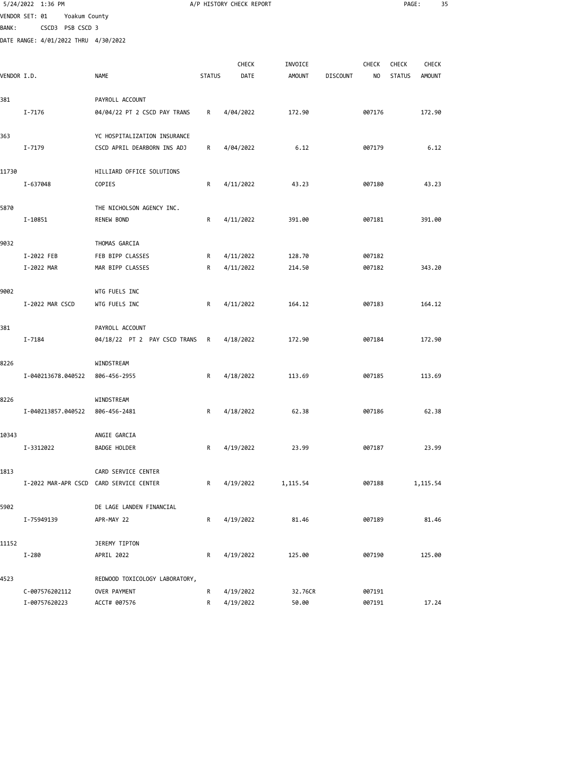5/24/2022 1:36 PM A/P HISTORY CHECK REPORT

VENDOR SET: 01 Yoakum County
BANK: CSCD3 PSB CSCD 3
DATE RANGE: 4/01/2022 THRU 4/30/2022

| VENDOR I.D. | NAME | STATUS | CHECK DATE | INVOICE AMOUNT | DISCOUNT | CHECK NO | CHECK STATUS | CHECK AMOUNT |
|---|---|---|---|---|---|---|---|---|
| 381 | PAYROLL ACCOUNT | | | | | | | |
| I-7176 | 04/04/22 PT 2 CSCD PAY TRANS | R | 4/04/2022 | 172.90 | | 007176 | | 172.90 |
| 363 | YC HOSPITALIZATION INSURANCE | | | | | | | |
| I-7179 | CSCD APRIL DEARBORN INS ADJ | R | 4/04/2022 | 6.12 | | 007179 | | 6.12 |
| 11730 | HILLIARD OFFICE SOLUTIONS | | | | | | | |
| I-637048 | COPIES | R | 4/11/2022 | 43.23 | | 007180 | | 43.23 |
| 5870 | THE NICHOLSON AGENCY INC. | | | | | | | |
| I-10851 | RENEW BOND | R | 4/11/2022 | 391.00 | | 007181 | | 391.00 |
| 9032 | THOMAS GARCIA | | | | | | | |
| I-2022 FEB | FEB BIPP CLASSES | R | 4/11/2022 | 128.70 | | 007182 | | |
| I-2022 MAR | MAR BIPP CLASSES | R | 4/11/2022 | 214.50 | | 007182 | | 343.20 |
| 9002 | WTG FUELS INC | | | | | | | |
| I-2022 MAR CSCD | WTG FUELS INC | R | 4/11/2022 | 164.12 | | 007183 | | 164.12 |
| 381 | PAYROLL ACCOUNT | | | | | | | |
| I-7184 | 04/18/22 PT 2 PAY CSCD TRANS | R | 4/18/2022 | 172.90 | | 007184 | | 172.90 |
| 8226 | WINDSTREAM | | | | | | | |
| I-040213678.040522 | 806-456-2955 | R | 4/18/2022 | 113.69 | | 007185 | | 113.69 |
| 8226 | WINDSTREAM | | | | | | | |
| I-040213857.040522 | 806-456-2481 | R | 4/18/2022 | 62.38 | | 007186 | | 62.38 |
| 10343 | ANGIE GARCIA | | | | | | | |
| I-3312022 | BADGE HOLDER | R | 4/19/2022 | 23.99 | | 007187 | | 23.99 |
| 1813 | CARD SERVICE CENTER | | | | | | | |
| I-2022 MAR-APR CSCD | CARD SERVICE CENTER | R | 4/19/2022 | 1,115.54 | | 007188 | | 1,115.54 |
| 5902 | DE LAGE LANDEN FINANCIAL | | | | | | | |
| I-75949139 | APR-MAY 22 | R | 4/19/2022 | 81.46 | | 007189 | | 81.46 |
| 11152 | JEREMY TIPTON | | | | | | | |
| I-280 | APRIL 2022 | R | 4/19/2022 | 125.00 | | 007190 | | 125.00 |
| 4523 | REDWOOD TOXICOLOGY LABORATORY, | | | | | | | |
| C-007576202112 | OVER PAYMENT | R | 4/19/2022 | 32.76CR | | 007191 | | |
| I-00757620223 | ACCT# 007576 | R | 4/19/2022 | 50.00 | | 007191 | | 17.24 |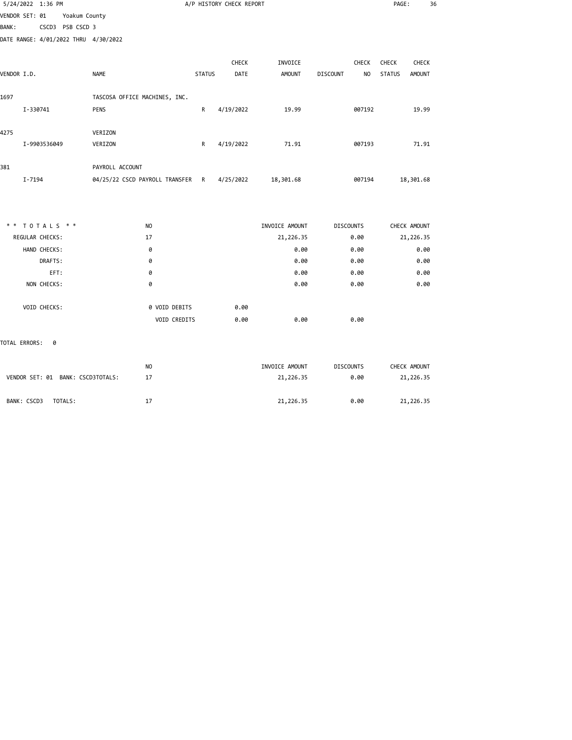5/24/2022 1:36 PM — A/P HISTORY CHECK REPORT

VENDOR SET: 01 Yoakum County
BANK: CSCD3 PSB CSCD 3
DATE RANGE: 4/01/2022 THRU 4/30/2022

| VENDOR I.D. | NAME | STATUS | CHECK DATE | INVOICE AMOUNT | DISCOUNT | CHECK NO | CHECK STATUS | CHECK AMOUNT |
|---|---|---|---|---|---|---|---|---|
| 1697 | TASCOSA OFFICE MACHINES, INC. | | | | | | | |
| I-330741 | PENS | R | 4/19/2022 | 19.99 | | 007192 | | 19.99 |
| 4275 | VERIZON | | | | | | | |
| I-9903536049 | VERIZON | R | 4/19/2022 | 71.91 | | 007193 | | 71.91 |
| 381 | PAYROLL ACCOUNT | | | | | | | |
| I-7194 | 04/25/22 CSCD PAYROLL TRANSFER | R | 4/25/2022 | 18,301.68 | | 007194 | | 18,301.68 |

| * * T O T A L S * * | NO | | INVOICE AMOUNT | DISCOUNTS | CHECK AMOUNT |
|---|---|---|---|---|---|
| REGULAR CHECKS: | 17 | | 21,226.35 | 0.00 | 21,226.35 |
| HAND CHECKS: | 0 | | 0.00 | 0.00 | 0.00 |
| DRAFTS: | 0 | | 0.00 | 0.00 | 0.00 |
| EFT: | 0 | | 0.00 | 0.00 | 0.00 |
| NON CHECKS: | 0 | | 0.00 | 0.00 | 0.00 |
| VOID CHECKS: | 0 VOID DEBITS | 0.00 | | | |
| | VOID CREDITS | 0.00 | 0.00 | 0.00 | |

TOTAL ERRORS: 0

| | NO | INVOICE AMOUNT | DISCOUNTS | CHECK AMOUNT |
|---|---|---|---|---|
| VENDOR SET: 01 BANK: CSCD3TOTALS: | 17 | 21,226.35 | 0.00 | 21,226.35 |
| BANK: CSCD3 TOTALS: | 17 | 21,226.35 | 0.00 | 21,226.35 |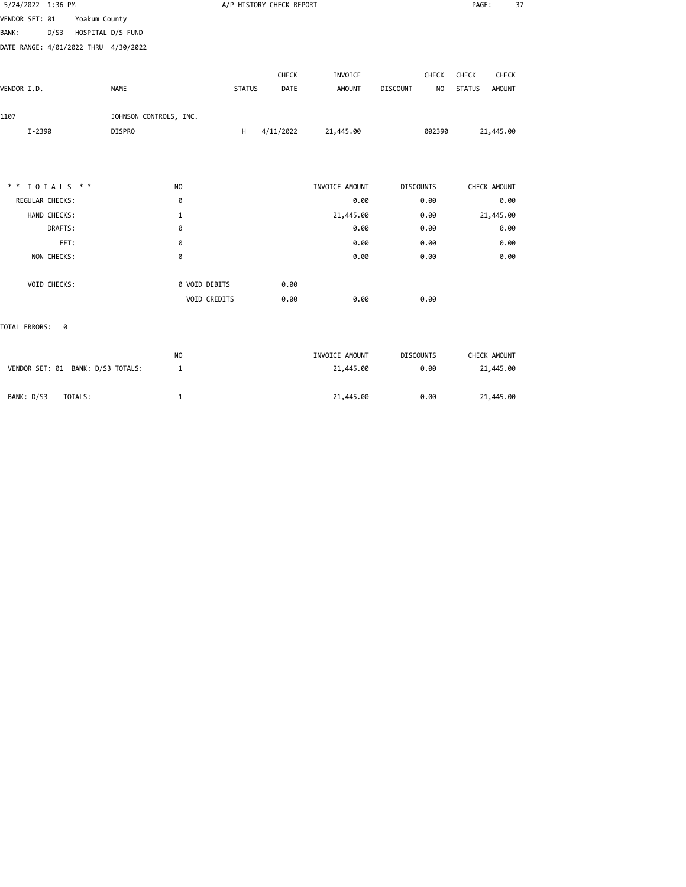5/24/2022 1:36 PM A/P HISTORY CHECK REPORT

VENDOR SET: 01 Yoakum County
BANK: D/S3 HOSPITAL D/S FUND
DATE RANGE: 4/01/2022 THRU 4/30/2022

| VENDOR I.D. | NAME | STATUS | CHECK DATE | INVOICE AMOUNT | DISCOUNT | CHECK NO | CHECK STATUS | CHECK AMOUNT |
|---|---|---|---|---|---|---|---|---|
| 1107 | JOHNSON CONTROLS, INC. | | | | | | | |
| I-2390 | DISPRO | H | 4/11/2022 | 21,445.00 | | 002390 | | 21,445.00 |

| * * T O T A L S * * | NO | | INVOICE AMOUNT | DISCOUNTS | CHECK AMOUNT |
|---|---|---|---|---|---|
| REGULAR CHECKS: | 0 | | 0.00 | 0.00 | 0.00 |
| HAND CHECKS: | 1 | | 21,445.00 | 0.00 | 21,445.00 |
| DRAFTS: | 0 | | 0.00 | 0.00 | 0.00 |
| EFT: | 0 | | 0.00 | 0.00 | 0.00 |
| NON CHECKS: | 0 | | 0.00 | 0.00 | 0.00 |
| VOID CHECKS: | 0 VOID DEBITS | 0.00 | | | |
| | VOID CREDITS | 0.00 | 0.00 | 0.00 | |

TOTAL ERRORS: 0

| | NO | INVOICE AMOUNT | DISCOUNTS | CHECK AMOUNT |
|---|---|---|---|---|
| VENDOR SET: 01 BANK: D/S3 TOTALS: | 1 | 21,445.00 | 0.00 | 21,445.00 |
| BANK: D/S3 TOTALS: | 1 | 21,445.00 | 0.00 | 21,445.00 |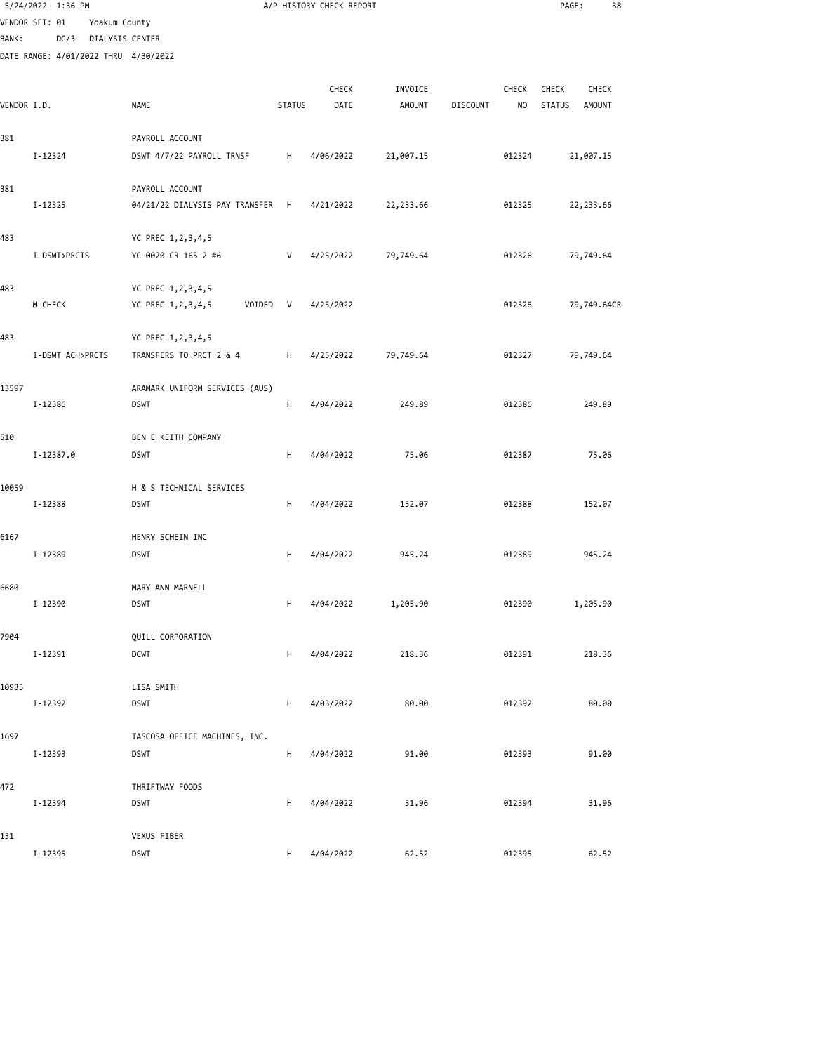5/24/2022 1:36 PM — A/P HISTORY CHECK REPORT

VENDOR SET: 01 Yoakum County
BANK: DC/3 DIALYSIS CENTER
DATE RANGE: 4/01/2022 THRU 4/30/2022

| VENDOR I.D. | NAME | STATUS | CHECK DATE | INVOICE AMOUNT | DISCOUNT | CHECK NO | CHECK STATUS | CHECK AMOUNT |
|---|---|---|---|---|---|---|---|---|
| 381 | PAYROLL ACCOUNT | | | | | | | |
| I-12324 | DSWT 4/7/22 PAYROLL TRNSF | H | 4/06/2022 | 21,007.15 | | 012324 | | 21,007.15 |
| 381 | PAYROLL ACCOUNT | | | | | | | |
| I-12325 | 04/21/22 DIALYSIS PAY TRANSFER | H | 4/21/2022 | 22,233.66 | | 012325 | | 22,233.66 |
| 483 | YC PREC 1,2,3,4,5 | | | | | | | |
| I-DSWT>PRCTS | YC-0020 CR 165-2 #6 | V | 4/25/2022 | 79,749.64 | | 012326 | | 79,749.64 |
| 483 | YC PREC 1,2,3,4,5 | | | | | | | |
| M-CHECK | YC PREC 1,2,3,4,5 VOIDED | V | 4/25/2022 | | | 012326 | | 79,749.64CR |
| 483 | YC PREC 1,2,3,4,5 | | | | | | | |
| I-DSWT ACH>PRCTS | TRANSFERS TO PRCT 2 & 4 | H | 4/25/2022 | 79,749.64 | | 012327 | | 79,749.64 |
| 13597 | ARAMARK UNIFORM SERVICES (AUS) | | | | | | | |
| I-12386 | DSWT | H | 4/04/2022 | 249.89 | | 012386 | | 249.89 |
| 510 | BEN E KEITH COMPANY | | | | | | | |
| I-12387.0 | DSWT | H | 4/04/2022 | 75.06 | | 012387 | | 75.06 |
| 10059 | H & S TECHNICAL SERVICES | | | | | | | |
| I-12388 | DSWT | H | 4/04/2022 | 152.07 | | 012388 | | 152.07 |
| 6167 | HENRY SCHEIN INC | | | | | | | |
| I-12389 | DSWT | H | 4/04/2022 | 945.24 | | 012389 | | 945.24 |
| 6680 | MARY ANN MARNELL | | | | | | | |
| I-12390 | DSWT | H | 4/04/2022 | 1,205.90 | | 012390 | | 1,205.90 |
| 7904 | QUILL CORPORATION | | | | | | | |
| I-12391 | DCWT | H | 4/04/2022 | 218.36 | | 012391 | | 218.36 |
| 10935 | LISA SMITH | | | | | | | |
| I-12392 | DSWT | H | 4/03/2022 | 80.00 | | 012392 | | 80.00 |
| 1697 | TASCOSA OFFICE MACHINES, INC. | | | | | | | |
| I-12393 | DSWT | H | 4/04/2022 | 91.00 | | 012393 | | 91.00 |
| 472 | THRIFTWAY FOODS | | | | | | | |
| I-12394 | DSWT | H | 4/04/2022 | 31.96 | | 012394 | | 31.96 |
| 131 | VEXUS FIBER | | | | | | | |
| I-12395 | DSWT | H | 4/04/2022 | 62.52 | | 012395 | | 62.52 |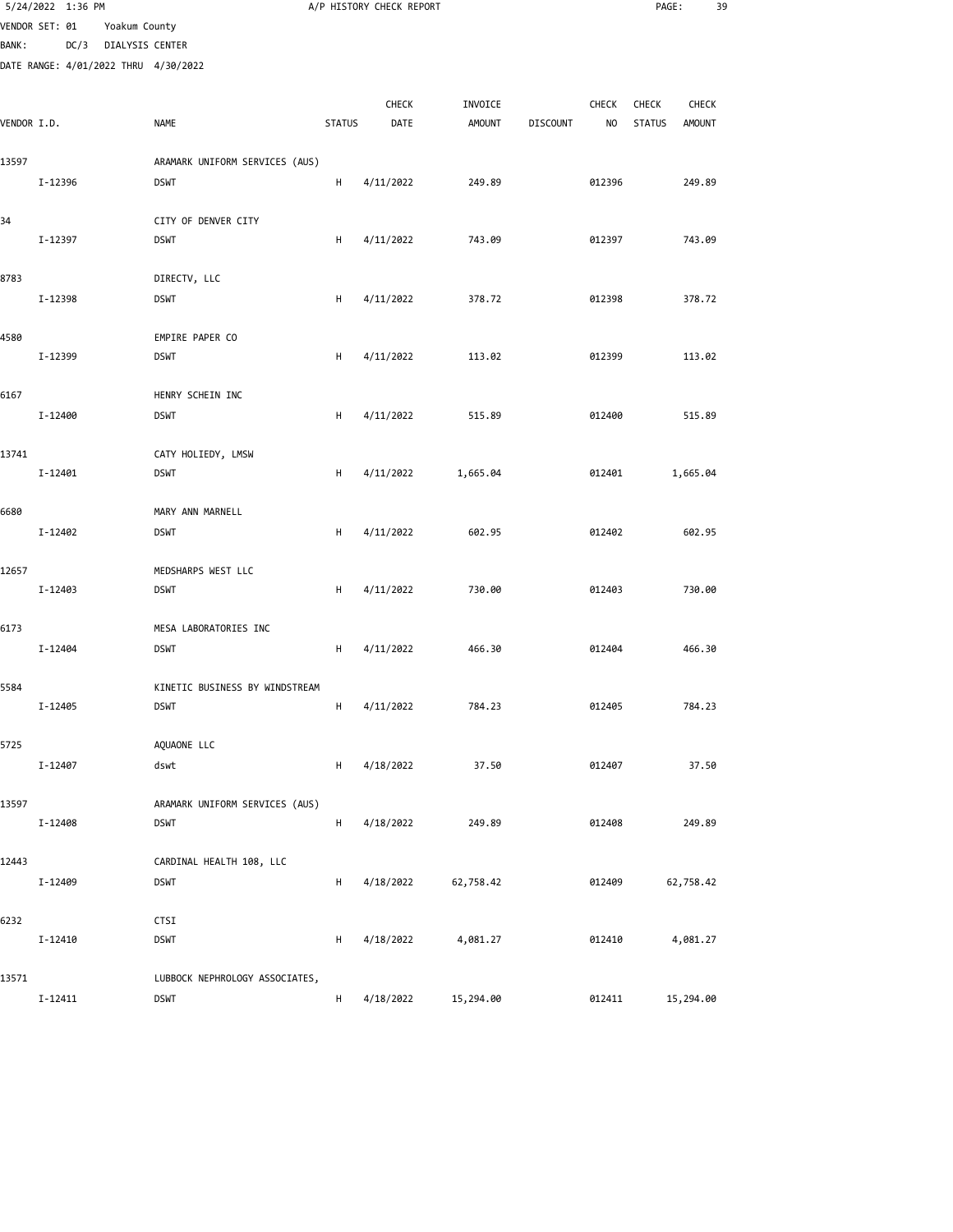5/24/2022 1:36 PM A/P HISTORY CHECK REPORT

VENDOR SET: 01 Yoakum County

BANK: DC/3 DIALYSIS CENTER

DATE RANGE: 4/01/2022 THRU 4/30/2022

| VENDOR I.D. | NAME | STATUS | CHECK DATE | INVOICE AMOUNT | DISCOUNT | CHECK NO | CHECK STATUS | CHECK AMOUNT |
|---|---|---|---|---|---|---|---|---|
| 13597 | ARAMARK UNIFORM SERVICES (AUS) | | | | | | | |
| I-12396 | DSWT | H | 4/11/2022 | 249.89 | | 012396 | | 249.89 |
| 34 | CITY OF DENVER CITY | | | | | | | |
| I-12397 | DSWT | H | 4/11/2022 | 743.09 | | 012397 | | 743.09 |
| 8783 | DIRECTV, LLC | | | | | | | |
| I-12398 | DSWT | H | 4/11/2022 | 378.72 | | 012398 | | 378.72 |
| 4580 | EMPIRE PAPER CO | | | | | | | |
| I-12399 | DSWT | H | 4/11/2022 | 113.02 | | 012399 | | 113.02 |
| 6167 | HENRY SCHEIN INC | | | | | | | |
| I-12400 | DSWT | H | 4/11/2022 | 515.89 | | 012400 | | 515.89 |
| 13741 | CATY HOLIEDY, LMSW | | | | | | | |
| I-12401 | DSWT | H | 4/11/2022 | 1,665.04 | | 012401 | | 1,665.04 |
| 6680 | MARY ANN MARNELL | | | | | | | |
| I-12402 | DSWT | H | 4/11/2022 | 602.95 | | 012402 | | 602.95 |
| 12657 | MEDSHARPS WEST LLC | | | | | | | |
| I-12403 | DSWT | H | 4/11/2022 | 730.00 | | 012403 | | 730.00 |
| 6173 | MESA LABORATORIES INC | | | | | | | |
| I-12404 | DSWT | H | 4/11/2022 | 466.30 | | 012404 | | 466.30 |
| 5584 | KINETIC BUSINESS BY WINDSTREAM | | | | | | | |
| I-12405 | DSWT | H | 4/11/2022 | 784.23 | | 012405 | | 784.23 |
| 5725 | AQUAONE LLC | | | | | | | |
| I-12407 | dswt | H | 4/18/2022 | 37.50 | | 012407 | | 37.50 |
| 13597 | ARAMARK UNIFORM SERVICES (AUS) | | | | | | | |
| I-12408 | DSWT | H | 4/18/2022 | 249.89 | | 012408 | | 249.89 |
| 12443 | CARDINAL HEALTH 108, LLC | | | | | | | |
| I-12409 | DSWT | H | 4/18/2022 | 62,758.42 | | 012409 | | 62,758.42 |
| 6232 | CTSI | | | | | | | |
| I-12410 | DSWT | H | 4/18/2022 | 4,081.27 | | 012410 | | 4,081.27 |
| 13571 | LUBBOCK NEPHROLOGY ASSOCIATES, | | | | | | | |
| I-12411 | DSWT | H | 4/18/2022 | 15,294.00 | | 012411 | | 15,294.00 |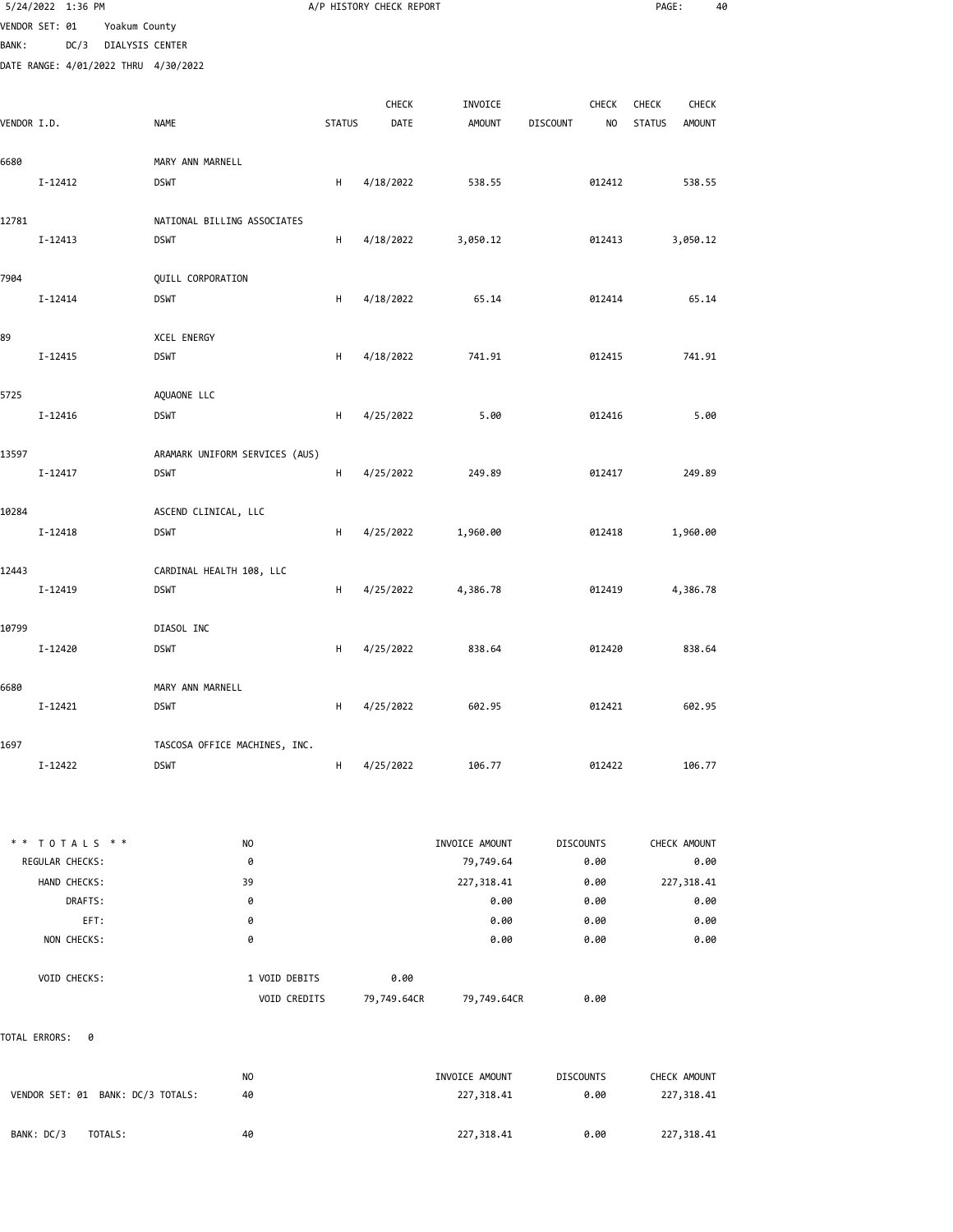A/P HISTORY CHECK REPORT

VENDOR SET: 01 Yoakum County
BANK: DC/3 DIALYSIS CENTER
DATE RANGE: 4/01/2022 THRU 4/30/2022

| VENDOR I.D. | NAME | STATUS | CHECK DATE | INVOICE AMOUNT | DISCOUNT | CHECK NO | CHECK STATUS | CHECK AMOUNT |
|---|---|---|---|---|---|---|---|---|
| 6680 | MARY ANN MARNELL | | | | | | | |
| I-12412 | DSWT | H | 4/18/2022 | 538.55 | | 012412 | | 538.55 |
| 12781 | NATIONAL BILLING ASSOCIATES | | | | | | | |
| I-12413 | DSWT | H | 4/18/2022 | 3,050.12 | | 012413 | | 3,050.12 |
| 7904 | QUILL CORPORATION | | | | | | | |
| I-12414 | DSWT | H | 4/18/2022 | 65.14 | | 012414 | | 65.14 |
| 89 | XCEL ENERGY | | | | | | | |
| I-12415 | DSWT | H | 4/18/2022 | 741.91 | | 012415 | | 741.91 |
| 5725 | AQUAONE LLC | | | | | | | |
| I-12416 | DSWT | H | 4/25/2022 | 5.00 | | 012416 | | 5.00 |
| 13597 | ARAMARK UNIFORM SERVICES (AUS) | | | | | | | |
| I-12417 | DSWT | H | 4/25/2022 | 249.89 | | 012417 | | 249.89 |
| 10284 | ASCEND CLINICAL, LLC | | | | | | | |
| I-12418 | DSWT | H | 4/25/2022 | 1,960.00 | | 012418 | | 1,960.00 |
| 12443 | CARDINAL HEALTH 108, LLC | | | | | | | |
| I-12419 | DSWT | H | 4/25/2022 | 4,386.78 | | 012419 | | 4,386.78 |
| 10799 | DIASOL INC | | | | | | | |
| I-12420 | DSWT | H | 4/25/2022 | 838.64 | | 012420 | | 838.64 |
| 6680 | MARY ANN MARNELL | | | | | | | |
| I-12421 | DSWT | H | 4/25/2022 | 602.95 | | 012421 | | 602.95 |
| 1697 | TASCOSA OFFICE MACHINES, INC. | | | | | | | |
| I-12422 | DSWT | H | 4/25/2022 | 106.77 | | 012422 | | 106.77 |

| * * TOTALS * * | NO | | INVOICE AMOUNT | DISCOUNTS | CHECK AMOUNT |
|---|---|---|---|---|---|
| REGULAR CHECKS: | 0 | | 79,749.64 | 0.00 | 0.00 |
| HAND CHECKS: | 39 | | 227,318.41 | 0.00 | 227,318.41 |
| DRAFTS: | 0 | | 0.00 | 0.00 | 0.00 |
| EFT: | 0 | | 0.00 | 0.00 | 0.00 |
| NON CHECKS: | 0 | | 0.00 | 0.00 | 0.00 |
| VOID CHECKS: | 1 VOID DEBITS | 0.00 | | | |
| | VOID CREDITS | 79,749.64CR | 79,749.64CR | 0.00 | |

TOTAL ERRORS: 0

| | NO | INVOICE AMOUNT | DISCOUNTS | CHECK AMOUNT |
|---|---|---|---|---|
| VENDOR SET: 01 BANK: DC/3 TOTALS: | 40 | 227,318.41 | 0.00 | 227,318.41 |
| BANK: DC/3 TOTALS: | 40 | 227,318.41 | 0.00 | 227,318.41 |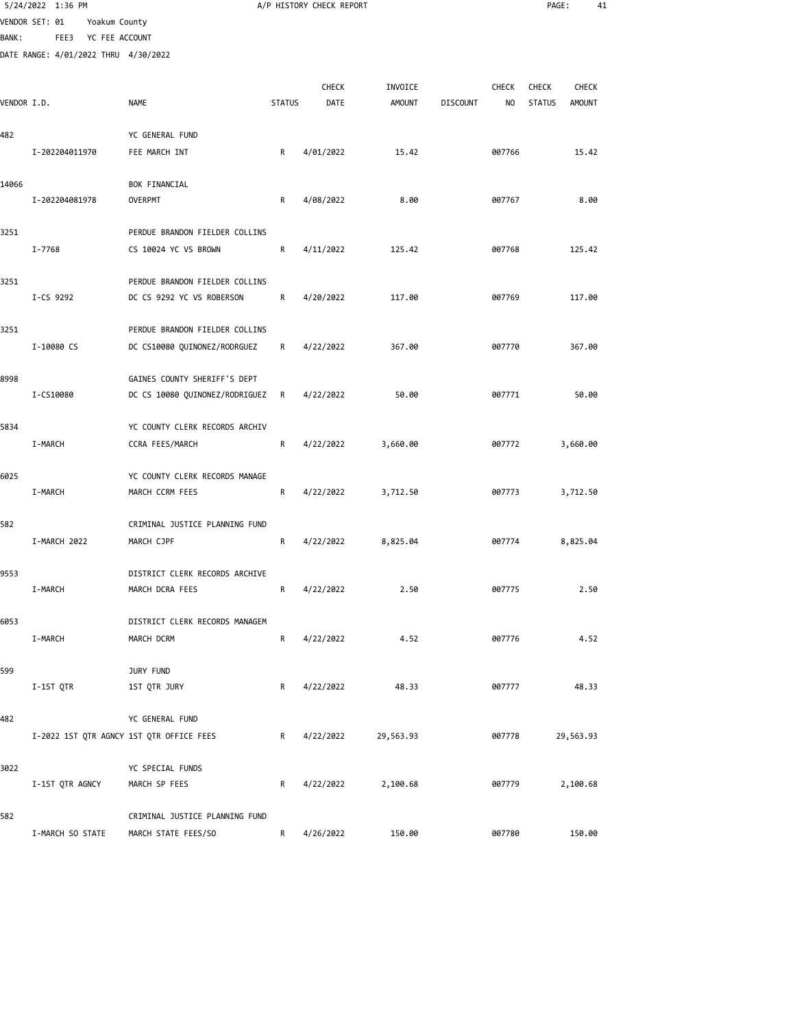5/24/2022 1:36 PM A/P HISTORY CHECK REPORT

VENDOR SET: 01 Yoakum County
BANK: FEE3 YC FEE ACCOUNT
DATE RANGE: 4/01/2022 THRU 4/30/2022

| VENDOR I.D. | NAME | STATUS | CHECK DATE | INVOICE AMOUNT | DISCOUNT | CHECK NO | CHECK STATUS | CHECK AMOUNT |
|---|---|---|---|---|---|---|---|---|
| 482 | YC GENERAL FUND | | | | | | | |
| I-202204011970 | FEE MARCH INT | R | 4/01/2022 | 15.42 | | 007766 | | 15.42 |
| 14066 | BOK FINANCIAL | | | | | | | |
| I-202204081978 | OVERPMT | R | 4/08/2022 | 8.00 | | 007767 | | 8.00 |
| 3251 | PERDUE BRANDON FIELDER COLLINS | | | | | | | |
| I-7768 | CS 10024 YC VS BROWN | R | 4/11/2022 | 125.42 | | 007768 | | 125.42 |
| 3251 | PERDUE BRANDON FIELDER COLLINS | | | | | | | |
| I-CS 9292 | DC CS 9292 YC VS ROBERSON | R | 4/20/2022 | 117.00 | | 007769 | | 117.00 |
| 3251 | PERDUE BRANDON FIELDER COLLINS | | | | | | | |
| I-10080 CS | DC CS10080 QUINONEZ/RODRGUEZ | R | 4/22/2022 | 367.00 | | 007770 | | 367.00 |
| 8998 | GAINES COUNTY SHERIFF'S DEPT | | | | | | | |
| I-CS10080 | DC CS 10080 QUINONEZ/RODRIGUEZ | R | 4/22/2022 | 50.00 | | 007771 | | 50.00 |
| 5834 | YC COUNTY CLERK RECORDS ARCHIV | | | | | | | |
| I-MARCH | CCRA FEES/MARCH | R | 4/22/2022 | 3,660.00 | | 007772 | | 3,660.00 |
| 6025 | YC COUNTY CLERK RECORDS MANAGE | | | | | | | |
| I-MARCH | MARCH CCRM FEES | R | 4/22/2022 | 3,712.50 | | 007773 | | 3,712.50 |
| 582 | CRIMINAL JUSTICE PLANNING FUND | | | | | | | |
| I-MARCH 2022 | MARCH CJPF | R | 4/22/2022 | 8,825.04 | | 007774 | | 8,825.04 |
| 9553 | DISTRICT CLERK RECORDS ARCHIVE | | | | | | | |
| I-MARCH | MARCH DCRA FEES | R | 4/22/2022 | 2.50 | | 007775 | | 2.50 |
| 6053 | DISTRICT CLERK RECORDS MANAGEM | | | | | | | |
| I-MARCH | MARCH DCRM | R | 4/22/2022 | 4.52 | | 007776 | | 4.52 |
| 599 | JURY FUND | | | | | | | |
| I-1ST QTR | 1ST QTR JURY | R | 4/22/2022 | 48.33 | | 007777 | | 48.33 |
| 482 | YC GENERAL FUND | | | | | | | |
| I-2022 1ST QTR AGNCY | 1ST QTR OFFICE FEES | R | 4/22/2022 | 29,563.93 | | 007778 | | 29,563.93 |
| 3022 | YC SPECIAL FUNDS | | | | | | | |
| I-1ST QTR AGNCY | MARCH SP FEES | R | 4/22/2022 | 2,100.68 | | 007779 | | 2,100.68 |
| 582 | CRIMINAL JUSTICE PLANNING FUND | | | | | | | |
| I-MARCH SO STATE | MARCH STATE FEES/SO | R | 4/26/2022 | 150.00 | | 007780 | | 150.00 |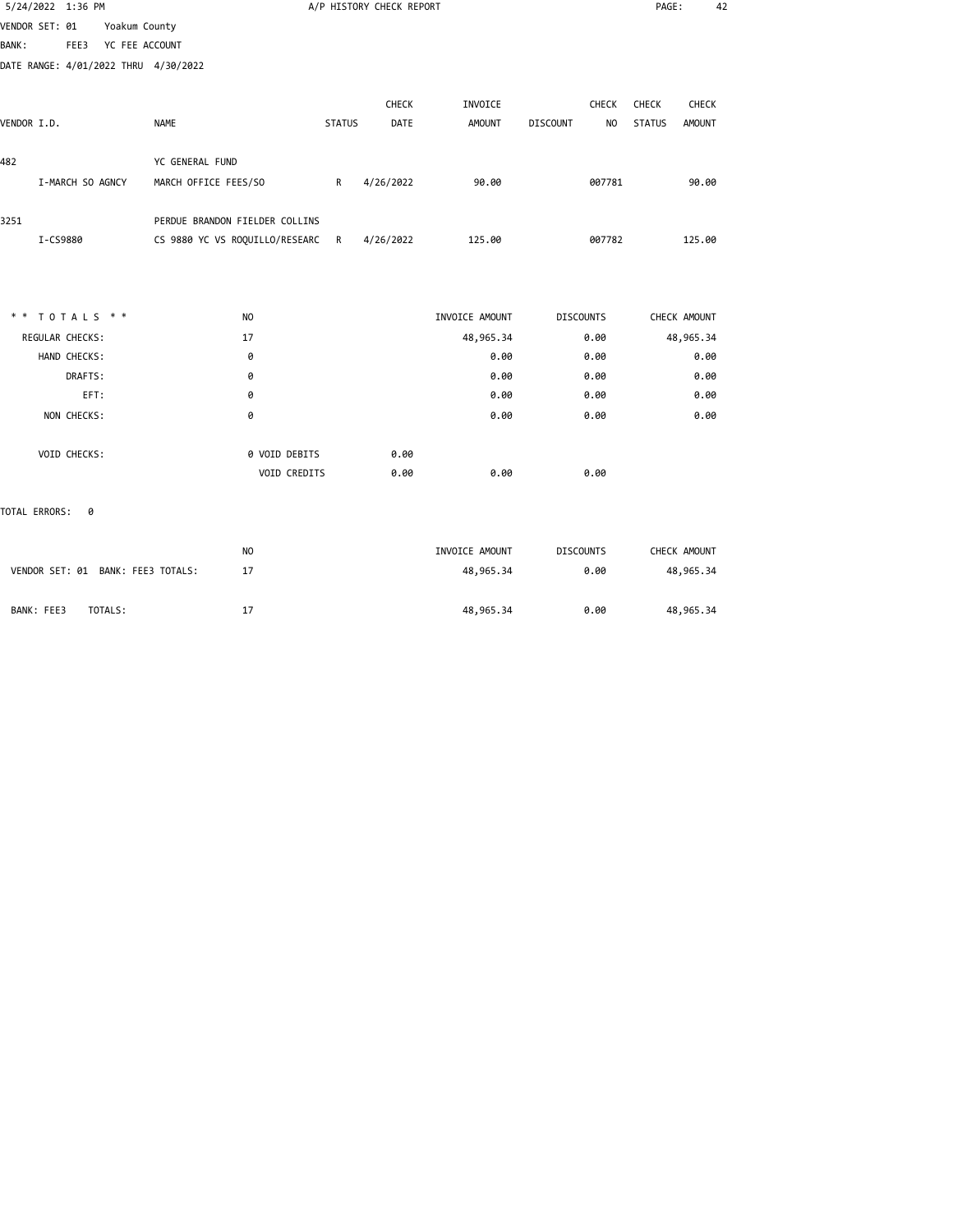5/24/2022 1:36 PM A/P HISTORY CHECK REPORT

VENDOR SET: 01 Yoakum County
BANK: FEE3 YC FEE ACCOUNT
DATE RANGE: 4/01/2022 THRU 4/30/2022

| VENDOR I.D. | NAME | STATUS | CHECK DATE | INVOICE AMOUNT | DISCOUNT | CHECK NO | CHECK STATUS | CHECK AMOUNT |
|---|---|---|---|---|---|---|---|---|
| 482 | YC GENERAL FUND | | | | | | | |
| I-MARCH SO AGNCY | MARCH OFFICE FEES/SO | R | 4/26/2022 | 90.00 | | 007781 | | 90.00 |
| 3251 | PERDUE BRANDON FIELDER COLLINS | | | | | | | |
| I-CS9880 | CS 9880 YC VS ROQUILLO/RESEARC | R | 4/26/2022 | 125.00 | | 007782 | | 125.00 |

| * * T O T A L S * * | NO | | | INVOICE AMOUNT | DISCOUNTS | CHECK AMOUNT |
|---|---|---|---|---|---|---|
| REGULAR CHECKS: | 17 | | | 48,965.34 | 0.00 | 48,965.34 |
| HAND CHECKS: | 0 | | | 0.00 | 0.00 | 0.00 |
| DRAFTS: | 0 | | | 0.00 | 0.00 | 0.00 |
| EFT: | 0 | | | 0.00 | 0.00 | 0.00 |
| NON CHECKS: | 0 | | | 0.00 | 0.00 | 0.00 |
| VOID CHECKS: | 0 | VOID DEBITS | 0.00 | | | |
| | | VOID CREDITS | 0.00 | 0.00 | 0.00 | |

TOTAL ERRORS: 0

| | NO | INVOICE AMOUNT | DISCOUNTS | CHECK AMOUNT |
|---|---|---|---|---|
| VENDOR SET: 01 BANK: FEE3 TOTALS: | 17 | 48,965.34 | 0.00 | 48,965.34 |
| BANK: FEE3 TOTALS: | 17 | 48,965.34 | 0.00 | 48,965.34 |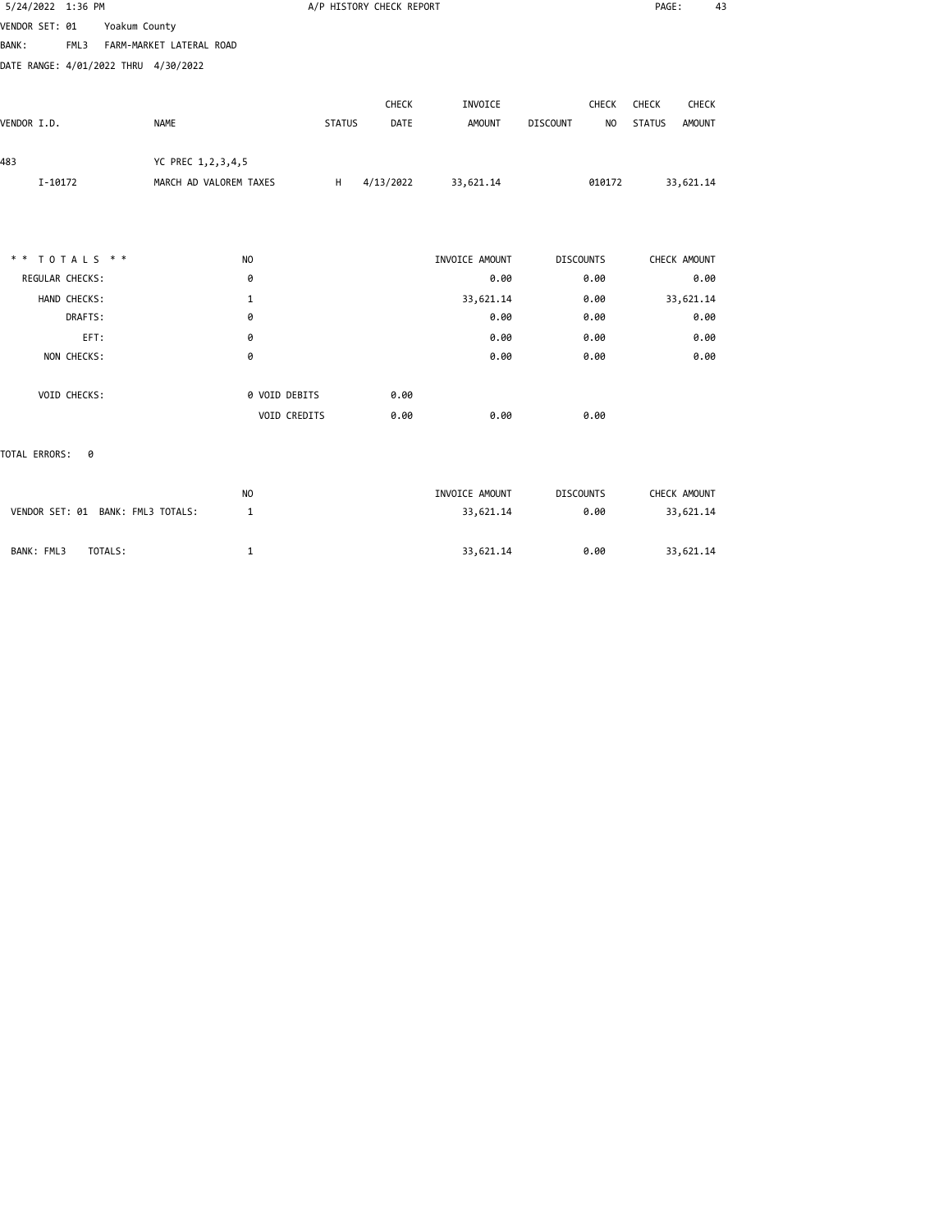5/24/2022 1:36 PM A/P HISTORY CHECK REPORT

VENDOR SET: 01 Yoakum County

BANK: FML3 FARM-MARKET LATERAL ROAD

DATE RANGE: 4/01/2022 THRU 4/30/2022

| VENDOR I.D. | NAME | STATUS | CHECK DATE | INVOICE AMOUNT | DISCOUNT | CHECK NO | CHECK STATUS | CHECK AMOUNT |
|---|---|---|---|---|---|---|---|---|
| 483 | YC PREC 1,2,3,4,5 | | | | | | | |
| I-10172 | MARCH AD VALOREM TAXES | H | 4/13/2022 | 33,621.14 | | 010172 | | 33,621.14 |

| * * TOTALS * * | NO | | INVOICE AMOUNT | DISCOUNTS | CHECK AMOUNT |
|---|---|---|---|---|---|
| REGULAR CHECKS: | 0 | | 0.00 | 0.00 | 0.00 |
| HAND CHECKS: | 1 | | 33,621.14 | 0.00 | 33,621.14 |
| DRAFTS: | 0 | | 0.00 | 0.00 | 0.00 |
| EFT: | 0 | | 0.00 | 0.00 | 0.00 |
| NON CHECKS: | 0 | | 0.00 | 0.00 | 0.00 |
| VOID CHECKS: | 0 VOID DEBITS | 0.00 | | | |
| | VOID CREDITS | 0.00 | 0.00 | 0.00 | |

TOTAL ERRORS: 0

| | NO | INVOICE AMOUNT | DISCOUNTS | CHECK AMOUNT |
|---|---|---|---|---|
| VENDOR SET: 01 BANK: FML3 TOTALS: | 1 | 33,621.14 | 0.00 | 33,621.14 |
| BANK: FML3 TOTALS: | 1 | 33,621.14 | 0.00 | 33,621.14 |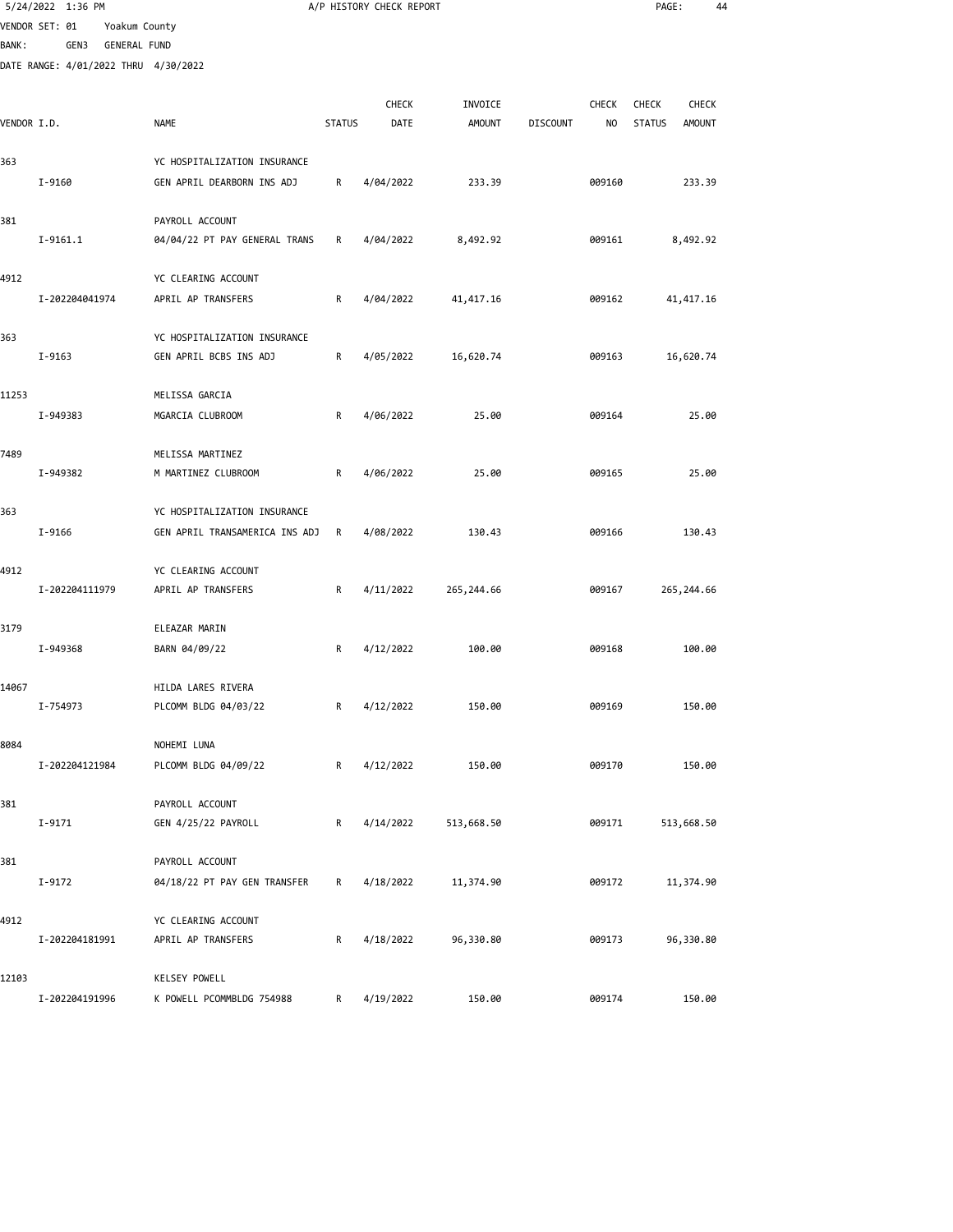VENDOR SET: 01 Yoakum County
BANK: GEN3 GENERAL FUND
DATE RANGE: 4/01/2022 THRU 4/30/2022

# A/P HISTORY CHECK REPORT

| VENDOR I.D. | NAME | STATUS | CHECK DATE | INVOICE AMOUNT | DISCOUNT | CHECK NO | CHECK STATUS | CHECK AMOUNT |
|---|---|---|---|---|---|---|---|---|
| 363 | YC HOSPITALIZATION INSURANCE | | | | | | | |
| I-9160 | GEN APRIL DEARBORN INS ADJ | R | 4/04/2022 | 233.39 | | 009160 | | 233.39 |
| 381 | PAYROLL ACCOUNT | | | | | | | |
| I-9161.1 | 04/04/22 PT PAY GENERAL TRANS | R | 4/04/2022 | 8,492.92 | | 009161 | | 8,492.92 |
| 4912 | YC CLEARING ACCOUNT | | | | | | | |
| I-202204041974 | APRIL AP TRANSFERS | R | 4/04/2022 | 41,417.16 | | 009162 | | 41,417.16 |
| 363 | YC HOSPITALIZATION INSURANCE | | | | | | | |
| I-9163 | GEN APRIL BCBS INS ADJ | R | 4/05/2022 | 16,620.74 | | 009163 | | 16,620.74 |
| 11253 | MELISSA GARCIA | | | | | | | |
| I-949383 | MGARCIA CLUBROOM | R | 4/06/2022 | 25.00 | | 009164 | | 25.00 |
| 7489 | MELISSA MARTINEZ | | | | | | | |
| I-949382 | M MARTINEZ CLUBROOM | R | 4/06/2022 | 25.00 | | 009165 | | 25.00 |
| 363 | YC HOSPITALIZATION INSURANCE | | | | | | | |
| I-9166 | GEN APRIL TRANSAMERICA INS ADJ | R | 4/08/2022 | 130.43 | | 009166 | | 130.43 |
| 4912 | YC CLEARING ACCOUNT | | | | | | | |
| I-202204111979 | APRIL AP TRANSFERS | R | 4/11/2022 | 265,244.66 | | 009167 | | 265,244.66 |
| 3179 | ELEAZAR MARIN | | | | | | | |
| I-949368 | BARN 04/09/22 | R | 4/12/2022 | 100.00 | | 009168 | | 100.00 |
| 14067 | HILDA LARES RIVERA | | | | | | | |
| I-754973 | PLCOMM BLDG 04/03/22 | R | 4/12/2022 | 150.00 | | 009169 | | 150.00 |
| 8084 | NOHEMI LUNA | | | | | | | |
| I-202204121984 | PLCOMM BLDG 04/09/22 | R | 4/12/2022 | 150.00 | | 009170 | | 150.00 |
| 381 | PAYROLL ACCOUNT | | | | | | | |
| I-9171 | GEN 4/25/22 PAYROLL | R | 4/14/2022 | 513,668.50 | | 009171 | | 513,668.50 |
| 381 | PAYROLL ACCOUNT | | | | | | | |
| I-9172 | 04/18/22 PT PAY GEN TRANSFER | R | 4/18/2022 | 11,374.90 | | 009172 | | 11,374.90 |
| 4912 | YC CLEARING ACCOUNT | | | | | | | |
| I-202204181991 | APRIL AP TRANSFERS | R | 4/18/2022 | 96,330.80 | | 009173 | | 96,330.80 |
| 12103 | KELSEY POWELL | | | | | | | |
| I-202204191996 | K POWELL PCOMMBLDG 754988 | R | 4/19/2022 | 150.00 | | 009174 | | 150.00 |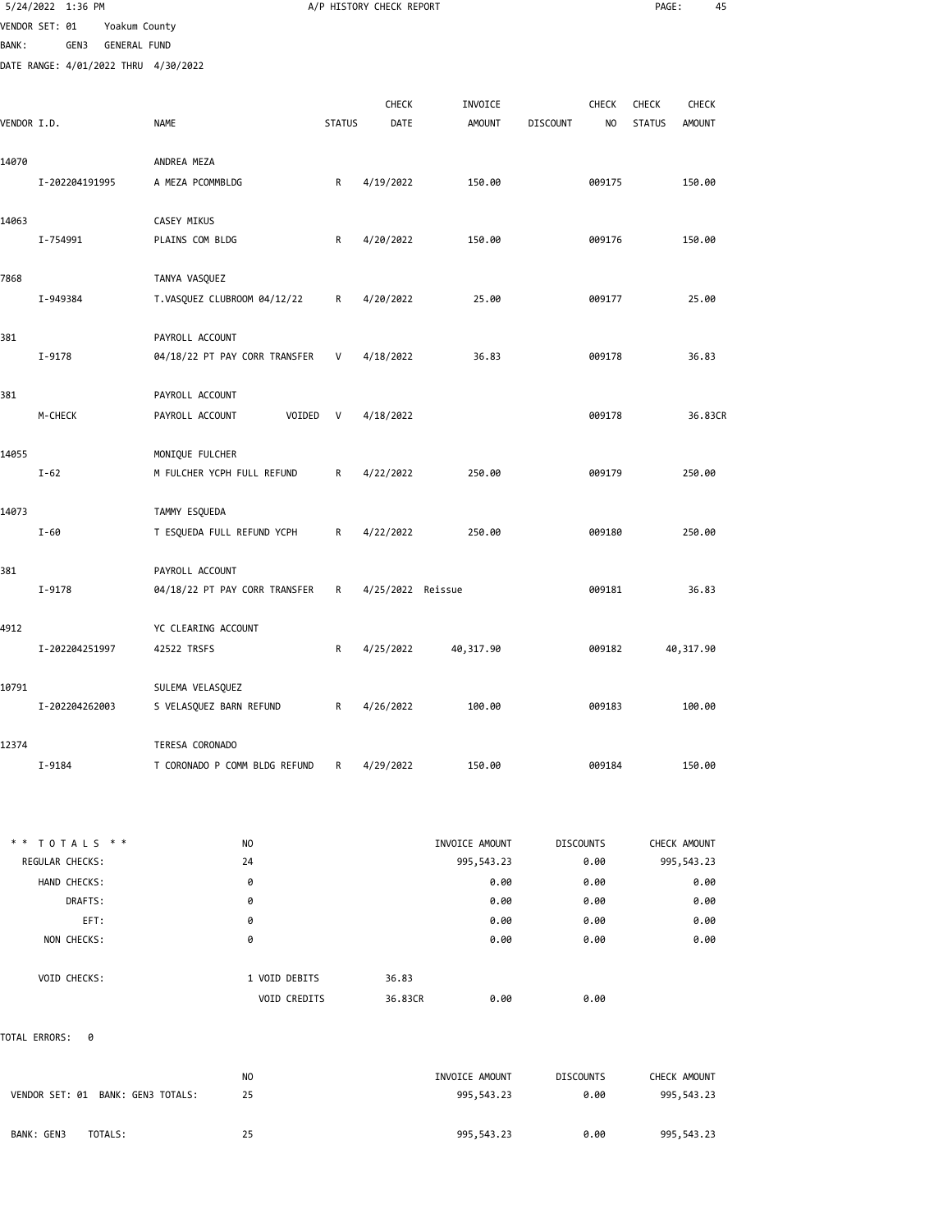A/P HISTORY CHECK REPORT

VENDOR SET: 01 Yoakum County
BANK: GEN3 GENERAL FUND
DATE RANGE: 4/01/2022 THRU 4/30/2022

| VENDOR I.D. | NAME | STATUS | CHECK DATE | INVOICE AMOUNT | DISCOUNT | CHECK NO | CHECK STATUS | CHECK AMOUNT |
|---|---|---|---|---|---|---|---|---|
| 14070 | ANDREA MEZA | | | | | | | |
| I-202204191995 | A MEZA PCOMMBLDG | R | 4/19/2022 | 150.00 | | 009175 | | 150.00 |
| 14063 | CASEY MIKUS | | | | | | | |
| I-754991 | PLAINS COM BLDG | R | 4/20/2022 | 150.00 | | 009176 | | 150.00 |
| 7868 | TANYA VASQUEZ | | | | | | | |
| I-949384 | T.VASQUEZ CLUBROOM 04/12/22 | R | 4/20/2022 | 25.00 | | 009177 | | 25.00 |
| 381 | PAYROLL ACCOUNT | | | | | | | |
| I-9178 | 04/18/22 PT PAY CORR TRANSFER | V | 4/18/2022 | 36.83 | | 009178 | | 36.83 |
| 381 | PAYROLL ACCOUNT | | | | | | | |
| M-CHECK | PAYROLL ACCOUNT VOIDED | V | 4/18/2022 | | | 009178 | | 36.83CR |
| 14055 | MONIQUE FULCHER | | | | | | | |
| I-62 | M FULCHER YCPH FULL REFUND | R | 4/22/2022 | 250.00 | | 009179 | | 250.00 |
| 14073 | TAMMY ESQUEDA | | | | | | | |
| I-60 | T ESQUEDA FULL REFUND YCPH | R | 4/22/2022 | 250.00 | | 009180 | | 250.00 |
| 381 | PAYROLL ACCOUNT | | | | | | | |
| I-9178 | 04/18/22 PT PAY CORR TRANSFER | R | 4/25/2022 | Reissue | | 009181 | | 36.83 |
| 4912 | YC CLEARING ACCOUNT | | | | | | | |
| I-202204251997 | 42522 TRSFS | R | 4/25/2022 | 40,317.90 | | 009182 | | 40,317.90 |
| 10791 | SULEMA VELASQUEZ | | | | | | | |
| I-202204262003 | S VELASQUEZ BARN REFUND | R | 4/26/2022 | 100.00 | | 009183 | | 100.00 |
| 12374 | TERESA CORONADO | | | | | | | |
| I-9184 | T CORONADO P COMM BLDG REFUND | R | 4/29/2022 | 150.00 | | 009184 | | 150.00 |

| * * TOTALS * * | NO | | INVOICE AMOUNT | DISCOUNTS | CHECK AMOUNT |
|---|---|---|---|---|---|
| REGULAR CHECKS: | 24 | | 995,543.23 | 0.00 | 995,543.23 |
| HAND CHECKS: | 0 | | 0.00 | 0.00 | 0.00 |
| DRAFTS: | 0 | | 0.00 | 0.00 | 0.00 |
| EFT: | 0 | | 0.00 | 0.00 | 0.00 |
| NON CHECKS: | 0 | | 0.00 | 0.00 | 0.00 |
| VOID CHECKS: | 1 VOID DEBITS | 36.83 | | | |
| | VOID CREDITS | 36.83CR | 0.00 | 0.00 | |

TOTAL ERRORS: 0

| | NO | INVOICE AMOUNT | DISCOUNTS | CHECK AMOUNT |
|---|---|---|---|---|
| VENDOR SET: 01 BANK: GEN3 TOTALS: | 25 | 995,543.23 | 0.00 | 995,543.23 |
| BANK: GEN3 TOTALS: | 25 | 995,543.23 | 0.00 | 995,543.23 |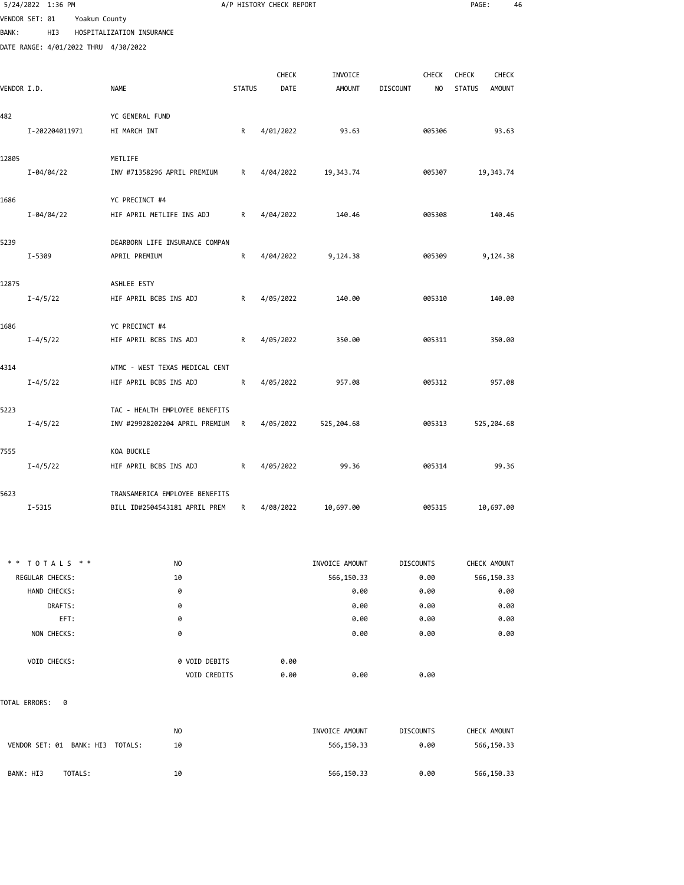5/24/2022 1:36 PM A/P HISTORY CHECK REPORT

VENDOR SET: 01 Yoakum County
BANK: HI3 HOSPITALIZATION INSURANCE
DATE RANGE: 4/01/2022 THRU 4/30/2022

| VENDOR I.D. | NAME | STATUS | CHECK DATE | INVOICE AMOUNT | DISCOUNT | CHECK NO | CHECK STATUS | CHECK AMOUNT |
|---|---|---|---|---|---|---|---|---|
| 482 | YC GENERAL FUND | | | | | | | |
| I-202204011971 | HI MARCH INT | R | 4/01/2022 | 93.63 | | 005306 | | 93.63 |
| 12805 | METLIFE | | | | | | | |
| I-04/04/22 | INV #71358296 APRIL PREMIUM | R | 4/04/2022 | 19,343.74 | | 005307 | | 19,343.74 |
| 1686 | YC PRECINCT #4 | | | | | | | |
| I-04/04/22 | HIF APRIL METLIFE INS ADJ | R | 4/04/2022 | 140.46 | | 005308 | | 140.46 |
| 5239 | DEARBORN LIFE INSURANCE COMPAN | | | | | | | |
| I-5309 | APRIL PREMIUM | R | 4/04/2022 | 9,124.38 | | 005309 | | 9,124.38 |
| 12875 | ASHLEE ESTY | | | | | | | |
| I-4/5/22 | HIF APRIL BCBS INS ADJ | R | 4/05/2022 | 140.00 | | 005310 | | 140.00 |
| 1686 | YC PRECINCT #4 | | | | | | | |
| I-4/5/22 | HIF APRIL BCBS INS ADJ | R | 4/05/2022 | 350.00 | | 005311 | | 350.00 |
| 4314 | WTMC - WEST TEXAS MEDICAL CENT | | | | | | | |
| I-4/5/22 | HIF APRIL BCBS INS ADJ | R | 4/05/2022 | 957.08 | | 005312 | | 957.08 |
| 5223 | TAC - HEALTH EMPLOYEE BENEFITS | | | | | | | |
| I-4/5/22 | INV #29928202204 APRIL PREMIUM | R | 4/05/2022 | 525,204.68 | | 005313 | | 525,204.68 |
| 7555 | KOA BUCKLE | | | | | | | |
| I-4/5/22 | HIF APRIL BCBS INS ADJ | R | 4/05/2022 | 99.36 | | 005314 | | 99.36 |
| 5623 | TRANSAMERICA EMPLOYEE BENEFITS | | | | | | | |
| I-5315 | BILL ID#2504543181 APRIL PREM | R | 4/08/2022 | 10,697.00 | | 005315 | | 10,697.00 |

| * * TOTALS * * | NO | | INVOICE AMOUNT | DISCOUNTS | CHECK AMOUNT |
|---|---|---|---|---|---|
| REGULAR CHECKS: | 10 | | 566,150.33 | 0.00 | 566,150.33 |
| HAND CHECKS: | 0 | | 0.00 | 0.00 | 0.00 |
| DRAFTS: | 0 | | 0.00 | 0.00 | 0.00 |
| EFT: | 0 | | 0.00 | 0.00 | 0.00 |
| NON CHECKS: | 0 | | 0.00 | 0.00 | 0.00 |
| VOID CHECKS: | 0 VOID DEBITS | 0.00 | | | |
| | VOID CREDITS | 0.00 | 0.00 | 0.00 | |

TOTAL ERRORS: 0

| | NO | INVOICE AMOUNT | DISCOUNTS | CHECK AMOUNT |
|---|---|---|---|---|
| VENDOR SET: 01 BANK: HI3 TOTALS: | 10 | 566,150.33 | 0.00 | 566,150.33 |
| BANK: HI3 TOTALS: | 10 | 566,150.33 | 0.00 | 566,150.33 |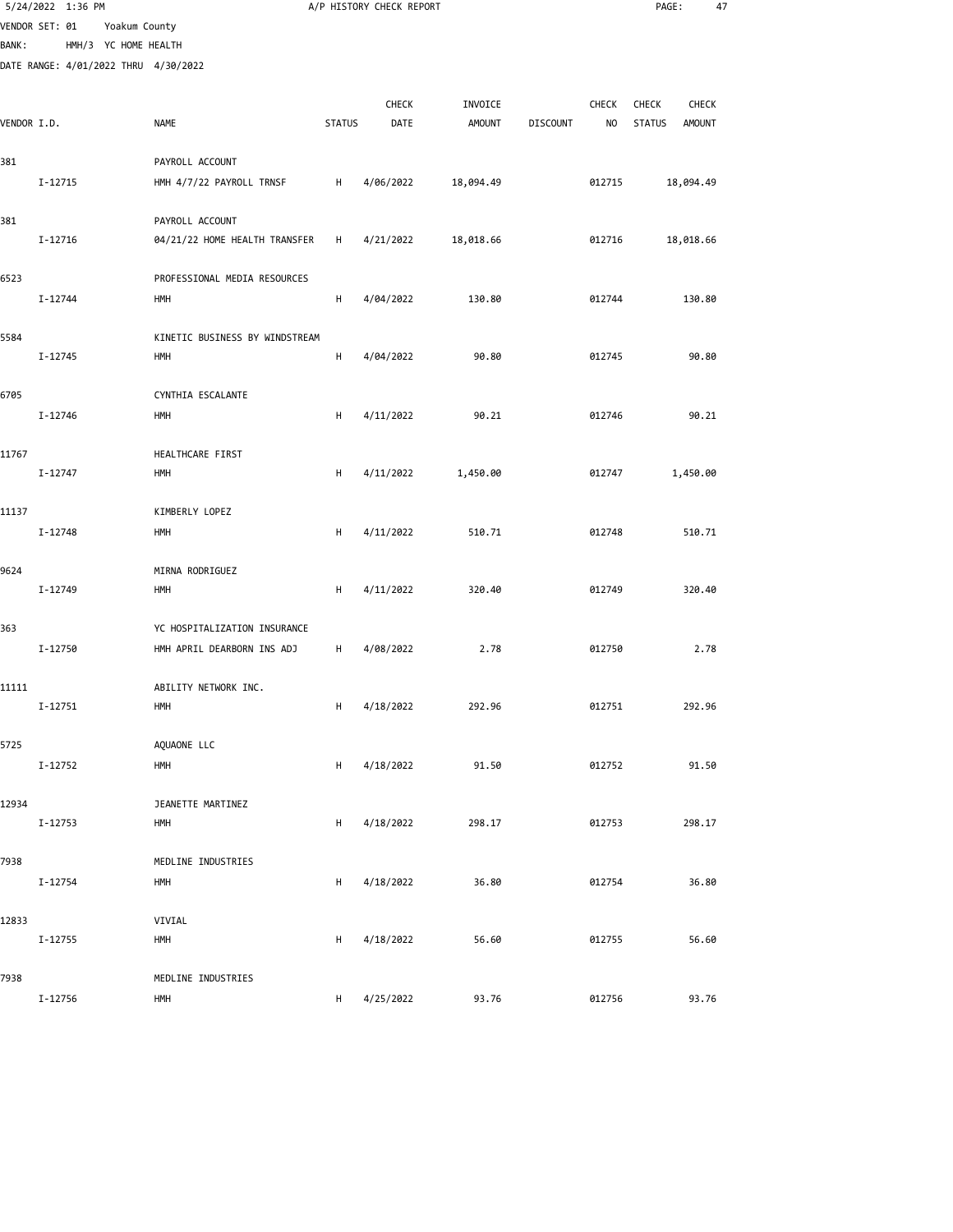5/24/2022 1:36 PM A/P HISTORY CHECK REPORT

VENDOR SET: 01 Yoakum County
BANK: HMH/3 YC HOME HEALTH
DATE RANGE: 4/01/2022 THRU 4/30/2022

| VENDOR I.D. | NAME | STATUS | CHECK DATE | INVOICE AMOUNT | DISCOUNT | CHECK NO | CHECK STATUS | CHECK AMOUNT |
|---|---|---|---|---|---|---|---|---|
| 381 | PAYROLL ACCOUNT | | | | | | | |
| I-12715 | HMH 4/7/22 PAYROLL TRNSF | H | 4/06/2022 | 18,094.49 | | 012715 | | 18,094.49 |
| 381 | PAYROLL ACCOUNT | | | | | | | |
| I-12716 | 04/21/22 HOME HEALTH TRANSFER | H | 4/21/2022 | 18,018.66 | | 012716 | | 18,018.66 |
| 6523 | PROFESSIONAL MEDIA RESOURCES | | | | | | | |
| I-12744 | HMH | H | 4/04/2022 | 130.80 | | 012744 | | 130.80 |
| 5584 | KINETIC BUSINESS BY WINDSTREAM | | | | | | | |
| I-12745 | HMH | H | 4/04/2022 | 90.80 | | 012745 | | 90.80 |
| 6705 | CYNTHIA ESCALANTE | | | | | | | |
| I-12746 | HMH | H | 4/11/2022 | 90.21 | | 012746 | | 90.21 |
| 11767 | HEALTHCARE FIRST | | | | | | | |
| I-12747 | HMH | H | 4/11/2022 | 1,450.00 | | 012747 | | 1,450.00 |
| 11137 | KIMBERLY LOPEZ | | | | | | | |
| I-12748 | HMH | H | 4/11/2022 | 510.71 | | 012748 | | 510.71 |
| 9624 | MIRNA RODRIGUEZ | | | | | | | |
| I-12749 | HMH | H | 4/11/2022 | 320.40 | | 012749 | | 320.40 |
| 363 | YC HOSPITALIZATION INSURANCE | | | | | | | |
| I-12750 | HMH APRIL DEARBORN INS ADJ | H | 4/08/2022 | 2.78 | | 012750 | | 2.78 |
| 11111 | ABILITY NETWORK INC. | | | | | | | |
| I-12751 | HMH | H | 4/18/2022 | 292.96 | | 012751 | | 292.96 |
| 5725 | AQUAONE LLC | | | | | | | |
| I-12752 | HMH | H | 4/18/2022 | 91.50 | | 012752 | | 91.50 |
| 12934 | JEANETTE MARTINEZ | | | | | | | |
| I-12753 | HMH | H | 4/18/2022 | 298.17 | | 012753 | | 298.17 |
| 7938 | MEDLINE INDUSTRIES | | | | | | | |
| I-12754 | HMH | H | 4/18/2022 | 36.80 | | 012754 | | 36.80 |
| 12833 | VIVIAL | | | | | | | |
| I-12755 | HMH | H | 4/18/2022 | 56.60 | | 012755 | | 56.60 |
| 7938 | MEDLINE INDUSTRIES | | | | | | | |
| I-12756 | HMH | H | 4/25/2022 | 93.76 | | 012756 | | 93.76 |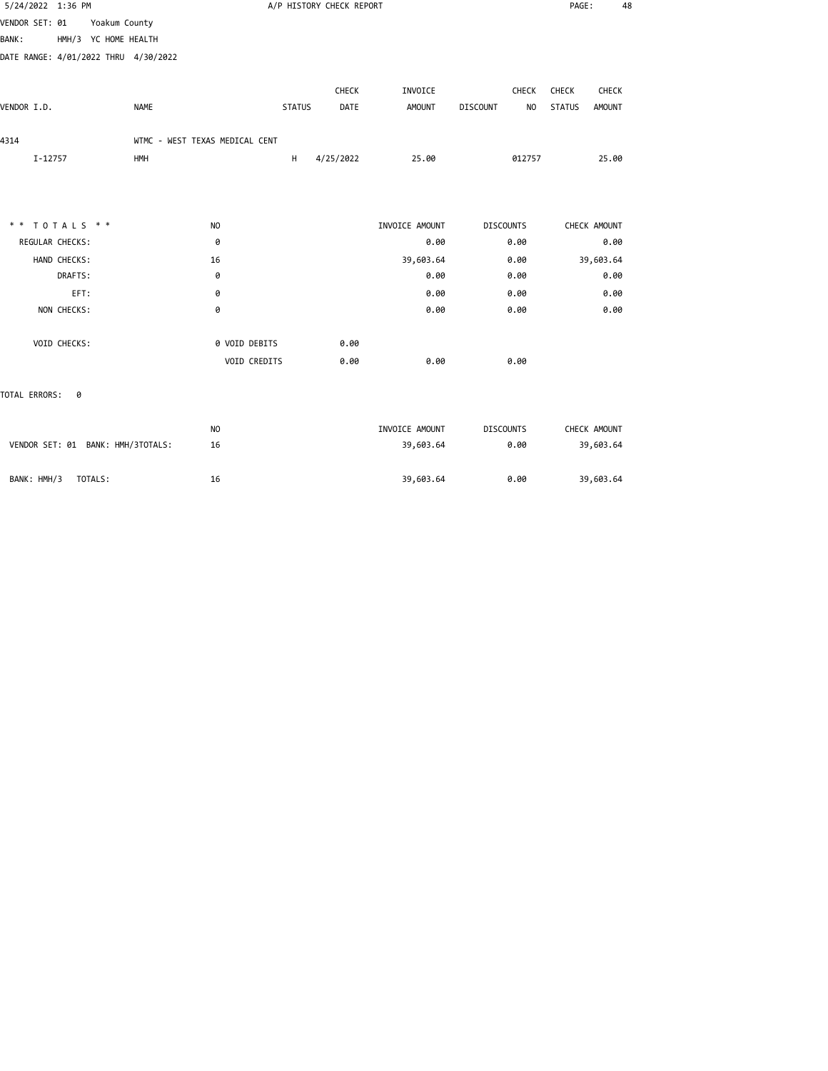5/24/2022 1:36 PM — A/P HISTORY CHECK REPORT

VENDOR SET: 01 Yoakum County
BANK: HMH/3 YC HOME HEALTH
DATE RANGE: 4/01/2022 THRU 4/30/2022

| VENDOR I.D. | NAME | STATUS | CHECK DATE | INVOICE AMOUNT | DISCOUNT | CHECK NO | CHECK STATUS | CHECK AMOUNT |
|---|---|---|---|---|---|---|---|---|
| 4314 | WTMC - WEST TEXAS MEDICAL CENT | | | | | | | |
| I-12757 | HMH | H | 4/25/2022 | 25.00 | | 012757 | | 25.00 |

| * * TOTALS * * | NO | | | INVOICE AMOUNT | DISCOUNTS | CHECK AMOUNT |
|---|---|---|---|---|---|---|
| REGULAR CHECKS: | 0 | | | 0.00 | 0.00 | 0.00 |
| HAND CHECKS: | 16 | | | 39,603.64 | 0.00 | 39,603.64 |
| DRAFTS: | 0 | | | 0.00 | 0.00 | 0.00 |
| EFT: | 0 | | | 0.00 | 0.00 | 0.00 |
| NON CHECKS: | 0 | | | 0.00 | 0.00 | 0.00 |
| VOID CHECKS: | 0 | VOID DEBITS | 0.00 | | | |
| | | VOID CREDITS | 0.00 | 0.00 | 0.00 | |

TOTAL ERRORS: 0

| | NO | INVOICE AMOUNT | DISCOUNTS | CHECK AMOUNT |
|---|---|---|---|---|
| VENDOR SET: 01 BANK: HMH/3TOTALS: | 16 | 39,603.64 | 0.00 | 39,603.64 |
| BANK: HMH/3 TOTALS: | 16 | 39,603.64 | 0.00 | 39,603.64 |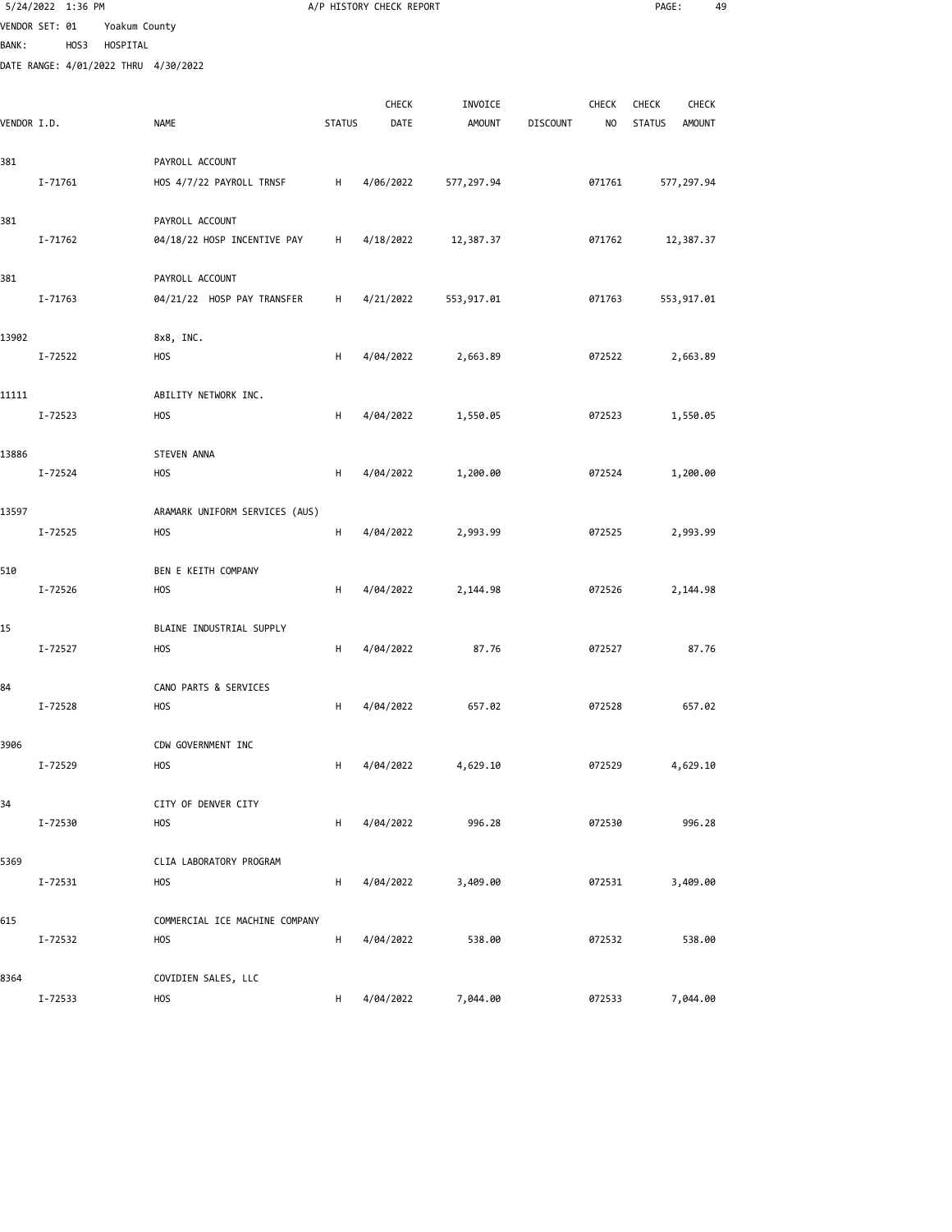5/24/2022 1:36 PM A/P HISTORY CHECK REPORT

VENDOR SET: 01 Yoakum County
BANK: HOS3 HOSPITAL
DATE RANGE: 4/01/2022 THRU 4/30/2022

| VENDOR I.D. | NAME | STATUS | CHECK DATE | INVOICE AMOUNT | DISCOUNT | CHECK NO | CHECK STATUS | CHECK AMOUNT |
|---|---|---|---|---|---|---|---|---|
| 381 | PAYROLL ACCOUNT | | | | | | | |
| I-71761 | HOS 4/7/22 PAYROLL TRNSF | H | 4/06/2022 | 577,297.94 | | 071761 | | 577,297.94 |
| 381 | PAYROLL ACCOUNT | | | | | | | |
| I-71762 | 04/18/22 HOSP INCENTIVE PAY | H | 4/18/2022 | 12,387.37 | | 071762 | | 12,387.37 |
| 381 | PAYROLL ACCOUNT | | | | | | | |
| I-71763 | 04/21/22 HOSP PAY TRANSFER | H | 4/21/2022 | 553,917.01 | | 071763 | | 553,917.01 |
| 13902 | 8x8, INC. | | | | | | | |
| I-72522 | HOS | H | 4/04/2022 | 2,663.89 | | 072522 | | 2,663.89 |
| 11111 | ABILITY NETWORK INC. | | | | | | | |
| I-72523 | HOS | H | 4/04/2022 | 1,550.05 | | 072523 | | 1,550.05 |
| 13886 | STEVEN ANNA | | | | | | | |
| I-72524 | HOS | H | 4/04/2022 | 1,200.00 | | 072524 | | 1,200.00 |
| 13597 | ARAMARK UNIFORM SERVICES (AUS) | | | | | | | |
| I-72525 | HOS | H | 4/04/2022 | 2,993.99 | | 072525 | | 2,993.99 |
| 510 | BEN E KEITH COMPANY | | | | | | | |
| I-72526 | HOS | H | 4/04/2022 | 2,144.98 | | 072526 | | 2,144.98 |
| 15 | BLAINE INDUSTRIAL SUPPLY | | | | | | | |
| I-72527 | HOS | H | 4/04/2022 | 87.76 | | 072527 | | 87.76 |
| 84 | CANO PARTS & SERVICES | | | | | | | |
| I-72528 | HOS | H | 4/04/2022 | 657.02 | | 072528 | | 657.02 |
| 3906 | CDW GOVERNMENT INC | | | | | | | |
| I-72529 | HOS | H | 4/04/2022 | 4,629.10 | | 072529 | | 4,629.10 |
| 34 | CITY OF DENVER CITY | | | | | | | |
| I-72530 | HOS | H | 4/04/2022 | 996.28 | | 072530 | | 996.28 |
| 5369 | CLIA LABORATORY PROGRAM | | | | | | | |
| I-72531 | HOS | H | 4/04/2022 | 3,409.00 | | 072531 | | 3,409.00 |
| 615 | COMMERCIAL ICE MACHINE COMPANY | | | | | | | |
| I-72532 | HOS | H | 4/04/2022 | 538.00 | | 072532 | | 538.00 |
| 8364 | COVIDIEN SALES, LLC | | | | | | | |
| I-72533 | HOS | H | 4/04/2022 | 7,044.00 | | 072533 | | 7,044.00 |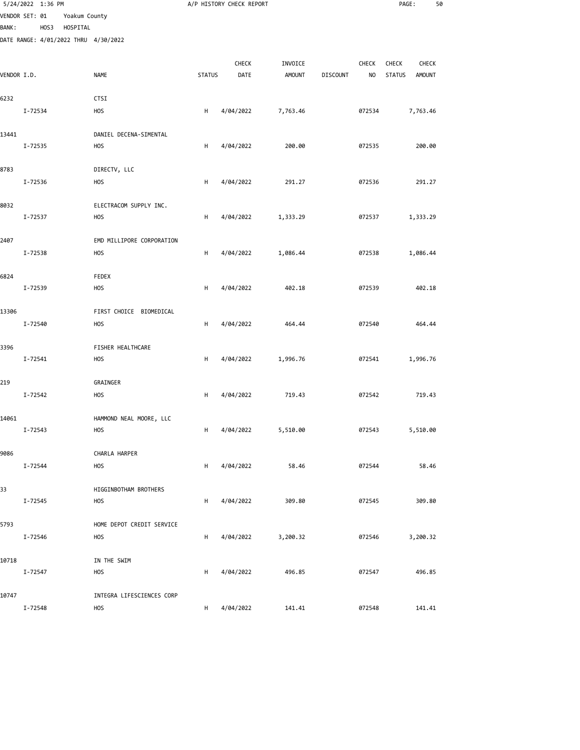VENDOR SET: 01 Yoakum County
BANK: HOS3 HOSPITAL
DATE RANGE: 4/01/2022 THRU 4/30/2022

# A/P HISTORY CHECK REPORT

| VENDOR I.D. | NAME | STATUS | CHECK DATE | INVOICE AMOUNT | DISCOUNT | CHECK NO | CHECK STATUS | CHECK AMOUNT |
|---|---|---|---|---|---|---|---|---|
| 6232 | CTSI | | | | | | | |
| I-72534 | HOS | H | 4/04/2022 | 7,763.46 | | 072534 | | 7,763.46 |
| 13441 | DANIEL DECENA-SIMENTAL | | | | | | | |
| I-72535 | HOS | H | 4/04/2022 | 200.00 | | 072535 | | 200.00 |
| 8783 | DIRECTV, LLC | | | | | | | |
| I-72536 | HOS | H | 4/04/2022 | 291.27 | | 072536 | | 291.27 |
| 8032 | ELECTRACOM SUPPLY INC. | | | | | | | |
| I-72537 | HOS | H | 4/04/2022 | 1,333.29 | | 072537 | | 1,333.29 |
| 2407 | EMD MILLIPORE CORPORATION | | | | | | | |
| I-72538 | HOS | H | 4/04/2022 | 1,086.44 | | 072538 | | 1,086.44 |
| 6824 | FEDEX | | | | | | | |
| I-72539 | HOS | H | 4/04/2022 | 402.18 | | 072539 | | 402.18 |
| 13306 | FIRST CHOICE BIOMEDICAL | | | | | | | |
| I-72540 | HOS | H | 4/04/2022 | 464.44 | | 072540 | | 464.44 |
| 3396 | FISHER HEALTHCARE | | | | | | | |
| I-72541 | HOS | H | 4/04/2022 | 1,996.76 | | 072541 | | 1,996.76 |
| 219 | GRAINGER | | | | | | | |
| I-72542 | HOS | H | 4/04/2022 | 719.43 | | 072542 | | 719.43 |
| 14061 | HAMMOND NEAL MOORE, LLC | | | | | | | |
| I-72543 | HOS | H | 4/04/2022 | 5,510.00 | | 072543 | | 5,510.00 |
| 9086 | CHARLA HARPER | | | | | | | |
| I-72544 | HOS | H | 4/04/2022 | 58.46 | | 072544 | | 58.46 |
| 33 | HIGGINBOTHAM BROTHERS | | | | | | | |
| I-72545 | HOS | H | 4/04/2022 | 309.80 | | 072545 | | 309.80 |
| 5793 | HOME DEPOT CREDIT SERVICE | | | | | | | |
| I-72546 | HOS | H | 4/04/2022 | 3,200.32 | | 072546 | | 3,200.32 |
| 10718 | IN THE SWIM | | | | | | | |
| I-72547 | HOS | H | 4/04/2022 | 496.85 | | 072547 | | 496.85 |
| 10747 | INTEGRA LIFESCIENCES CORP | | | | | | | |
| I-72548 | HOS | H | 4/04/2022 | 141.41 | | 072548 | | 141.41 |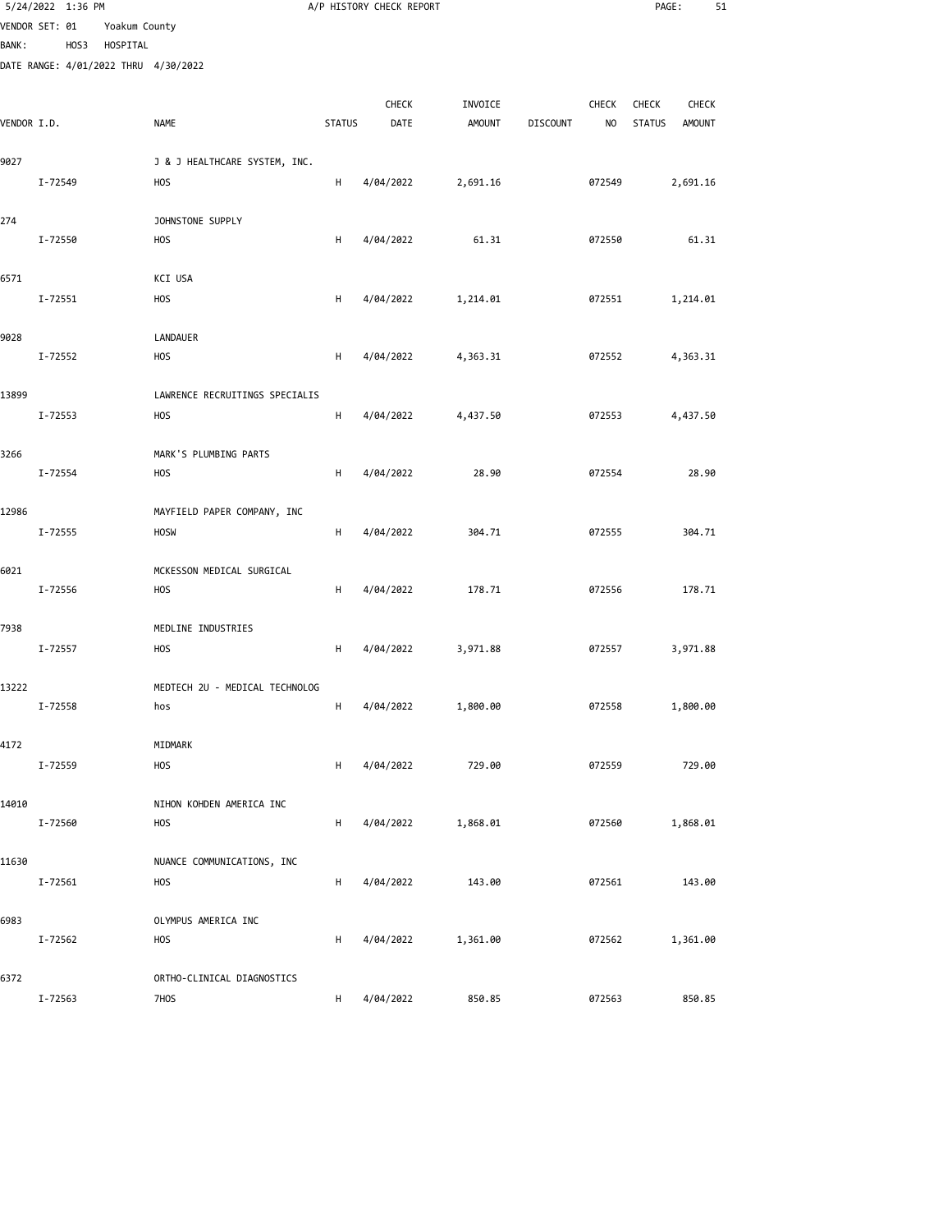A/P HISTORY CHECK REPORT

VENDOR SET: 01 Yoakum County

BANK: HOS3 HOSPITAL

DATE RANGE: 4/01/2022 THRU 4/30/2022

| VENDOR I.D. | NAME | STATUS | CHECK DATE | INVOICE AMOUNT | DISCOUNT | CHECK NO | CHECK STATUS | CHECK AMOUNT |
|---|---|---|---|---|---|---|---|---|
| 9027 | J & J HEALTHCARE SYSTEM, INC. | | | | | | | |
| I-72549 | HOS | H | 4/04/2022 | 2,691.16 | | 072549 | | 2,691.16 |
| 274 | JOHNSTONE SUPPLY | | | | | | | |
| I-72550 | HOS | H | 4/04/2022 | 61.31 | | 072550 | | 61.31 |
| 6571 | KCI USA | | | | | | | |
| I-72551 | HOS | H | 4/04/2022 | 1,214.01 | | 072551 | | 1,214.01 |
| 9028 | LANDAUER | | | | | | | |
| I-72552 | HOS | H | 4/04/2022 | 4,363.31 | | 072552 | | 4,363.31 |
| 13899 | LAWRENCE RECRUITINGS SPECIALIS | | | | | | | |
| I-72553 | HOS | H | 4/04/2022 | 4,437.50 | | 072553 | | 4,437.50 |
| 3266 | MARK'S PLUMBING PARTS | | | | | | | |
| I-72554 | HOS | H | 4/04/2022 | 28.90 | | 072554 | | 28.90 |
| 12986 | MAYFIELD PAPER COMPANY, INC | | | | | | | |
| I-72555 | HOSW | H | 4/04/2022 | 304.71 | | 072555 | | 304.71 |
| 6021 | MCKESSON MEDICAL SURGICAL | | | | | | | |
| I-72556 | HOS | H | 4/04/2022 | 178.71 | | 072556 | | 178.71 |
| 7938 | MEDLINE INDUSTRIES | | | | | | | |
| I-72557 | HOS | H | 4/04/2022 | 3,971.88 | | 072557 | | 3,971.88 |
| 13222 | MEDTECH 2U - MEDICAL TECHNOLOG | | | | | | | |
| I-72558 | hos | H | 4/04/2022 | 1,800.00 | | 072558 | | 1,800.00 |
| 4172 | MIDMARK | | | | | | | |
| I-72559 | HOS | H | 4/04/2022 | 729.00 | | 072559 | | 729.00 |
| 14010 | NIHON KOHDEN AMERICA INC | | | | | | | |
| I-72560 | HOS | H | 4/04/2022 | 1,868.01 | | 072560 | | 1,868.01 |
| 11630 | NUANCE COMMUNICATIONS, INC | | | | | | | |
| I-72561 | HOS | H | 4/04/2022 | 143.00 | | 072561 | | 143.00 |
| 6983 | OLYMPUS AMERICA INC | | | | | | | |
| I-72562 | HOS | H | 4/04/2022 | 1,361.00 | | 072562 | | 1,361.00 |
| 6372 | ORTHO-CLINICAL DIAGNOSTICS | | | | | | | |
| I-72563 | 7HOS | H | 4/04/2022 | 850.85 | | 072563 | | 850.85 |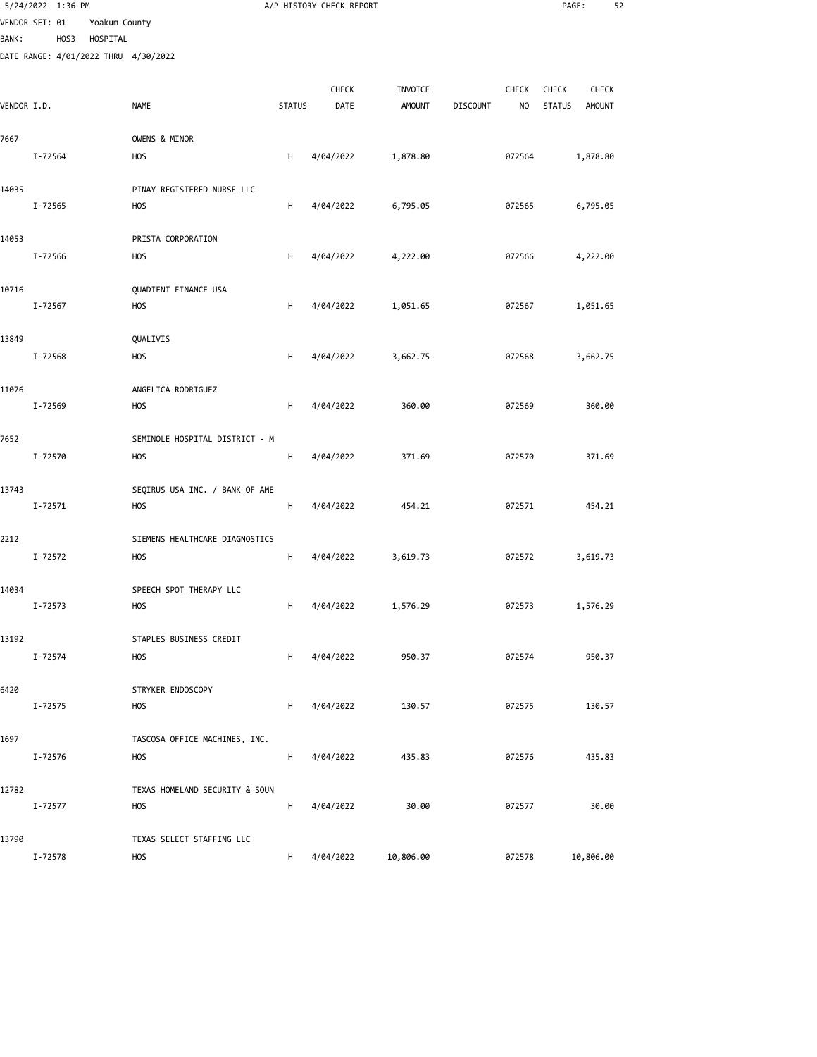5/24/2022 1:36 PM A/P HISTORY CHECK REPORT

VENDOR SET: 01 Yoakum County

BANK: HOS3 HOSPITAL

DATE RANGE: 4/01/2022 THRU 4/30/2022

| VENDOR I.D. | NAME | STATUS | CHECK DATE | INVOICE AMOUNT | DISCOUNT | CHECK NO | CHECK STATUS | CHECK AMOUNT |
|---|---|---|---|---|---|---|---|---|
| 7667 | OWENS & MINOR | | | | | | | |
| I-72564 | HOS | H | 4/04/2022 | 1,878.80 | | 072564 | | 1,878.80 |
| 14035 | PINAY REGISTERED NURSE LLC | | | | | | | |
| I-72565 | HOS | H | 4/04/2022 | 6,795.05 | | 072565 | | 6,795.05 |
| 14053 | PRISTA CORPORATION | | | | | | | |
| I-72566 | HOS | H | 4/04/2022 | 4,222.00 | | 072566 | | 4,222.00 |
| 10716 | QUADIENT FINANCE USA | | | | | | | |
| I-72567 | HOS | H | 4/04/2022 | 1,051.65 | | 072567 | | 1,051.65 |
| 13849 | QUALIVIS | | | | | | | |
| I-72568 | HOS | H | 4/04/2022 | 3,662.75 | | 072568 | | 3,662.75 |
| 11076 | ANGELICA RODRIGUEZ | | | | | | | |
| I-72569 | HOS | H | 4/04/2022 | 360.00 | | 072569 | | 360.00 |
| 7652 | SEMINOLE HOSPITAL DISTRICT - M | | | | | | | |
| I-72570 | HOS | H | 4/04/2022 | 371.69 | | 072570 | | 371.69 |
| 13743 | SEQIRUS USA INC. / BANK OF AME | | | | | | | |
| I-72571 | HOS | H | 4/04/2022 | 454.21 | | 072571 | | 454.21 |
| 2212 | SIEMENS HEALTHCARE DIAGNOSTICS | | | | | | | |
| I-72572 | HOS | H | 4/04/2022 | 3,619.73 | | 072572 | | 3,619.73 |
| 14034 | SPEECH SPOT THERAPY LLC | | | | | | | |
| I-72573 | HOS | H | 4/04/2022 | 1,576.29 | | 072573 | | 1,576.29 |
| 13192 | STAPLES BUSINESS CREDIT | | | | | | | |
| I-72574 | HOS | H | 4/04/2022 | 950.37 | | 072574 | | 950.37 |
| 6420 | STRYKER ENDOSCOPY | | | | | | | |
| I-72575 | HOS | H | 4/04/2022 | 130.57 | | 072575 | | 130.57 |
| 1697 | TASCOSA OFFICE MACHINES, INC. | | | | | | | |
| I-72576 | HOS | H | 4/04/2022 | 435.83 | | 072576 | | 435.83 |
| 12782 | TEXAS HOMELAND SECURITY & SOUN | | | | | | | |
| I-72577 | HOS | H | 4/04/2022 | 30.00 | | 072577 | | 30.00 |
| 13790 | TEXAS SELECT STAFFING LLC | | | | | | | |
| I-72578 | HOS | H | 4/04/2022 | 10,806.00 | | 072578 | | 10,806.00 |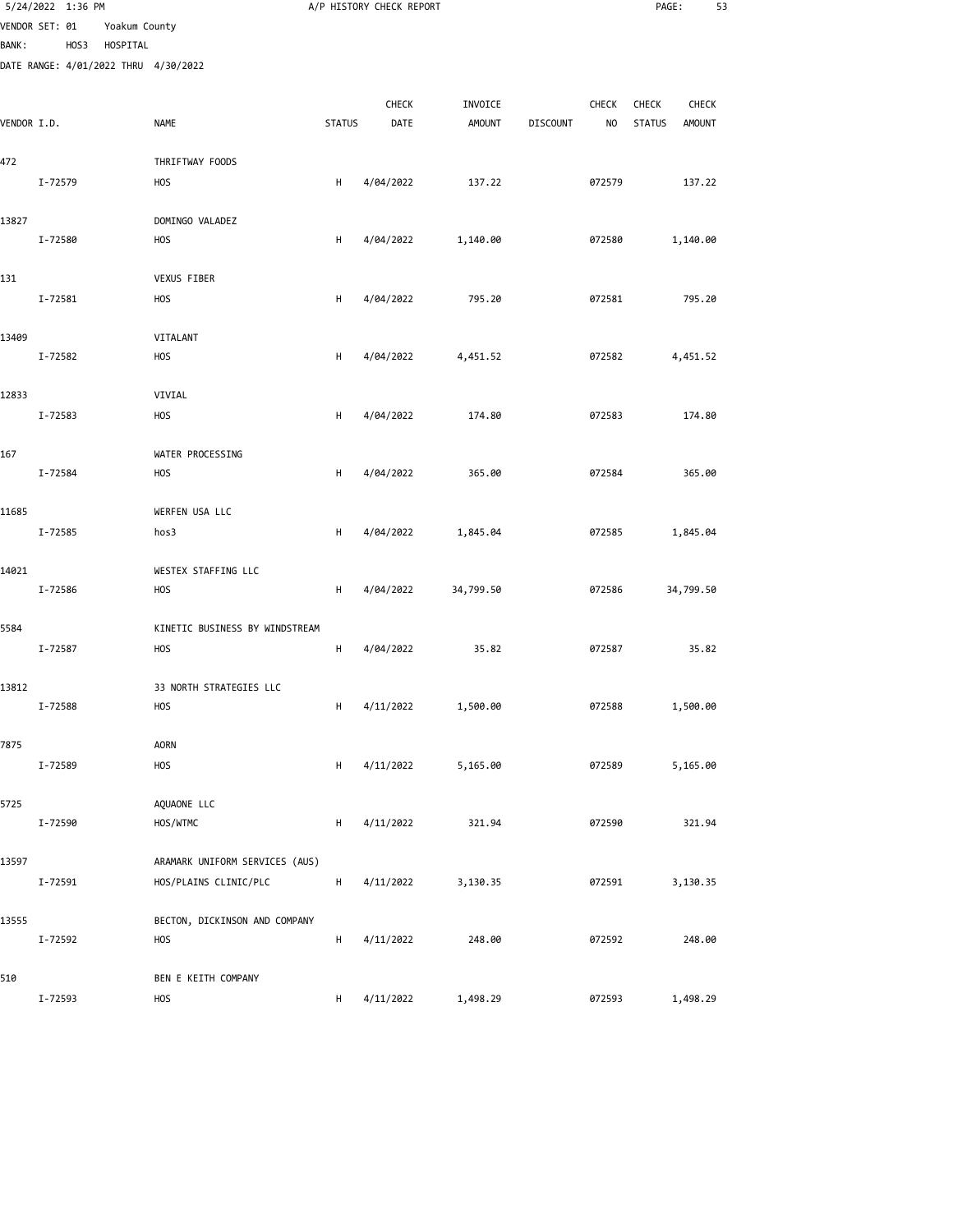5/24/2022 1:36 PM A/P HISTORY CHECK REPORT

VENDOR SET: 01 Yoakum County
BANK: HOS3 HOSPITAL
DATE RANGE: 4/01/2022 THRU 4/30/2022

| VENDOR I.D. | NAME | STATUS | CHECK DATE | INVOICE AMOUNT | DISCOUNT | CHECK NO | CHECK STATUS | CHECK AMOUNT |
|---|---|---|---|---|---|---|---|---|
| 472 | THRIFTWAY FOODS | | | | | | | |
| I-72579 | HOS | H | 4/04/2022 | 137.22 | | 072579 | | 137.22 |
| 13827 | DOMINGO VALADEZ | | | | | | | |
| I-72580 | HOS | H | 4/04/2022 | 1,140.00 | | 072580 | | 1,140.00 |
| 131 | VEXUS FIBER | | | | | | | |
| I-72581 | HOS | H | 4/04/2022 | 795.20 | | 072581 | | 795.20 |
| 13409 | VITALANT | | | | | | | |
| I-72582 | HOS | H | 4/04/2022 | 4,451.52 | | 072582 | | 4,451.52 |
| 12833 | VIVIAL | | | | | | | |
| I-72583 | HOS | H | 4/04/2022 | 174.80 | | 072583 | | 174.80 |
| 167 | WATER PROCESSING | | | | | | | |
| I-72584 | HOS | H | 4/04/2022 | 365.00 | | 072584 | | 365.00 |
| 11685 | WERFEN USA LLC | | | | | | | |
| I-72585 | hos3 | H | 4/04/2022 | 1,845.04 | | 072585 | | 1,845.04 |
| 14021 | WESTEX STAFFING LLC | | | | | | | |
| I-72586 | HOS | H | 4/04/2022 | 34,799.50 | | 072586 | | 34,799.50 |
| 5584 | KINETIC BUSINESS BY WINDSTREAM | | | | | | | |
| I-72587 | HOS | H | 4/04/2022 | 35.82 | | 072587 | | 35.82 |
| 13812 | 33 NORTH STRATEGIES LLC | | | | | | | |
| I-72588 | HOS | H | 4/11/2022 | 1,500.00 | | 072588 | | 1,500.00 |
| 7875 | AORN | | | | | | | |
| I-72589 | HOS | H | 4/11/2022 | 5,165.00 | | 072589 | | 5,165.00 |
| 5725 | AQUAONE LLC | | | | | | | |
| I-72590 | HOS/WTMC | H | 4/11/2022 | 321.94 | | 072590 | | 321.94 |
| 13597 | ARAMARK UNIFORM SERVICES (AUS) | | | | | | | |
| I-72591 | HOS/PLAINS CLINIC/PLC | H | 4/11/2022 | 3,130.35 | | 072591 | | 3,130.35 |
| 13555 | BECTON, DICKINSON AND COMPANY | | | | | | | |
| I-72592 | HOS | H | 4/11/2022 | 248.00 | | 072592 | | 248.00 |
| 510 | BEN E KEITH COMPANY | | | | | | | |
| I-72593 | HOS | H | 4/11/2022 | 1,498.29 | | 072593 | | 1,498.29 |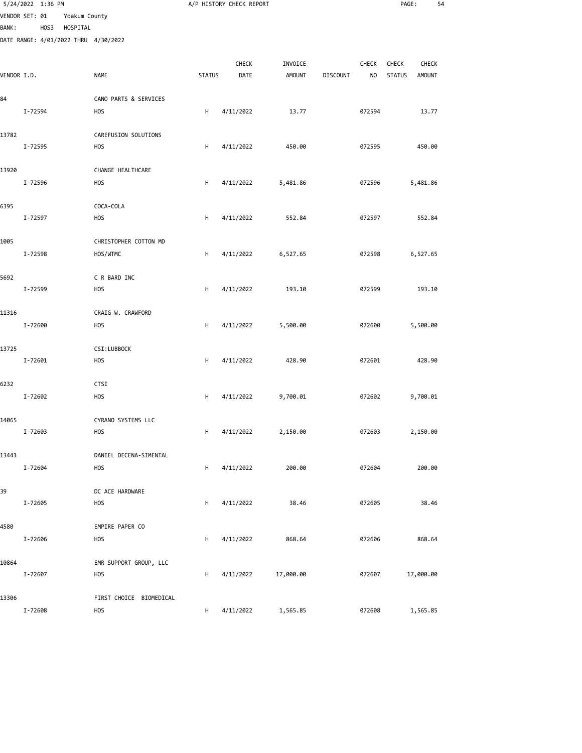5/24/2022 1:36 PM A/P HISTORY CHECK REPORT

VENDOR SET: 01 Yoakum County
BANK: HOS3 HOSPITAL
DATE RANGE: 4/01/2022 THRU 4/30/2022

| VENDOR I.D. | NAME | STATUS | CHECK DATE | INVOICE AMOUNT | DISCOUNT | CHECK NO | CHECK STATUS | CHECK AMOUNT |
|---|---|---|---|---|---|---|---|---|
| 84 | CANO PARTS & SERVICES | | | | | | | |
| I-72594 | HOS | H | 4/11/2022 | 13.77 | | 072594 | | 13.77 |
| 13782 | CAREFUSION SOLUTIONS | | | | | | | |
| I-72595 | HOS | H | 4/11/2022 | 450.00 | | 072595 | | 450.00 |
| 13920 | CHANGE HEALTHCARE | | | | | | | |
| I-72596 | HOS | H | 4/11/2022 | 5,481.86 | | 072596 | | 5,481.86 |
| 6395 | COCA-COLA | | | | | | | |
| I-72597 | HOS | H | 4/11/2022 | 552.84 | | 072597 | | 552.84 |
| 1005 | CHRISTOPHER COTTON MD | | | | | | | |
| I-72598 | HOS/WTMC | H | 4/11/2022 | 6,527.65 | | 072598 | | 6,527.65 |
| 5692 | C R BARD INC | | | | | | | |
| I-72599 | HOS | H | 4/11/2022 | 193.10 | | 072599 | | 193.10 |
| 11316 | CRAIG W. CRAWFORD | | | | | | | |
| I-72600 | HOS | H | 4/11/2022 | 5,500.00 | | 072600 | | 5,500.00 |
| 13725 | CSI:LUBBOCK | | | | | | | |
| I-72601 | HOS | H | 4/11/2022 | 428.90 | | 072601 | | 428.90 |
| 6232 | CTSI | | | | | | | |
| I-72602 | HOS | H | 4/11/2022 | 9,700.01 | | 072602 | | 9,700.01 |
| 14065 | CYRANO SYSTEMS LLC | | | | | | | |
| I-72603 | HOS | H | 4/11/2022 | 2,150.00 | | 072603 | | 2,150.00 |
| 13441 | DANIEL DECENA-SIMENTAL | | | | | | | |
| I-72604 | HOS | H | 4/11/2022 | 200.00 | | 072604 | | 200.00 |
| 39 | DC ACE HARDWARE | | | | | | | |
| I-72605 | HOS | H | 4/11/2022 | 38.46 | | 072605 | | 38.46 |
| 4580 | EMPIRE PAPER CO | | | | | | | |
| I-72606 | HOS | H | 4/11/2022 | 868.64 | | 072606 | | 868.64 |
| 10864 | EMR SUPPORT GROUP, LLC | | | | | | | |
| I-72607 | HOS | H | 4/11/2022 | 17,000.00 | | 072607 | | 17,000.00 |
| 13306 | FIRST CHOICE BIOMEDICAL | | | | | | | |
| I-72608 | HOS | H | 4/11/2022 | 1,565.85 | | 072608 | | 1,565.85 |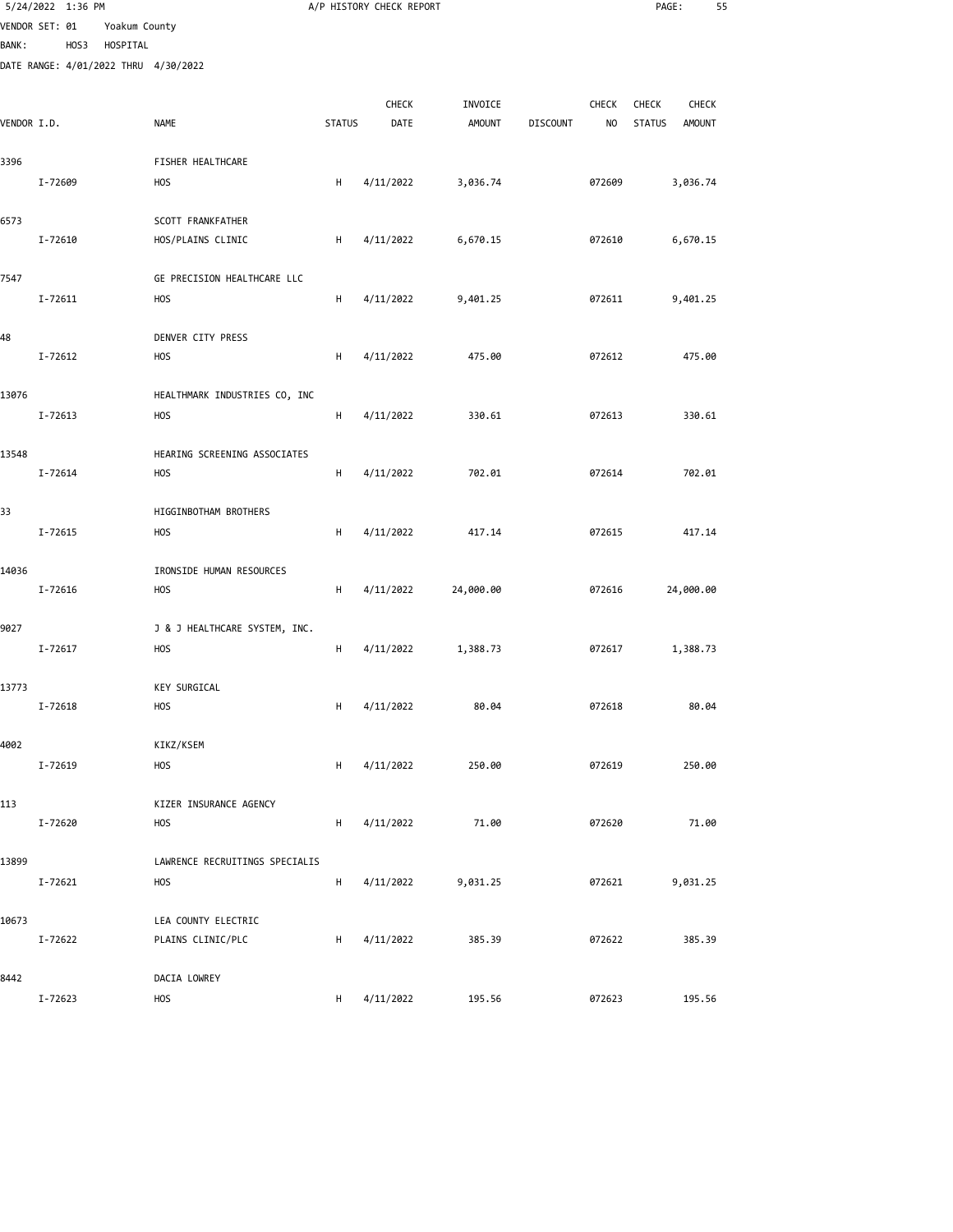5/24/2022 1:36 PM A/P HISTORY CHECK REPORT

VENDOR SET: 01 Yoakum County
BANK: HOS3 HOSPITAL
DATE RANGE: 4/01/2022 THRU 4/30/2022

| VENDOR I.D. | NAME | STATUS | CHECK DATE | INVOICE AMOUNT | DISCOUNT | CHECK NO | CHECK STATUS | CHECK AMOUNT |
|---|---|---|---|---|---|---|---|---|
| 3396 | FISHER HEALTHCARE | | | | | | | |
| I-72609 | HOS | H | 4/11/2022 | 3,036.74 | | 072609 | | 3,036.74 |
| 6573 | SCOTT FRANKFATHER | | | | | | | |
| I-72610 | HOS/PLAINS CLINIC | H | 4/11/2022 | 6,670.15 | | 072610 | | 6,670.15 |
| 7547 | GE PRECISION HEALTHCARE LLC | | | | | | | |
| I-72611 | HOS | H | 4/11/2022 | 9,401.25 | | 072611 | | 9,401.25 |
| 48 | DENVER CITY PRESS | | | | | | | |
| I-72612 | HOS | H | 4/11/2022 | 475.00 | | 072612 | | 475.00 |
| 13076 | HEALTHMARK INDUSTRIES CO, INC | | | | | | | |
| I-72613 | HOS | H | 4/11/2022 | 330.61 | | 072613 | | 330.61 |
| 13548 | HEARING SCREENING ASSOCIATES | | | | | | | |
| I-72614 | HOS | H | 4/11/2022 | 702.01 | | 072614 | | 702.01 |
| 33 | HIGGINBOTHAM BROTHERS | | | | | | | |
| I-72615 | HOS | H | 4/11/2022 | 417.14 | | 072615 | | 417.14 |
| 14036 | IRONSIDE HUMAN RESOURCES | | | | | | | |
| I-72616 | HOS | H | 4/11/2022 | 24,000.00 | | 072616 | | 24,000.00 |
| 9027 | J & J HEALTHCARE SYSTEM, INC. | | | | | | | |
| I-72617 | HOS | H | 4/11/2022 | 1,388.73 | | 072617 | | 1,388.73 |
| 13773 | KEY SURGICAL | | | | | | | |
| I-72618 | HOS | H | 4/11/2022 | 80.04 | | 072618 | | 80.04 |
| 4002 | KIKZ/KSEM | | | | | | | |
| I-72619 | HOS | H | 4/11/2022 | 250.00 | | 072619 | | 250.00 |
| 113 | KIZER INSURANCE AGENCY | | | | | | | |
| I-72620 | HOS | H | 4/11/2022 | 71.00 | | 072620 | | 71.00 |
| 13899 | LAWRENCE RECRUITINGS SPECIALIS | | | | | | | |
| I-72621 | HOS | H | 4/11/2022 | 9,031.25 | | 072621 | | 9,031.25 |
| 10673 | LEA COUNTY ELECTRIC | | | | | | | |
| I-72622 | PLAINS CLINIC/PLC | H | 4/11/2022 | 385.39 | | 072622 | | 385.39 |
| 8442 | DACIA LOWREY | | | | | | | |
| I-72623 | HOS | H | 4/11/2022 | 195.56 | | 072623 | | 195.56 |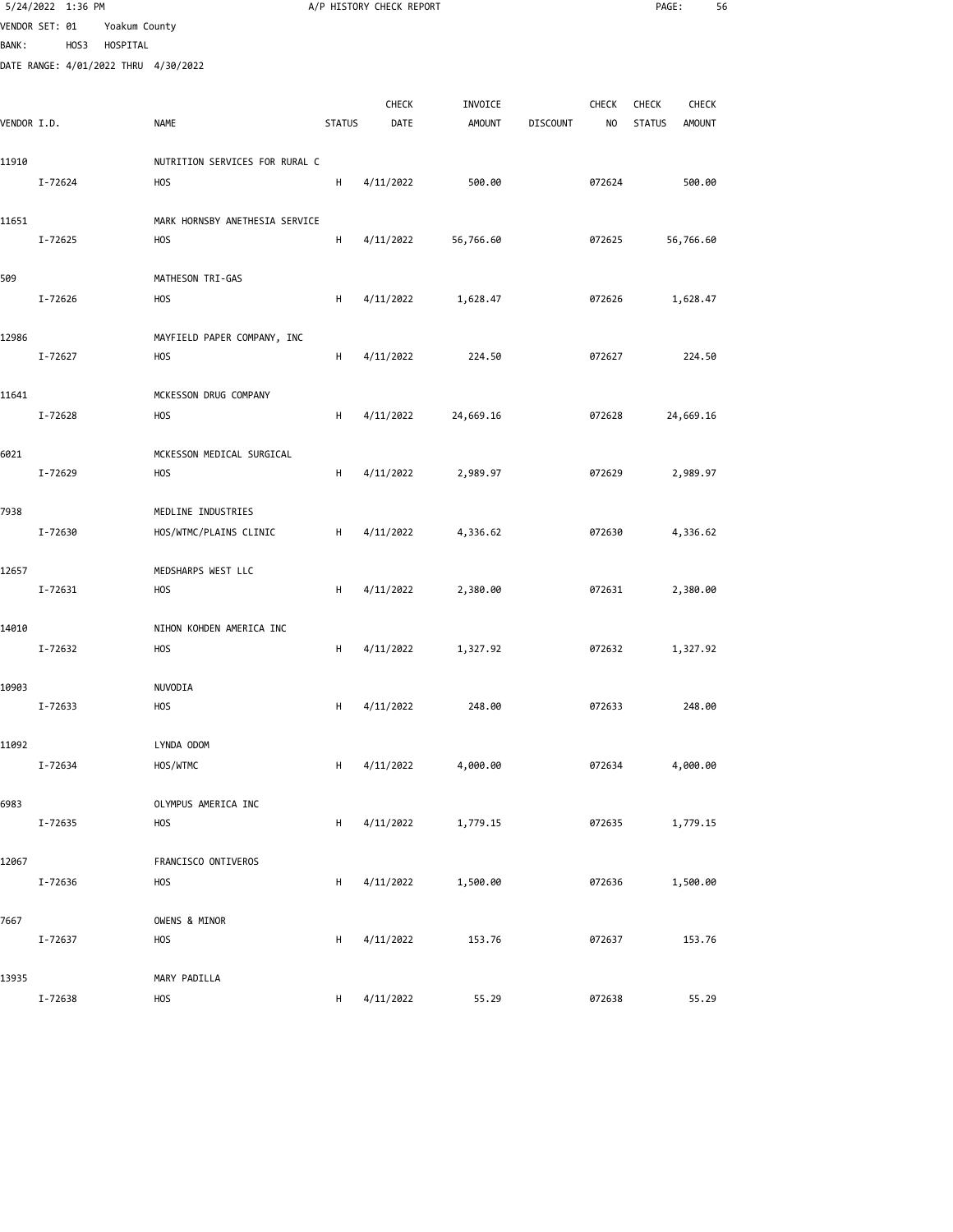5/24/2022 1:36 PM A/P HISTORY CHECK REPORT

VENDOR SET: 01 Yoakum County

BANK: HOS3 HOSPITAL

DATE RANGE: 4/01/2022 THRU 4/30/2022

| VENDOR I.D. | NAME | STATUS | CHECK DATE | INVOICE AMOUNT | DISCOUNT | CHECK NO | CHECK STATUS | CHECK AMOUNT |
|---|---|---|---|---|---|---|---|---|
| 11910 | NUTRITION SERVICES FOR RURAL C | | | | | | | |
| I-72624 | HOS | H | 4/11/2022 | 500.00 | | 072624 | | 500.00 |
| 11651 | MARK HORNSBY ANETHESIA SERVICE | | | | | | | |
| I-72625 | HOS | H | 4/11/2022 | 56,766.60 | | 072625 | | 56,766.60 |
| 509 | MATHESON TRI-GAS | | | | | | | |
| I-72626 | HOS | H | 4/11/2022 | 1,628.47 | | 072626 | | 1,628.47 |
| 12986 | MAYFIELD PAPER COMPANY, INC | | | | | | | |
| I-72627 | HOS | H | 4/11/2022 | 224.50 | | 072627 | | 224.50 |
| 11641 | MCKESSON DRUG COMPANY | | | | | | | |
| I-72628 | HOS | H | 4/11/2022 | 24,669.16 | | 072628 | | 24,669.16 |
| 6021 | MCKESSON MEDICAL SURGICAL | | | | | | | |
| I-72629 | HOS | H | 4/11/2022 | 2,989.97 | | 072629 | | 2,989.97 |
| 7938 | MEDLINE INDUSTRIES | | | | | | | |
| I-72630 | HOS/WTMC/PLAINS CLINIC | H | 4/11/2022 | 4,336.62 | | 072630 | | 4,336.62 |
| 12657 | MEDSHARPS WEST LLC | | | | | | | |
| I-72631 | HOS | H | 4/11/2022 | 2,380.00 | | 072631 | | 2,380.00 |
| 14010 | NIHON KOHDEN AMERICA INC | | | | | | | |
| I-72632 | HOS | H | 4/11/2022 | 1,327.92 | | 072632 | | 1,327.92 |
| 10903 | NUVODIA | | | | | | | |
| I-72633 | HOS | H | 4/11/2022 | 248.00 | | 072633 | | 248.00 |
| 11092 | LYNDA ODOM | | | | | | | |
| I-72634 | HOS/WTMC | H | 4/11/2022 | 4,000.00 | | 072634 | | 4,000.00 |
| 6983 | OLYMPUS AMERICA INC | | | | | | | |
| I-72635 | HOS | H | 4/11/2022 | 1,779.15 | | 072635 | | 1,779.15 |
| 12067 | FRANCISCO ONTIVEROS | | | | | | | |
| I-72636 | HOS | H | 4/11/2022 | 1,500.00 | | 072636 | | 1,500.00 |
| 7667 | OWENS & MINOR | | | | | | | |
| I-72637 | HOS | H | 4/11/2022 | 153.76 | | 072637 | | 153.76 |
| 13935 | MARY PADILLA | | | | | | | |
| I-72638 | HOS | H | 4/11/2022 | 55.29 | | 072638 | | 55.29 |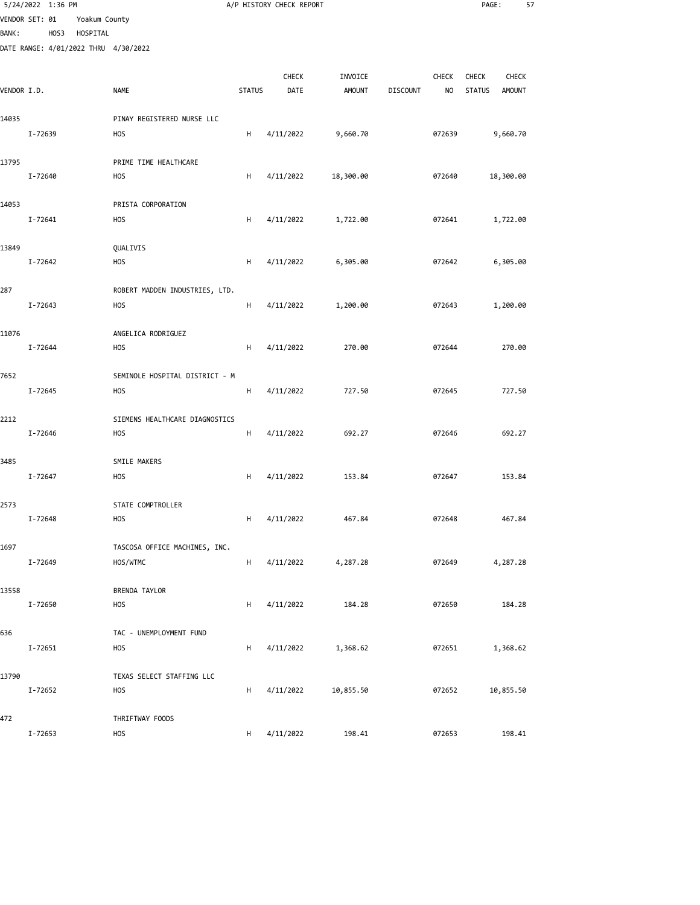5/24/2022 1:36 PM — A/P HISTORY CHECK REPORT

VENDOR SET: 01 Yoakum County
BANK: HOS3 HOSPITAL
DATE RANGE: 4/01/2022 THRU 4/30/2022

| VENDOR I.D. | NAME | STATUS | CHECK DATE | INVOICE AMOUNT | DISCOUNT | CHECK NO | CHECK STATUS | CHECK AMOUNT |
|---|---|---|---|---|---|---|---|---|
| 14035 | PINAY REGISTERED NURSE LLC | | | | | | | |
| I-72639 | HOS | H | 4/11/2022 | 9,660.70 | | 072639 | | 9,660.70 |
| 13795 | PRIME TIME HEALTHCARE | | | | | | | |
| I-72640 | HOS | H | 4/11/2022 | 18,300.00 | | 072640 | | 18,300.00 |
| 14053 | PRISTA CORPORATION | | | | | | | |
| I-72641 | HOS | H | 4/11/2022 | 1,722.00 | | 072641 | | 1,722.00 |
| 13849 | QUALIVIS | | | | | | | |
| I-72642 | HOS | H | 4/11/2022 | 6,305.00 | | 072642 | | 6,305.00 |
| 287 | ROBERT MADDEN INDUSTRIES, LTD. | | | | | | | |
| I-72643 | HOS | H | 4/11/2022 | 1,200.00 | | 072643 | | 1,200.00 |
| 11076 | ANGELICA RODRIGUEZ | | | | | | | |
| I-72644 | HOS | H | 4/11/2022 | 270.00 | | 072644 | | 270.00 |
| 7652 | SEMINOLE HOSPITAL DISTRICT - M | | | | | | | |
| I-72645 | HOS | H | 4/11/2022 | 727.50 | | 072645 | | 727.50 |
| 2212 | SIEMENS HEALTHCARE DIAGNOSTICS | | | | | | | |
| I-72646 | HOS | H | 4/11/2022 | 692.27 | | 072646 | | 692.27 |
| 3485 | SMILE MAKERS | | | | | | | |
| I-72647 | HOS | H | 4/11/2022 | 153.84 | | 072647 | | 153.84 |
| 2573 | STATE COMPTROLLER | | | | | | | |
| I-72648 | HOS | H | 4/11/2022 | 467.84 | | 072648 | | 467.84 |
| 1697 | TASCOSA OFFICE MACHINES, INC. | | | | | | | |
| I-72649 | HOS/WTMC | H | 4/11/2022 | 4,287.28 | | 072649 | | 4,287.28 |
| 13558 | BRENDA TAYLOR | | | | | | | |
| I-72650 | HOS | H | 4/11/2022 | 184.28 | | 072650 | | 184.28 |
| 636 | TAC - UNEMPLOYMENT FUND | | | | | | | |
| I-72651 | HOS | H | 4/11/2022 | 1,368.62 | | 072651 | | 1,368.62 |
| 13790 | TEXAS SELECT STAFFING LLC | | | | | | | |
| I-72652 | HOS | H | 4/11/2022 | 10,855.50 | | 072652 | | 10,855.50 |
| 472 | THRIFTWAY FOODS | | | | | | | |
| I-72653 | HOS | H | 4/11/2022 | 198.41 | | 072653 | | 198.41 |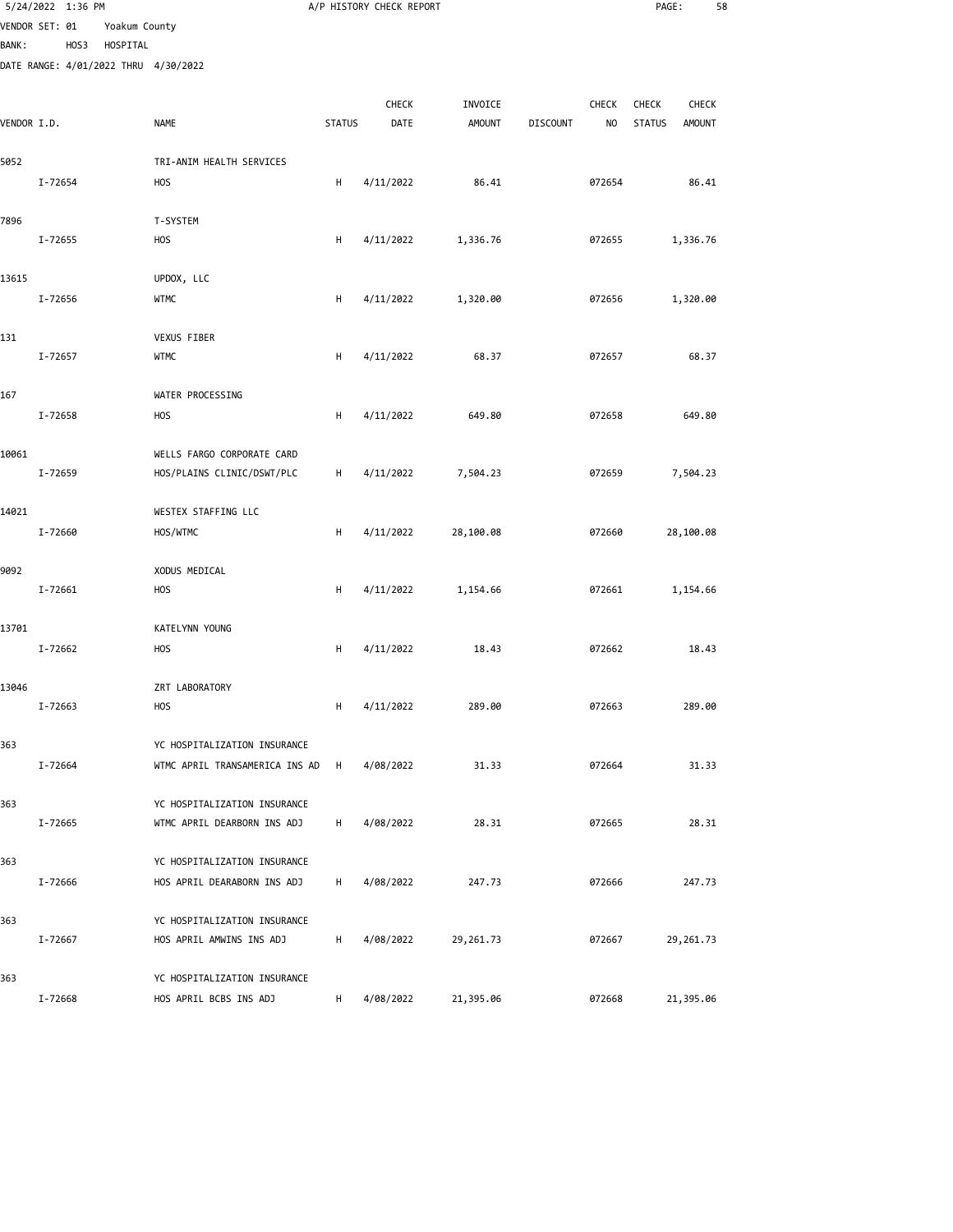5/24/2022 1:36 PM — A/P HISTORY CHECK REPORT

VENDOR SET: 01 Yoakum County
BANK: HOS3 HOSPITAL
DATE RANGE: 4/01/2022 THRU 4/30/2022

| VENDOR I.D. | NAME | STATUS | CHECK DATE | INVOICE AMOUNT | DISCOUNT | CHECK NO | CHECK STATUS | CHECK AMOUNT |
|---|---|---|---|---|---|---|---|---|
| 5052 | TRI-ANIM HEALTH SERVICES | | | | | | | |
| I-72654 | HOS | H | 4/11/2022 | 86.41 | | 072654 | | 86.41 |
| 7896 | T-SYSTEM | | | | | | | |
| I-72655 | HOS | H | 4/11/2022 | 1,336.76 | | 072655 | | 1,336.76 |
| 13615 | UPDOX, LLC | | | | | | | |
| I-72656 | WTMC | H | 4/11/2022 | 1,320.00 | | 072656 | | 1,320.00 |
| 131 | VEXUS FIBER | | | | | | | |
| I-72657 | WTMC | H | 4/11/2022 | 68.37 | | 072657 | | 68.37 |
| 167 | WATER PROCESSING | | | | | | | |
| I-72658 | HOS | H | 4/11/2022 | 649.80 | | 072658 | | 649.80 |
| 10061 | WELLS FARGO CORPORATE CARD | | | | | | | |
| I-72659 | HOS/PLAINS CLINIC/DSWT/PLC | H | 4/11/2022 | 7,504.23 | | 072659 | | 7,504.23 |
| 14021 | WESTEX STAFFING LLC | | | | | | | |
| I-72660 | HOS/WTMC | H | 4/11/2022 | 28,100.08 | | 072660 | | 28,100.08 |
| 9092 | XODUS MEDICAL | | | | | | | |
| I-72661 | HOS | H | 4/11/2022 | 1,154.66 | | 072661 | | 1,154.66 |
| 13701 | KATELYNN YOUNG | | | | | | | |
| I-72662 | HOS | H | 4/11/2022 | 18.43 | | 072662 | | 18.43 |
| 13046 | ZRT LABORATORY | | | | | | | |
| I-72663 | HOS | H | 4/11/2022 | 289.00 | | 072663 | | 289.00 |
| 363 | YC HOSPITALIZATION INSURANCE | | | | | | | |
| I-72664 | WTMC APRIL TRANSAMERICA INS AD | H | 4/08/2022 | 31.33 | | 072664 | | 31.33 |
| 363 | YC HOSPITALIZATION INSURANCE | | | | | | | |
| I-72665 | WTMC APRIL DEARBORN INS ADJ | H | 4/08/2022 | 28.31 | | 072665 | | 28.31 |
| 363 | YC HOSPITALIZATION INSURANCE | | | | | | | |
| I-72666 | HOS APRIL DEARABORN INS ADJ | H | 4/08/2022 | 247.73 | | 072666 | | 247.73 |
| 363 | YC HOSPITALIZATION INSURANCE | | | | | | | |
| I-72667 | HOS APRIL AMWINS INS ADJ | H | 4/08/2022 | 29,261.73 | | 072667 | | 29,261.73 |
| 363 | YC HOSPITALIZATION INSURANCE | | | | | | | |
| I-72668 | HOS APRIL BCBS INS ADJ | H | 4/08/2022 | 21,395.06 | | 072668 | | 21,395.06 |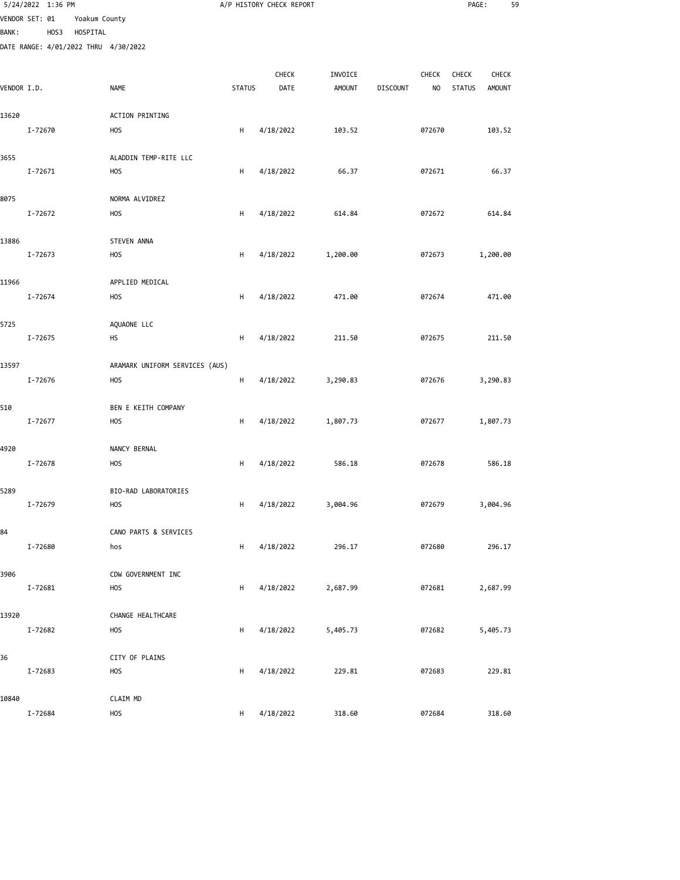5/24/2022 1:36 PM A/P HISTORY CHECK REPORT

VENDOR SET: 01 Yoakum County
BANK: HOS3 HOSPITAL
DATE RANGE: 4/01/2022 THRU 4/30/2022

| VENDOR I.D. | NAME | STATUS | CHECK DATE | INVOICE AMOUNT | DISCOUNT | CHECK NO | CHECK STATUS | CHECK AMOUNT |
|---|---|---|---|---|---|---|---|---|
| 13620 | ACTION PRINTING | | | | | | | |
| I-72670 | HOS | H | 4/18/2022 | 103.52 | | 072670 | | 103.52 |
| 3655 | ALADDIN TEMP-RITE LLC | | | | | | | |
| I-72671 | HOS | H | 4/18/2022 | 66.37 | | 072671 | | 66.37 |
| 8075 | NORMA ALVIDREZ | | | | | | | |
| I-72672 | HOS | H | 4/18/2022 | 614.84 | | 072672 | | 614.84 |
| 13886 | STEVEN ANNA | | | | | | | |
| I-72673 | HOS | H | 4/18/2022 | 1,200.00 | | 072673 | | 1,200.00 |
| 11966 | APPLIED MEDICAL | | | | | | | |
| I-72674 | HOS | H | 4/18/2022 | 471.00 | | 072674 | | 471.00 |
| 5725 | AQUAONE LLC | | | | | | | |
| I-72675 | HS | H | 4/18/2022 | 211.50 | | 072675 | | 211.50 |
| 13597 | ARAMARK UNIFORM SERVICES (AUS) | | | | | | | |
| I-72676 | HOS | H | 4/18/2022 | 3,290.83 | | 072676 | | 3,290.83 |
| 510 | BEN E KEITH COMPANY | | | | | | | |
| I-72677 | HOS | H | 4/18/2022 | 1,807.73 | | 072677 | | 1,807.73 |
| 4920 | NANCY BERNAL | | | | | | | |
| I-72678 | HOS | H | 4/18/2022 | 586.18 | | 072678 | | 586.18 |
| 5289 | BIO-RAD LABORATORIES | | | | | | | |
| I-72679 | HOS | H | 4/18/2022 | 3,004.96 | | 072679 | | 3,004.96 |
| 84 | CANO PARTS & SERVICES | | | | | | | |
| I-72680 | hos | H | 4/18/2022 | 296.17 | | 072680 | | 296.17 |
| 3906 | CDW GOVERNMENT INC | | | | | | | |
| I-72681 | HOS | H | 4/18/2022 | 2,687.99 | | 072681 | | 2,687.99 |
| 13920 | CHANGE HEALTHCARE | | | | | | | |
| I-72682 | HOS | H | 4/18/2022 | 5,405.73 | | 072682 | | 5,405.73 |
| 36 | CITY OF PLAINS | | | | | | | |
| I-72683 | HOS | H | 4/18/2022 | 229.81 | | 072683 | | 229.81 |
| 10840 | CLAIM MD | | | | | | | |
| I-72684 | HOS | H | 4/18/2022 | 318.60 | | 072684 | | 318.60 |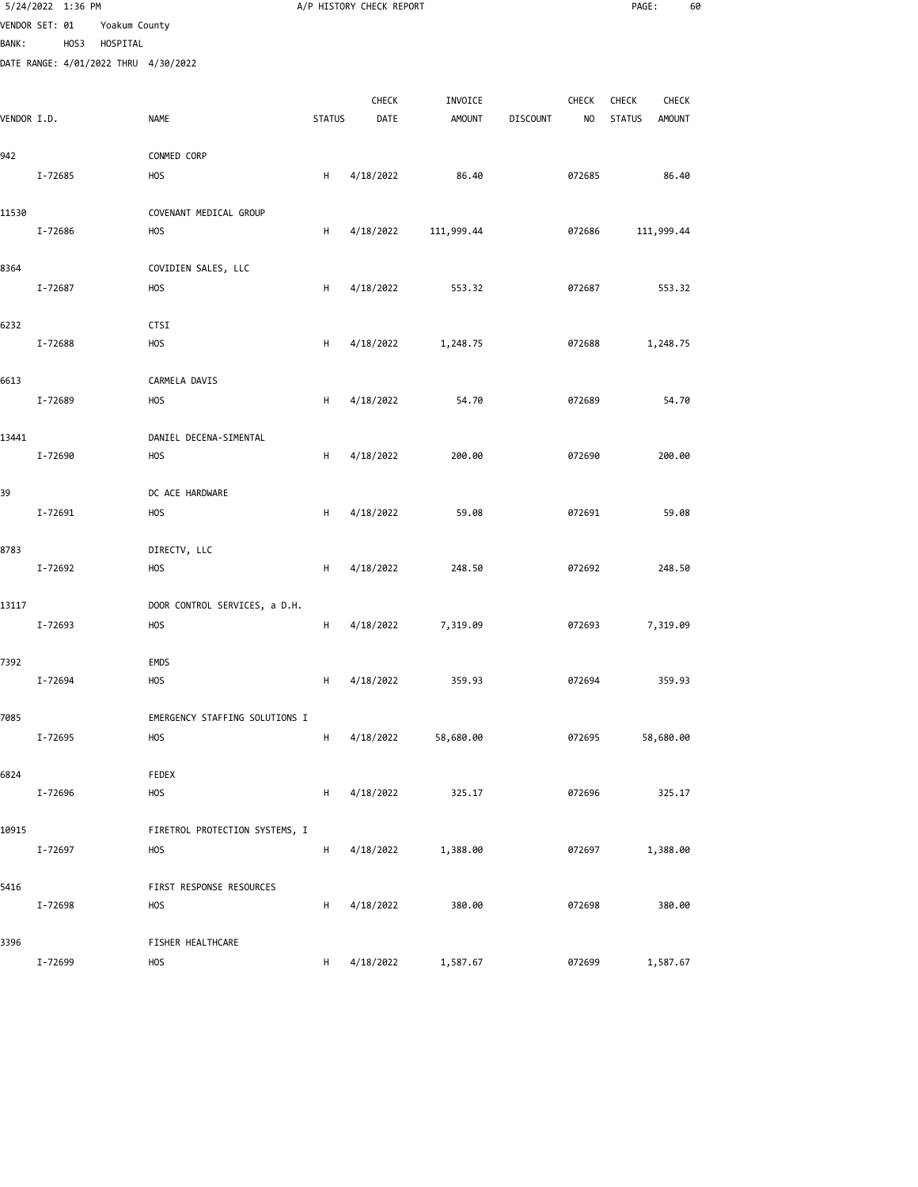A/P HISTORY CHECK REPORT

VENDOR SET: 01 Yoakum County
BANK: HOS3 HOSPITAL
DATE RANGE: 4/01/2022 THRU 4/30/2022

| VENDOR I.D. | NAME | STATUS | CHECK DATE | INVOICE AMOUNT | DISCOUNT | CHECK NO | CHECK STATUS | CHECK AMOUNT |
|---|---|---|---|---|---|---|---|---|
| 942 | CONMED CORP | | | | | | | |
| I-72685 | HOS | H | 4/18/2022 | 86.40 | | 072685 | | 86.40 |
| 11530 | COVENANT MEDICAL GROUP | | | | | | | |
| I-72686 | HOS | H | 4/18/2022 | 111,999.44 | | 072686 | | 111,999.44 |
| 8364 | COVIDIEN SALES, LLC | | | | | | | |
| I-72687 | HOS | H | 4/18/2022 | 553.32 | | 072687 | | 553.32 |
| 6232 | CTSI | | | | | | | |
| I-72688 | HOS | H | 4/18/2022 | 1,248.75 | | 072688 | | 1,248.75 |
| 6613 | CARMELA DAVIS | | | | | | | |
| I-72689 | HOS | H | 4/18/2022 | 54.70 | | 072689 | | 54.70 |
| 13441 | DANIEL DECENA-SIMENTAL | | | | | | | |
| I-72690 | HOS | H | 4/18/2022 | 200.00 | | 072690 | | 200.00 |
| 39 | DC ACE HARDWARE | | | | | | | |
| I-72691 | HOS | H | 4/18/2022 | 59.08 | | 072691 | | 59.08 |
| 8783 | DIRECTV, LLC | | | | | | | |
| I-72692 | HOS | H | 4/18/2022 | 248.50 | | 072692 | | 248.50 |
| 13117 | DOOR CONTROL SERVICES, a D.H. | | | | | | | |
| I-72693 | HOS | H | 4/18/2022 | 7,319.09 | | 072693 | | 7,319.09 |
| 7392 | EMDS | | | | | | | |
| I-72694 | HOS | H | 4/18/2022 | 359.93 | | 072694 | | 359.93 |
| 7085 | EMERGENCY STAFFING SOLUTIONS I | | | | | | | |
| I-72695 | HOS | H | 4/18/2022 | 58,680.00 | | 072695 | | 58,680.00 |
| 6824 | FEDEX | | | | | | | |
| I-72696 | HOS | H | 4/18/2022 | 325.17 | | 072696 | | 325.17 |
| 10915 | FIRETROL PROTECTION SYSTEMS, I | | | | | | | |
| I-72697 | HOS | H | 4/18/2022 | 1,388.00 | | 072697 | | 1,388.00 |
| 5416 | FIRST RESPONSE RESOURCES | | | | | | | |
| I-72698 | HOS | H | 4/18/2022 | 380.00 | | 072698 | | 380.00 |
| 3396 | FISHER HEALTHCARE | | | | | | | |
| I-72699 | HOS | H | 4/18/2022 | 1,587.67 | | 072699 | | 1,587.67 |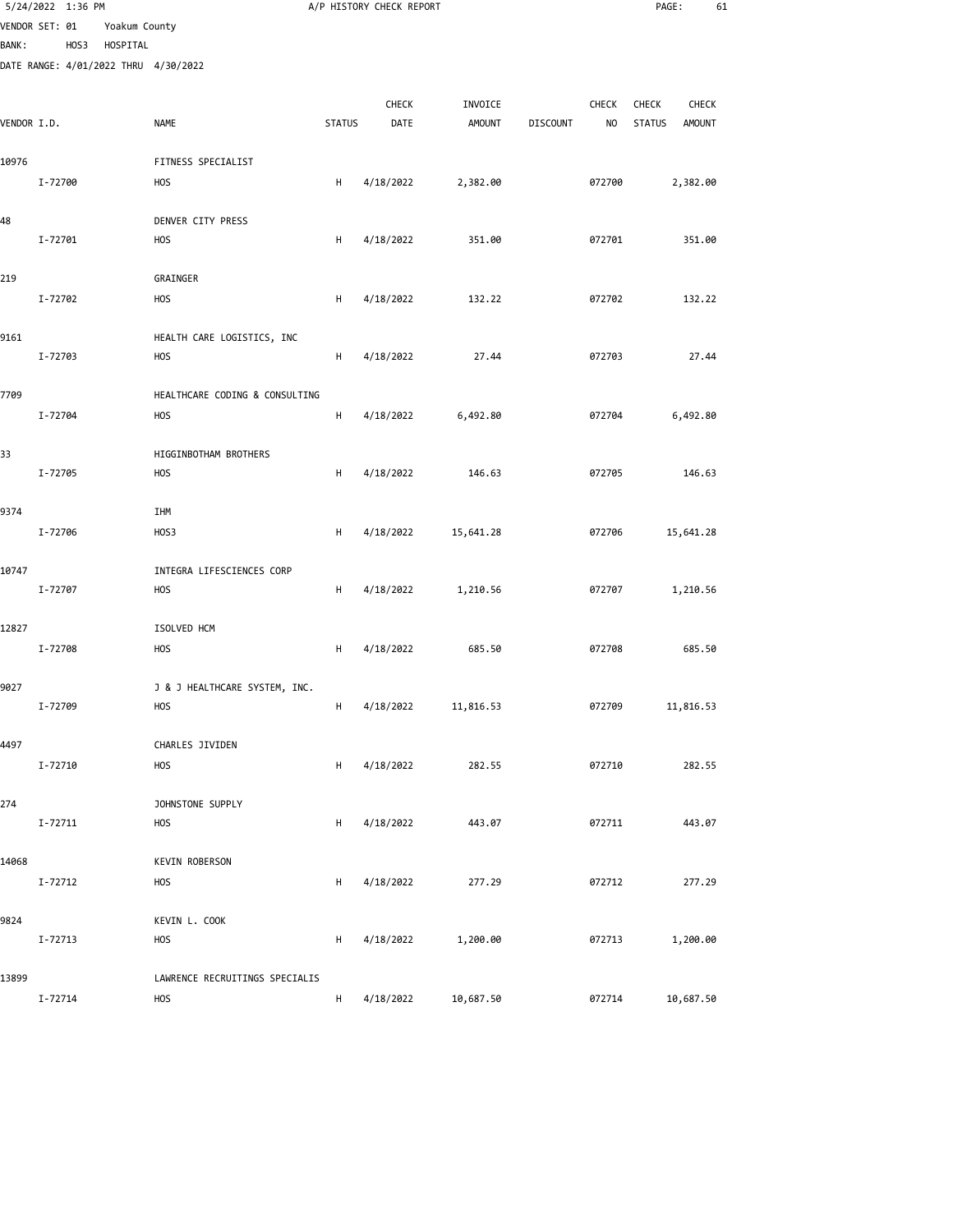5/24/2022 1:36 PM A/P HISTORY CHECK REPORT

VENDOR SET: 01 Yoakum County
BANK: HOS3 HOSPITAL
DATE RANGE: 4/01/2022 THRU 4/30/2022

| VENDOR I.D. | NAME | STATUS | CHECK DATE | INVOICE AMOUNT | DISCOUNT | CHECK NO | CHECK STATUS | CHECK AMOUNT |
|---|---|---|---|---|---|---|---|---|
| 10976 | FITNESS SPECIALIST | | | | | | | |
| I-72700 | HOS | H | 4/18/2022 | 2,382.00 | | 072700 | | 2,382.00 |
| 48 | DENVER CITY PRESS | | | | | | | |
| I-72701 | HOS | H | 4/18/2022 | 351.00 | | 072701 | | 351.00 |
| 219 | GRAINGER | | | | | | | |
| I-72702 | HOS | H | 4/18/2022 | 132.22 | | 072702 | | 132.22 |
| 9161 | HEALTH CARE LOGISTICS, INC | | | | | | | |
| I-72703 | HOS | H | 4/18/2022 | 27.44 | | 072703 | | 27.44 |
| 7709 | HEALTHCARE CODING & CONSULTING | | | | | | | |
| I-72704 | HOS | H | 4/18/2022 | 6,492.80 | | 072704 | | 6,492.80 |
| 33 | HIGGINBOTHAM BROTHERS | | | | | | | |
| I-72705 | HOS | H | 4/18/2022 | 146.63 | | 072705 | | 146.63 |
| 9374 | IHM | | | | | | | |
| I-72706 | HOS3 | H | 4/18/2022 | 15,641.28 | | 072706 | | 15,641.28 |
| 10747 | INTEGRA LIFESCIENCES CORP | | | | | | | |
| I-72707 | HOS | H | 4/18/2022 | 1,210.56 | | 072707 | | 1,210.56 |
| 12827 | ISOLVED HCM | | | | | | | |
| I-72708 | HOS | H | 4/18/2022 | 685.50 | | 072708 | | 685.50 |
| 9027 | J & J HEALTHCARE SYSTEM, INC. | | | | | | | |
| I-72709 | HOS | H | 4/18/2022 | 11,816.53 | | 072709 | | 11,816.53 |
| 4497 | CHARLES JIVIDEN | | | | | | | |
| I-72710 | HOS | H | 4/18/2022 | 282.55 | | 072710 | | 282.55 |
| 274 | JOHNSTONE SUPPLY | | | | | | | |
| I-72711 | HOS | H | 4/18/2022 | 443.07 | | 072711 | | 443.07 |
| 14068 | KEVIN ROBERSON | | | | | | | |
| I-72712 | HOS | H | 4/18/2022 | 277.29 | | 072712 | | 277.29 |
| 9824 | KEVIN L. COOK | | | | | | | |
| I-72713 | HOS | H | 4/18/2022 | 1,200.00 | | 072713 | | 1,200.00 |
| 13899 | LAWRENCE RECRUITINGS SPECIALIS | | | | | | | |
| I-72714 | HOS | H | 4/18/2022 | 10,687.50 | | 072714 | | 10,687.50 |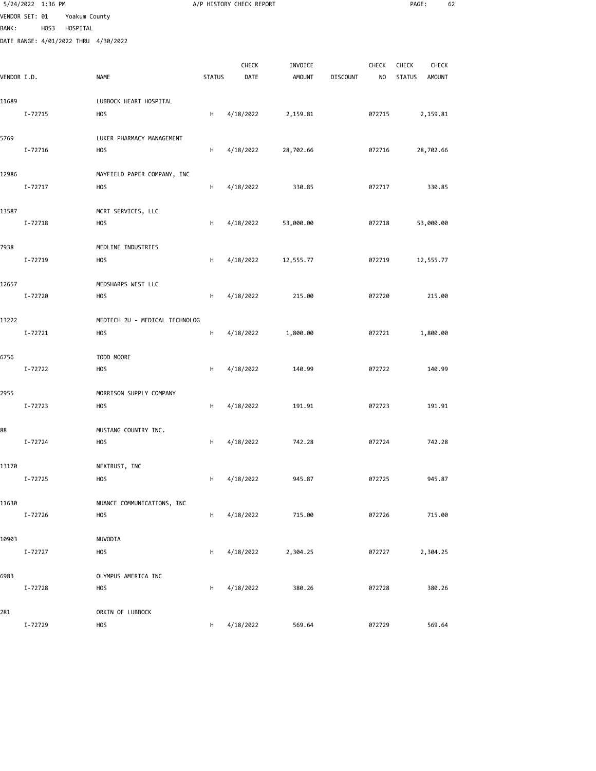A/P HISTORY CHECK REPORT

VENDOR SET: 01 Yoakum County
BANK: HOS3 HOSPITAL
DATE RANGE: 4/01/2022 THRU 4/30/2022

| VENDOR I.D. | NAME | STATUS | CHECK DATE | INVOICE AMOUNT | DISCOUNT | CHECK NO | CHECK STATUS | CHECK AMOUNT |
|---|---|---|---|---|---|---|---|---|
| 11689 | LUBBOCK HEART HOSPITAL | | | | | | | |
| I-72715 | HOS | H | 4/18/2022 | 2,159.81 | | 072715 | | 2,159.81 |
| 5769 | LUKER PHARMACY MANAGEMENT | | | | | | | |
| I-72716 | HOS | H | 4/18/2022 | 28,702.66 | | 072716 | | 28,702.66 |
| 12986 | MAYFIELD PAPER COMPANY, INC | | | | | | | |
| I-72717 | HOS | H | 4/18/2022 | 330.85 | | 072717 | | 330.85 |
| 13587 | MCRT SERVICES, LLC | | | | | | | |
| I-72718 | HOS | H | 4/18/2022 | 53,000.00 | | 072718 | | 53,000.00 |
| 7938 | MEDLINE INDUSTRIES | | | | | | | |
| I-72719 | HOS | H | 4/18/2022 | 12,555.77 | | 072719 | | 12,555.77 |
| 12657 | MEDSHARPS WEST LLC | | | | | | | |
| I-72720 | HOS | H | 4/18/2022 | 215.00 | | 072720 | | 215.00 |
| 13222 | MEDTECH 2U - MEDICAL TECHNOLOG | | | | | | | |
| I-72721 | HOS | H | 4/18/2022 | 1,800.00 | | 072721 | | 1,800.00 |
| 6756 | TODD MOORE | | | | | | | |
| I-72722 | HOS | H | 4/18/2022 | 140.99 | | 072722 | | 140.99 |
| 2955 | MORRISON SUPPLY COMPANY | | | | | | | |
| I-72723 | HOS | H | 4/18/2022 | 191.91 | | 072723 | | 191.91 |
| 88 | MUSTANG COUNTRY INC. | | | | | | | |
| I-72724 | HOS | H | 4/18/2022 | 742.28 | | 072724 | | 742.28 |
| 13170 | NEXTRUST, INC | | | | | | | |
| I-72725 | HOS | H | 4/18/2022 | 945.87 | | 072725 | | 945.87 |
| 11630 | NUANCE COMMUNICATIONS, INC | | | | | | | |
| I-72726 | HOS | H | 4/18/2022 | 715.00 | | 072726 | | 715.00 |
| 10903 | NUVODIA | | | | | | | |
| I-72727 | HOS | H | 4/18/2022 | 2,304.25 | | 072727 | | 2,304.25 |
| 6983 | OLYMPUS AMERICA INC | | | | | | | |
| I-72728 | HOS | H | 4/18/2022 | 380.26 | | 072728 | | 380.26 |
| 281 | ORKIN OF LUBBOCK | | | | | | | |
| I-72729 | HOS | H | 4/18/2022 | 569.64 | | 072729 | | 569.64 |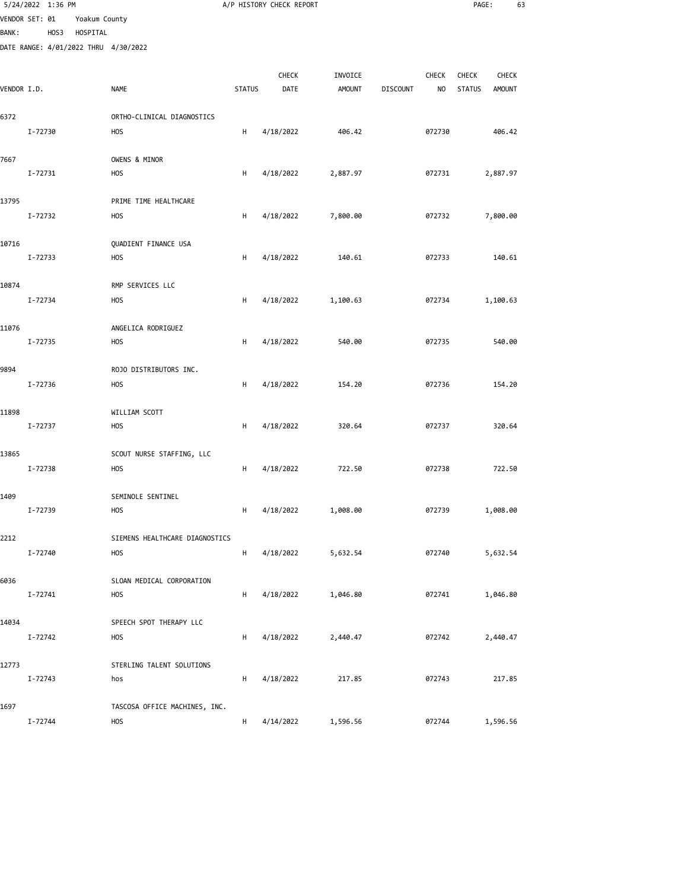5/24/2022 1:36 PM A/P HISTORY CHECK REPORT

VENDOR SET: 01 Yoakum County
BANK: HOS3 HOSPITAL
DATE RANGE: 4/01/2022 THRU 4/30/2022

| VENDOR I.D. | NAME | STATUS | CHECK DATE | INVOICE AMOUNT | DISCOUNT | CHECK NO | CHECK STATUS | CHECK AMOUNT |
|---|---|---|---|---|---|---|---|---|
| 6372 | ORTHO-CLINICAL DIAGNOSTICS | | | | | | | |
| I-72730 | HOS | H | 4/18/2022 | 406.42 | | 072730 | | 406.42 |
| 7667 | OWENS & MINOR | | | | | | | |
| I-72731 | HOS | H | 4/18/2022 | 2,887.97 | | 072731 | | 2,887.97 |
| 13795 | PRIME TIME HEALTHCARE | | | | | | | |
| I-72732 | HOS | H | 4/18/2022 | 7,800.00 | | 072732 | | 7,800.00 |
| 10716 | QUADIENT FINANCE USA | | | | | | | |
| I-72733 | HOS | H | 4/18/2022 | 140.61 | | 072733 | | 140.61 |
| 10874 | RMP SERVICES LLC | | | | | | | |
| I-72734 | HOS | H | 4/18/2022 | 1,100.63 | | 072734 | | 1,100.63 |
| 11076 | ANGELICA RODRIGUEZ | | | | | | | |
| I-72735 | HOS | H | 4/18/2022 | 540.00 | | 072735 | | 540.00 |
| 9894 | ROJO DISTRIBUTORS INC. | | | | | | | |
| I-72736 | HOS | H | 4/18/2022 | 154.20 | | 072736 | | 154.20 |
| 11898 | WILLIAM SCOTT | | | | | | | |
| I-72737 | HOS | H | 4/18/2022 | 320.64 | | 072737 | | 320.64 |
| 13865 | SCOUT NURSE STAFFING, LLC | | | | | | | |
| I-72738 | HOS | H | 4/18/2022 | 722.50 | | 072738 | | 722.50 |
| 1409 | SEMINOLE SENTINEL | | | | | | | |
| I-72739 | HOS | H | 4/18/2022 | 1,008.00 | | 072739 | | 1,008.00 |
| 2212 | SIEMENS HEALTHCARE DIAGNOSTICS | | | | | | | |
| I-72740 | HOS | H | 4/18/2022 | 5,632.54 | | 072740 | | 5,632.54 |
| 6036 | SLOAN MEDICAL CORPORATION | | | | | | | |
| I-72741 | HOS | H | 4/18/2022 | 1,046.80 | | 072741 | | 1,046.80 |
| 14034 | SPEECH SPOT THERAPY LLC | | | | | | | |
| I-72742 | HOS | H | 4/18/2022 | 2,440.47 | | 072742 | | 2,440.47 |
| 12773 | STERLING TALENT SOLUTIONS | | | | | | | |
| I-72743 | hos | H | 4/18/2022 | 217.85 | | 072743 | | 217.85 |
| 1697 | TASCOSA OFFICE MACHINES, INC. | | | | | | | |
| I-72744 | HOS | H | 4/14/2022 | 1,596.56 | | 072744 | | 1,596.56 |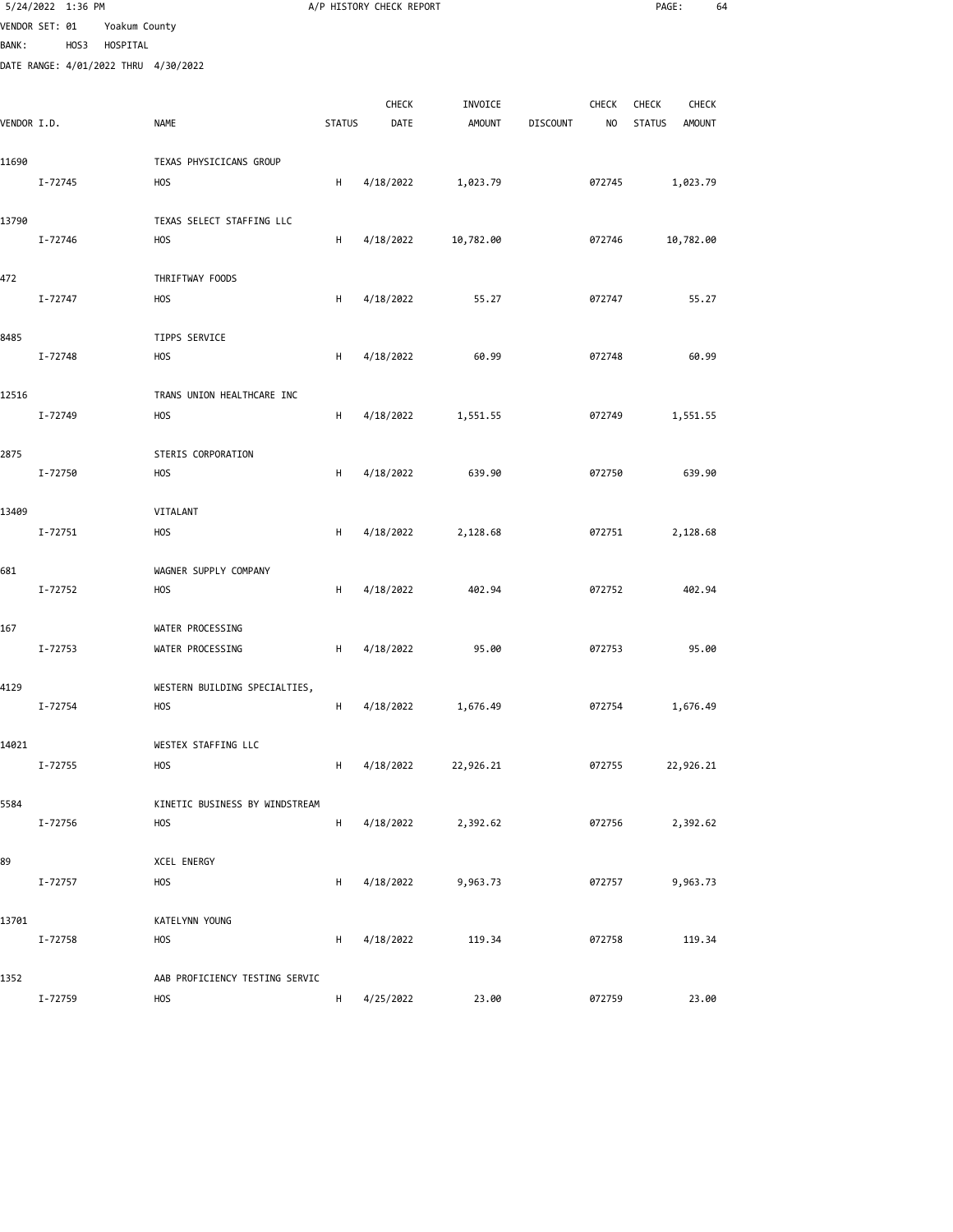VENDOR SET: 01 Yoakum County
BANK: HOS3 HOSPITAL
DATE RANGE: 4/01/2022 THRU 4/30/2022

A/P HISTORY CHECK REPORT

| VENDOR I.D. | NAME | STATUS | CHECK DATE | INVOICE AMOUNT | DISCOUNT | CHECK NO | CHECK STATUS | CHECK AMOUNT |
|---|---|---|---|---|---|---|---|---|
| 11690 | TEXAS PHYSICICANS GROUP | | | | | | | |
| I-72745 | HOS | H | 4/18/2022 | 1,023.79 | | 072745 | | 1,023.79 |
| 13790 | TEXAS SELECT STAFFING LLC | | | | | | | |
| I-72746 | HOS | H | 4/18/2022 | 10,782.00 | | 072746 | | 10,782.00 |
| 472 | THRIFTWAY FOODS | | | | | | | |
| I-72747 | HOS | H | 4/18/2022 | 55.27 | | 072747 | | 55.27 |
| 8485 | TIPPS SERVICE | | | | | | | |
| I-72748 | HOS | H | 4/18/2022 | 60.99 | | 072748 | | 60.99 |
| 12516 | TRANS UNION HEALTHCARE INC | | | | | | | |
| I-72749 | HOS | H | 4/18/2022 | 1,551.55 | | 072749 | | 1,551.55 |
| 2875 | STERIS CORPORATION | | | | | | | |
| I-72750 | HOS | H | 4/18/2022 | 639.90 | | 072750 | | 639.90 |
| 13409 | VITALANT | | | | | | | |
| I-72751 | HOS | H | 4/18/2022 | 2,128.68 | | 072751 | | 2,128.68 |
| 681 | WAGNER SUPPLY COMPANY | | | | | | | |
| I-72752 | HOS | H | 4/18/2022 | 402.94 | | 072752 | | 402.94 |
| 167 | WATER PROCESSING | | | | | | | |
| I-72753 | WATER PROCESSING | H | 4/18/2022 | 95.00 | | 072753 | | 95.00 |
| 4129 | WESTERN BUILDING SPECIALTIES, | | | | | | | |
| I-72754 | HOS | H | 4/18/2022 | 1,676.49 | | 072754 | | 1,676.49 |
| 14021 | WESTEX STAFFING LLC | | | | | | | |
| I-72755 | HOS | H | 4/18/2022 | 22,926.21 | | 072755 | | 22,926.21 |
| 5584 | KINETIC BUSINESS BY WINDSTREAM | | | | | | | |
| I-72756 | HOS | H | 4/18/2022 | 2,392.62 | | 072756 | | 2,392.62 |
| 89 | XCEL ENERGY | | | | | | | |
| I-72757 | HOS | H | 4/18/2022 | 9,963.73 | | 072757 | | 9,963.73 |
| 13701 | KATELYNN YOUNG | | | | | | | |
| I-72758 | HOS | H | 4/18/2022 | 119.34 | | 072758 | | 119.34 |
| 1352 | AAB PROFICIENCY TESTING SERVIC | | | | | | | |
| I-72759 | HOS | H | 4/25/2022 | 23.00 | | 072759 | | 23.00 |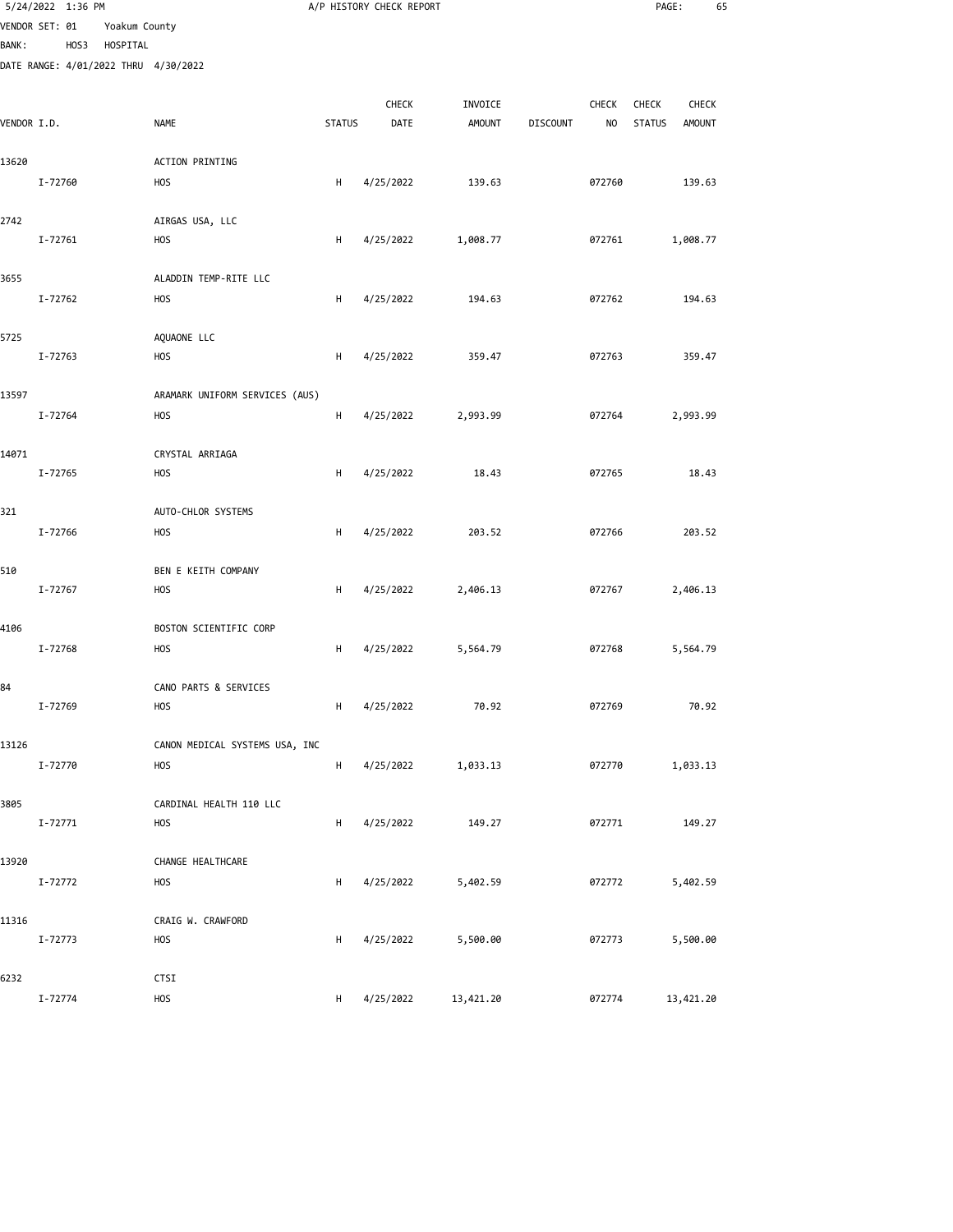A/P HISTORY CHECK REPORT

VENDOR SET: 01 Yoakum County
BANK: HOS3 HOSPITAL
DATE RANGE: 4/01/2022 THRU 4/30/2022

| VENDOR I.D. | NAME | STATUS | CHECK DATE | INVOICE AMOUNT | DISCOUNT | CHECK NO | CHECK STATUS | CHECK AMOUNT |
|---|---|---|---|---|---|---|---|---|
| 13620 | ACTION PRINTING | | | | | | | |
| I-72760 | HOS | H | 4/25/2022 | 139.63 | | 072760 | | 139.63 |
| 2742 | AIRGAS USA, LLC | | | | | | | |
| I-72761 | HOS | H | 4/25/2022 | 1,008.77 | | 072761 | | 1,008.77 |
| 3655 | ALADDIN TEMP-RITE LLC | | | | | | | |
| I-72762 | HOS | H | 4/25/2022 | 194.63 | | 072762 | | 194.63 |
| 5725 | AQUAONE LLC | | | | | | | |
| I-72763 | HOS | H | 4/25/2022 | 359.47 | | 072763 | | 359.47 |
| 13597 | ARAMARK UNIFORM SERVICES (AUS) | | | | | | | |
| I-72764 | HOS | H | 4/25/2022 | 2,993.99 | | 072764 | | 2,993.99 |
| 14071 | CRYSTAL ARRIAGA | | | | | | | |
| I-72765 | HOS | H | 4/25/2022 | 18.43 | | 072765 | | 18.43 |
| 321 | AUTO-CHLOR SYSTEMS | | | | | | | |
| I-72766 | HOS | H | 4/25/2022 | 203.52 | | 072766 | | 203.52 |
| 510 | BEN E KEITH COMPANY | | | | | | | |
| I-72767 | HOS | H | 4/25/2022 | 2,406.13 | | 072767 | | 2,406.13 |
| 4106 | BOSTON SCIENTIFIC CORP | | | | | | | |
| I-72768 | HOS | H | 4/25/2022 | 5,564.79 | | 072768 | | 5,564.79 |
| 84 | CANO PARTS & SERVICES | | | | | | | |
| I-72769 | HOS | H | 4/25/2022 | 70.92 | | 072769 | | 70.92 |
| 13126 | CANON MEDICAL SYSTEMS USA, INC | | | | | | | |
| I-72770 | HOS | H | 4/25/2022 | 1,033.13 | | 072770 | | 1,033.13 |
| 3805 | CARDINAL HEALTH 110 LLC | | | | | | | |
| I-72771 | HOS | H | 4/25/2022 | 149.27 | | 072771 | | 149.27 |
| 13920 | CHANGE HEALTHCARE | | | | | | | |
| I-72772 | HOS | H | 4/25/2022 | 5,402.59 | | 072772 | | 5,402.59 |
| 11316 | CRAIG W. CRAWFORD | | | | | | | |
| I-72773 | HOS | H | 4/25/2022 | 5,500.00 | | 072773 | | 5,500.00 |
| 6232 | CTSI | | | | | | | |
| I-72774 | HOS | H | 4/25/2022 | 13,421.20 | | 072774 | | 13,421.20 |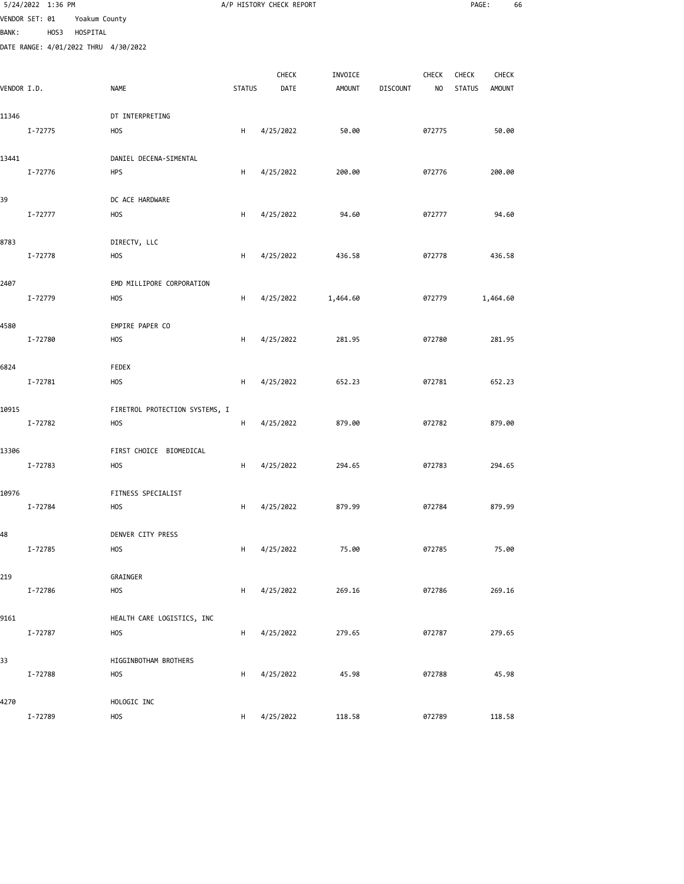A/P HISTORY CHECK REPORT

VENDOR SET: 01 Yoakum County
BANK: HOS3 HOSPITAL
DATE RANGE: 4/01/2022 THRU 4/30/2022

| VENDOR I.D. | NAME | STATUS | CHECK DATE | INVOICE AMOUNT | DISCOUNT | CHECK NO | CHECK STATUS | CHECK AMOUNT |
|---|---|---|---|---|---|---|---|---|
| 11346 | DT INTERPRETING | | | | | | | |
| I-72775 | HOS | H | 4/25/2022 | 50.00 | | 072775 | | 50.00 |
| 13441 | DANIEL DECENA-SIMENTAL | | | | | | | |
| I-72776 | HPS | H | 4/25/2022 | 200.00 | | 072776 | | 200.00 |
| 39 | DC ACE HARDWARE | | | | | | | |
| I-72777 | HOS | H | 4/25/2022 | 94.60 | | 072777 | | 94.60 |
| 8783 | DIRECTV, LLC | | | | | | | |
| I-72778 | HOS | H | 4/25/2022 | 436.58 | | 072778 | | 436.58 |
| 2407 | EMD MILLIPORE CORPORATION | | | | | | | |
| I-72779 | HOS | H | 4/25/2022 | 1,464.60 | | 072779 | | 1,464.60 |
| 4580 | EMPIRE PAPER CO | | | | | | | |
| I-72780 | HOS | H | 4/25/2022 | 281.95 | | 072780 | | 281.95 |
| 6824 | FEDEX | | | | | | | |
| I-72781 | HOS | H | 4/25/2022 | 652.23 | | 072781 | | 652.23 |
| 10915 | FIRETROL PROTECTION SYSTEMS, I | | | | | | | |
| I-72782 | HOS | H | 4/25/2022 | 879.00 | | 072782 | | 879.00 |
| 13306 | FIRST CHOICE BIOMEDICAL | | | | | | | |
| I-72783 | HOS | H | 4/25/2022 | 294.65 | | 072783 | | 294.65 |
| 10976 | FITNESS SPECIALIST | | | | | | | |
| I-72784 | HOS | H | 4/25/2022 | 879.99 | | 072784 | | 879.99 |
| 48 | DENVER CITY PRESS | | | | | | | |
| I-72785 | HOS | H | 4/25/2022 | 75.00 | | 072785 | | 75.00 |
| 219 | GRAINGER | | | | | | | |
| I-72786 | HOS | H | 4/25/2022 | 269.16 | | 072786 | | 269.16 |
| 9161 | HEALTH CARE LOGISTICS, INC | | | | | | | |
| I-72787 | HOS | H | 4/25/2022 | 279.65 | | 072787 | | 279.65 |
| 33 | HIGGINBOTHAM BROTHERS | | | | | | | |
| I-72788 | HOS | H | 4/25/2022 | 45.98 | | 072788 | | 45.98 |
| 4270 | HOLOGIC INC | | | | | | | |
| I-72789 | HOS | H | 4/25/2022 | 118.58 | | 072789 | | 118.58 |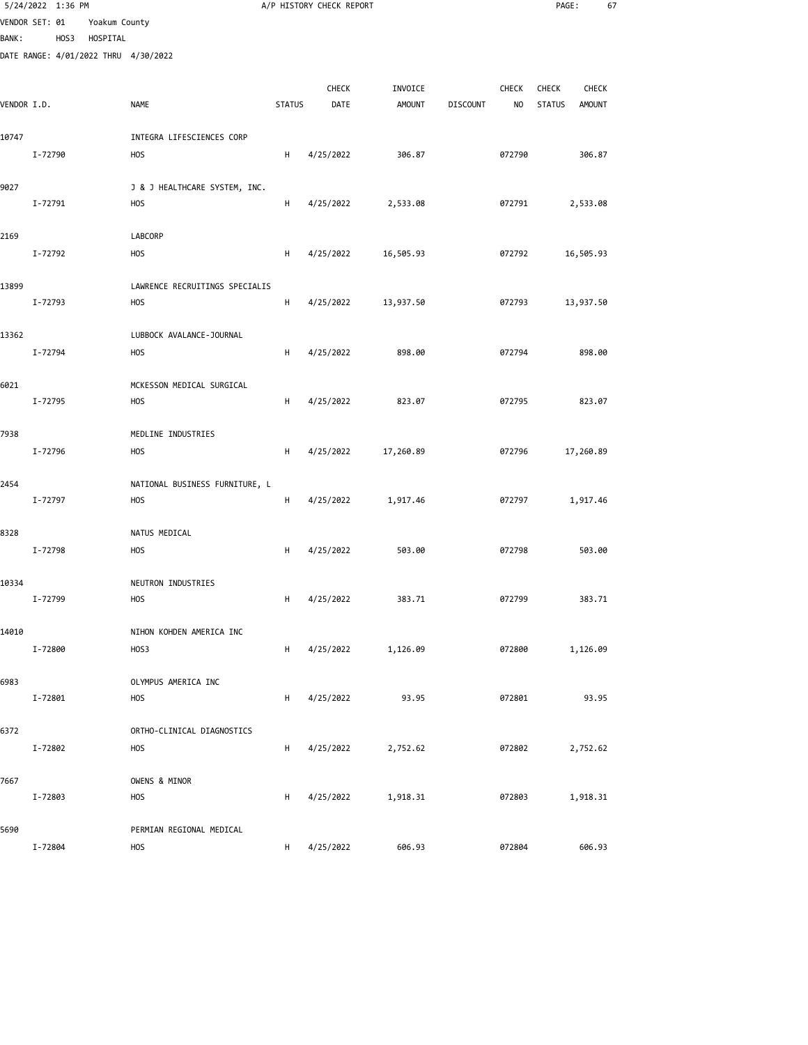5/24/2022 1:36 PM A/P HISTORY CHECK REPORT

VENDOR SET: 01 Yoakum County
BANK: HOS3 HOSPITAL
DATE RANGE: 4/01/2022 THRU 4/30/2022

| VENDOR I.D. | NAME | STATUS | CHECK DATE | INVOICE AMOUNT | DISCOUNT | CHECK NO | CHECK STATUS | CHECK AMOUNT |
|---|---|---|---|---|---|---|---|---|
| 10747 | INTEGRA LIFESCIENCES CORP | | | | | | | |
| I-72790 | HOS | H | 4/25/2022 | 306.87 | | 072790 | | 306.87 |
| 9027 | J & J HEALTHCARE SYSTEM, INC. | | | | | | | |
| I-72791 | HOS | H | 4/25/2022 | 2,533.08 | | 072791 | | 2,533.08 |
| 2169 | LABCORP | | | | | | | |
| I-72792 | HOS | H | 4/25/2022 | 16,505.93 | | 072792 | | 16,505.93 |
| 13899 | LAWRENCE RECRUITINGS SPECIALIS | | | | | | | |
| I-72793 | HOS | H | 4/25/2022 | 13,937.50 | | 072793 | | 13,937.50 |
| 13362 | LUBBOCK AVALANCE-JOURNAL | | | | | | | |
| I-72794 | HOS | H | 4/25/2022 | 898.00 | | 072794 | | 898.00 |
| 6021 | MCKESSON MEDICAL SURGICAL | | | | | | | |
| I-72795 | HOS | H | 4/25/2022 | 823.07 | | 072795 | | 823.07 |
| 7938 | MEDLINE INDUSTRIES | | | | | | | |
| I-72796 | HOS | H | 4/25/2022 | 17,260.89 | | 072796 | | 17,260.89 |
| 2454 | NATIONAL BUSINESS FURNITURE, L | | | | | | | |
| I-72797 | HOS | H | 4/25/2022 | 1,917.46 | | 072797 | | 1,917.46 |
| 8328 | NATUS MEDICAL | | | | | | | |
| I-72798 | HOS | H | 4/25/2022 | 503.00 | | 072798 | | 503.00 |
| 10334 | NEUTRON INDUSTRIES | | | | | | | |
| I-72799 | HOS | H | 4/25/2022 | 383.71 | | 072799 | | 383.71 |
| 14010 | NIHON KOHDEN AMERICA INC | | | | | | | |
| I-72800 | HOS3 | H | 4/25/2022 | 1,126.09 | | 072800 | | 1,126.09 |
| 6983 | OLYMPUS AMERICA INC | | | | | | | |
| I-72801 | HOS | H | 4/25/2022 | 93.95 | | 072801 | | 93.95 |
| 6372 | ORTHO-CLINICAL DIAGNOSTICS | | | | | | | |
| I-72802 | HOS | H | 4/25/2022 | 2,752.62 | | 072802 | | 2,752.62 |
| 7667 | OWENS & MINOR | | | | | | | |
| I-72803 | HOS | H | 4/25/2022 | 1,918.31 | | 072803 | | 1,918.31 |
| 5690 | PERMIAN REGIONAL MEDICAL | | | | | | | |
| I-72804 | HOS | H | 4/25/2022 | 606.93 | | 072804 | | 606.93 |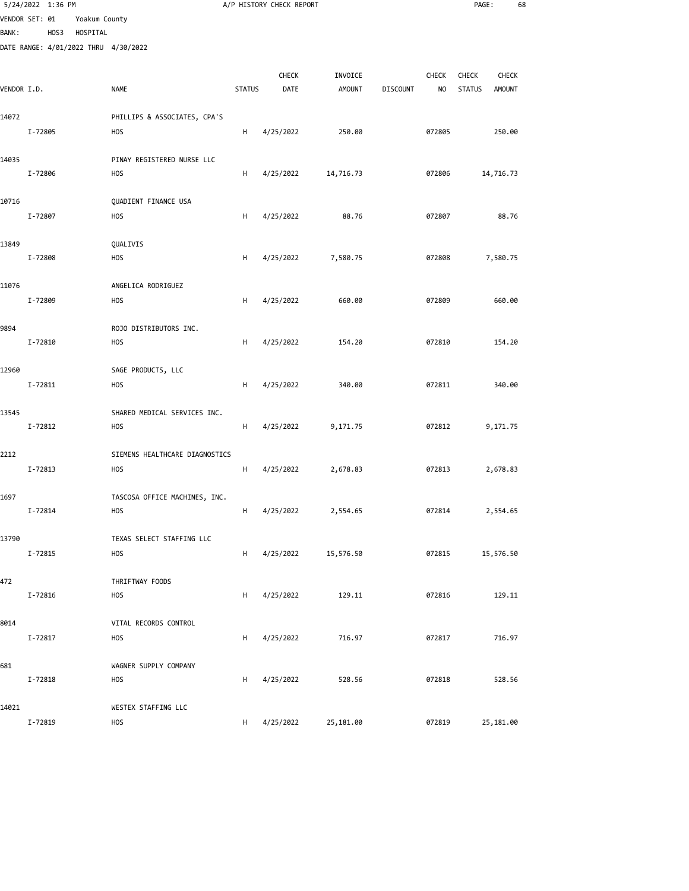5/24/2022 1:36 PM A/P HISTORY CHECK REPORT

VENDOR SET: 01 Yoakum County
BANK: HOS3 HOSPITAL
DATE RANGE: 4/01/2022 THRU 4/30/2022

| VENDOR I.D. | NAME | STATUS | CHECK DATE | INVOICE AMOUNT | DISCOUNT | CHECK NO | CHECK STATUS | CHECK AMOUNT |
|---|---|---|---|---|---|---|---|---|
| 14072 | PHILLIPS & ASSOCIATES, CPA'S | | | | | | | |
| I-72805 | HOS | H | 4/25/2022 | 250.00 | | 072805 | | 250.00 |
| 14035 | PINAY REGISTERED NURSE LLC | | | | | | | |
| I-72806 | HOS | H | 4/25/2022 | 14,716.73 | | 072806 | | 14,716.73 |
| 10716 | QUADIENT FINANCE USA | | | | | | | |
| I-72807 | HOS | H | 4/25/2022 | 88.76 | | 072807 | | 88.76 |
| 13849 | QUALIVIS | | | | | | | |
| I-72808 | HOS | H | 4/25/2022 | 7,580.75 | | 072808 | | 7,580.75 |
| 11076 | ANGELICA RODRIGUEZ | | | | | | | |
| I-72809 | HOS | H | 4/25/2022 | 660.00 | | 072809 | | 660.00 |
| 9894 | ROJO DISTRIBUTORS INC. | | | | | | | |
| I-72810 | HOS | H | 4/25/2022 | 154.20 | | 072810 | | 154.20 |
| 12960 | SAGE PRODUCTS, LLC | | | | | | | |
| I-72811 | HOS | H | 4/25/2022 | 340.00 | | 072811 | | 340.00 |
| 13545 | SHARED MEDICAL SERVICES INC. | | | | | | | |
| I-72812 | HOS | H | 4/25/2022 | 9,171.75 | | 072812 | | 9,171.75 |
| 2212 | SIEMENS HEALTHCARE DIAGNOSTICS | | | | | | | |
| I-72813 | HOS | H | 4/25/2022 | 2,678.83 | | 072813 | | 2,678.83 |
| 1697 | TASCOSA OFFICE MACHINES, INC. | | | | | | | |
| I-72814 | HOS | H | 4/25/2022 | 2,554.65 | | 072814 | | 2,554.65 |
| 13790 | TEXAS SELECT STAFFING LLC | | | | | | | |
| I-72815 | HOS | H | 4/25/2022 | 15,576.50 | | 072815 | | 15,576.50 |
| 472 | THRIFTWAY FOODS | | | | | | | |
| I-72816 | HOS | H | 4/25/2022 | 129.11 | | 072816 | | 129.11 |
| 8014 | VITAL RECORDS CONTROL | | | | | | | |
| I-72817 | HOS | H | 4/25/2022 | 716.97 | | 072817 | | 716.97 |
| 681 | WAGNER SUPPLY COMPANY | | | | | | | |
| I-72818 | HOS | H | 4/25/2022 | 528.56 | | 072818 | | 528.56 |
| 14021 | WESTEX STAFFING LLC | | | | | | | |
| I-72819 | HOS | H | 4/25/2022 | 25,181.00 | | 072819 | | 25,181.00 |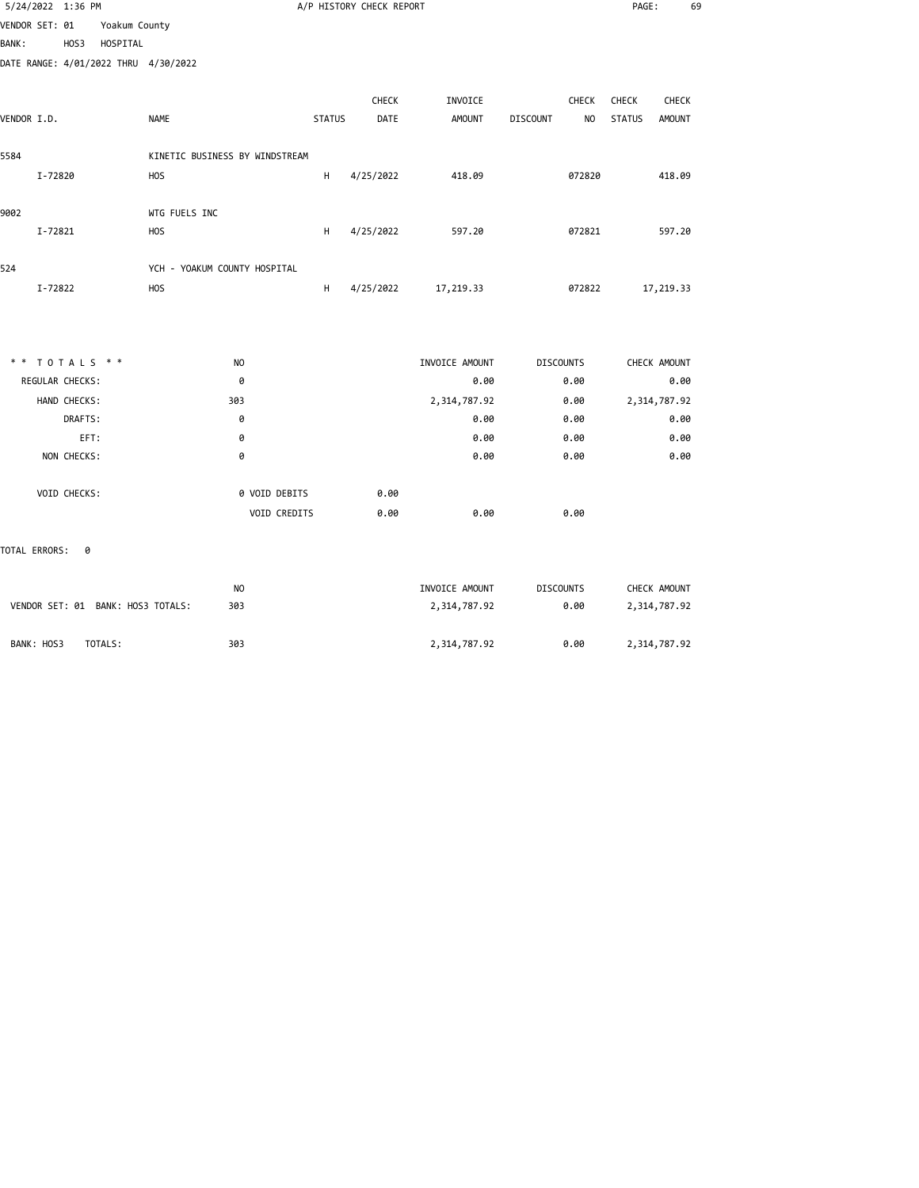A/P HISTORY CHECK REPORT

VENDOR SET: 01 Yoakum County
BANK: HOS3 HOSPITAL
DATE RANGE: 4/01/2022 THRU 4/30/2022

| VENDOR I.D. | NAME | STATUS | CHECK DATE | INVOICE AMOUNT | DISCOUNT | CHECK NO | CHECK STATUS | CHECK AMOUNT |
|---|---|---|---|---|---|---|---|---|
| 5584 | KINETIC BUSINESS BY WINDSTREAM | | | | | | | |
| I-72820 | HOS | H | 4/25/2022 | 418.09 | | 072820 | | 418.09 |
| 9002 | WTG FUELS INC | | | | | | | |
| I-72821 | HOS | H | 4/25/2022 | 597.20 | | 072821 | | 597.20 |
| 524 | YCH - YOAKUM COUNTY HOSPITAL | | | | | | | |
| I-72822 | HOS | H | 4/25/2022 | 17,219.33 | | 072822 | | 17,219.33 |

| * * TOTALS * * | NO | | INVOICE AMOUNT | DISCOUNTS | CHECK AMOUNT |
|---|---|---|---|---|---|
| REGULAR CHECKS: | 0 | | 0.00 | 0.00 | 0.00 |
| HAND CHECKS: | 303 | | 2,314,787.92 | 0.00 | 2,314,787.92 |
| DRAFTS: | 0 | | 0.00 | 0.00 | 0.00 |
| EFT: | 0 | | 0.00 | 0.00 | 0.00 |
| NON CHECKS: | 0 | | 0.00 | 0.00 | 0.00 |
| VOID CHECKS: | 0 VOID DEBITS | 0.00 | | | |
| | VOID CREDITS | 0.00 | 0.00 | 0.00 | |

TOTAL ERRORS: 0

| | NO | INVOICE AMOUNT | DISCOUNTS | CHECK AMOUNT |
|---|---|---|---|---|
| VENDOR SET: 01 BANK: HOS3 TOTALS: | 303 | 2,314,787.92 | 0.00 | 2,314,787.92 |
| BANK: HOS3 TOTALS: | 303 | 2,314,787.92 | 0.00 | 2,314,787.92 |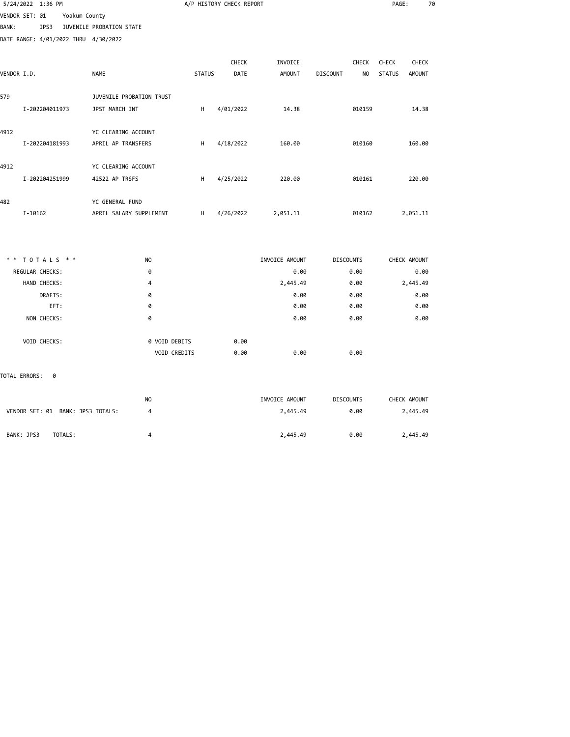5/24/2022 1:36 PM

A/P HISTORY CHECK REPORT

VENDOR SET: 01 Yoakum County

BANK: JPS3 JUVENILE PROBATION STATE

DATE RANGE: 4/01/2022 THRU 4/30/2022

| VENDOR I.D. | NAME | STATUS | CHECK DATE | INVOICE AMOUNT | DISCOUNT | CHECK NO | CHECK STATUS | CHECK AMOUNT |
|---|---|---|---|---|---|---|---|---|
| 579 | JUVENILE PROBATION TRUST | | | | | | | |
| I-202204011973 | JPST MARCH INT | H | 4/01/2022 | 14.38 | | 010159 | | 14.38 |
| 4912 | YC CLEARING ACCOUNT | | | | | | | |
| I-202204181993 | APRIL AP TRANSFERS | H | 4/18/2022 | 160.00 | | 010160 | | 160.00 |
| 4912 | YC CLEARING ACCOUNT | | | | | | | |
| I-202204251999 | 42522 AP TRSFS | H | 4/25/2022 | 220.00 | | 010161 | | 220.00 |
| 482 | YC GENERAL FUND | | | | | | | |
| I-10162 | APRIL SALARY SUPPLEMENT | H | 4/26/2022 | 2,051.11 | | 010162 | | 2,051.11 |

| * * TOTALS * * | NO | | | INVOICE AMOUNT | DISCOUNTS | CHECK AMOUNT |
|---|---|---|---|---|---|---|
| REGULAR CHECKS: | 0 | | | 0.00 | 0.00 | 0.00 |
| HAND CHECKS: | 4 | | | 2,445.49 | 0.00 | 2,445.49 |
| DRAFTS: | 0 | | | 0.00 | 0.00 | 0.00 |
| EFT: | 0 | | | 0.00 | 0.00 | 0.00 |
| NON CHECKS: | 0 | | | 0.00 | 0.00 | 0.00 |
| VOID CHECKS: | 0 | VOID DEBITS | 0.00 | | | |
| | | VOID CREDITS | 0.00 | 0.00 | 0.00 | |

TOTAL ERRORS: 0

| | NO | INVOICE AMOUNT | DISCOUNTS | CHECK AMOUNT |
|---|---|---|---|---|
| VENDOR SET: 01 BANK: JPS3 TOTALS: | 4 | 2,445.49 | 0.00 | 2,445.49 |
| BANK: JPS3 TOTALS: | 4 | 2,445.49 | 0.00 | 2,445.49 |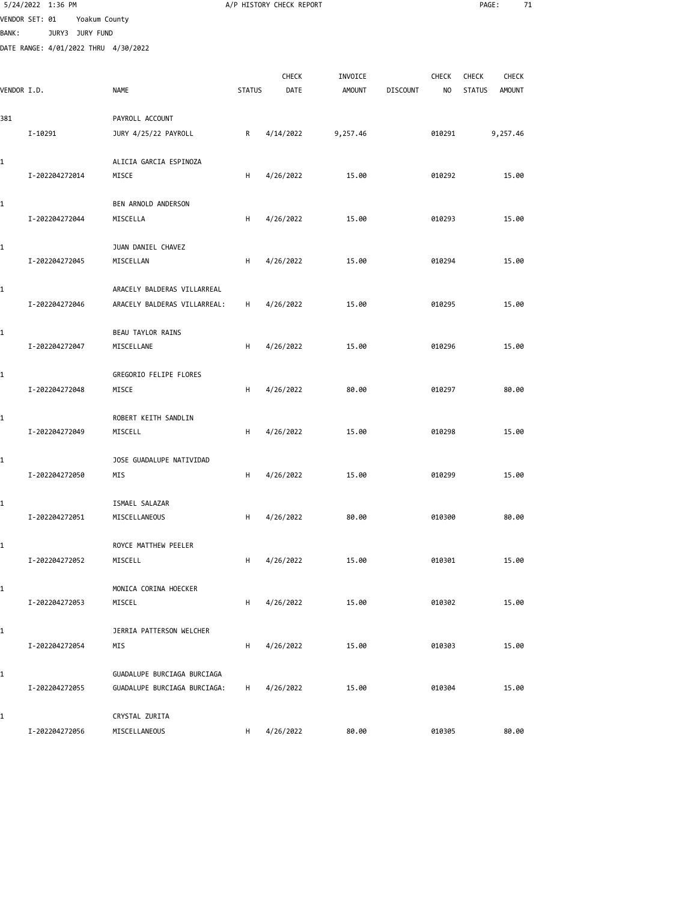5/24/2022 1:36 PM A/P HISTORY CHECK REPORT

VENDOR SET: 01 Yoakum County
BANK: JURY3 JURY FUND
DATE RANGE: 4/01/2022 THRU 4/30/2022

| VENDOR I.D. | NAME | STATUS | CHECK DATE | INVOICE AMOUNT | DISCOUNT | CHECK NO | CHECK STATUS | CHECK AMOUNT |
|---|---|---|---|---|---|---|---|---|
| 381 | PAYROLL ACCOUNT | | | | | | | |
| I-10291 | JURY 4/25/22 PAYROLL | R | 4/14/2022 | 9,257.46 | | 010291 | | 9,257.46 |
| 1 | ALICIA GARCIA ESPINOZA | | | | | | | |
| I-202204272014 | MISCE | H | 4/26/2022 | 15.00 | | 010292 | | 15.00 |
| 1 | BEN ARNOLD ANDERSON | | | | | | | |
| I-202204272044 | MISCELLA | H | 4/26/2022 | 15.00 | | 010293 | | 15.00 |
| 1 | JUAN DANIEL CHAVEZ | | | | | | | |
| I-202204272045 | MISCELLAN | H | 4/26/2022 | 15.00 | | 010294 | | 15.00 |
| 1 | ARACELY BALDERAS VILLARREAL | | | | | | | |
| I-202204272046 | ARACELY BALDERAS VILLARREAL: | H | 4/26/2022 | 15.00 | | 010295 | | 15.00 |
| 1 | BEAU TAYLOR RAINS | | | | | | | |
| I-202204272047 | MISCELLANE | H | 4/26/2022 | 15.00 | | 010296 | | 15.00 |
| 1 | GREGORIO FELIPE FLORES | | | | | | | |
| I-202204272048 | MISCE | H | 4/26/2022 | 80.00 | | 010297 | | 80.00 |
| 1 | ROBERT KEITH SANDLIN | | | | | | | |
| I-202204272049 | MISCELL | H | 4/26/2022 | 15.00 | | 010298 | | 15.00 |
| 1 | JOSE GUADALUPE NATIVIDAD | | | | | | | |
| I-202204272050 | MIS | H | 4/26/2022 | 15.00 | | 010299 | | 15.00 |
| 1 | ISMAEL SALAZAR | | | | | | | |
| I-202204272051 | MISCELLANEOUS | H | 4/26/2022 | 80.00 | | 010300 | | 80.00 |
| 1 | ROYCE MATTHEW PEELER | | | | | | | |
| I-202204272052 | MISCELL | H | 4/26/2022 | 15.00 | | 010301 | | 15.00 |
| 1 | MONICA CORINA HOECKER | | | | | | | |
| I-202204272053 | MISCEL | H | 4/26/2022 | 15.00 | | 010302 | | 15.00 |
| 1 | JERRIA PATTERSON WELCHER | | | | | | | |
| I-202204272054 | MIS | H | 4/26/2022 | 15.00 | | 010303 | | 15.00 |
| 1 | GUADALUPE BURCIAGA BURCIAGA | | | | | | | |
| I-202204272055 | GUADALUPE BURCIAGA BURCIAGA: | H | 4/26/2022 | 15.00 | | 010304 | | 15.00 |
| 1 | CRYSTAL ZURITA | | | | | | | |
| I-202204272056 | MISCELLANEOUS | H | 4/26/2022 | 80.00 | | 010305 | | 80.00 |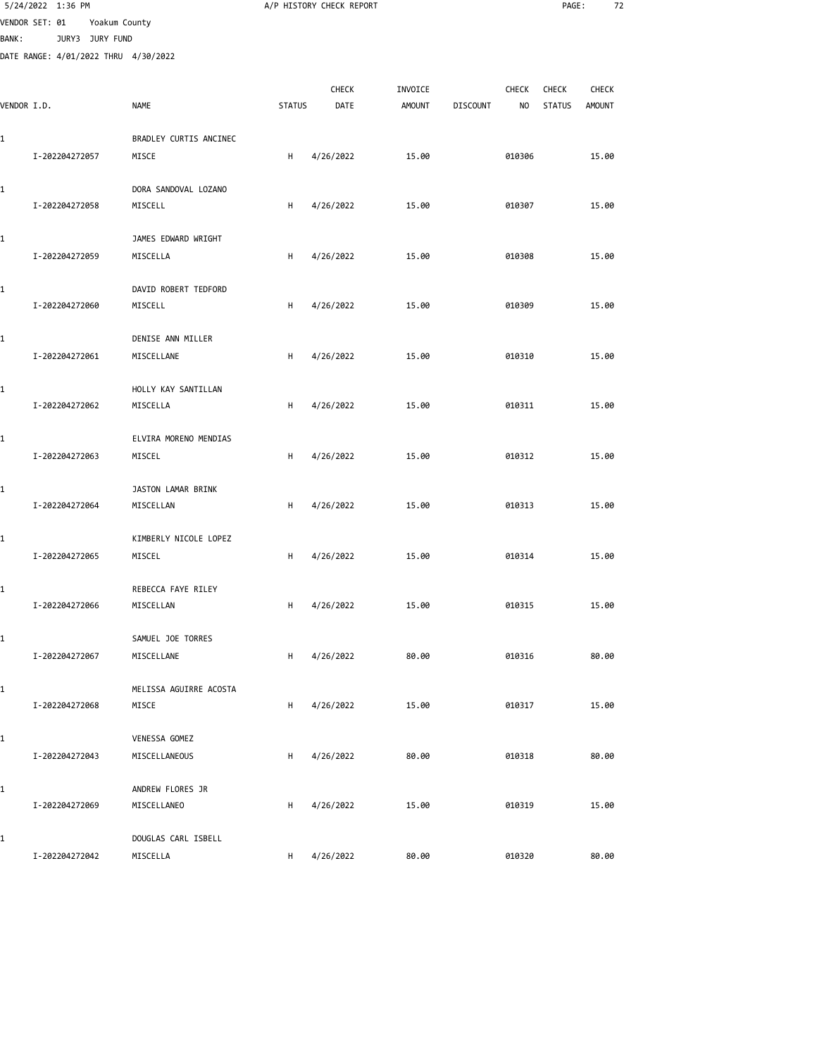5/24/2022 1:36 PM A/P HISTORY CHECK REPORT

VENDOR SET: 01 Yoakum County

BANK: JURY3 JURY FUND

DATE RANGE: 4/01/2022 THRU 4/30/2022

| VENDOR I.D. | NAME | STATUS | CHECK DATE | INVOICE AMOUNT | DISCOUNT | CHECK NO | CHECK STATUS | CHECK AMOUNT |
|---|---|---|---|---|---|---|---|---|
| 1 | BRADLEY CURTIS ANCINEC | | | | | | | |
| I-202204272057 | MISCE | H | 4/26/2022 | 15.00 | | 010306 | | 15.00 |
| 1 | DORA SANDOVAL LOZANO | | | | | | | |
| I-202204272058 | MISCELL | H | 4/26/2022 | 15.00 | | 010307 | | 15.00 |
| 1 | JAMES EDWARD WRIGHT | | | | | | | |
| I-202204272059 | MISCELLA | H | 4/26/2022 | 15.00 | | 010308 | | 15.00 |
| 1 | DAVID ROBERT TEDFORD | | | | | | | |
| I-202204272060 | MISCELL | H | 4/26/2022 | 15.00 | | 010309 | | 15.00 |
| 1 | DENISE ANN MILLER | | | | | | | |
| I-202204272061 | MISCELLANE | H | 4/26/2022 | 15.00 | | 010310 | | 15.00 |
| 1 | HOLLY KAY SANTILLAN | | | | | | | |
| I-202204272062 | MISCELLA | H | 4/26/2022 | 15.00 | | 010311 | | 15.00 |
| 1 | ELVIRA MORENO MENDIAS | | | | | | | |
| I-202204272063 | MISCEL | H | 4/26/2022 | 15.00 | | 010312 | | 15.00 |
| 1 | JASTON LAMAR BRINK | | | | | | | |
| I-202204272064 | MISCELLAN | H | 4/26/2022 | 15.00 | | 010313 | | 15.00 |
| 1 | KIMBERLY NICOLE LOPEZ | | | | | | | |
| I-202204272065 | MISCEL | H | 4/26/2022 | 15.00 | | 010314 | | 15.00 |
| 1 | REBECCA FAYE RILEY | | | | | | | |
| I-202204272066 | MISCELLAN | H | 4/26/2022 | 15.00 | | 010315 | | 15.00 |
| 1 | SAMUEL JOE TORRES | | | | | | | |
| I-202204272067 | MISCELLANE | H | 4/26/2022 | 80.00 | | 010316 | | 80.00 |
| 1 | MELISSA AGUIRRE ACOSTA | | | | | | | |
| I-202204272068 | MISCE | H | 4/26/2022 | 15.00 | | 010317 | | 15.00 |
| 1 | VENESSA GOMEZ | | | | | | | |
| I-202204272043 | MISCELLANEOUS | H | 4/26/2022 | 80.00 | | 010318 | | 80.00 |
| 1 | ANDREW FLORES JR | | | | | | | |
| I-202204272069 | MISCELLANEO | H | 4/26/2022 | 15.00 | | 010319 | | 15.00 |
| 1 | DOUGLAS CARL ISBELL | | | | | | | |
| I-202204272042 | MISCELLA | H | 4/26/2022 | 80.00 | | 010320 | | 80.00 |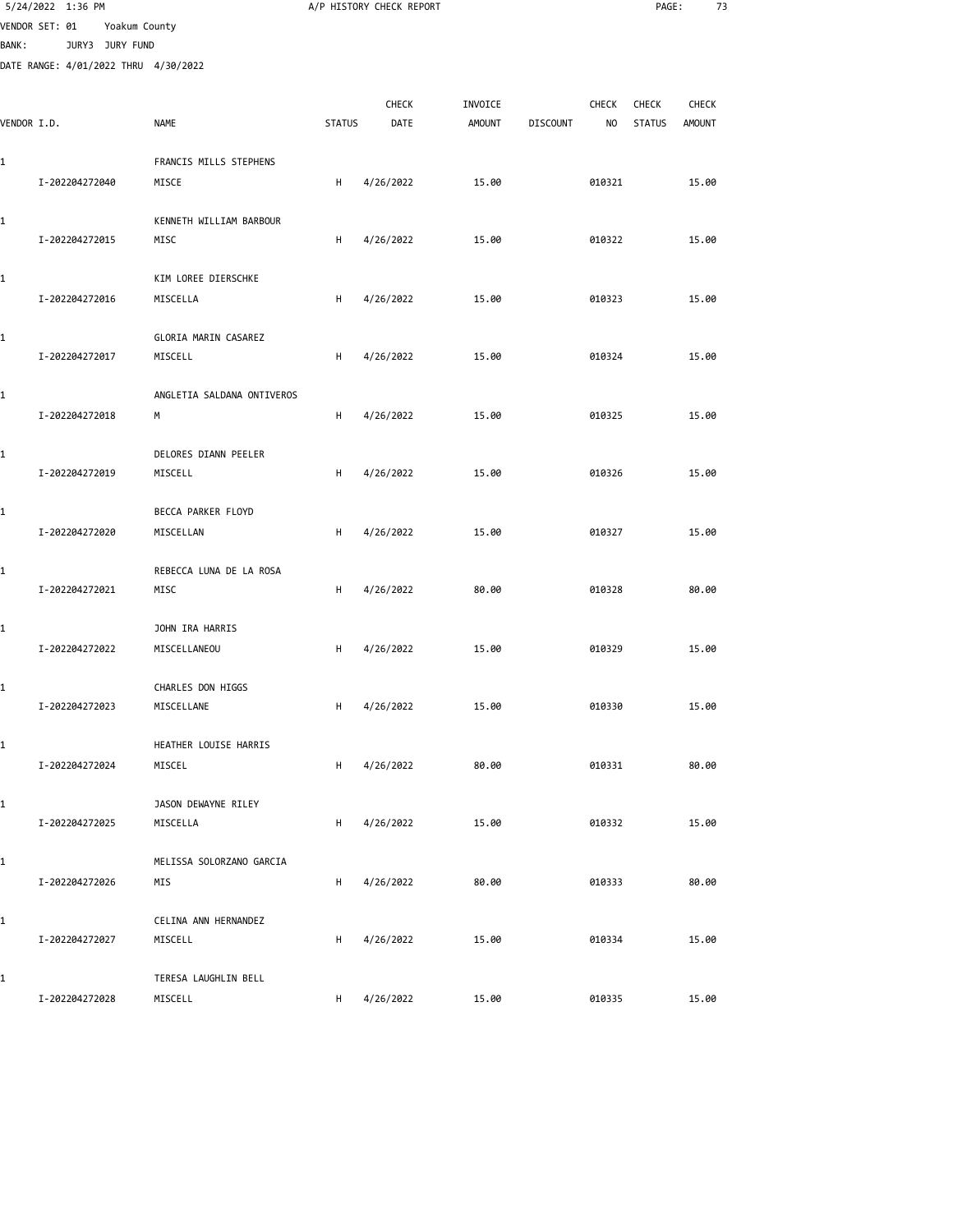5/24/2022 1:36 PM A/P HISTORY CHECK REPORT

VENDOR SET: 01 Yoakum County

BANK: JURY3 JURY FUND

DATE RANGE: 4/01/2022 THRU 4/30/2022

| VENDOR I.D. | NAME | STATUS | CHECK DATE | INVOICE AMOUNT | DISCOUNT | CHECK NO | CHECK STATUS | CHECK AMOUNT |
|---|---|---|---|---|---|---|---|---|
| 1 | FRANCIS MILLS STEPHENS | | | | | | | |
| I-202204272040 | MISCE | H | 4/26/2022 | 15.00 | | 010321 | | 15.00 |
| 1 | KENNETH WILLIAM BARBOUR | | | | | | | |
| I-202204272015 | MISC | H | 4/26/2022 | 15.00 | | 010322 | | 15.00 |
| 1 | KIM LOREE DIERSCHKE | | | | | | | |
| I-202204272016 | MISCELLA | H | 4/26/2022 | 15.00 | | 010323 | | 15.00 |
| 1 | GLORIA MARIN CASAREZ | | | | | | | |
| I-202204272017 | MISCELL | H | 4/26/2022 | 15.00 | | 010324 | | 15.00 |
| 1 | ANGLETIA SALDANA ONTIVEROS | | | | | | | |
| I-202204272018 | M | H | 4/26/2022 | 15.00 | | 010325 | | 15.00 |
| 1 | DELORES DIANN PEELER | | | | | | | |
| I-202204272019 | MISCELL | H | 4/26/2022 | 15.00 | | 010326 | | 15.00 |
| 1 | BECCA PARKER FLOYD | | | | | | | |
| I-202204272020 | MISCELLAN | H | 4/26/2022 | 15.00 | | 010327 | | 15.00 |
| 1 | REBECCA LUNA DE LA ROSA | | | | | | | |
| I-202204272021 | MISC | H | 4/26/2022 | 80.00 | | 010328 | | 80.00 |
| 1 | JOHN IRA HARRIS | | | | | | | |
| I-202204272022 | MISCELLANEOU | H | 4/26/2022 | 15.00 | | 010329 | | 15.00 |
| 1 | CHARLES DON HIGGS | | | | | | | |
| I-202204272023 | MISCELLANE | H | 4/26/2022 | 15.00 | | 010330 | | 15.00 |
| 1 | HEATHER LOUISE HARRIS | | | | | | | |
| I-202204272024 | MISCEL | H | 4/26/2022 | 80.00 | | 010331 | | 80.00 |
| 1 | JASON DEWAYNE RILEY | | | | | | | |
| I-202204272025 | MISCELLA | H | 4/26/2022 | 15.00 | | 010332 | | 15.00 |
| 1 | MELISSA SOLORZANO GARCIA | | | | | | | |
| I-202204272026 | MIS | H | 4/26/2022 | 80.00 | | 010333 | | 80.00 |
| 1 | CELINA ANN HERNANDEZ | | | | | | | |
| I-202204272027 | MISCELL | H | 4/26/2022 | 15.00 | | 010334 | | 15.00 |
| 1 | TERESA LAUGHLIN BELL | | | | | | | |
| I-202204272028 | MISCELL | H | 4/26/2022 | 15.00 | | 010335 | | 15.00 |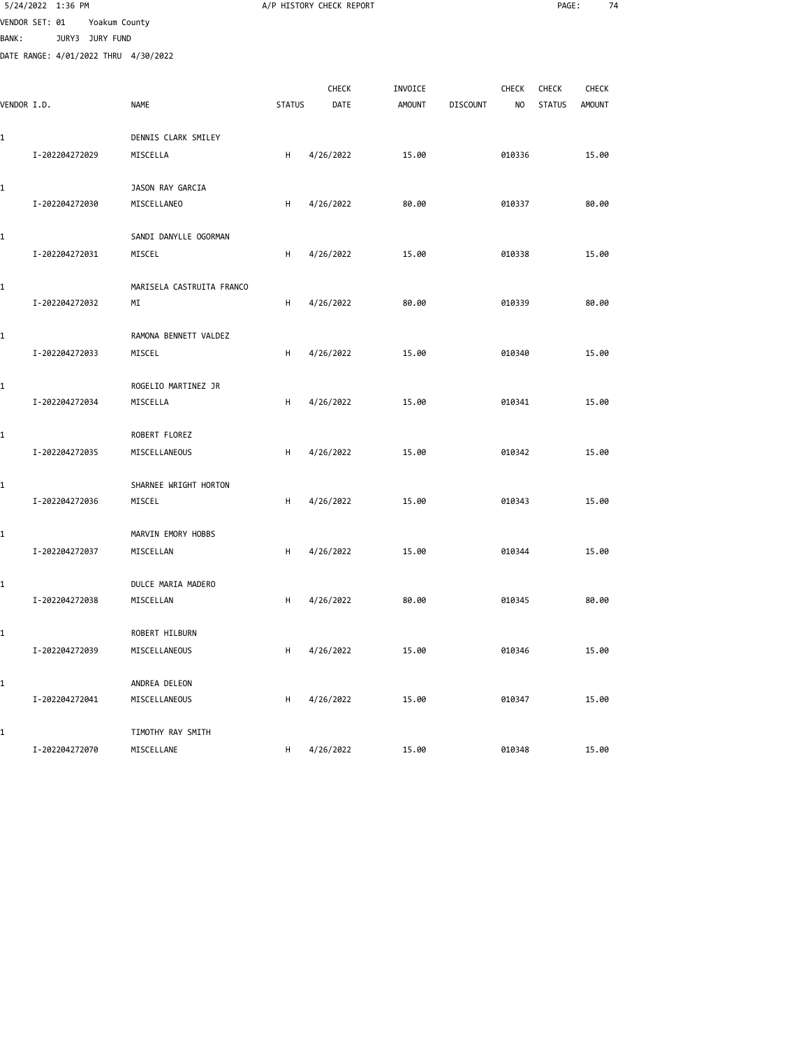5/24/2022 1:36 PM A/P HISTORY CHECK REPORT

VENDOR SET: 01 Yoakum County

BANK: JURY3 JURY FUND

DATE RANGE: 4/01/2022 THRU 4/30/2022

| VENDOR I.D. | NAME | STATUS | CHECK DATE | INVOICE AMOUNT | DISCOUNT | CHECK NO | CHECK STATUS | CHECK AMOUNT |
|---|---|---|---|---|---|---|---|---|
| 1 | DENNIS CLARK SMILEY | | | | | | | |
| I-202204272029 | MISCELLA | H | 4/26/2022 | 15.00 | | 010336 | | 15.00 |
| 1 | JASON RAY GARCIA | | | | | | | |
| I-202204272030 | MISCELLANEO | H | 4/26/2022 | 80.00 | | 010337 | | 80.00 |
| 1 | SANDI DANYLLE OGORMAN | | | | | | | |
| I-202204272031 | MISCEL | H | 4/26/2022 | 15.00 | | 010338 | | 15.00 |
| 1 | MARISELA CASTRUITA FRANCO | | | | | | | |
| I-202204272032 | MI | H | 4/26/2022 | 80.00 | | 010339 | | 80.00 |
| 1 | RAMONA BENNETT VALDEZ | | | | | | | |
| I-202204272033 | MISCEL | H | 4/26/2022 | 15.00 | | 010340 | | 15.00 |
| 1 | ROGELIO MARTINEZ JR | | | | | | | |
| I-202204272034 | MISCELLA | H | 4/26/2022 | 15.00 | | 010341 | | 15.00 |
| 1 | ROBERT FLOREZ | | | | | | | |
| I-202204272035 | MISCELLANEOUS | H | 4/26/2022 | 15.00 | | 010342 | | 15.00 |
| 1 | SHARNEE WRIGHT HORTON | | | | | | | |
| I-202204272036 | MISCEL | H | 4/26/2022 | 15.00 | | 010343 | | 15.00 |
| 1 | MARVIN EMORY HOBBS | | | | | | | |
| I-202204272037 | MISCELLAN | H | 4/26/2022 | 15.00 | | 010344 | | 15.00 |
| 1 | DULCE MARIA MADERO | | | | | | | |
| I-202204272038 | MISCELLAN | H | 4/26/2022 | 80.00 | | 010345 | | 80.00 |
| 1 | ROBERT HILBURN | | | | | | | |
| I-202204272039 | MISCELLANEOUS | H | 4/26/2022 | 15.00 | | 010346 | | 15.00 |
| 1 | ANDREA DELEON | | | | | | | |
| I-202204272041 | MISCELLANEOUS | H | 4/26/2022 | 15.00 | | 010347 | | 15.00 |
| 1 | TIMOTHY RAY SMITH | | | | | | | |
| I-202204272070 | MISCELLANE | H | 4/26/2022 | 15.00 | | 010348 | | 15.00 |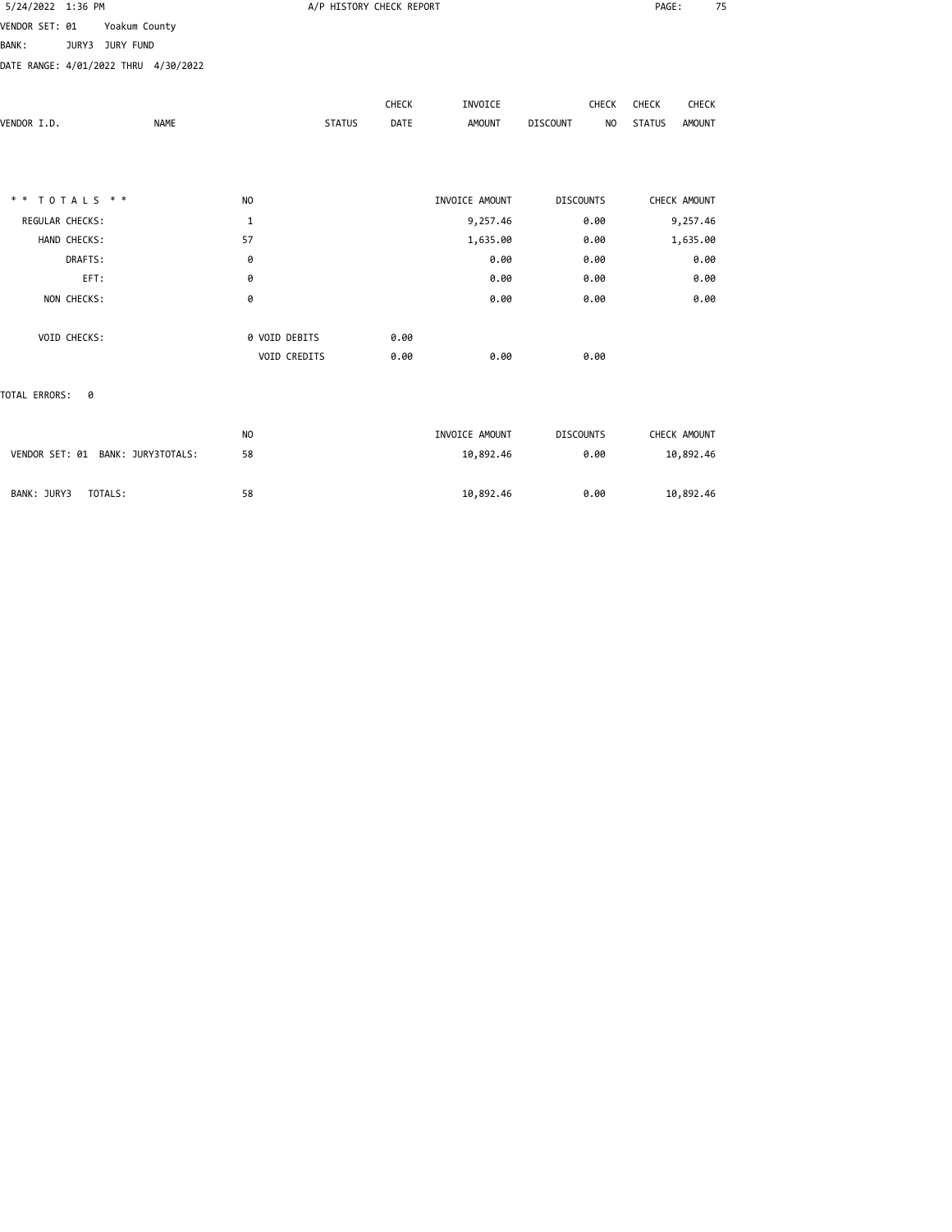5/24/2022 1:36 PM A/P HISTORY CHECK REPORT

VENDOR SET: 01 Yoakum County

BANK: JURY3 JURY FUND

DATE RANGE: 4/01/2022 THRU 4/30/2022

| VENDOR I.D. | NAME | STATUS | CHECK DATE | INVOICE AMOUNT | DISCOUNT | CHECK NO | CHECK STATUS | CHECK AMOUNT |
|---|---|---|---|---|---|---|---|---|

| ** TOTALS ** | NO | | INVOICE AMOUNT | DISCOUNTS | CHECK AMOUNT |
|---|---|---|---|---|---|
| REGULAR CHECKS: | 1 | | 9,257.46 | 0.00 | 9,257.46 |
| HAND CHECKS: | 57 | | 1,635.00 | 0.00 | 1,635.00 |
| DRAFTS: | 0 | | 0.00 | 0.00 | 0.00 |
| EFT: | 0 | | 0.00 | 0.00 | 0.00 |
| NON CHECKS: | 0 | | 0.00 | 0.00 | 0.00 |
| VOID CHECKS: | 0 VOID DEBITS | 0.00 | | | |
| | VOID CREDITS | 0.00 | 0.00 | 0.00 | |

TOTAL ERRORS: 0

| | NO | INVOICE AMOUNT | DISCOUNTS | CHECK AMOUNT |
|---|---|---|---|---|
| VENDOR SET: 01 BANK: JURY3TOTALS: | 58 | 10,892.46 | 0.00 | 10,892.46 |
| BANK: JURY3 TOTALS: | 58 | 10,892.46 | 0.00 | 10,892.46 |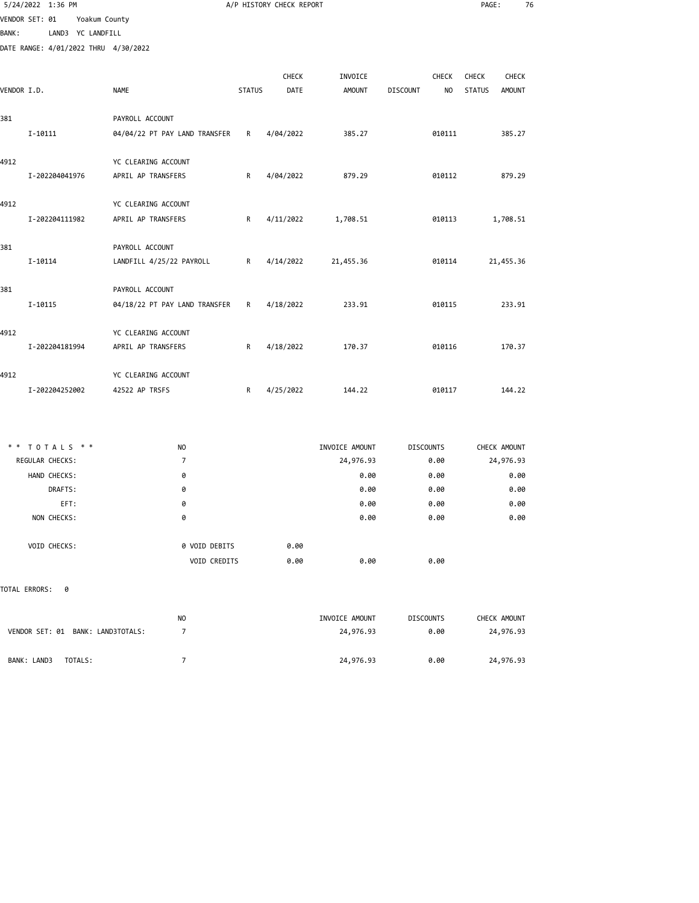5/24/2022 1:36 PM — A/P HISTORY CHECK REPORT

VENDOR SET: 01 Yoakum County
BANK: LAND3 YC LANDFILL
DATE RANGE: 4/01/2022 THRU 4/30/2022

| VENDOR I.D. | NAME | STATUS | CHECK DATE | INVOICE AMOUNT | DISCOUNT | CHECK NO | CHECK STATUS | CHECK AMOUNT |
|---|---|---|---|---|---|---|---|---|
| 381 | PAYROLL ACCOUNT | | | | | | | |
| I-10111 | 04/04/22 PT PAY LAND TRANSFER | R | 4/04/2022 | 385.27 | | 010111 | | 385.27 |
| 4912 | YC CLEARING ACCOUNT | | | | | | | |
| I-202204041976 | APRIL AP TRANSFERS | R | 4/04/2022 | 879.29 | | 010112 | | 879.29 |
| 4912 | YC CLEARING ACCOUNT | | | | | | | |
| I-202204111982 | APRIL AP TRANSFERS | R | 4/11/2022 | 1,708.51 | | 010113 | | 1,708.51 |
| 381 | PAYROLL ACCOUNT | | | | | | | |
| I-10114 | LANDFILL 4/25/22 PAYROLL | R | 4/14/2022 | 21,455.36 | | 010114 | | 21,455.36 |
| 381 | PAYROLL ACCOUNT | | | | | | | |
| I-10115 | 04/18/22 PT PAY LAND TRANSFER | R | 4/18/2022 | 233.91 | | 010115 | | 233.91 |
| 4912 | YC CLEARING ACCOUNT | | | | | | | |
| I-202204181994 | APRIL AP TRANSFERS | R | 4/18/2022 | 170.37 | | 010116 | | 170.37 |
| 4912 | YC CLEARING ACCOUNT | | | | | | | |
| I-202204252002 | 42522 AP TRSFS | R | 4/25/2022 | 144.22 | | 010117 | | 144.22 |

| * * TOTALS * * | NO | | INVOICE AMOUNT | DISCOUNTS | CHECK AMOUNT |
|---|---|---|---|---|---|
| REGULAR CHECKS: | 7 | | 24,976.93 | 0.00 | 24,976.93 |
| HAND CHECKS: | 0 | | 0.00 | 0.00 | 0.00 |
| DRAFTS: | 0 | | 0.00 | 0.00 | 0.00 |
| EFT: | 0 | | 0.00 | 0.00 | 0.00 |
| NON CHECKS: | 0 | | 0.00 | 0.00 | 0.00 |
| VOID CHECKS: | 0 VOID DEBITS | 0.00 | | | |
| | VOID CREDITS | 0.00 | 0.00 | 0.00 | |

TOTAL ERRORS: 0

| | NO | INVOICE AMOUNT | DISCOUNTS | CHECK AMOUNT |
|---|---|---|---|---|
| VENDOR SET: 01 BANK: LAND3TOTALS: | 7 | 24,976.93 | 0.00 | 24,976.93 |
| BANK: LAND3 TOTALS: | 7 | 24,976.93 | 0.00 | 24,976.93 |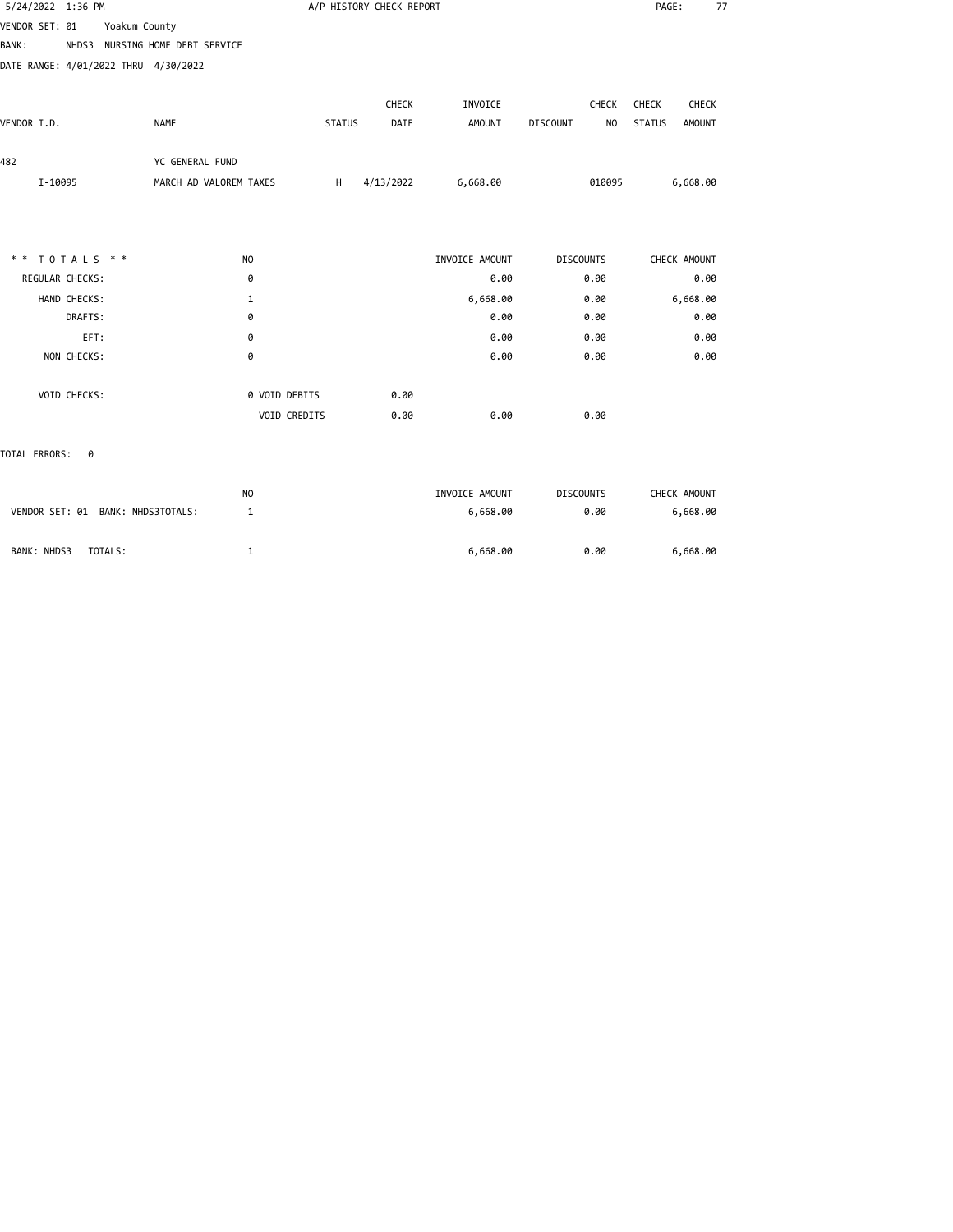5/24/2022 1:36 PM A/P HISTORY CHECK REPORT

VENDOR SET: 01 Yoakum County
BANK: NHDS3 NURSING HOME DEBT SERVICE
DATE RANGE: 4/01/2022 THRU 4/30/2022

| VENDOR I.D. | NAME | STATUS | CHECK DATE | INVOICE AMOUNT | DISCOUNT | CHECK NO | CHECK STATUS | CHECK AMOUNT |
|---|---|---|---|---|---|---|---|---|
| 482 | YC GENERAL FUND | | | | | | | |
| I-10095 | MARCH AD VALOREM TAXES | H | 4/13/2022 | 6,668.00 | | 010095 | | 6,668.00 |

| * * T O T A L S * * | NO | | INVOICE AMOUNT | DISCOUNTS | CHECK AMOUNT |
|---|---|---|---|---|---|
| REGULAR CHECKS: | 0 | | 0.00 | 0.00 | 0.00 |
| HAND CHECKS: | 1 | | 6,668.00 | 0.00 | 6,668.00 |
| DRAFTS: | 0 | | 0.00 | 0.00 | 0.00 |
| EFT: | 0 | | 0.00 | 0.00 | 0.00 |
| NON CHECKS: | 0 | | 0.00 | 0.00 | 0.00 |
| VOID CHECKS: | 0 VOID DEBITS | 0.00 | | | |
| | VOID CREDITS | 0.00 | 0.00 | 0.00 | |

TOTAL ERRORS: 0

| | NO | INVOICE AMOUNT | DISCOUNTS | CHECK AMOUNT |
|---|---|---|---|---|
| VENDOR SET: 01 BANK: NHDS3TOTALS: | 1 | 6,668.00 | 0.00 | 6,668.00 |
| BANK: NHDS3 TOTALS: | 1 | 6,668.00 | 0.00 | 6,668.00 |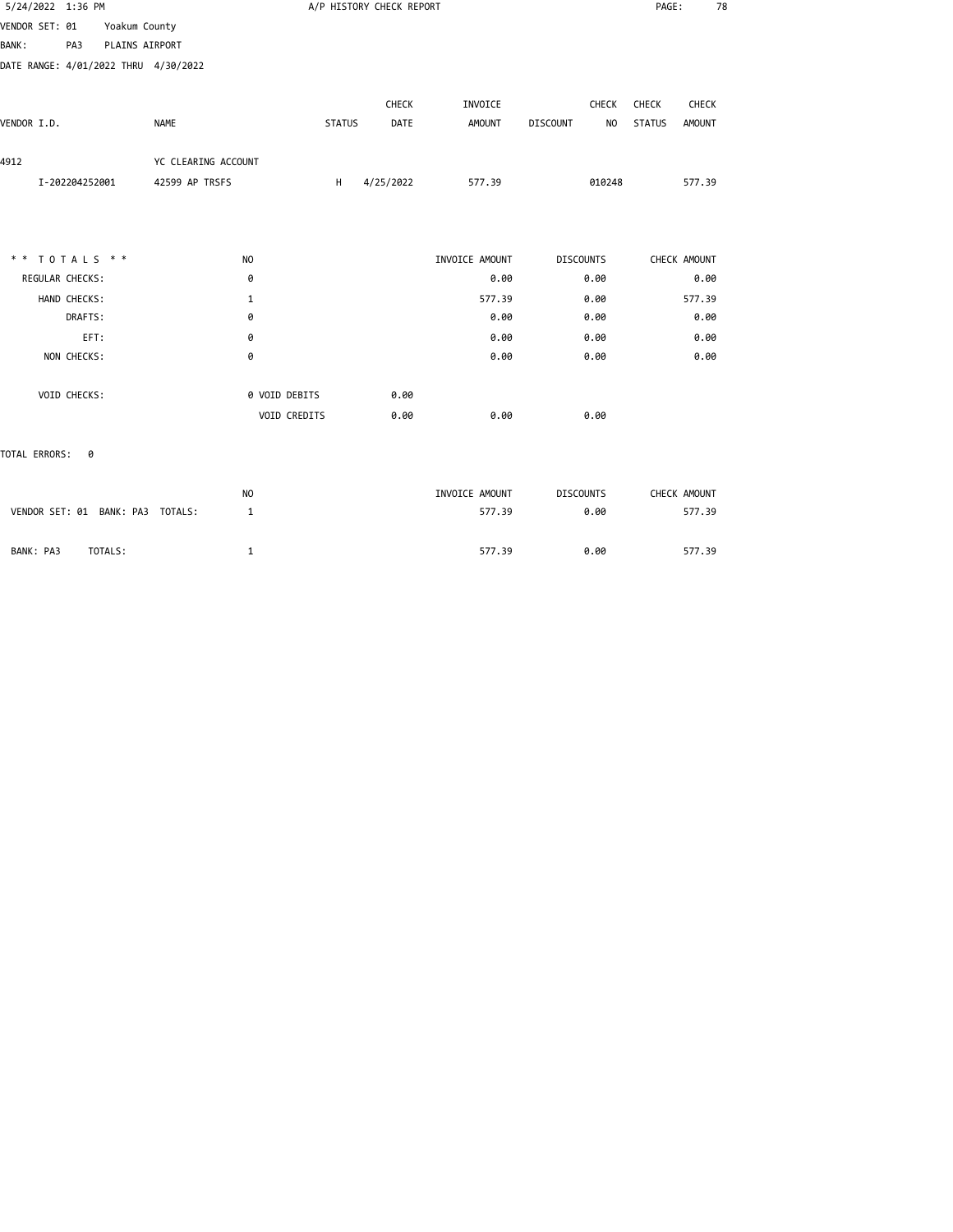5/24/2022 1:36 PM A/P HISTORY CHECK REPORT

VENDOR SET: 01 Yoakum County
BANK: PA3 PLAINS AIRPORT
DATE RANGE: 4/01/2022 THRU 4/30/2022

| VENDOR I.D. | NAME | STATUS | CHECK DATE | INVOICE AMOUNT | DISCOUNT | CHECK NO | CHECK STATUS | CHECK AMOUNT |
|---|---|---|---|---|---|---|---|---|
| 4912 | YC CLEARING ACCOUNT | | | | | | | |
| I-202204252001 | 42599 AP TRSFS | H | 4/25/2022 | 577.39 | | 010248 | | 577.39 |

| * * TOTALS * * | NO | | INVOICE AMOUNT | DISCOUNTS | CHECK AMOUNT |
|---|---|---|---|---|---|
| REGULAR CHECKS: | 0 | | 0.00 | 0.00 | 0.00 |
| HAND CHECKS: | 1 | | 577.39 | 0.00 | 577.39 |
| DRAFTS: | 0 | | 0.00 | 0.00 | 0.00 |
| EFT: | 0 | | 0.00 | 0.00 | 0.00 |
| NON CHECKS: | 0 | | 0.00 | 0.00 | 0.00 |
| VOID CHECKS: | 0 VOID DEBITS | 0.00 | | | |
| | VOID CREDITS | 0.00 | 0.00 | 0.00 | |

TOTAL ERRORS: 0

| | NO | INVOICE AMOUNT | DISCOUNTS | CHECK AMOUNT |
|---|---|---|---|---|
| VENDOR SET: 01 BANK: PA3 TOTALS: | 1 | 577.39 | 0.00 | 577.39 |
| BANK: PA3 TOTALS: | 1 | 577.39 | 0.00 | 577.39 |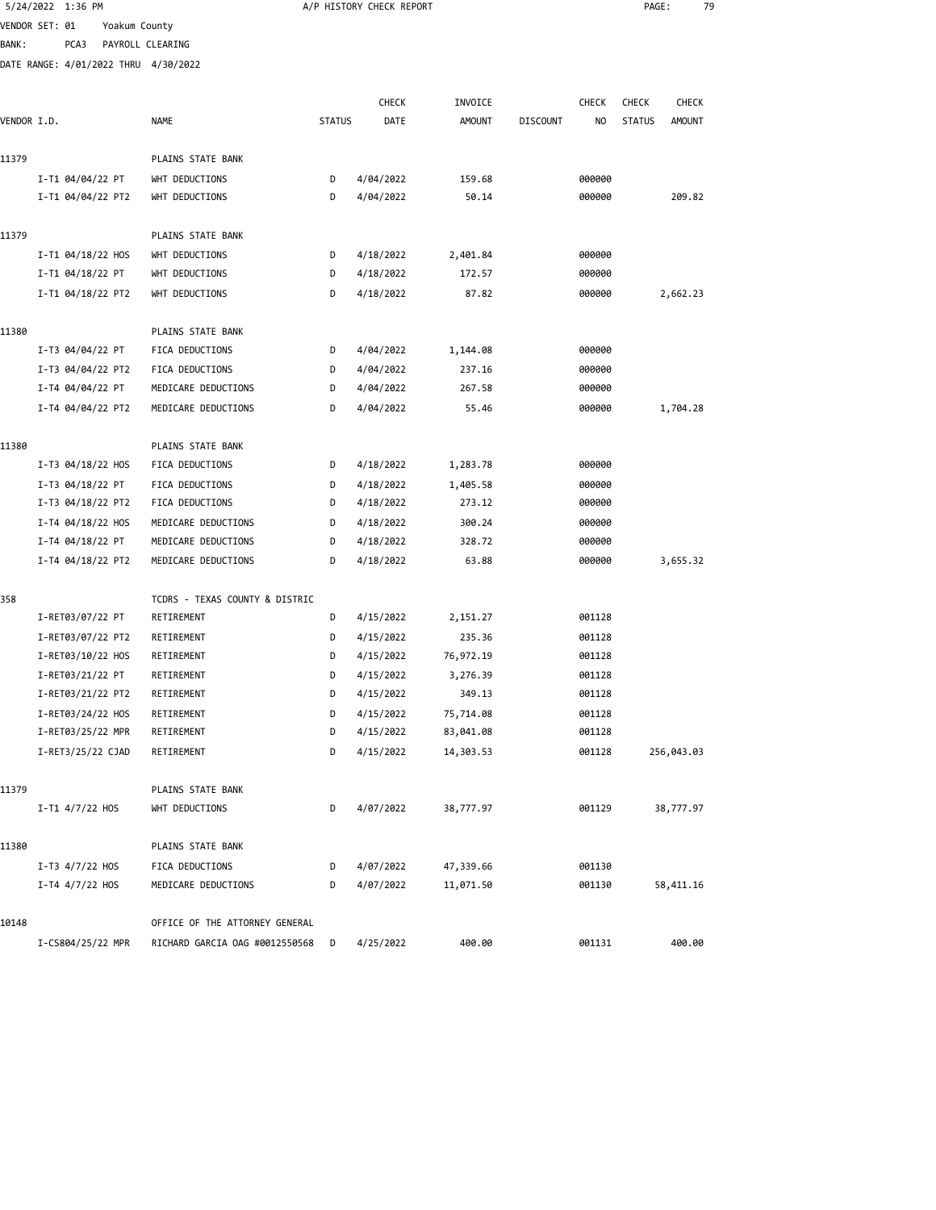5/24/2022 1:36 PM A/P HISTORY CHECK REPORT

VENDOR SET: 01 Yoakum County

BANK: PCA3 PAYROLL CLEARING

DATE RANGE: 4/01/2022 THRU 4/30/2022

| VENDOR I.D. | NAME | STATUS | CHECK DATE | INVOICE AMOUNT | DISCOUNT | CHECK NO | CHECK STATUS | CHECK AMOUNT |
|---|---|---|---|---|---|---|---|---|
| 11379 | PLAINS STATE BANK | | | | | | | |
| I-T1 04/04/22 PT | WHT DEDUCTIONS | D | 4/04/2022 | 159.68 | | 000000 | | |
| I-T1 04/04/22 PT2 | WHT DEDUCTIONS | D | 4/04/2022 | 50.14 | | 000000 | | 209.82 |
| 11379 | PLAINS STATE BANK | | | | | | | |
| I-T1 04/18/22 HOS | WHT DEDUCTIONS | D | 4/18/2022 | 2,401.84 | | 000000 | | |
| I-T1 04/18/22 PT | WHT DEDUCTIONS | D | 4/18/2022 | 172.57 | | 000000 | | |
| I-T1 04/18/22 PT2 | WHT DEDUCTIONS | D | 4/18/2022 | 87.82 | | 000000 | | 2,662.23 |
| 11380 | PLAINS STATE BANK | | | | | | | |
| I-T3 04/04/22 PT | FICA DEDUCTIONS | D | 4/04/2022 | 1,144.08 | | 000000 | | |
| I-T3 04/04/22 PT2 | FICA DEDUCTIONS | D | 4/04/2022 | 237.16 | | 000000 | | |
| I-T4 04/04/22 PT | MEDICARE DEDUCTIONS | D | 4/04/2022 | 267.58 | | 000000 | | |
| I-T4 04/04/22 PT2 | MEDICARE DEDUCTIONS | D | 4/04/2022 | 55.46 | | 000000 | | 1,704.28 |
| 11380 | PLAINS STATE BANK | | | | | | | |
| I-T3 04/18/22 HOS | FICA DEDUCTIONS | D | 4/18/2022 | 1,283.78 | | 000000 | | |
| I-T3 04/18/22 PT | FICA DEDUCTIONS | D | 4/18/2022 | 1,405.58 | | 000000 | | |
| I-T3 04/18/22 PT2 | FICA DEDUCTIONS | D | 4/18/2022 | 273.12 | | 000000 | | |
| I-T4 04/18/22 HOS | MEDICARE DEDUCTIONS | D | 4/18/2022 | 300.24 | | 000000 | | |
| I-T4 04/18/22 PT | MEDICARE DEDUCTIONS | D | 4/18/2022 | 328.72 | | 000000 | | |
| I-T4 04/18/22 PT2 | MEDICARE DEDUCTIONS | D | 4/18/2022 | 63.88 | | 000000 | | 3,655.32 |
| 358 | TCDRS - TEXAS COUNTY & DISTRIC | | | | | | | |
| I-RET03/07/22 PT | RETIREMENT | D | 4/15/2022 | 2,151.27 | | 001128 | | |
| I-RET03/07/22 PT2 | RETIREMENT | D | 4/15/2022 | 235.36 | | 001128 | | |
| I-RET03/10/22 HOS | RETIREMENT | D | 4/15/2022 | 76,972.19 | | 001128 | | |
| I-RET03/21/22 PT | RETIREMENT | D | 4/15/2022 | 3,276.39 | | 001128 | | |
| I-RET03/21/22 PT2 | RETIREMENT | D | 4/15/2022 | 349.13 | | 001128 | | |
| I-RET03/24/22 HOS | RETIREMENT | D | 4/15/2022 | 75,714.08 | | 001128 | | |
| I-RET03/25/22 MPR | RETIREMENT | D | 4/15/2022 | 83,041.08 | | 001128 | | |
| I-RET3/25/22 CJAD | RETIREMENT | D | 4/15/2022 | 14,303.53 | | 001128 | | 256,043.03 |
| 11379 | PLAINS STATE BANK | | | | | | | |
| I-T1 4/7/22 HOS | WHT DEDUCTIONS | D | 4/07/2022 | 38,777.97 | | 001129 | | 38,777.97 |
| 11380 | PLAINS STATE BANK | | | | | | | |
| I-T3 4/7/22 HOS | FICA DEDUCTIONS | D | 4/07/2022 | 47,339.66 | | 001130 | | |
| I-T4 4/7/22 HOS | MEDICARE DEDUCTIONS | D | 4/07/2022 | 11,071.50 | | 001130 | | 58,411.16 |
| 10148 | OFFICE OF THE ATTORNEY GENERAL | | | | | | | |
| I-CS804/25/22 MPR | RICHARD GARCIA OAG #0012550568 | D | 4/25/2022 | 400.00 | | 001131 | | 400.00 |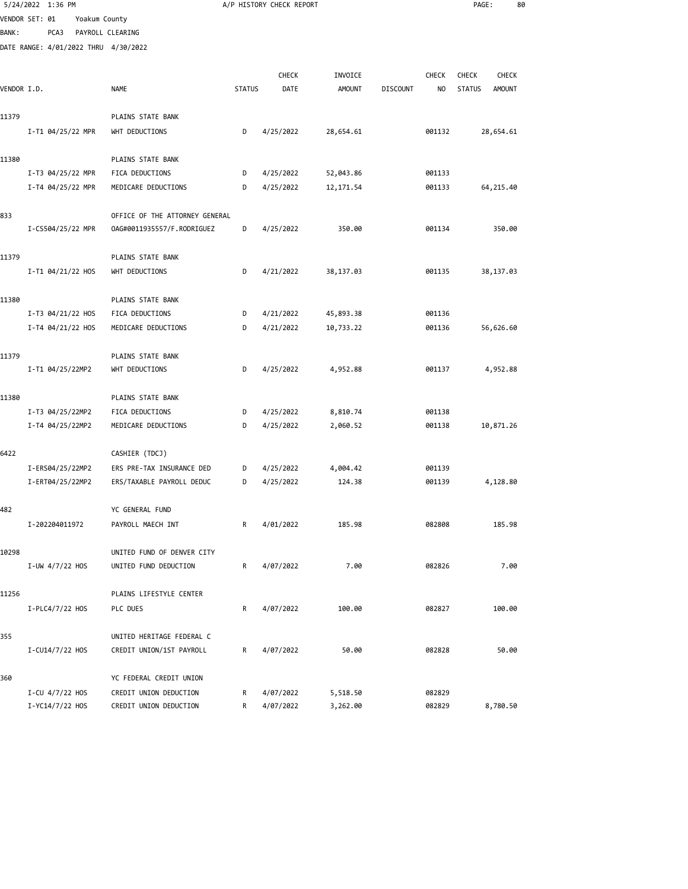5/24/2022 1:36 PM A/P HISTORY CHECK REPORT

VENDOR SET: 01 Yoakum County
BANK: PCA3 PAYROLL CLEARING
DATE RANGE: 4/01/2022 THRU 4/30/2022

| VENDOR I.D. | NAME | STATUS | CHECK DATE | INVOICE AMOUNT | DISCOUNT | CHECK NO | CHECK STATUS | CHECK AMOUNT |
|---|---|---|---|---|---|---|---|---|
| 11379 | PLAINS STATE BANK | | | | | | | |
| I-T1 04/25/22 MPR | WHT DEDUCTIONS | D | 4/25/2022 | 28,654.61 | | 001132 | | 28,654.61 |
| 11380 | PLAINS STATE BANK | | | | | | | |
| I-T3 04/25/22 MPR | FICA DEDUCTIONS | D | 4/25/2022 | 52,043.86 | | 001133 | | |
| I-T4 04/25/22 MPR | MEDICARE DEDUCTIONS | D | 4/25/2022 | 12,171.54 | | 001133 | | 64,215.40 |
| 833 | OFFICE OF THE ATTORNEY GENERAL | | | | | | | |
| I-CS504/25/22 MPR | OAG#0011935557/F.RODRIGUEZ | D | 4/25/2022 | 350.00 | | 001134 | | 350.00 |
| 11379 | PLAINS STATE BANK | | | | | | | |
| I-T1 04/21/22 HOS | WHT DEDUCTIONS | D | 4/21/2022 | 38,137.03 | | 001135 | | 38,137.03 |
| 11380 | PLAINS STATE BANK | | | | | | | |
| I-T3 04/21/22 HOS | FICA DEDUCTIONS | D | 4/21/2022 | 45,893.38 | | 001136 | | |
| I-T4 04/21/22 HOS | MEDICARE DEDUCTIONS | D | 4/21/2022 | 10,733.22 | | 001136 | | 56,626.60 |
| 11379 | PLAINS STATE BANK | | | | | | | |
| I-T1 04/25/22MP2 | WHT DEDUCTIONS | D | 4/25/2022 | 4,952.88 | | 001137 | | 4,952.88 |
| 11380 | PLAINS STATE BANK | | | | | | | |
| I-T3 04/25/22MP2 | FICA DEDUCTIONS | D | 4/25/2022 | 8,810.74 | | 001138 | | |
| I-T4 04/25/22MP2 | MEDICARE DEDUCTIONS | D | 4/25/2022 | 2,060.52 | | 001138 | | 10,871.26 |
| 6422 | CASHIER (TDCJ) | | | | | | | |
| I-ERS04/25/22MP2 | ERS PRE-TAX INSURANCE DED | D | 4/25/2022 | 4,004.42 | | 001139 | | |
| I-ERT04/25/22MP2 | ERS/TAXABLE PAYROLL DEDUC | D | 4/25/2022 | 124.38 | | 001139 | | 4,128.80 |
| 482 | YC GENERAL FUND | | | | | | | |
| I-202204011972 | PAYROLL MAECH INT | R | 4/01/2022 | 185.98 | | 082808 | | 185.98 |
| 10298 | UNITED FUND OF DENVER CITY | | | | | | | |
| I-UW 4/7/22 HOS | UNITED FUND DEDUCTION | R | 4/07/2022 | 7.00 | | 082826 | | 7.00 |
| 11256 | PLAINS LIFESTYLE CENTER | | | | | | | |
| I-PLC4/7/22 HOS | PLC DUES | R | 4/07/2022 | 100.00 | | 082827 | | 100.00 |
| 355 | UNITED HERITAGE FEDERAL C | | | | | | | |
| I-CU14/7/22 HOS | CREDIT UNION/1ST PAYROLL | R | 4/07/2022 | 50.00 | | 082828 | | 50.00 |
| 360 | YC FEDERAL CREDIT UNION | | | | | | | |
| I-CU 4/7/22 HOS | CREDIT UNION DEDUCTION | R | 4/07/2022 | 5,518.50 | | 082829 | | |
| I-YC14/7/22 HOS | CREDIT UNION DEDUCTION | R | 4/07/2022 | 3,262.00 | | 082829 | | 8,780.50 |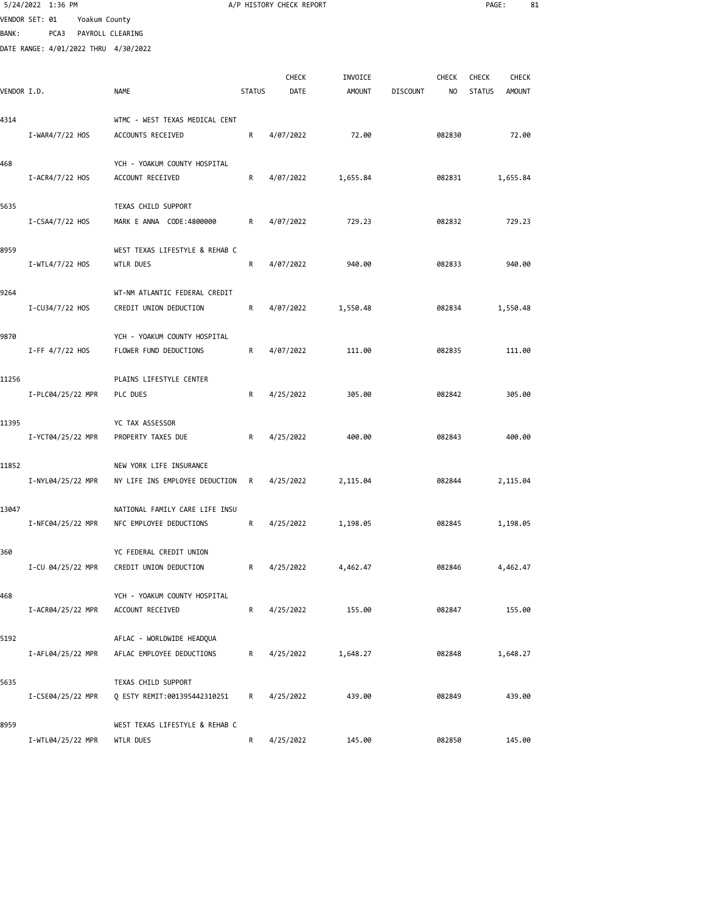5/24/2022 1:36 PM A/P HISTORY CHECK REPORT

VENDOR SET: 01 Yoakum County
BANK: PCA3 PAYROLL CLEARING
DATE RANGE: 4/01/2022 THRU 4/30/2022

| VENDOR I.D. | NAME | STATUS | CHECK DATE | INVOICE AMOUNT | DISCOUNT | CHECK NO | CHECK STATUS | CHECK AMOUNT |
|---|---|---|---|---|---|---|---|---|
| 4314 | WTMC - WEST TEXAS MEDICAL CENT | | | | | | | |
| I-WAR4/7/22 HOS | ACCOUNTS RECEIVED | R | 4/07/2022 | 72.00 | | 082830 | | 72.00 |
| 468 | YCH - YOAKUM COUNTY HOSPITAL | | | | | | | |
| I-ACR4/7/22 HOS | ACCOUNT RECEIVED | R | 4/07/2022 | 1,655.84 | | 082831 | | 1,655.84 |
| 5635 | TEXAS CHILD SUPPORT | | | | | | | |
| I-CSA4/7/22 HOS | MARK E ANNA CODE:4800000 | R | 4/07/2022 | 729.23 | | 082832 | | 729.23 |
| 8959 | WEST TEXAS LIFESTYLE & REHAB C | | | | | | | |
| I-WTL4/7/22 HOS | WTLR DUES | R | 4/07/2022 | 940.00 | | 082833 | | 940.00 |
| 9264 | WT-NM ATLANTIC FEDERAL CREDIT | | | | | | | |
| I-CU34/7/22 HOS | CREDIT UNION DEDUCTION | R | 4/07/2022 | 1,550.48 | | 082834 | | 1,550.48 |
| 9870 | YCH - YOAKUM COUNTY HOSPITAL | | | | | | | |
| I-FF 4/7/22 HOS | FLOWER FUND DEDUCTIONS | R | 4/07/2022 | 111.00 | | 082835 | | 111.00 |
| 11256 | PLAINS LIFESTYLE CENTER | | | | | | | |
| I-PLC04/25/22 MPR | PLC DUES | R | 4/25/2022 | 305.00 | | 082842 | | 305.00 |
| 11395 | YC TAX ASSESSOR | | | | | | | |
| I-YCT04/25/22 MPR | PROPERTY TAXES DUE | R | 4/25/2022 | 400.00 | | 082843 | | 400.00 |
| 11852 | NEW YORK LIFE INSURANCE | | | | | | | |
| I-NYL04/25/22 MPR | NY LIFE INS EMPLOYEE DEDUCTION | R | 4/25/2022 | 2,115.04 | | 082844 | | 2,115.04 |
| 13047 | NATIONAL FAMILY CARE LIFE INSU | | | | | | | |
| I-NFC04/25/22 MPR | NFC EMPLOYEE DEDUCTIONS | R | 4/25/2022 | 1,198.05 | | 082845 | | 1,198.05 |
| 360 | YC FEDERAL CREDIT UNION | | | | | | | |
| I-CU 04/25/22 MPR | CREDIT UNION DEDUCTION | R | 4/25/2022 | 4,462.47 | | 082846 | | 4,462.47 |
| 468 | YCH - YOAKUM COUNTY HOSPITAL | | | | | | | |
| I-ACR04/25/22 MPR | ACCOUNT RECEIVED | R | 4/25/2022 | 155.00 | | 082847 | | 155.00 |
| 5192 | AFLAC - WORLDWIDE HEADQUA | | | | | | | |
| I-AFL04/25/22 MPR | AFLAC EMPLOYEE DEDUCTIONS | R | 4/25/2022 | 1,648.27 | | 082848 | | 1,648.27 |
| 5635 | TEXAS CHILD SUPPORT | | | | | | | |
| I-CSE04/25/22 MPR | Q ESTY REMIT:001395442310251 | R | 4/25/2022 | 439.00 | | 082849 | | 439.00 |
| 8959 | WEST TEXAS LIFESTYLE & REHAB C | | | | | | | |
| I-WTL04/25/22 MPR | WTLR DUES | R | 4/25/2022 | 145.00 | | 082850 | | 145.00 |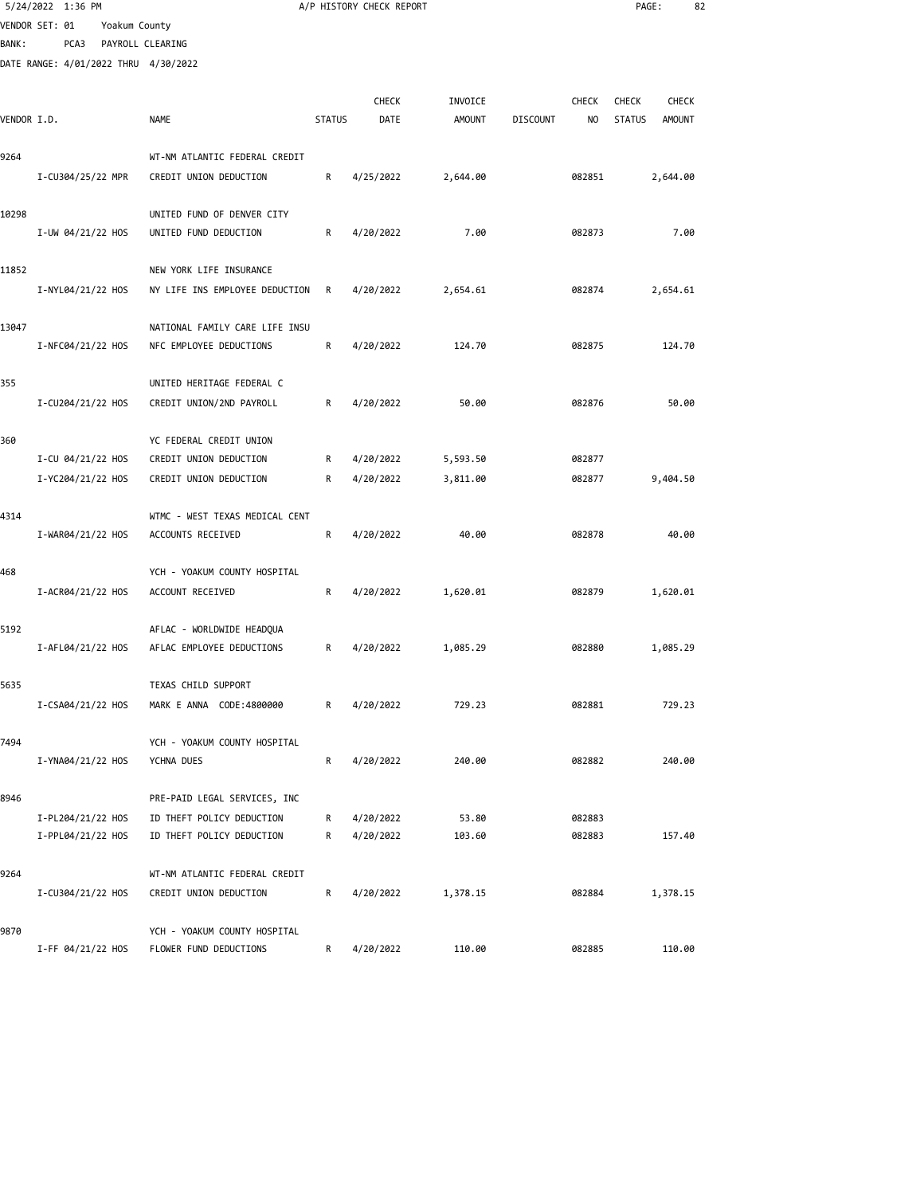5/24/2022 1:36 PM A/P HISTORY CHECK REPORT

VENDOR SET: 01 Yoakum County
BANK: PCA3 PAYROLL CLEARING
DATE RANGE: 4/01/2022 THRU 4/30/2022

| VENDOR I.D. | NAME | STATUS | CHECK DATE | INVOICE AMOUNT | DISCOUNT | CHECK NO | CHECK STATUS | CHECK AMOUNT |
|---|---|---|---|---|---|---|---|---|
| 9264 | WT-NM ATLANTIC FEDERAL CREDIT | | | | | | | |
| I-CU304/25/22 MPR | CREDIT UNION DEDUCTION | R | 4/25/2022 | 2,644.00 | | 082851 | | 2,644.00 |
| 10298 | UNITED FUND OF DENVER CITY | | | | | | | |
| I-UW 04/21/22 HOS | UNITED FUND DEDUCTION | R | 4/20/2022 | 7.00 | | 082873 | | 7.00 |
| 11852 | NEW YORK LIFE INSURANCE | | | | | | | |
| I-NYL04/21/22 HOS | NY LIFE INS EMPLOYEE DEDUCTION | R | 4/20/2022 | 2,654.61 | | 082874 | | 2,654.61 |
| 13047 | NATIONAL FAMILY CARE LIFE INSU | | | | | | | |
| I-NFC04/21/22 HOS | NFC EMPLOYEE DEDUCTIONS | R | 4/20/2022 | 124.70 | | 082875 | | 124.70 |
| 355 | UNITED HERITAGE FEDERAL C | | | | | | | |
| I-CU204/21/22 HOS | CREDIT UNION/2ND PAYROLL | R | 4/20/2022 | 50.00 | | 082876 | | 50.00 |
| 360 | YC FEDERAL CREDIT UNION | | | | | | | |
| I-CU 04/21/22 HOS | CREDIT UNION DEDUCTION | R | 4/20/2022 | 5,593.50 | | 082877 | | |
| I-YC204/21/22 HOS | CREDIT UNION DEDUCTION | R | 4/20/2022 | 3,811.00 | | 082877 | | 9,404.50 |
| 4314 | WTMC - WEST TEXAS MEDICAL CENT | | | | | | | |
| I-WAR04/21/22 HOS | ACCOUNTS RECEIVED | R | 4/20/2022 | 40.00 | | 082878 | | 40.00 |
| 468 | YCH - YOAKUM COUNTY HOSPITAL | | | | | | | |
| I-ACR04/21/22 HOS | ACCOUNT RECEIVED | R | 4/20/2022 | 1,620.01 | | 082879 | | 1,620.01 |
| 5192 | AFLAC - WORLDWIDE HEADQUA | | | | | | | |
| I-AFL04/21/22 HOS | AFLAC EMPLOYEE DEDUCTIONS | R | 4/20/2022 | 1,085.29 | | 082880 | | 1,085.29 |
| 5635 | TEXAS CHILD SUPPORT | | | | | | | |
| I-CSA04/21/22 HOS | MARK E ANNA CODE:4800000 | R | 4/20/2022 | 729.23 | | 082881 | | 729.23 |
| 7494 | YCH - YOAKUM COUNTY HOSPITAL | | | | | | | |
| I-YNA04/21/22 HOS | YCHNA DUES | R | 4/20/2022 | 240.00 | | 082882 | | 240.00 |
| 8946 | PRE-PAID LEGAL SERVICES, INC | | | | | | | |
| I-PL204/21/22 HOS | ID THEFT POLICY DEDUCTION | R | 4/20/2022 | 53.80 | | 082883 | | |
| I-PPL04/21/22 HOS | ID THEFT POLICY DEDUCTION | R | 4/20/2022 | 103.60 | | 082883 | | 157.40 |
| 9264 | WT-NM ATLANTIC FEDERAL CREDIT | | | | | | | |
| I-CU304/21/22 HOS | CREDIT UNION DEDUCTION | R | 4/20/2022 | 1,378.15 | | 082884 | | 1,378.15 |
| 9870 | YCH - YOAKUM COUNTY HOSPITAL | | | | | | | |
| I-FF 04/21/22 HOS | FLOWER FUND DEDUCTIONS | R | 4/20/2022 | 110.00 | | 082885 | | 110.00 |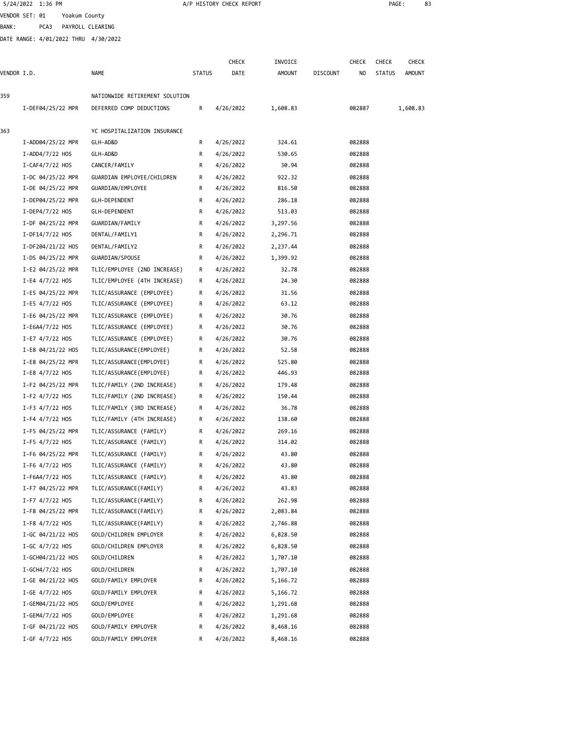5/24/2022 1:36 PM A/P HISTORY CHECK REPORT

VENDOR SET: 01 Yoakum County
BANK: PCA3 PAYROLL CLEARING
DATE RANGE: 4/01/2022 THRU 4/30/2022

| VENDOR I.D. | NAME | STATUS | CHECK DATE | INVOICE AMOUNT | DISCOUNT | CHECK NO | CHECK STATUS | CHECK AMOUNT |
|---|---|---|---|---|---|---|---|---|
| 359 | NATIONWIDE RETIREMENT SOLUTION | | | | | | | |
| I-DEF04/25/22 MPR | DEFERRED COMP DEDUCTIONS | R | 4/26/2022 | 1,608.83 | | 082887 | | 1,608.83 |
| 363 | YC HOSPITALIZATION INSURANCE | | | | | | | |
| I-ADD04/25/22 MPR | GLH-AD&D | R | 4/26/2022 | 324.61 | | 082888 | | |
| I-ADD4/7/22 HOS | GLH-AD&D | R | 4/26/2022 | 530.65 | | 082888 | | |
| I-CAF4/7/22 HOS | CANCER/FAMILY | R | 4/26/2022 | 30.94 | | 082888 | | |
| I-DC 04/25/22 MPR | GUARDIAN EMPLOYEE/CHILDREN | R | 4/26/2022 | 922.32 | | 082888 | | |
| I-DE 04/25/22 MPR | GUARDIAN/EMPLOYEE | R | 4/26/2022 | 816.50 | | 082888 | | |
| I-DEP04/25/22 MPR | GLH-DEPENDENT | R | 4/26/2022 | 286.18 | | 082888 | | |
| I-DEP4/7/22 HOS | GLH-DEPENDENT | R | 4/26/2022 | 513.03 | | 082888 | | |
| I-DF 04/25/22 MPR | GUARDIAN/FAMILY | R | 4/26/2022 | 3,297.56 | | 082888 | | |
| I-DF14/7/22 HOS | DENTAL/FAMILY1 | R | 4/26/2022 | 2,296.71 | | 082888 | | |
| I-DF204/21/22 HOS | DENTAL/FAMILY2 | R | 4/26/2022 | 2,237.44 | | 082888 | | |
| I-DS 04/25/22 MPR | GUARDIAN/SPOUSE | R | 4/26/2022 | 1,399.92 | | 082888 | | |
| I-E2 04/25/22 MPR | TLIC/EMPLOYEE (2ND INCREASE) | R | 4/26/2022 | 32.78 | | 082888 | | |
| I-E4 4/7/22 HOS | TLIC/EMPLOYEE (4TH INCREASE) | R | 4/26/2022 | 24.30 | | 082888 | | |
| I-E5 04/25/22 MPR | TLIC/ASSURANCE (EMPLOYEE) | R | 4/26/2022 | 31.56 | | 082888 | | |
| I-E5 4/7/22 HOS | TLIC/ASSURANCE (EMPLOYEE) | R | 4/26/2022 | 63.12 | | 082888 | | |
| I-E6 04/25/22 MPR | TLIC/ASSURANCE (EMPLOYEE) | R | 4/26/2022 | 30.76 | | 082888 | | |
| I-E6A4/7/22 HOS | TLIC/ASSURANCE (EMPLOYEE) | R | 4/26/2022 | 30.76 | | 082888 | | |
| I-E7 4/7/22 HOS | TLIC/ASSURANCE (EMPLOYEE) | R | 4/26/2022 | 30.76 | | 082888 | | |
| I-E8 04/21/22 HOS | TLIC/ASSURANCE(EMPLOYEE) | R | 4/26/2022 | 52.58 | | 082888 | | |
| I-E8 04/25/22 MPR | TLIC/ASSURANCE(EMPLOYEE) | R | 4/26/2022 | 525.80 | | 082888 | | |
| I-E8 4/7/22 HOS | TLIC/ASSURANCE(EMPLOYEE) | R | 4/26/2022 | 446.93 | | 082888 | | |
| I-F2 04/25/22 MPR | TLIC/FAMILY (2ND INCREASE) | R | 4/26/2022 | 179.48 | | 082888 | | |
| I-F2 4/7/22 HOS | TLIC/FAMILY (2ND INCREASE) | R | 4/26/2022 | 150.44 | | 082888 | | |
| I-F3 4/7/22 HOS | TLIC/FAMILY (3RD INCREASE) | R | 4/26/2022 | 36.78 | | 082888 | | |
| I-F4 4/7/22 HOS | TLIC/FAMILY (4TH INCREASE) | R | 4/26/2022 | 138.60 | | 082888 | | |
| I-F5 04/25/22 MPR | TLIC/ASSURANCE (FAMILY) | R | 4/26/2022 | 269.16 | | 082888 | | |
| I-F5 4/7/22 HOS | TLIC/ASSURANCE (FAMILY) | R | 4/26/2022 | 314.02 | | 082888 | | |
| I-F6 04/25/22 MPR | TLIC/ASSURANCE (FAMILY) | R | 4/26/2022 | 43.80 | | 082888 | | |
| I-F6 4/7/22 HOS | TLIC/ASSURANCE (FAMILY) | R | 4/26/2022 | 43.80 | | 082888 | | |
| I-F6A4/7/22 HOS | TLIC/ASSURANCE (FAMILY) | R | 4/26/2022 | 43.80 | | 082888 | | |
| I-F7 04/25/22 MPR | TLIC/ASSURANCE(FAMILY) | R | 4/26/2022 | 43.83 | | 082888 | | |
| I-F7 4/7/22 HOS | TLIC/ASSURANCE(FAMILY) | R | 4/26/2022 | 262.98 | | 082888 | | |
| I-F8 04/25/22 MPR | TLIC/ASSURANCE(FAMILY) | R | 4/26/2022 | 2,083.84 | | 082888 | | |
| I-F8 4/7/22 HOS | TLIC/ASSURANCE(FAMILY) | R | 4/26/2022 | 2,746.88 | | 082888 | | |
| I-GC 04/21/22 HOS | GOLD/CHILDREN EMPLOYER | R | 4/26/2022 | 6,828.50 | | 082888 | | |
| I-GC 4/7/22 HOS | GOLD/CHILDREN EMPLOYER | R | 4/26/2022 | 6,828.50 | | 082888 | | |
| I-GCH04/21/22 HOS | GOLD/CHILDREN | R | 4/26/2022 | 1,707.10 | | 082888 | | |
| I-GCH4/7/22 HOS | GOLD/CHILDREN | R | 4/26/2022 | 1,707.10 | | 082888 | | |
| I-GE 04/21/22 HOS | GOLD/FAMILY EMPLOYER | R | 4/26/2022 | 5,166.72 | | 082888 | | |
| I-GE 4/7/22 HOS | GOLD/FAMILY EMPLOYER | R | 4/26/2022 | 5,166.72 | | 082888 | | |
| I-GEM04/21/22 HOS | GOLD/EMPLOYEE | R | 4/26/2022 | 1,291.68 | | 082888 | | |
| I-GEM4/7/22 HOS | GOLD/EMPLOYEE | R | 4/26/2022 | 1,291.68 | | 082888 | | |
| I-GF 04/21/22 HOS | GOLD/FAMILY EMPLOYER | R | 4/26/2022 | 8,468.16 | | 082888 | | |
| I-GF 4/7/22 HOS | GOLD/FAMILY EMPLOYER | R | 4/26/2022 | 8,468.16 | | 082888 | | |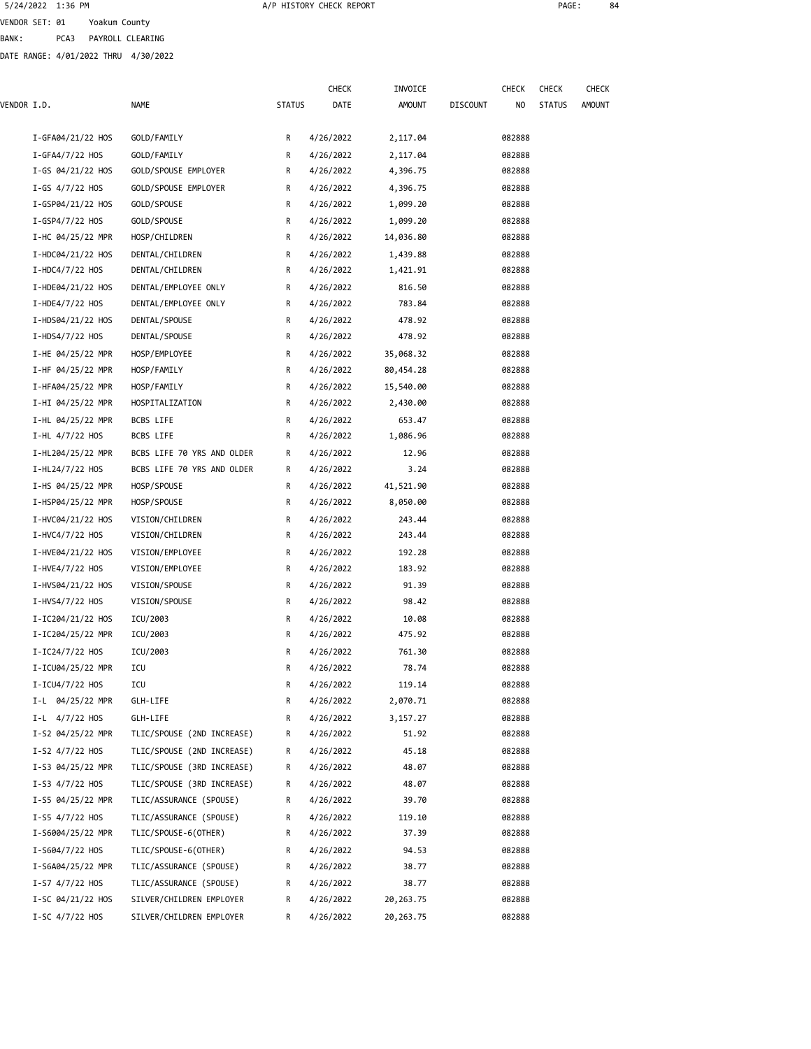5/24/2022 1:36 PM A/P HISTORY CHECK REPORT

VENDOR SET: 01 Yoakum County

BANK: PCA3 PAYROLL CLEARING

DATE RANGE: 4/01/2022 THRU 4/30/2022

| VENDOR I.D. | NAME | STATUS | CHECK DATE | INVOICE AMOUNT | DISCOUNT | CHECK NO | CHECK STATUS | CHECK AMOUNT |
|---|---|---|---|---|---|---|---|---|
| I-GFA04/21/22 HOS | GOLD/FAMILY | R | 4/26/2022 | 2,117.04 | | 082888 | | |
| I-GFA4/7/22 HOS | GOLD/FAMILY | R | 4/26/2022 | 2,117.04 | | 082888 | | |
| I-GS 04/21/22 HOS | GOLD/SPOUSE EMPLOYER | R | 4/26/2022 | 4,396.75 | | 082888 | | |
| I-GS 4/7/22 HOS | GOLD/SPOUSE EMPLOYER | R | 4/26/2022 | 4,396.75 | | 082888 | | |
| I-GSP04/21/22 HOS | GOLD/SPOUSE | R | 4/26/2022 | 1,099.20 | | 082888 | | |
| I-GSP4/7/22 HOS | GOLD/SPOUSE | R | 4/26/2022 | 1,099.20 | | 082888 | | |
| I-HC 04/25/22 MPR | HOSP/CHILDREN | R | 4/26/2022 | 14,036.80 | | 082888 | | |
| I-HDC04/21/22 HOS | DENTAL/CHILDREN | R | 4/26/2022 | 1,439.88 | | 082888 | | |
| I-HDC4/7/22 HOS | DENTAL/CHILDREN | R | 4/26/2022 | 1,421.91 | | 082888 | | |
| I-HDE04/21/22 HOS | DENTAL/EMPLOYEE ONLY | R | 4/26/2022 | 816.50 | | 082888 | | |
| I-HDE4/7/22 HOS | DENTAL/EMPLOYEE ONLY | R | 4/26/2022 | 783.84 | | 082888 | | |
| I-HDS04/21/22 HOS | DENTAL/SPOUSE | R | 4/26/2022 | 478.92 | | 082888 | | |
| I-HDS4/7/22 HOS | DENTAL/SPOUSE | R | 4/26/2022 | 478.92 | | 082888 | | |
| I-HE 04/25/22 MPR | HOSP/EMPLOYEE | R | 4/26/2022 | 35,068.32 | | 082888 | | |
| I-HF 04/25/22 MPR | HOSP/FAMILY | R | 4/26/2022 | 80,454.28 | | 082888 | | |
| I-HFA04/25/22 MPR | HOSP/FAMILY | R | 4/26/2022 | 15,540.00 | | 082888 | | |
| I-HI 04/25/22 MPR | HOSPITALIZATION | R | 4/26/2022 | 2,430.00 | | 082888 | | |
| I-HL 04/25/22 MPR | BCBS LIFE | R | 4/26/2022 | 653.47 | | 082888 | | |
| I-HL 4/7/22 HOS | BCBS LIFE | R | 4/26/2022 | 1,086.96 | | 082888 | | |
| I-HL204/25/22 MPR | BCBS LIFE 70 YRS AND OLDER | R | 4/26/2022 | 12.96 | | 082888 | | |
| I-HL24/7/22 HOS | BCBS LIFE 70 YRS AND OLDER | R | 4/26/2022 | 3.24 | | 082888 | | |
| I-HS 04/25/22 MPR | HOSP/SPOUSE | R | 4/26/2022 | 41,521.90 | | 082888 | | |
| I-HSP04/25/22 MPR | HOSP/SPOUSE | R | 4/26/2022 | 8,050.00 | | 082888 | | |
| I-HVC04/21/22 HOS | VISION/CHILDREN | R | 4/26/2022 | 243.44 | | 082888 | | |
| I-HVC4/7/22 HOS | VISION/CHILDREN | R | 4/26/2022 | 243.44 | | 082888 | | |
| I-HVE04/21/22 HOS | VISION/EMPLOYEE | R | 4/26/2022 | 192.28 | | 082888 | | |
| I-HVE4/7/22 HOS | VISION/EMPLOYEE | R | 4/26/2022 | 183.92 | | 082888 | | |
| I-HVS04/21/22 HOS | VISION/SPOUSE | R | 4/26/2022 | 91.39 | | 082888 | | |
| I-HVS4/7/22 HOS | VISION/SPOUSE | R | 4/26/2022 | 98.42 | | 082888 | | |
| I-IC204/21/22 HOS | ICU/2003 | R | 4/26/2022 | 10.08 | | 082888 | | |
| I-IC204/25/22 MPR | ICU/2003 | R | 4/26/2022 | 475.92 | | 082888 | | |
| I-IC24/7/22 HOS | ICU/2003 | R | 4/26/2022 | 761.30 | | 082888 | | |
| I-ICU04/25/22 MPR | ICU | R | 4/26/2022 | 78.74 | | 082888 | | |
| I-ICU4/7/22 HOS | ICU | R | 4/26/2022 | 119.14 | | 082888 | | |
| I-L 04/25/22 MPR | GLH-LIFE | R | 4/26/2022 | 2,070.71 | | 082888 | | |
| I-L 4/7/22 HOS | GLH-LIFE | R | 4/26/2022 | 3,157.27 | | 082888 | | |
| I-S2 04/25/22 MPR | TLIC/SPOUSE (2ND INCREASE) | R | 4/26/2022 | 51.92 | | 082888 | | |
| I-S2 4/7/22 HOS | TLIC/SPOUSE (2ND INCREASE) | R | 4/26/2022 | 45.18 | | 082888 | | |
| I-S3 04/25/22 MPR | TLIC/SPOUSE (3RD INCREASE) | R | 4/26/2022 | 48.07 | | 082888 | | |
| I-S3 4/7/22 HOS | TLIC/SPOUSE (3RD INCREASE) | R | 4/26/2022 | 48.07 | | 082888 | | |
| I-S5 04/25/22 MPR | TLIC/ASSURANCE (SPOUSE) | R | 4/26/2022 | 39.70 | | 082888 | | |
| I-S5 4/7/22 HOS | TLIC/ASSURANCE (SPOUSE) | R | 4/26/2022 | 119.10 | | 082888 | | |
| I-S6004/25/22 MPR | TLIC/SPOUSE-6(OTHER) | R | 4/26/2022 | 37.39 | | 082888 | | |
| I-S604/7/22 HOS | TLIC/SPOUSE-6(OTHER) | R | 4/26/2022 | 94.53 | | 082888 | | |
| I-S6A04/25/22 MPR | TLIC/ASSURANCE (SPOUSE) | R | 4/26/2022 | 38.77 | | 082888 | | |
| I-S7 4/7/22 HOS | TLIC/ASSURANCE (SPOUSE) | R | 4/26/2022 | 38.77 | | 082888 | | |
| I-SC 04/21/22 HOS | SILVER/CHILDREN EMPLOYER | R | 4/26/2022 | 20,263.75 | | 082888 | | |
| I-SC 4/7/22 HOS | SILVER/CHILDREN EMPLOYER | R | 4/26/2022 | 20,263.75 | | 082888 | | |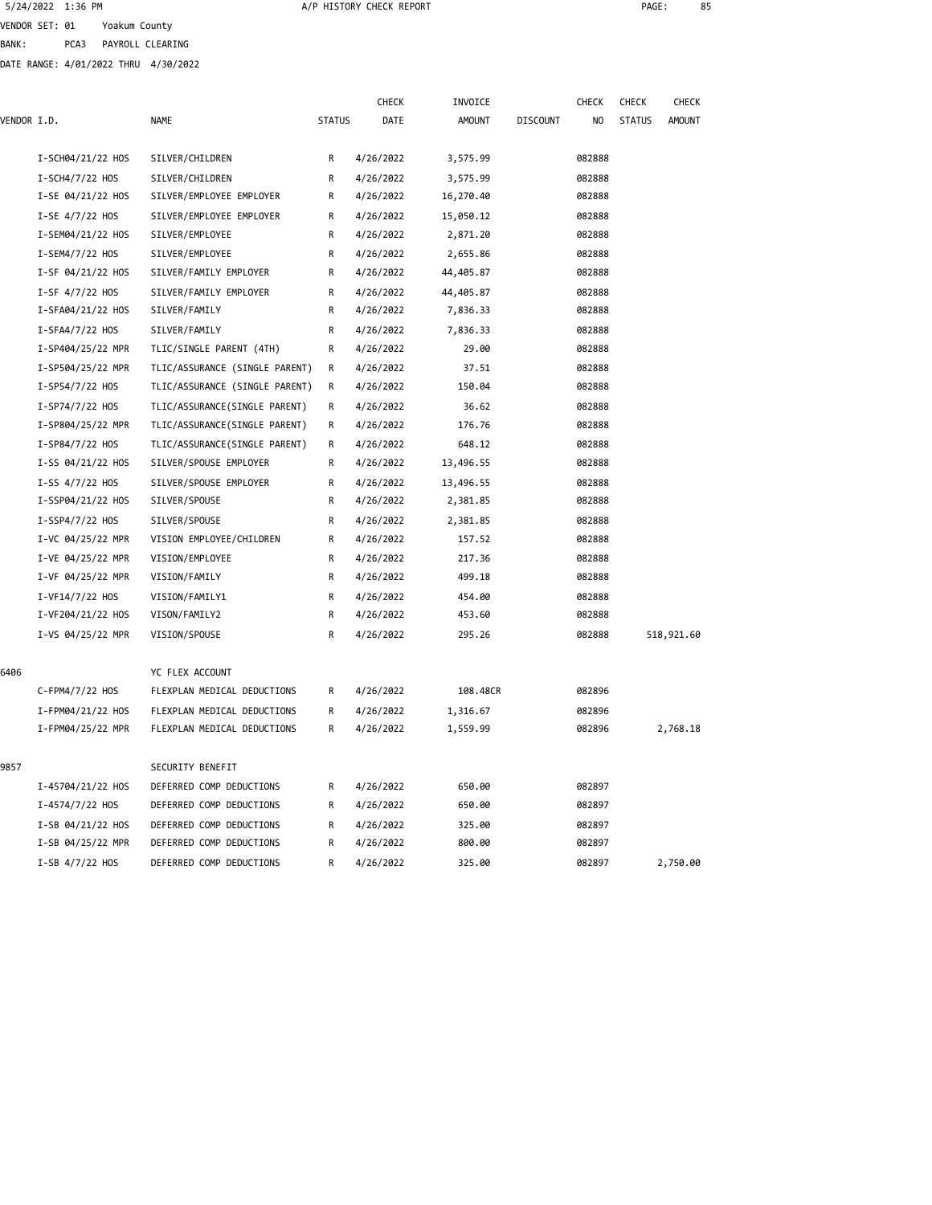VENDOR SET: 01 Yoakum County

BANK: PCA3 PAYROLL CLEARING

DATE RANGE: 4/01/2022 THRU 4/30/2022

| VENDOR I.D. | NAME | STATUS | CHECK DATE | INVOICE AMOUNT | DISCOUNT | CHECK NO | CHECK STATUS | CHECK AMOUNT |
|---|---|---|---|---|---|---|---|---|
| I-SCH04/21/22 HOS | SILVER/CHILDREN | R | 4/26/2022 | 3,575.99 | | 082888 | | |
| I-SCH4/7/22 HOS | SILVER/CHILDREN | R | 4/26/2022 | 3,575.99 | | 082888 | | |
| I-SE 04/21/22 HOS | SILVER/EMPLOYEE EMPLOYER | R | 4/26/2022 | 16,270.40 | | 082888 | | |
| I-SE 4/7/22 HOS | SILVER/EMPLOYEE EMPLOYER | R | 4/26/2022 | 15,050.12 | | 082888 | | |
| I-SEM04/21/22 HOS | SILVER/EMPLOYEE | R | 4/26/2022 | 2,871.20 | | 082888 | | |
| I-SEM4/7/22 HOS | SILVER/EMPLOYEE | R | 4/26/2022 | 2,655.86 | | 082888 | | |
| I-SF 04/21/22 HOS | SILVER/FAMILY EMPLOYER | R | 4/26/2022 | 44,405.87 | | 082888 | | |
| I-SF 4/7/22 HOS | SILVER/FAMILY EMPLOYER | R | 4/26/2022 | 44,405.87 | | 082888 | | |
| I-SFA04/21/22 HOS | SILVER/FAMILY | R | 4/26/2022 | 7,836.33 | | 082888 | | |
| I-SFA4/7/22 HOS | SILVER/FAMILY | R | 4/26/2022 | 7,836.33 | | 082888 | | |
| I-SP404/25/22 MPR | TLIC/SINGLE PARENT (4TH) | R | 4/26/2022 | 29.00 | | 082888 | | |
| I-SP504/25/22 MPR | TLIC/ASSURANCE (SINGLE PARENT) | R | 4/26/2022 | 37.51 | | 082888 | | |
| I-SP54/7/22 HOS | TLIC/ASSURANCE (SINGLE PARENT) | R | 4/26/2022 | 150.04 | | 082888 | | |
| I-SP74/7/22 HOS | TLIC/ASSURANCE(SINGLE PARENT) | R | 4/26/2022 | 36.62 | | 082888 | | |
| I-SP804/25/22 MPR | TLIC/ASSURANCE(SINGLE PARENT) | R | 4/26/2022 | 176.76 | | 082888 | | |
| I-SP84/7/22 HOS | TLIC/ASSURANCE(SINGLE PARENT) | R | 4/26/2022 | 648.12 | | 082888 | | |
| I-SS 04/21/22 HOS | SILVER/SPOUSE EMPLOYER | R | 4/26/2022 | 13,496.55 | | 082888 | | |
| I-SS 4/7/22 HOS | SILVER/SPOUSE EMPLOYER | R | 4/26/2022 | 13,496.55 | | 082888 | | |
| I-SSP04/21/22 HOS | SILVER/SPOUSE | R | 4/26/2022 | 2,381.85 | | 082888 | | |
| I-SSP4/7/22 HOS | SILVER/SPOUSE | R | 4/26/2022 | 2,381.85 | | 082888 | | |
| I-VC 04/25/22 MPR | VISION EMPLOYEE/CHILDREN | R | 4/26/2022 | 157.52 | | 082888 | | |
| I-VE 04/25/22 MPR | VISION/EMPLOYEE | R | 4/26/2022 | 217.36 | | 082888 | | |
| I-VF 04/25/22 MPR | VISION/FAMILY | R | 4/26/2022 | 499.18 | | 082888 | | |
| I-VF14/7/22 HOS | VISION/FAMILY1 | R | 4/26/2022 | 454.00 | | 082888 | | |
| I-VF204/21/22 HOS | VISON/FAMILY2 | R | 4/26/2022 | 453.60 | | 082888 | | |
| I-VS 04/25/22 MPR | VISION/SPOUSE | R | 4/26/2022 | 295.26 | | 082888 | | 518,921.60 |
| 6406 | YC FLEX ACCOUNT | | | | | | | |
| C-FPM4/7/22 HOS | FLEXPLAN MEDICAL DEDUCTIONS | R | 4/26/2022 | 108.48CR | | 082896 | | |
| I-FPM04/21/22 HOS | FLEXPLAN MEDICAL DEDUCTIONS | R | 4/26/2022 | 1,316.67 | | 082896 | | |
| I-FPM04/25/22 MPR | FLEXPLAN MEDICAL DEDUCTIONS | R | 4/26/2022 | 1,559.99 | | 082896 | | 2,768.18 |
| 9857 | SECURITY BENEFIT | | | | | | | |
| I-45704/21/22 HOS | DEFERRED COMP DEDUCTIONS | R | 4/26/2022 | 650.00 | | 082897 | | |
| I-4574/7/22 HOS | DEFERRED COMP DEDUCTIONS | R | 4/26/2022 | 650.00 | | 082897 | | |
| I-SB 04/21/22 HOS | DEFERRED COMP DEDUCTIONS | R | 4/26/2022 | 325.00 | | 082897 | | |
| I-SB 04/25/22 MPR | DEFERRED COMP DEDUCTIONS | R | 4/26/2022 | 800.00 | | 082897 | | |
| I-SB 4/7/22 HOS | DEFERRED COMP DEDUCTIONS | R | 4/26/2022 | 325.00 | | 082897 | | 2,750.00 |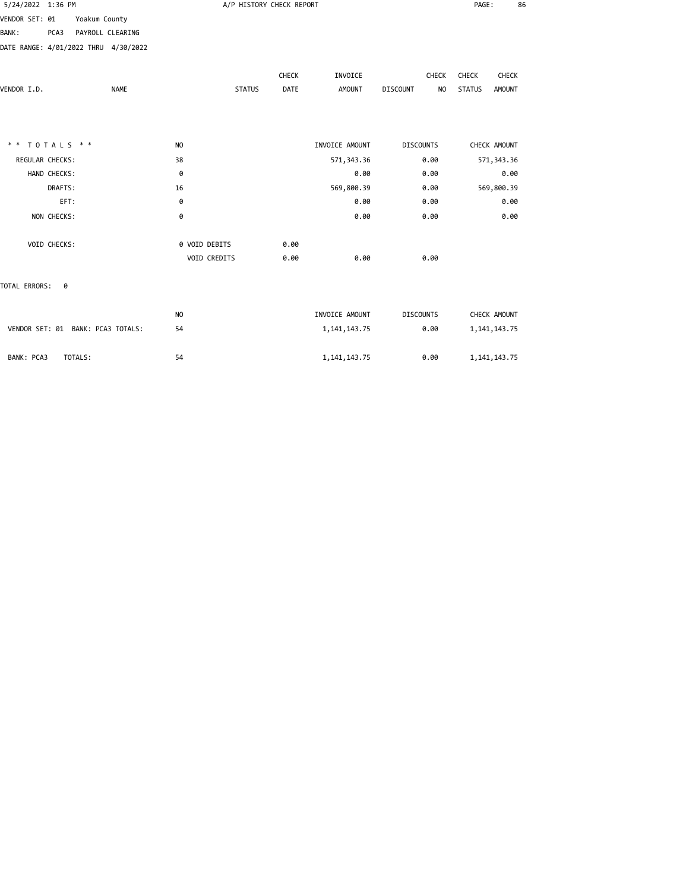A/P HISTORY CHECK REPORT

VENDOR SET: 01 Yoakum County

BANK: PCA3 PAYROLL CLEARING

DATE RANGE: 4/01/2022 THRU 4/30/2022

| VENDOR I.D. | NAME | STATUS | CHECK DATE | INVOICE AMOUNT | DISCOUNT | CHECK NO | CHECK STATUS | CHECK AMOUNT |
|---|---|---|---|---|---|---|---|---|

| * * TOTALS * * | NO | | | INVOICE AMOUNT | DISCOUNTS | CHECK AMOUNT |
|---|---|---|---|---|---|---|
| REGULAR CHECKS: | 38 | | | 571,343.36 | 0.00 | 571,343.36 |
| HAND CHECKS: | 0 | | | 0.00 | 0.00 | 0.00 |
| DRAFTS: | 16 | | | 569,800.39 | 0.00 | 569,800.39 |
| EFT: | 0 | | | 0.00 | 0.00 | 0.00 |
| NON CHECKS: | 0 | | | 0.00 | 0.00 | 0.00 |
| VOID CHECKS: | 0 | VOID DEBITS | 0.00 | | | |
| | | VOID CREDITS | 0.00 | 0.00 | 0.00 | |

TOTAL ERRORS: 0

| | NO | INVOICE AMOUNT | DISCOUNTS | CHECK AMOUNT |
|---|---|---|---|---|
| VENDOR SET: 01 BANK: PCA3 TOTALS: | 54 | 1,141,143.75 | 0.00 | 1,141,143.75 |
| BANK: PCA3 TOTALS: | 54 | 1,141,143.75 | 0.00 | 1,141,143.75 |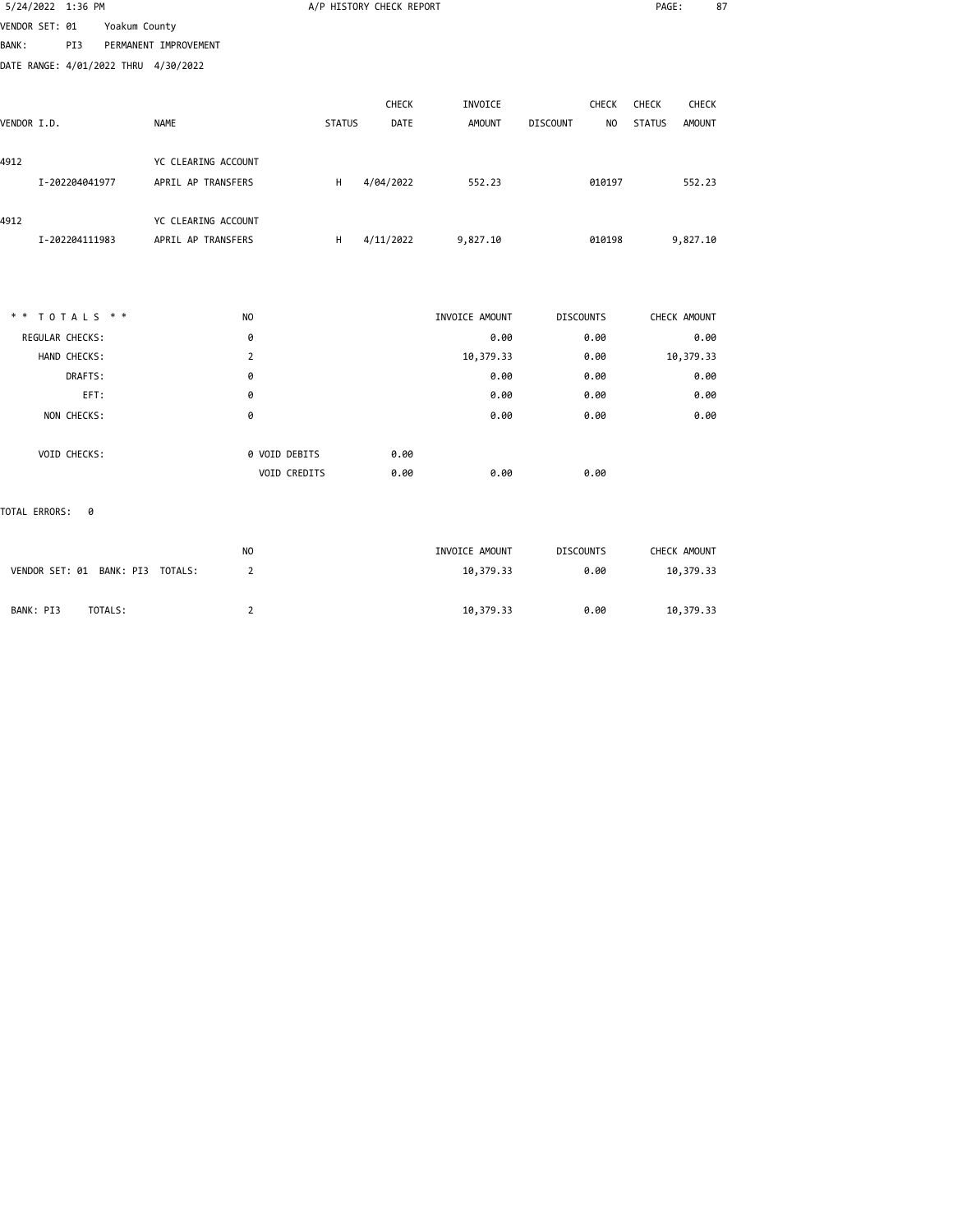A/P HISTORY CHECK REPORT

VENDOR SET: 01 Yoakum County
BANK: PI3 PERMANENT IMPROVEMENT
DATE RANGE: 4/01/2022 THRU 4/30/2022

| VENDOR I.D. | NAME | STATUS | CHECK DATE | INVOICE AMOUNT | DISCOUNT | CHECK NO | CHECK STATUS | CHECK AMOUNT |
|---|---|---|---|---|---|---|---|---|
| 4912 | YC CLEARING ACCOUNT | | | | | | | |
| I-202204041977 | APRIL AP TRANSFERS | H | 4/04/2022 | 552.23 | | 010197 | | 552.23 |
| 4912 | YC CLEARING ACCOUNT | | | | | | | |
| I-202204111983 | APRIL AP TRANSFERS | H | 4/11/2022 | 9,827.10 | | 010198 | | 9,827.10 |

| ** TOTALS ** | NO | | | INVOICE AMOUNT | DISCOUNTS | CHECK AMOUNT |
|---|---|---|---|---|---|---|
| REGULAR CHECKS: | 0 | | | 0.00 | 0.00 | 0.00 |
| HAND CHECKS: | 2 | | | 10,379.33 | 0.00 | 10,379.33 |
| DRAFTS: | 0 | | | 0.00 | 0.00 | 0.00 |
| EFT: | 0 | | | 0.00 | 0.00 | 0.00 |
| NON CHECKS: | 0 | | | 0.00 | 0.00 | 0.00 |
| VOID CHECKS: | 0 | VOID DEBITS | 0.00 | | | |
| | | VOID CREDITS | 0.00 | 0.00 | 0.00 | |

TOTAL ERRORS: 0

| | NO | INVOICE AMOUNT | DISCOUNTS | CHECK AMOUNT |
|---|---|---|---|---|
| VENDOR SET: 01 BANK: PI3 TOTALS: | 2 | 10,379.33 | 0.00 | 10,379.33 |
| BANK: PI3 TOTALS: | 2 | 10,379.33 | 0.00 | 10,379.33 |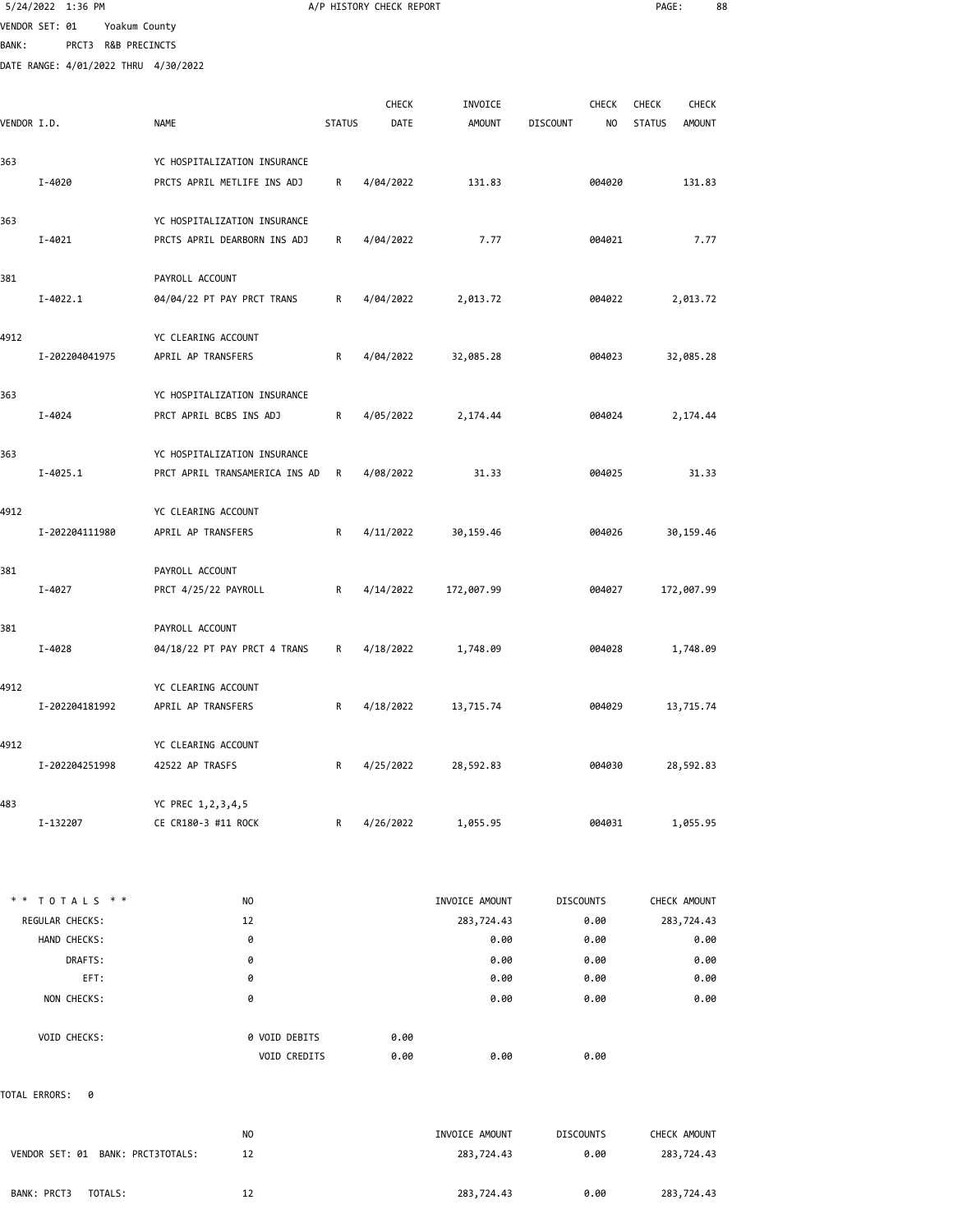5/24/2022 1:36 PM A/P HISTORY CHECK REPORT

VENDOR SET: 01 Yoakum County
BANK: PRCT3 R&B PRECINCTS
DATE RANGE: 4/01/2022 THRU 4/30/2022

| VENDOR I.D. | NAME | STATUS | CHECK DATE | INVOICE AMOUNT | DISCOUNT | CHECK NO | CHECK STATUS | CHECK AMOUNT |
|---|---|---|---|---|---|---|---|---|
| 363 | YC HOSPITALIZATION INSURANCE | | | | | | | |
| I-4020 | PRCTS APRIL METLIFE INS ADJ | R | 4/04/2022 | 131.83 | | 004020 | | 131.83 |
| 363 | YC HOSPITALIZATION INSURANCE | | | | | | | |
| I-4021 | PRCTS APRIL DEARBORN INS ADJ | R | 4/04/2022 | 7.77 | | 004021 | | 7.77 |
| 381 | PAYROLL ACCOUNT | | | | | | | |
| I-4022.1 | 04/04/22 PT PAY PRCT TRANS | R | 4/04/2022 | 2,013.72 | | 004022 | | 2,013.72 |
| 4912 | YC CLEARING ACCOUNT | | | | | | | |
| I-202204041975 | APRIL AP TRANSFERS | R | 4/04/2022 | 32,085.28 | | 004023 | | 32,085.28 |
| 363 | YC HOSPITALIZATION INSURANCE | | | | | | | |
| I-4024 | PRCT APRIL BCBS INS ADJ | R | 4/05/2022 | 2,174.44 | | 004024 | | 2,174.44 |
| 363 | YC HOSPITALIZATION INSURANCE | | | | | | | |
| I-4025.1 | PRCT APRIL TRANSAMERICA INS AD | R | 4/08/2022 | 31.33 | | 004025 | | 31.33 |
| 4912 | YC CLEARING ACCOUNT | | | | | | | |
| I-202204111980 | APRIL AP TRANSFERS | R | 4/11/2022 | 30,159.46 | | 004026 | | 30,159.46 |
| 381 | PAYROLL ACCOUNT | | | | | | | |
| I-4027 | PRCT 4/25/22 PAYROLL | R | 4/14/2022 | 172,007.99 | | 004027 | | 172,007.99 |
| 381 | PAYROLL ACCOUNT | | | | | | | |
| I-4028 | 04/18/22 PT PAY PRCT 4 TRANS | R | 4/18/2022 | 1,748.09 | | 004028 | | 1,748.09 |
| 4912 | YC CLEARING ACCOUNT | | | | | | | |
| I-202204181992 | APRIL AP TRANSFERS | R | 4/18/2022 | 13,715.74 | | 004029 | | 13,715.74 |
| 4912 | YC CLEARING ACCOUNT | | | | | | | |
| I-202204251998 | 42522 AP TRASFS | R | 4/25/2022 | 28,592.83 | | 004030 | | 28,592.83 |
| 483 | YC PREC 1,2,3,4,5 | | | | | | | |
| I-132207 | CE CR180-3 #11 ROCK | R | 4/26/2022 | 1,055.95 | | 004031 | | 1,055.95 |

| * * TOTALS * * | NO | | INVOICE AMOUNT | DISCOUNTS | CHECK AMOUNT |
|---|---|---|---|---|---|
| REGULAR CHECKS: | 12 | | 283,724.43 | 0.00 | 283,724.43 |
| HAND CHECKS: | 0 | | 0.00 | 0.00 | 0.00 |
| DRAFTS: | 0 | | 0.00 | 0.00 | 0.00 |
| EFT: | 0 | | 0.00 | 0.00 | 0.00 |
| NON CHECKS: | 0 | | 0.00 | 0.00 | 0.00 |
| VOID CHECKS: | 0 VOID DEBITS | 0.00 | | | |
| | VOID CREDITS | 0.00 | 0.00 | 0.00 | |

TOTAL ERRORS: 0

| | NO | INVOICE AMOUNT | DISCOUNTS | CHECK AMOUNT |
|---|---|---|---|---|
| VENDOR SET: 01 BANK: PRCT3TOTALS: | 12 | 283,724.43 | 0.00 | 283,724.43 |
| BANK: PRCT3 TOTALS: | 12 | 283,724.43 | 0.00 | 283,724.43 |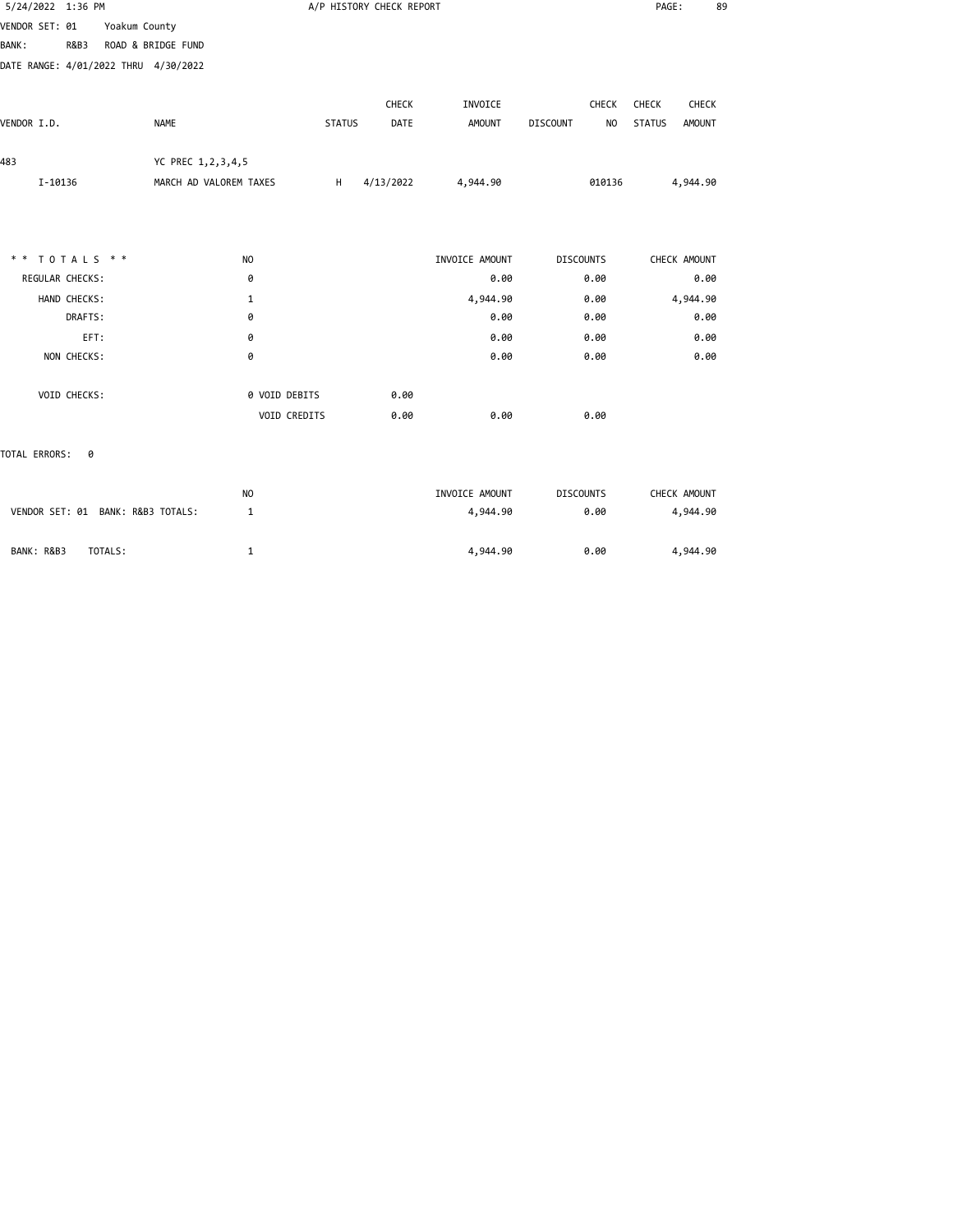5/24/2022 1:36 PM — A/P HISTORY CHECK REPORT

VENDOR SET: 01 Yoakum County
BANK: R&B3 ROAD & BRIDGE FUND
DATE RANGE: 4/01/2022 THRU 4/30/2022

| VENDOR I.D. | NAME | STATUS | CHECK DATE | INVOICE AMOUNT | DISCOUNT | CHECK NO | CHECK STATUS | CHECK AMOUNT |
|---|---|---|---|---|---|---|---|---|
| 483 | YC PREC 1,2,3,4,5 | | | | | | | |
| I-10136 | MARCH AD VALOREM TAXES | H | 4/13/2022 | 4,944.90 | | 010136 | | 4,944.90 |

| * * TOTALS * * | NO | | INVOICE AMOUNT | DISCOUNTS | CHECK AMOUNT |
|---|---|---|---|---|---|
| REGULAR CHECKS: | 0 | | 0.00 | 0.00 | 0.00 |
| HAND CHECKS: | 1 | | 4,944.90 | 0.00 | 4,944.90 |
| DRAFTS: | 0 | | 0.00 | 0.00 | 0.00 |
| EFT: | 0 | | 0.00 | 0.00 | 0.00 |
| NON CHECKS: | 0 | | 0.00 | 0.00 | 0.00 |
| VOID CHECKS: | 0 VOID DEBITS | 0.00 | | | |
| | VOID CREDITS | 0.00 | 0.00 | 0.00 | |

TOTAL ERRORS: 0

| | NO | INVOICE AMOUNT | DISCOUNTS | CHECK AMOUNT |
|---|---|---|---|---|
| VENDOR SET: 01 BANK: R&B3 TOTALS: | 1 | 4,944.90 | 0.00 | 4,944.90 |
| BANK: R&B3 TOTALS: | 1 | 4,944.90 | 0.00 | 4,944.90 |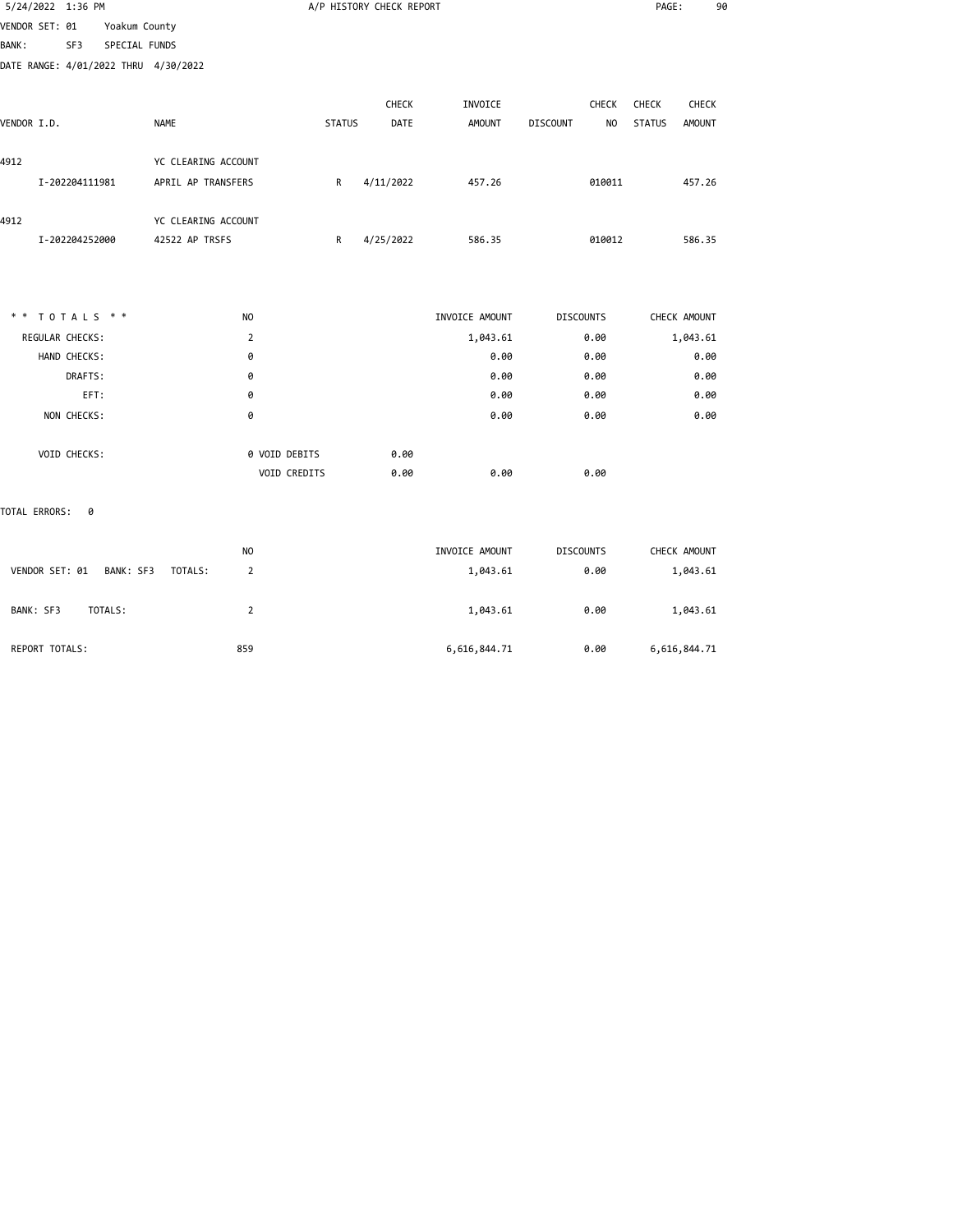A/P HISTORY CHECK REPORT

VENDOR SET: 01 Yoakum County
BANK: SF3 SPECIAL FUNDS
DATE RANGE: 4/01/2022 THRU 4/30/2022

| VENDOR I.D. | NAME | STATUS | CHECK DATE | INVOICE AMOUNT | DISCOUNT | CHECK NO | CHECK STATUS | CHECK AMOUNT |
|---|---|---|---|---|---|---|---|---|
| 4912 | YC CLEARING ACCOUNT | | | | | | | |
| I-202204111981 | APRIL AP TRANSFERS | R | 4/11/2022 | 457.26 | | 010011 | | 457.26 |
| 4912 | YC CLEARING ACCOUNT | | | | | | | |
| I-202204252000 | 42522 AP TRSFS | R | 4/25/2022 | 586.35 | | 010012 | | 586.35 |

| * * TOTALS * * | NO | | | INVOICE AMOUNT | DISCOUNTS | CHECK AMOUNT |
|---|---|---|---|---|---|---|
| REGULAR CHECKS: | 2 | | | 1,043.61 | 0.00 | 1,043.61 |
| HAND CHECKS: | 0 | | | 0.00 | 0.00 | 0.00 |
| DRAFTS: | 0 | | | 0.00 | 0.00 | 0.00 |
| EFT: | 0 | | | 0.00 | 0.00 | 0.00 |
| NON CHECKS: | 0 | | | 0.00 | 0.00 | 0.00 |
| VOID CHECKS: | 0 | VOID DEBITS | 0.00 | | | |
| | | VOID CREDITS | 0.00 | 0.00 | 0.00 | |

TOTAL ERRORS: 0

| | NO | INVOICE AMOUNT | DISCOUNTS | CHECK AMOUNT |
|---|---|---|---|---|
| VENDOR SET: 01 BANK: SF3 TOTALS: | 2 | 1,043.61 | 0.00 | 1,043.61 |
| BANK: SF3 TOTALS: | 2 | 1,043.61 | 0.00 | 1,043.61 |
| REPORT TOTALS: | 859 | 6,616,844.71 | 0.00 | 6,616,844.71 |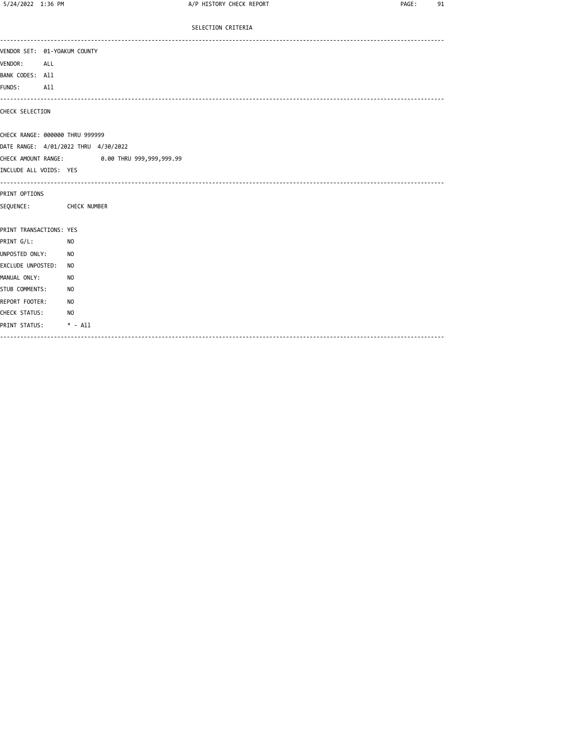SELECTION CRITERIA

---

VENDOR SET: 01-YOAKUM COUNTY

VENDOR: ALL

BANK CODES: All

FUNDS: All

---

CHECK SELECTION

CHECK RANGE: 000000 THRU 999999

DATE RANGE: 4/01/2022 THRU 4/30/2022

CHECK AMOUNT RANGE: 0.00 THRU 999,999,999.99

INCLUDE ALL VOIDS: YES

---

PRINT OPTIONS

SEQUENCE: CHECK NUMBER

PRINT TRANSACTIONS: YES

PRINT G/L: NO

UNPOSTED ONLY: NO

EXCLUDE UNPOSTED: NO

MANUAL ONLY: NO

STUB COMMENTS: NO

REPORT FOOTER: NO

CHECK STATUS: NO

PRINT STATUS: * - All

---